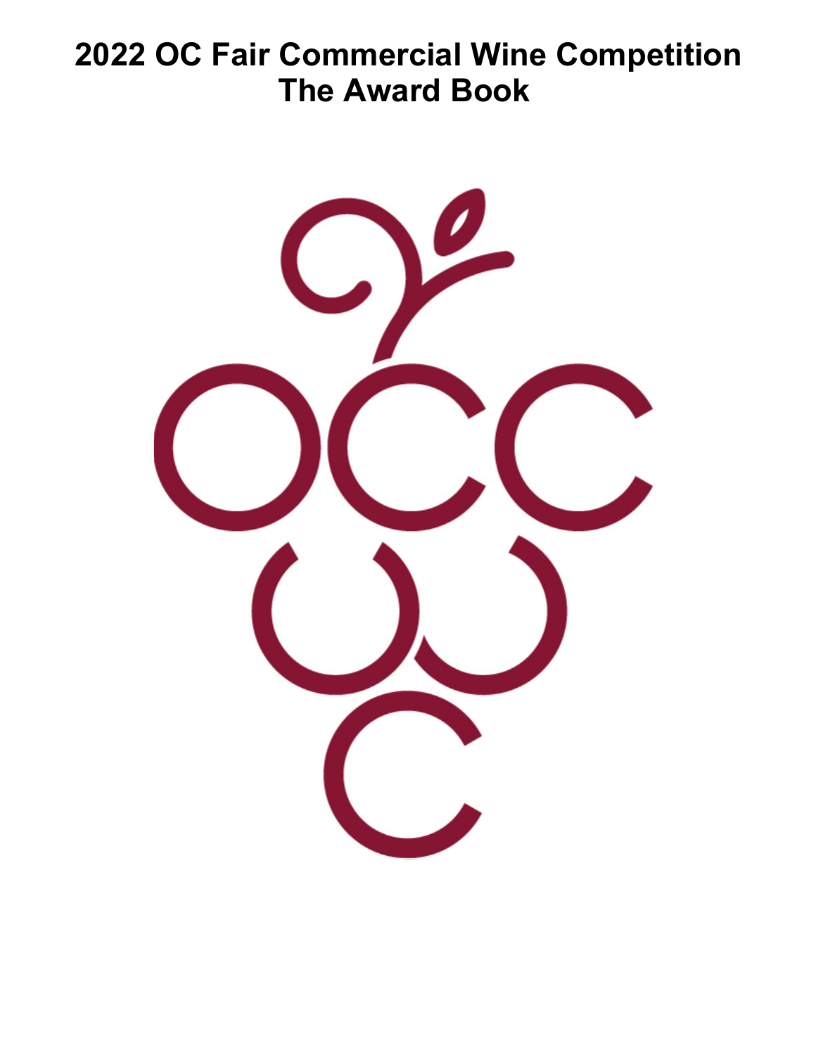# 2022 OC Fair Commercial Wine Competition
# The Award Book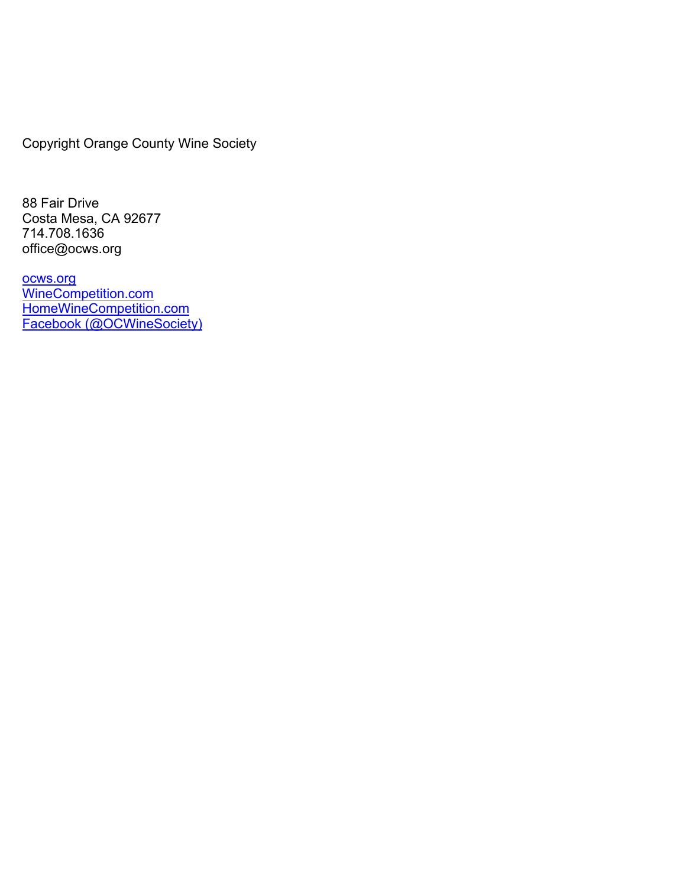Copyright Orange County Wine Society

88 Fair Drive
Costa Mesa, CA 92677
714.708.1636
office@ocws.org

[ocws.org](ocws.org)
[WineCompetition.com](WineCompetition.com)
[HomeWineCompetition.com](HomeWineCompetition.com)
[Facebook (@OCWineSociety)](Facebook (@OCWineSociety))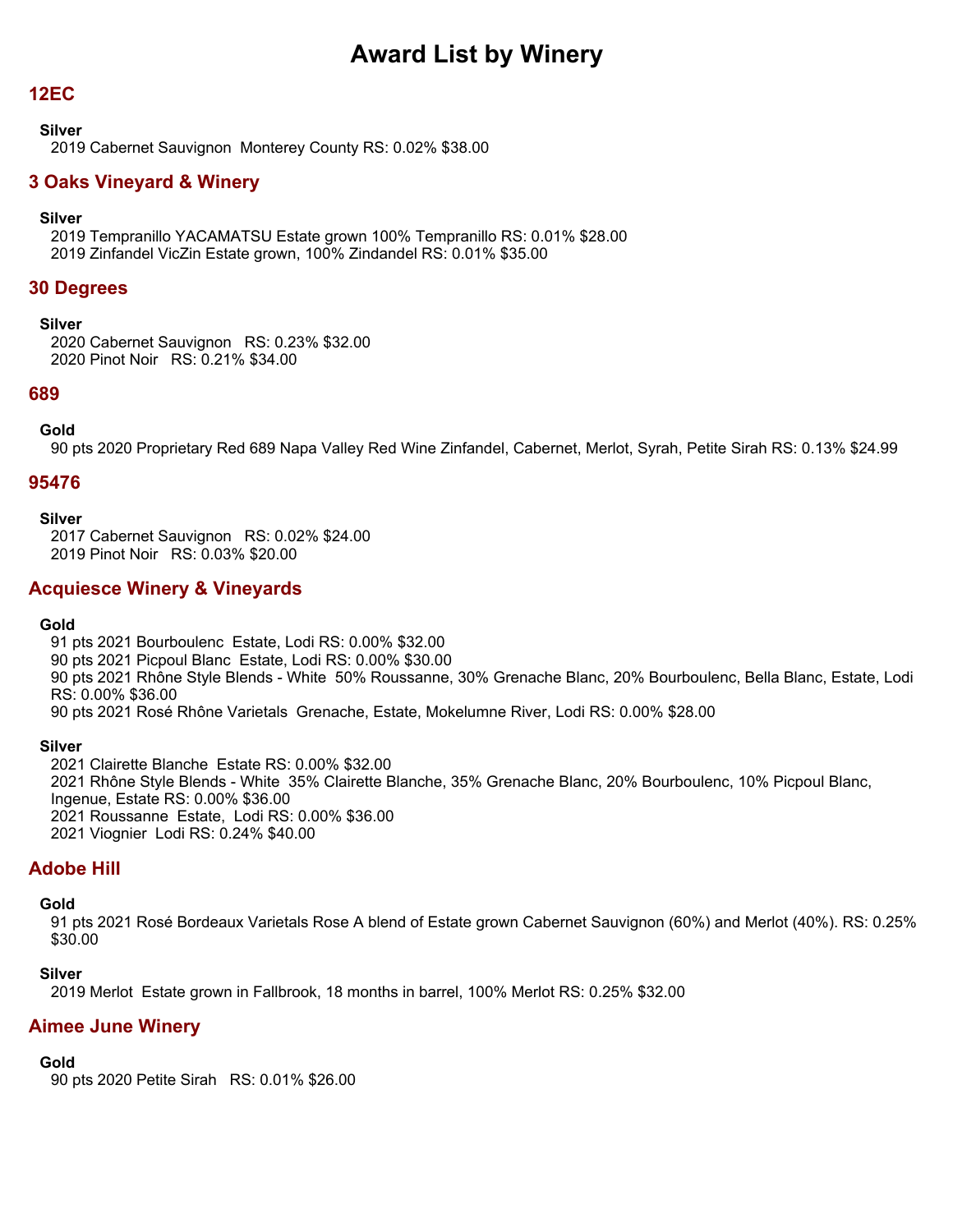# Award List by Winery

## 12EC

**Silver**

2019 Cabernet Sauvignon  Monterey County RS: 0.02% $38.00

## 3 Oaks Vineyard & Winery

**Silver**

2019 Tempranillo YACAMATSU Estate grown 100% Tempranillo RS: 0.01% $28.00
2019 Zinfandel VicZin Estate grown, 100% Zindandel RS: 0.01% $35.00

## 30 Degrees

**Silver**

2020 Cabernet Sauvignon   RS: 0.23% $32.00
2020 Pinot Noir   RS: 0.21% $34.00

## 689

**Gold**

90 pts 2020 Proprietary Red 689 Napa Valley Red Wine Zinfandel, Cabernet, Merlot, Syrah, Petite Sirah RS: 0.13% $24.99

## 95476

**Silver**

2017 Cabernet Sauvignon   RS: 0.02% $24.00
2019 Pinot Noir   RS: 0.03% $20.00

## Acquiesce Winery & Vineyards

**Gold**

91 pts 2021 Bourboulenc  Estate, Lodi RS: 0.00% $32.00
90 pts 2021 Picpoul Blanc  Estate, Lodi RS: 0.00% $30.00
90 pts 2021 Rhône Style Blends - White  50% Roussanne, 30% Grenache Blanc, 20% Bourboulenc, Bella Blanc, Estate, Lodi RS: 0.00% $36.00
90 pts 2021 Rosé Rhône Varietals  Grenache, Estate, Mokelumne River, Lodi RS: 0.00% $28.00

**Silver**

2021 Clairette Blanche  Estate RS: 0.00% $32.00
2021 Rhône Style Blends - White  35% Clairette Blanche, 35% Grenache Blanc, 20% Bourboulenc, 10% Picpoul Blanc, Ingenue, Estate RS: 0.00% $36.00
2021 Roussanne  Estate,  Lodi RS: 0.00% $36.00
2021 Viognier  Lodi RS: 0.24% $40.00

## Adobe Hill

**Gold**

91 pts 2021 Rosé Bordeaux Varietals Rose A blend of Estate grown Cabernet Sauvignon (60%) and Merlot (40%). RS: 0.25% $30.00

**Silver**

2019 Merlot  Estate grown in Fallbrook, 18 months in barrel, 100% Merlot RS: 0.25% $32.00

## Aimee June Winery

**Gold**

90 pts 2020 Petite Sirah   RS: 0.01% $26.00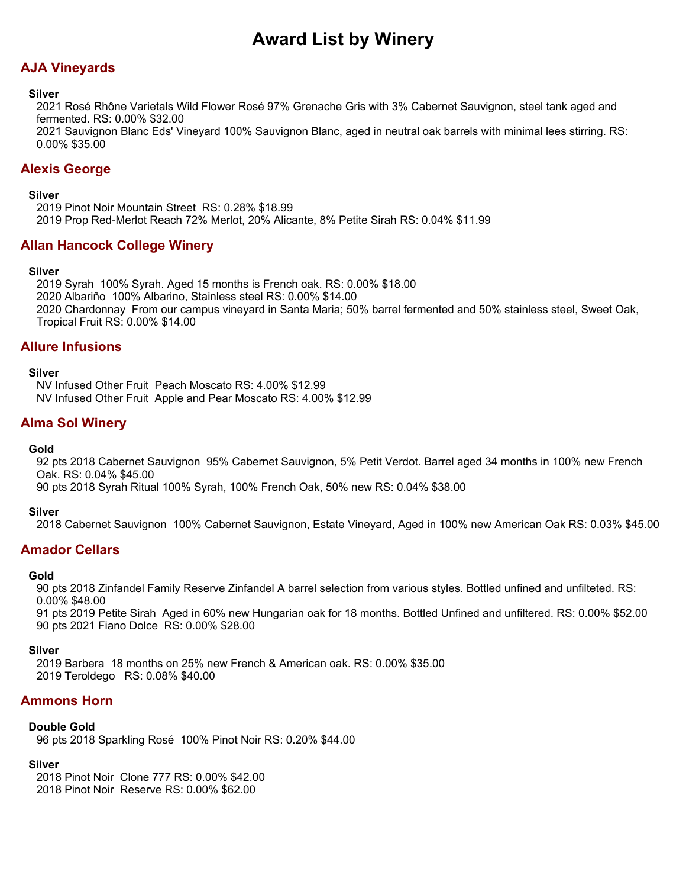# Award List by Winery

## AJA Vineyards

### Silver

2021 Rosé Rhône Varietals Wild Flower Rosé 97% Grenache Gris with 3% Cabernet Sauvignon, steel tank aged and fermented. RS: 0.00% $32.00

2021 Sauvignon Blanc Eds' Vineyard 100% Sauvignon Blanc, aged in neutral oak barrels with minimal lees stirring. RS: 0.00% $35.00

## Alexis George

### Silver

2019 Pinot Noir Mountain Street RS: 0.28% $18.99

2019 Prop Red-Merlot Reach 72% Merlot, 20% Alicante, 8% Petite Sirah RS: 0.04% $11.99

## Allan Hancock College Winery

### Silver

2019 Syrah 100% Syrah. Aged 15 months is French oak. RS: 0.00% $18.00

2020 Albariño 100% Albarino, Stainless steel RS: 0.00% $14.00

2020 Chardonnay From our campus vineyard in Santa Maria; 50% barrel fermented and 50% stainless steel, Sweet Oak, Tropical Fruit RS: 0.00% $14.00

## Allure Infusions

### Silver

NV Infused Other Fruit Peach Moscato RS: 4.00% $12.99

NV Infused Other Fruit Apple and Pear Moscato RS: 4.00% $12.99

## Alma Sol Winery

### Gold

92 pts 2018 Cabernet Sauvignon 95% Cabernet Sauvignon, 5% Petit Verdot. Barrel aged 34 months in 100% new French Oak. RS: 0.04% $45.00

90 pts 2018 Syrah Ritual 100% Syrah, 100% French Oak, 50% new RS: 0.04% $38.00

### Silver

2018 Cabernet Sauvignon 100% Cabernet Sauvignon, Estate Vineyard, Aged in 100% new American Oak RS: 0.03% $45.00

## Amador Cellars

### Gold

90 pts 2018 Zinfandel Family Reserve Zinfandel A barrel selection from various styles. Bottled unfined and unfilteted. RS: 0.00% $48.00

91 pts 2019 Petite Sirah Aged in 60% new Hungarian oak for 18 months. Bottled Unfined and unfiltered. RS: 0.00% $52.00

90 pts 2021 Fiano Dolce RS: 0.00% $28.00

### Silver

2019 Barbera 18 months on 25% new French & American oak. RS: 0.00% $35.00

2019 Teroldego RS: 0.08% $40.00

## Ammons Horn

### Double Gold

96 pts 2018 Sparkling Rosé 100% Pinot Noir RS: 0.20% $44.00

### Silver

2018 Pinot Noir Clone 777 RS: 0.00% $42.00

2018 Pinot Noir Reserve RS: 0.00% $62.00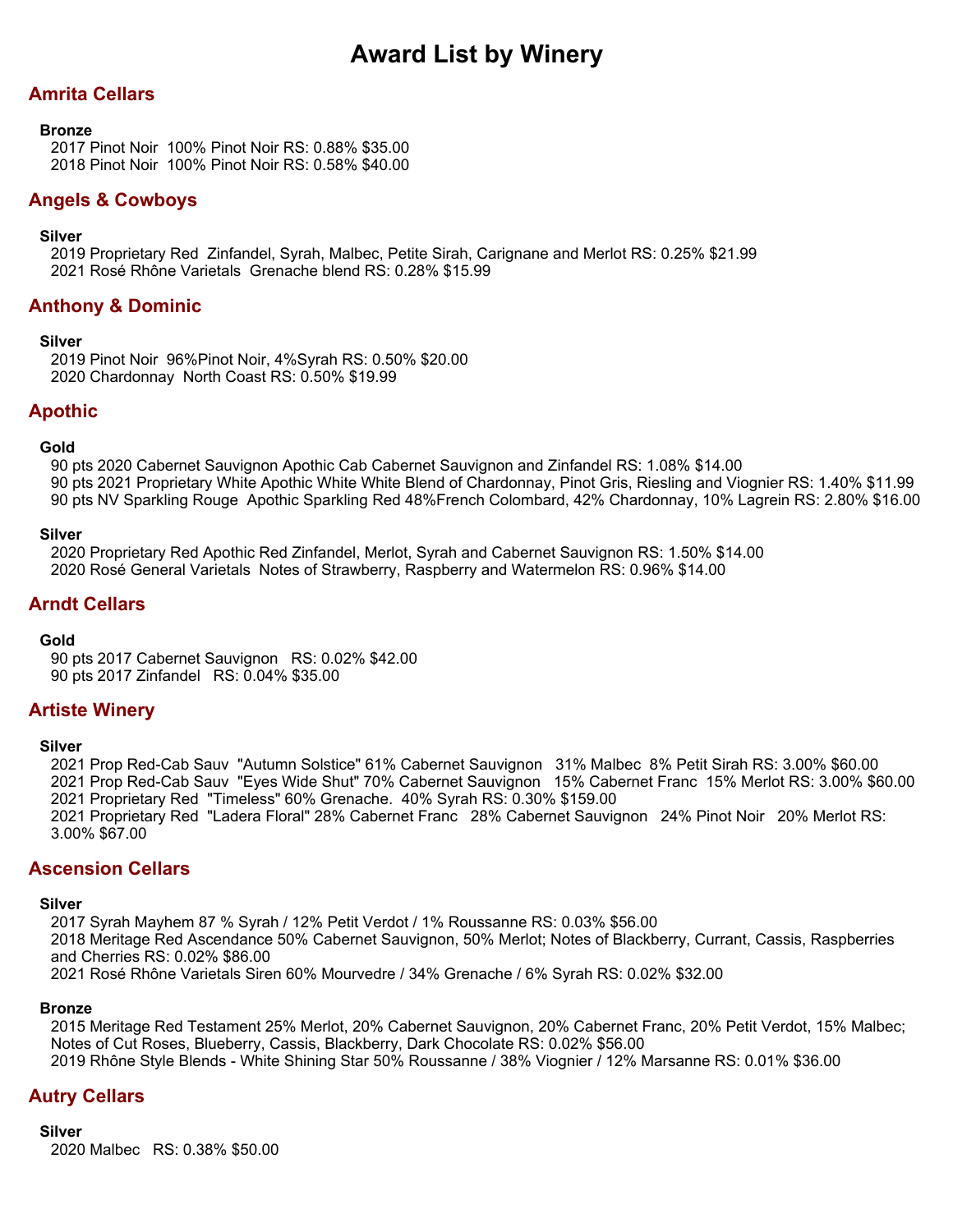# Award List by Winery

## Amrita Cellars

**Bronze**

2017 Pinot Noir 100% Pinot Noir RS: 0.88% $35.00
2018 Pinot Noir 100% Pinot Noir RS: 0.58% $40.00

## Angels & Cowboys

**Silver**

2019 Proprietary Red Zinfandel, Syrah, Malbec, Petite Sirah, Carignane and Merlot RS: 0.25% $21.99
2021 Rosé Rhône Varietals Grenache blend RS: 0.28% $15.99

## Anthony & Dominic

**Silver**

2019 Pinot Noir 96%Pinot Noir, 4%Syrah RS: 0.50% $20.00
2020 Chardonnay North Coast RS: 0.50% $19.99

## Apothic

**Gold**

90 pts 2020 Cabernet Sauvignon Apothic Cab Cabernet Sauvignon and Zinfandel RS: 1.08% $14.00
90 pts 2021 Proprietary White Apothic White White Blend of Chardonnay, Pinot Gris, Riesling and Viognier RS: 1.40% $11.99
90 pts NV Sparkling Rouge Apothic Sparkling Red 48%French Colombard, 42% Chardonnay, 10% Lagrein RS: 2.80% $16.00

**Silver**

2020 Proprietary Red Apothic Red Zinfandel, Merlot, Syrah and Cabernet Sauvignon RS: 1.50% $14.00
2020 Rosé General Varietals Notes of Strawberry, Raspberry and Watermelon RS: 0.96% $14.00

## Arndt Cellars

**Gold**

90 pts 2017 Cabernet Sauvignon RS: 0.02% $42.00
90 pts 2017 Zinfandel RS: 0.04% $35.00

## Artiste Winery

**Silver**

2021 Prop Red-Cab Sauv "Autumn Solstice" 61% Cabernet Sauvignon 31% Malbec 8% Petit Sirah RS: 3.00% $60.00
2021 Prop Red-Cab Sauv "Eyes Wide Shut" 70% Cabernet Sauvignon 15% Cabernet Franc 15% Merlot RS: 3.00% $60.00
2021 Proprietary Red "Timeless" 60% Grenache. 40% Syrah RS: 0.30% $159.00
2021 Proprietary Red "Ladera Floral" 28% Cabernet Franc 28% Cabernet Sauvignon 24% Pinot Noir 20% Merlot RS: 3.00% $67.00

## Ascension Cellars

**Silver**

2017 Syrah Mayhem 87 % Syrah / 12% Petit Verdot / 1% Roussanne RS: 0.03% $56.00
2018 Meritage Red Ascendance 50% Cabernet Sauvignon, 50% Merlot; Notes of Blackberry, Currant, Cassis, Raspberries and Cherries RS: 0.02% $86.00
2021 Rosé Rhône Varietals Siren 60% Mourvedre / 34% Grenache / 6% Syrah RS: 0.02% $32.00

**Bronze**

2015 Meritage Red Testament 25% Merlot, 20% Cabernet Sauvignon, 20% Cabernet Franc, 20% Petit Verdot, 15% Malbec; Notes of Cut Roses, Blueberry, Cassis, Blackberry, Dark Chocolate RS: 0.02% $56.00
2019 Rhône Style Blends - White Shining Star 50% Roussanne / 38% Viognier / 12% Marsanne RS: 0.01% $36.00

## Autry Cellars

**Silver**

2020 Malbec RS: 0.38% $50.00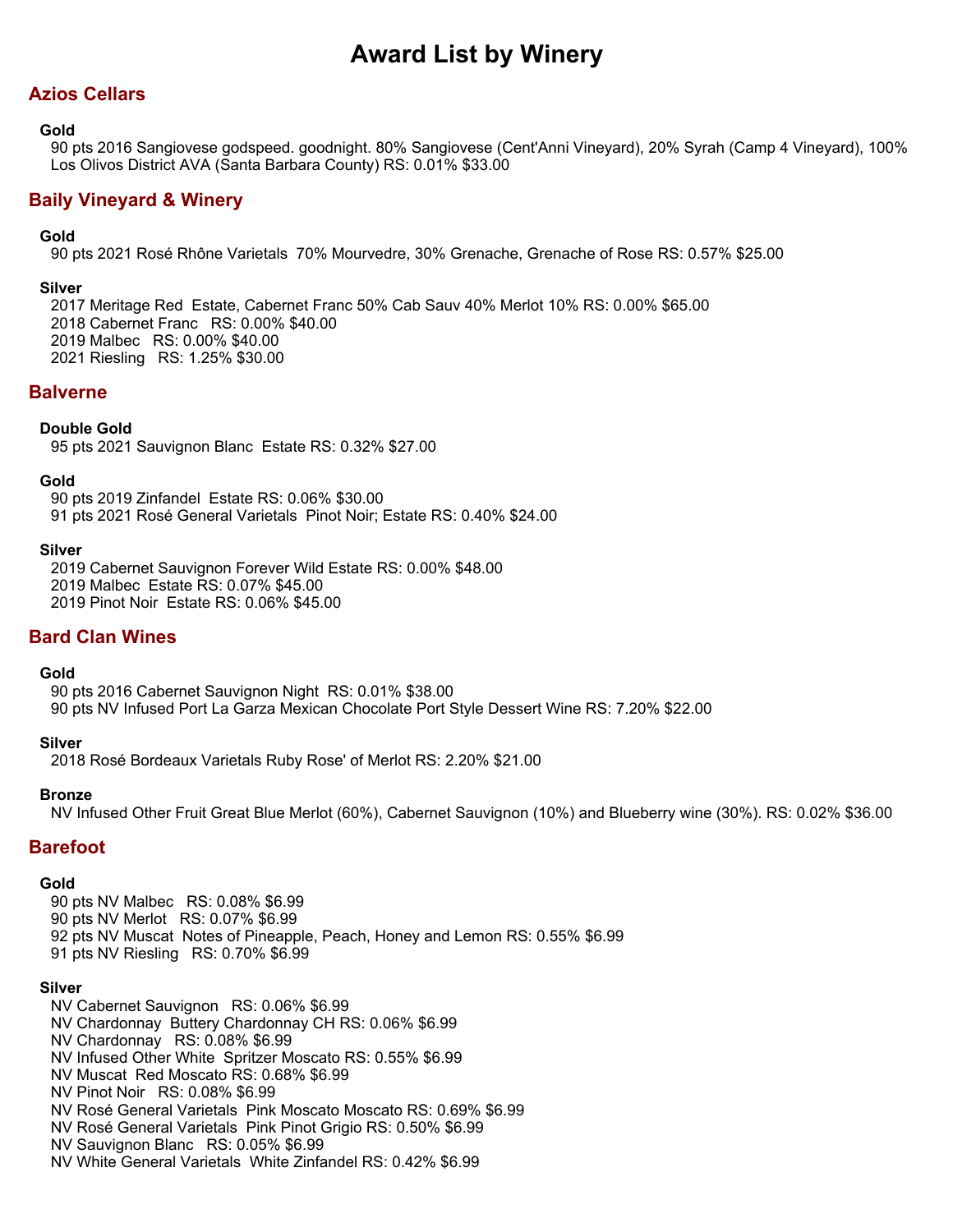# Award List by Winery

## Azios Cellars

### Gold

90 pts 2016 Sangiovese godspeed. goodnight. 80% Sangiovese (Cent'Anni Vineyard), 20% Syrah (Camp 4 Vineyard), 100% Los Olivos District AVA (Santa Barbara County) RS: 0.01% $33.00

## Baily Vineyard & Winery

### Gold

90 pts 2021 Rosé Rhône Varietals 70% Mourvedre, 30% Grenache, Grenache of Rose RS: 0.57% $25.00

### Silver

2017 Meritage Red Estate, Cabernet Franc 50% Cab Sauv 40% Merlot 10% RS: 0.00% $65.00
2018 Cabernet Franc RS: 0.00% $40.00
2019 Malbec RS: 0.00% $40.00
2021 Riesling RS: 1.25% $30.00

## Balverne

### Double Gold

95 pts 2021 Sauvignon Blanc Estate RS: 0.32% $27.00

### Gold

90 pts 2019 Zinfandel Estate RS: 0.06% $30.00
91 pts 2021 Rosé General Varietals Pinot Noir; Estate RS: 0.40% $24.00

### Silver

2019 Cabernet Sauvignon Forever Wild Estate RS: 0.00% $48.00
2019 Malbec Estate RS: 0.07% $45.00
2019 Pinot Noir Estate RS: 0.06% $45.00

## Bard Clan Wines

### Gold

90 pts 2016 Cabernet Sauvignon Night RS: 0.01% $38.00
90 pts NV Infused Port La Garza Mexican Chocolate Port Style Dessert Wine RS: 7.20% $22.00

### Silver

2018 Rosé Bordeaux Varietals Ruby Rose' of Merlot RS: 2.20% $21.00

### Bronze

NV Infused Other Fruit Great Blue Merlot (60%), Cabernet Sauvignon (10%) and Blueberry wine (30%). RS: 0.02% $36.00

## Barefoot

### Gold

90 pts NV Malbec RS: 0.08% $6.99
90 pts NV Merlot RS: 0.07% $6.99
92 pts NV Muscat Notes of Pineapple, Peach, Honey and Lemon RS: 0.55% $6.99
91 pts NV Riesling RS: 0.70% $6.99

### Silver

NV Cabernet Sauvignon RS: 0.06% $6.99
NV Chardonnay Buttery Chardonnay CH RS: 0.06% $6.99
NV Chardonnay RS: 0.08% $6.99
NV Infused Other White Spritzer Moscato RS: 0.55% $6.99
NV Muscat Red Moscato RS: 0.68% $6.99
NV Pinot Noir RS: 0.08% $6.99
NV Rosé General Varietals Pink Moscato Moscato RS: 0.69% $6.99
NV Rosé General Varietals Pink Pinot Grigio RS: 0.50% $6.99
NV Sauvignon Blanc RS: 0.05% $6.99
NV White General Varietals White Zinfandel RS: 0.42% $6.99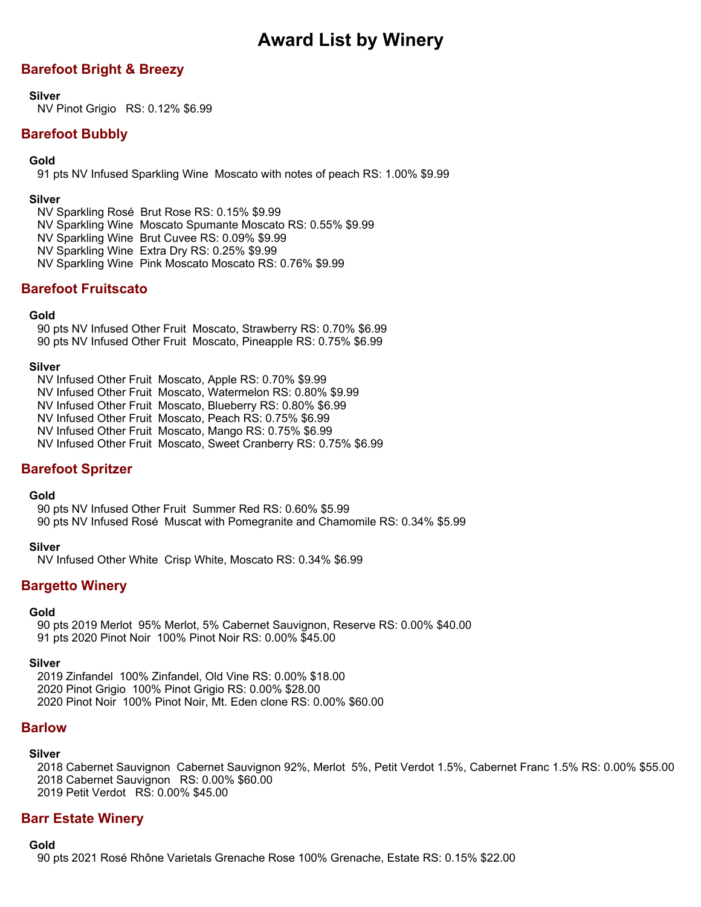# Award List by Winery

## Barefoot Bright & Breezy

**Silver**

NV Pinot Grigio RS: 0.12% $6.99

## Barefoot Bubbly

**Gold**

91 pts NV Infused Sparkling Wine Moscato with notes of peach RS: 1.00% $9.99

**Silver**

NV Sparkling Rosé Brut Rose RS: 0.15% $9.99
NV Sparkling Wine Moscato Spumante Moscato RS: 0.55% $9.99
NV Sparkling Wine Brut Cuvee RS: 0.09% $9.99
NV Sparkling Wine Extra Dry RS: 0.25% $9.99
NV Sparkling Wine Pink Moscato Moscato RS: 0.76% $9.99

## Barefoot Fruitscato

**Gold**

90 pts NV Infused Other Fruit Moscato, Strawberry RS: 0.70% $6.99
90 pts NV Infused Other Fruit Moscato, Pineapple RS: 0.75% $6.99

**Silver**

NV Infused Other Fruit Moscato, Apple RS: 0.70% $9.99
NV Infused Other Fruit Moscato, Watermelon RS: 0.80% $9.99
NV Infused Other Fruit Moscato, Blueberry RS: 0.80% $6.99
NV Infused Other Fruit Moscato, Peach RS: 0.75% $6.99
NV Infused Other Fruit Moscato, Mango RS: 0.75% $6.99
NV Infused Other Fruit Moscato, Sweet Cranberry RS: 0.75% $6.99

## Barefoot Spritzer

**Gold**

90 pts NV Infused Other Fruit Summer Red RS: 0.60% $5.99
90 pts NV Infused Rosé Muscat with Pomegranite and Chamomile RS: 0.34% $5.99

**Silver**

NV Infused Other White Crisp White, Moscato RS: 0.34% $6.99

## Bargetto Winery

**Gold**

90 pts 2019 Merlot 95% Merlot, 5% Cabernet Sauvignon, Reserve RS: 0.00% $40.00
91 pts 2020 Pinot Noir 100% Pinot Noir RS: 0.00% $45.00

**Silver**

2019 Zinfandel 100% Zinfandel, Old Vine RS: 0.00% $18.00
2020 Pinot Grigio 100% Pinot Grigio RS: 0.00% $28.00
2020 Pinot Noir 100% Pinot Noir, Mt. Eden clone RS: 0.00% $60.00

## Barlow

**Silver**

2018 Cabernet Sauvignon Cabernet Sauvignon 92%, Merlot 5%, Petit Verdot 1.5%, Cabernet Franc 1.5% RS: 0.00% $55.00
2018 Cabernet Sauvignon RS: 0.00% $60.00
2019 Petit Verdot RS: 0.00% $45.00

## Barr Estate Winery

**Gold**

90 pts 2021 Rosé Rhône Varietals Grenache Rose 100% Grenache, Estate RS: 0.15% $22.00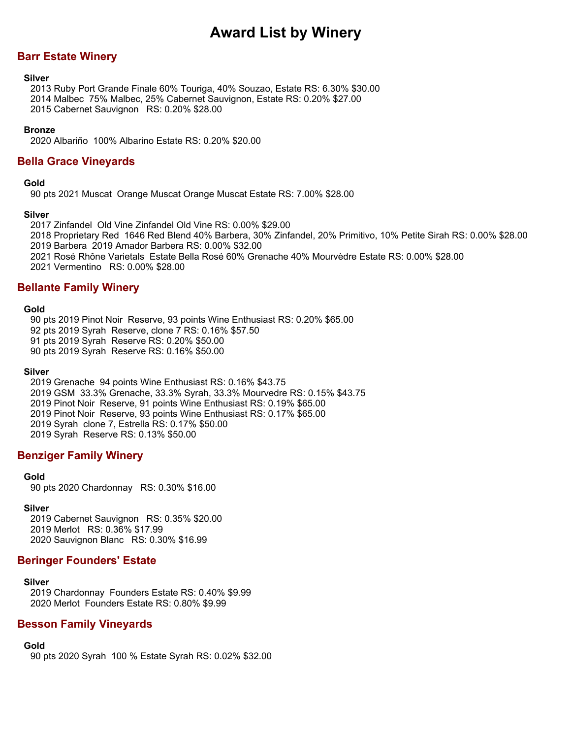# Award List by Winery

## Barr Estate Winery

**Silver**

2013 Ruby Port Grande Finale 60% Touriga, 40% Souzao, Estate RS: 6.30% $30.00
2014 Malbec 75% Malbec, 25% Cabernet Sauvignon, Estate RS: 0.20% $27.00
2015 Cabernet Sauvignon RS: 0.20% $28.00

**Bronze**

2020 Albariño 100% Albarino Estate RS: 0.20% $20.00

## Bella Grace Vineyards

**Gold**

90 pts 2021 Muscat Orange Muscat Orange Muscat Estate RS: 7.00% $28.00

**Silver**

2017 Zinfandel Old Vine Zinfandel Old Vine RS: 0.00% $29.00
2018 Proprietary Red 1646 Red Blend 40% Barbera, 30% Zinfandel, 20% Primitivo, 10% Petite Sirah RS: 0.00% $28.00
2019 Barbera 2019 Amador Barbera RS: 0.00% $32.00
2021 Rosé Rhône Varietals Estate Bella Rosé 60% Grenache 40% Mourvèdre Estate RS: 0.00% $28.00
2021 Vermentino RS: 0.00% $28.00

## Bellante Family Winery

**Gold**

90 pts 2019 Pinot Noir Reserve, 93 points Wine Enthusiast RS: 0.20% $65.00
92 pts 2019 Syrah Reserve, clone 7 RS: 0.16% $57.50
91 pts 2019 Syrah Reserve RS: 0.20% $50.00
90 pts 2019 Syrah Reserve RS: 0.16% $50.00

**Silver**

2019 Grenache 94 points Wine Enthusiast RS: 0.16% $43.75
2019 GSM 33.3% Grenache, 33.3% Syrah, 33.3% Mourvedre RS: 0.15% $43.75
2019 Pinot Noir Reserve, 91 points Wine Enthusiast RS: 0.19% $65.00
2019 Pinot Noir Reserve, 93 points Wine Enthusiast RS: 0.17% $65.00
2019 Syrah clone 7, Estrella RS: 0.17% $50.00
2019 Syrah Reserve RS: 0.13% $50.00

## Benziger Family Winery

**Gold**

90 pts 2020 Chardonnay RS: 0.30% $16.00

**Silver**

2019 Cabernet Sauvignon RS: 0.35% $20.00
2019 Merlot RS: 0.36% $17.99
2020 Sauvignon Blanc RS: 0.30% $16.99

## Beringer Founders' Estate

**Silver**

2019 Chardonnay Founders Estate RS: 0.40% $9.99
2020 Merlot Founders Estate RS: 0.80% $9.99

## Besson Family Vineyards

**Gold**

90 pts 2020 Syrah 100 % Estate Syrah RS: 0.02% $32.00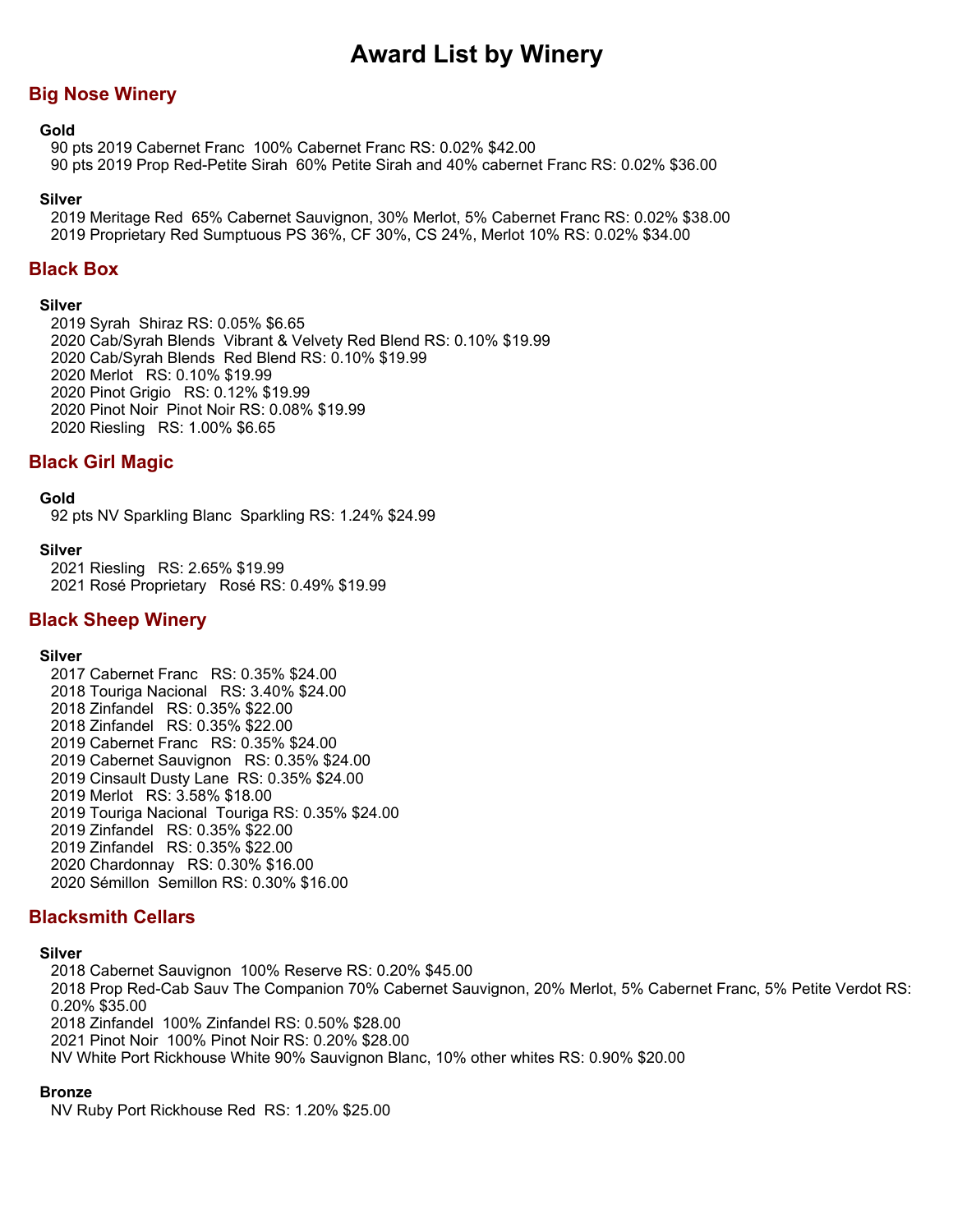# Award List by Winery

## Big Nose Winery

### Gold

90 pts 2019 Cabernet Franc 100% Cabernet Franc RS: 0.02% $42.00
90 pts 2019 Prop Red-Petite Sirah 60% Petite Sirah and 40% cabernet Franc RS: 0.02% $36.00

### Silver

2019 Meritage Red 65% Cabernet Sauvignon, 30% Merlot, 5% Cabernet Franc RS: 0.02% $38.00
2019 Proprietary Red Sumptuous PS 36%, CF 30%, CS 24%, Merlot 10% RS: 0.02% $34.00

## Black Box

### Silver

2019 Syrah Shiraz RS: 0.05% $6.65
2020 Cab/Syrah Blends Vibrant & Velvety Red Blend RS: 0.10% $19.99
2020 Cab/Syrah Blends Red Blend RS: 0.10% $19.99
2020 Merlot RS: 0.10% $19.99
2020 Pinot Grigio RS: 0.12% $19.99
2020 Pinot Noir Pinot Noir RS: 0.08% $19.99
2020 Riesling RS: 1.00% $6.65

## Black Girl Magic

### Gold

92 pts NV Sparkling Blanc Sparkling RS: 1.24% $24.99

### Silver

2021 Riesling RS: 2.65% $19.99
2021 Rosé Proprietary Rosé RS: 0.49% $19.99

## Black Sheep Winery

### Silver

2017 Cabernet Franc RS: 0.35% $24.00
2018 Touriga Nacional RS: 3.40% $24.00
2018 Zinfandel RS: 0.35% $22.00
2018 Zinfandel RS: 0.35% $22.00
2019 Cabernet Franc RS: 0.35% $24.00
2019 Cabernet Sauvignon RS: 0.35% $24.00
2019 Cinsault Dusty Lane RS: 0.35% $24.00
2019 Merlot RS: 3.58% $18.00
2019 Touriga Nacional Touriga RS: 0.35% $24.00
2019 Zinfandel RS: 0.35% $22.00
2019 Zinfandel RS: 0.35% $22.00
2020 Chardonnay RS: 0.30% $16.00
2020 Sémillon Semillon RS: 0.30% $16.00

## Blacksmith Cellars

### Silver

2018 Cabernet Sauvignon 100% Reserve RS: 0.20% $45.00
2018 Prop Red-Cab Sauv The Companion 70% Cabernet Sauvignon, 20% Merlot, 5% Cabernet Franc, 5% Petite Verdot RS: 0.20% $35.00
2018 Zinfandel 100% Zinfandel RS: 0.50% $28.00
2021 Pinot Noir 100% Pinot Noir RS: 0.20% $28.00
NV White Port Rickhouse White 90% Sauvignon Blanc, 10% other whites RS: 0.90% $20.00

### Bronze

NV Ruby Port Rickhouse Red RS: 1.20% $25.00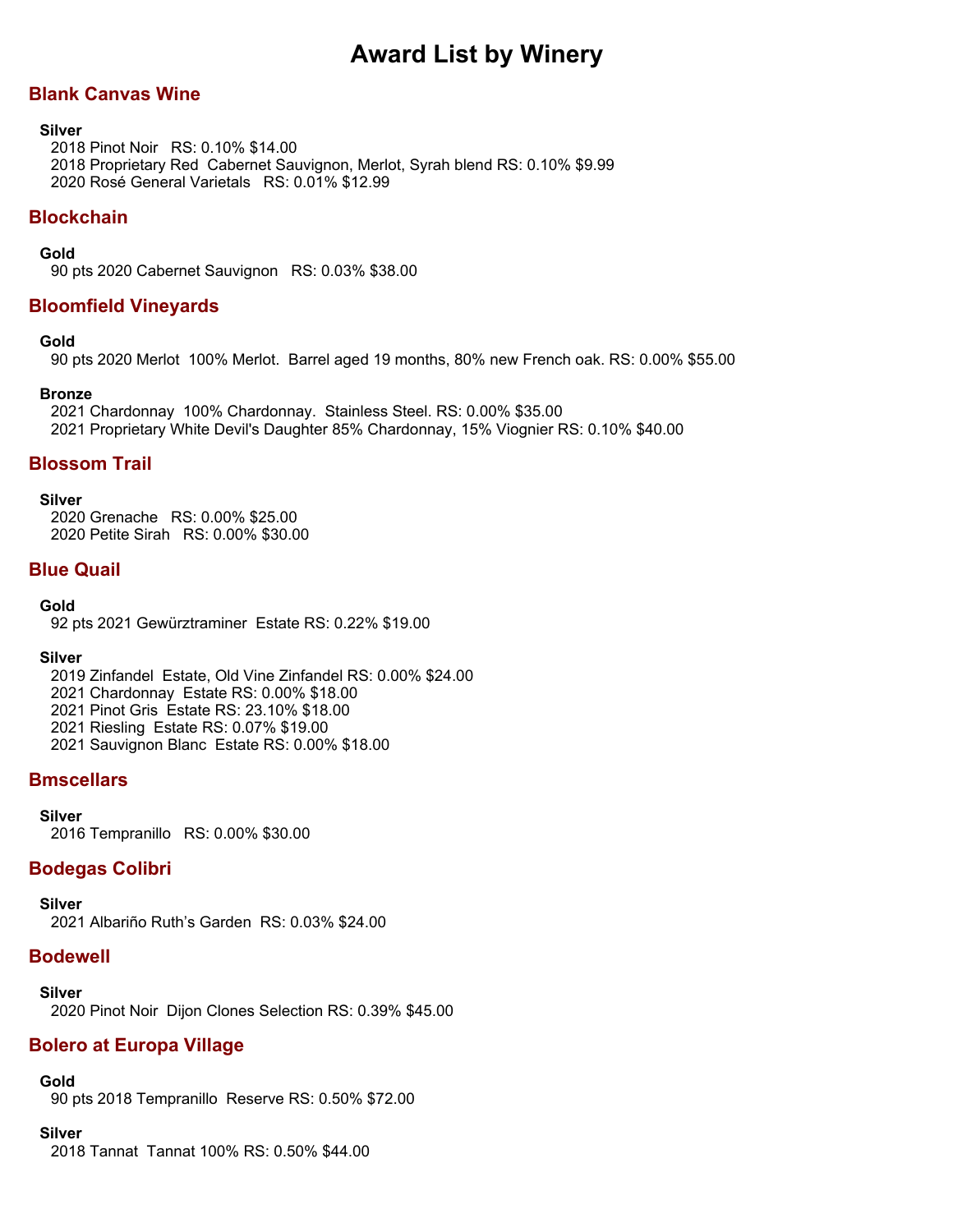# Award List by Winery

## Blank Canvas Wine

**Silver**

2018 Pinot Noir RS: 0.10% $14.00
2018 Proprietary Red Cabernet Sauvignon, Merlot, Syrah blend RS: 0.10% $9.99
2020 Rosé General Varietals RS: 0.01% $12.99

## Blockchain

**Gold**

90 pts 2020 Cabernet Sauvignon RS: 0.03% $38.00

## Bloomfield Vineyards

**Gold**

90 pts 2020 Merlot 100% Merlot. Barrel aged 19 months, 80% new French oak. RS: 0.00% $55.00

**Bronze**

2021 Chardonnay 100% Chardonnay. Stainless Steel. RS: 0.00% $35.00
2021 Proprietary White Devil's Daughter 85% Chardonnay, 15% Viognier RS: 0.10% $40.00

## Blossom Trail

**Silver**

2020 Grenache RS: 0.00% $25.00
2020 Petite Sirah RS: 0.00% $30.00

## Blue Quail

**Gold**

92 pts 2021 Gewürztraminer Estate RS: 0.22% $19.00

**Silver**

2019 Zinfandel Estate, Old Vine Zinfandel RS: 0.00% $24.00
2021 Chardonnay Estate RS: 0.00% $18.00
2021 Pinot Gris Estate RS: 23.10% $18.00
2021 Riesling Estate RS: 0.07% $19.00
2021 Sauvignon Blanc Estate RS: 0.00% $18.00

## Bmscellars

**Silver**

2016 Tempranillo RS: 0.00% $30.00

## Bodegas Colibri

**Silver**

2021 Albariño Ruth's Garden RS: 0.03% $24.00

## Bodewell

**Silver**

2020 Pinot Noir Dijon Clones Selection RS: 0.39% $45.00

## Bolero at Europa Village

**Gold**

90 pts 2018 Tempranillo Reserve RS: 0.50% $72.00

**Silver**

2018 Tannat Tannat 100% RS: 0.50% $44.00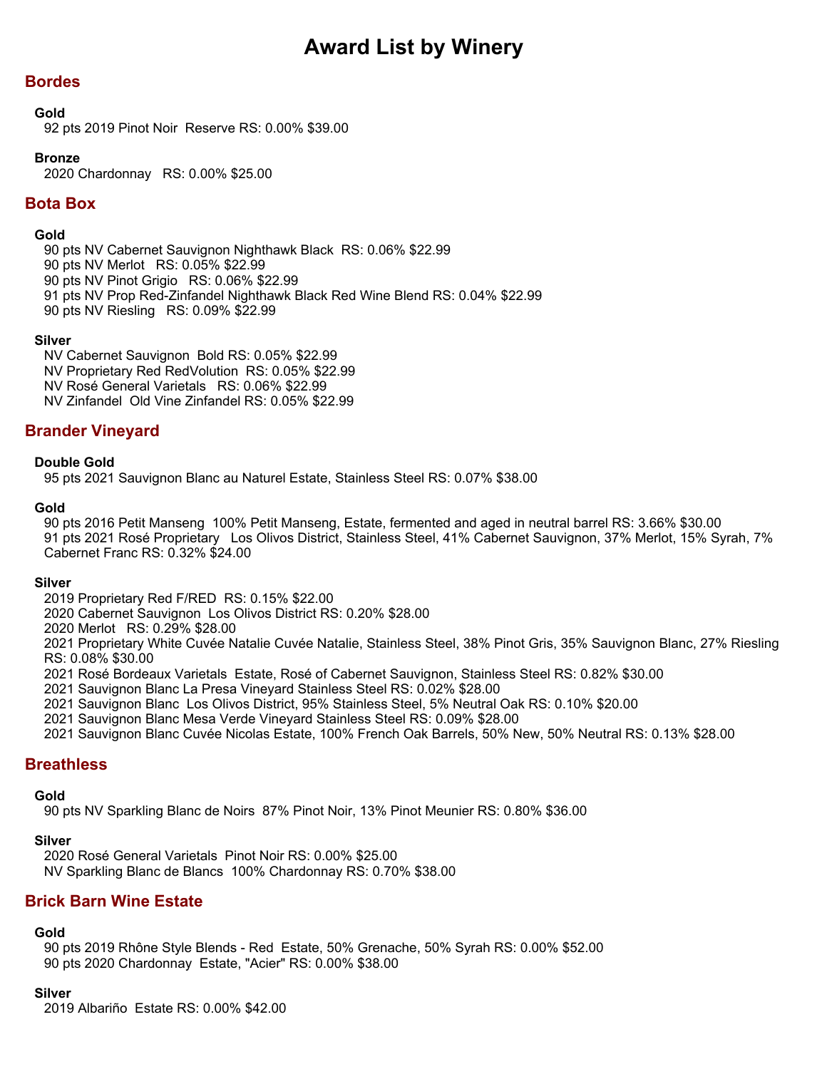# Award List by Winery

## Bordes

### Gold

92 pts 2019 Pinot Noir  Reserve RS: 0.00% $39.00

### Bronze

2020 Chardonnay   RS: 0.00% $25.00

## Bota Box

### Gold

90 pts NV Cabernet Sauvignon Nighthawk Black  RS: 0.06% $22.99
90 pts NV Merlot   RS: 0.05% $22.99
90 pts NV Pinot Grigio   RS: 0.06% $22.99
91 pts NV Prop Red-Zinfandel Nighthawk Black Red Wine Blend RS: 0.04% $22.99
90 pts NV Riesling   RS: 0.09% $22.99

### Silver

NV Cabernet Sauvignon  Bold RS: 0.05% $22.99
NV Proprietary Red RedVolution  RS: 0.05% $22.99
NV Rosé General Varietals   RS: 0.06% $22.99
NV Zinfandel  Old Vine Zinfandel RS: 0.05% $22.99

## Brander Vineyard

### Double Gold

95 pts 2021 Sauvignon Blanc au Naturel Estate, Stainless Steel RS: 0.07% $38.00

### Gold

90 pts 2016 Petit Manseng  100% Petit Manseng, Estate, fermented and aged in neutral barrel RS: 3.66% $30.00
91 pts 2021 Rosé Proprietary   Los Olivos District, Stainless Steel, 41% Cabernet Sauvignon, 37% Merlot, 15% Syrah, 7% Cabernet Franc RS: 0.32% $24.00

### Silver

2019 Proprietary Red F/RED  RS: 0.15% $22.00
2020 Cabernet Sauvignon  Los Olivos District RS: 0.20% $28.00
2020 Merlot   RS: 0.29% $28.00
2021 Proprietary White Cuvée Natalie Cuvée Natalie, Stainless Steel, 38% Pinot Gris, 35% Sauvignon Blanc, 27% Riesling RS: 0.08% $30.00
2021 Rosé Bordeaux Varietals  Estate, Rosé of Cabernet Sauvignon, Stainless Steel RS: 0.82% $30.00
2021 Sauvignon Blanc La Presa Vineyard Stainless Steel RS: 0.02% $28.00
2021 Sauvignon Blanc  Los Olivos District, 95% Stainless Steel, 5% Neutral Oak RS: 0.10% $20.00
2021 Sauvignon Blanc Mesa Verde Vineyard Stainless Steel RS: 0.09% $28.00
2021 Sauvignon Blanc Cuvée Nicolas Estate, 100% French Oak Barrels, 50% New, 50% Neutral RS: 0.13% $28.00

## Breathless

### Gold

90 pts NV Sparkling Blanc de Noirs  87% Pinot Noir, 13% Pinot Meunier RS: 0.80% $36.00

### Silver

2020 Rosé General Varietals  Pinot Noir RS: 0.00% $25.00
NV Sparkling Blanc de Blancs  100% Chardonnay RS: 0.70% $38.00

## Brick Barn Wine Estate

### Gold

90 pts 2019 Rhône Style Blends - Red  Estate, 50% Grenache, 50% Syrah RS: 0.00% $52.00
90 pts 2020 Chardonnay  Estate, "Acier" RS: 0.00% $38.00

### Silver

2019 Albariño  Estate RS: 0.00% $42.00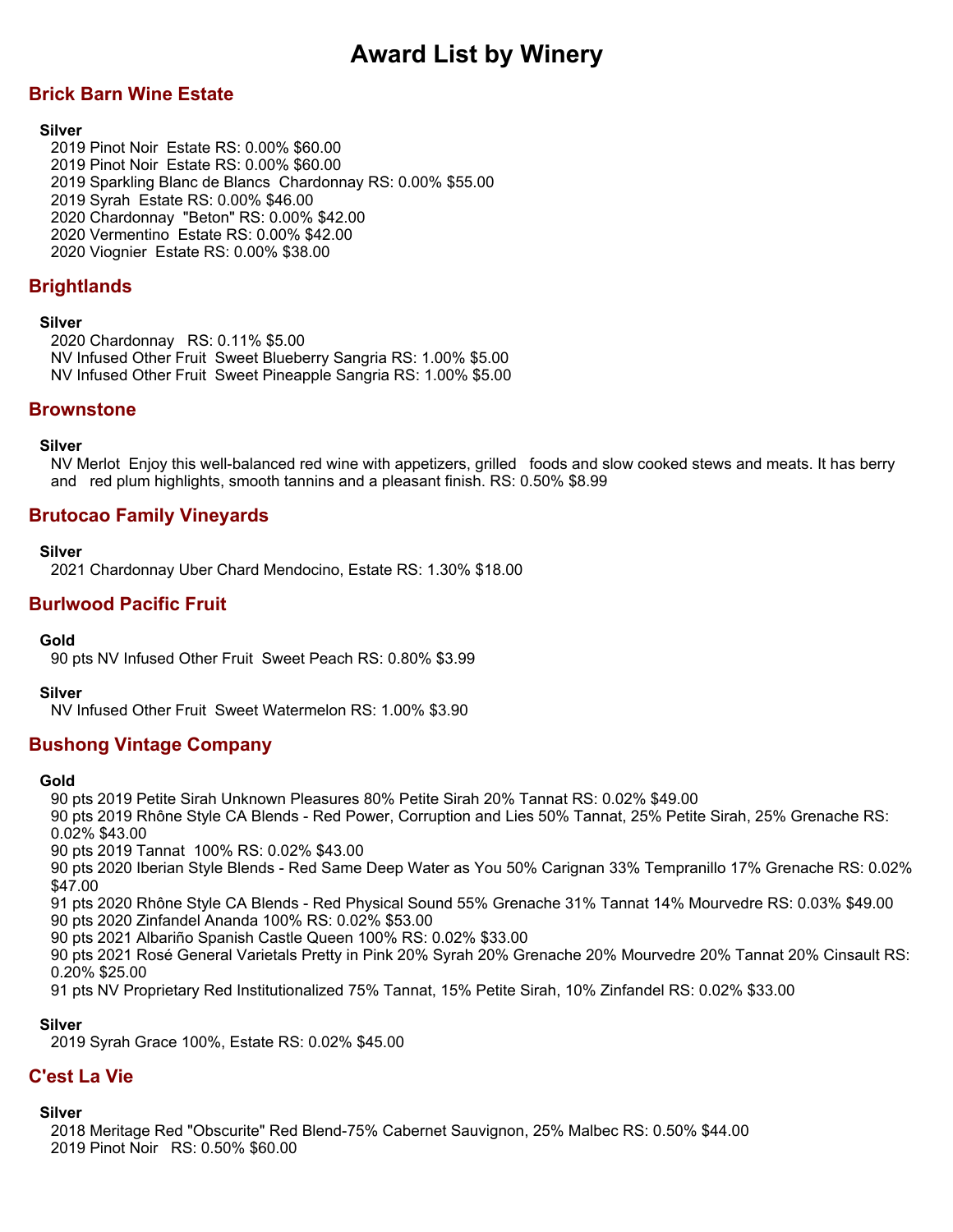# Award List by Winery

## Brick Barn Wine Estate

**Silver**

2019 Pinot Noir Estate RS: 0.00% $60.00
2019 Pinot Noir Estate RS: 0.00% $60.00
2019 Sparkling Blanc de Blancs Chardonnay RS: 0.00% $55.00
2019 Syrah Estate RS: 0.00% $46.00
2020 Chardonnay "Beton" RS: 0.00% $42.00
2020 Vermentino Estate RS: 0.00% $42.00
2020 Viognier Estate RS: 0.00% $38.00

## Brightlands

**Silver**

2020 Chardonnay RS: 0.11% $5.00
NV Infused Other Fruit Sweet Blueberry Sangria RS: 1.00% $5.00
NV Infused Other Fruit Sweet Pineapple Sangria RS: 1.00% $5.00

## Brownstone

**Silver**

NV Merlot Enjoy this well-balanced red wine with appetizers, grilled foods and slow cooked stews and meats. It has berry and red plum highlights, smooth tannins and a pleasant finish. RS: 0.50% $8.99

## Brutocao Family Vineyards

**Silver**

2021 Chardonnay Uber Chard Mendocino, Estate RS: 1.30% $18.00

## Burlwood Pacific Fruit

**Gold**

90 pts NV Infused Other Fruit Sweet Peach RS: 0.80% $3.99

**Silver**

NV Infused Other Fruit Sweet Watermelon RS: 1.00% $3.90

## Bushong Vintage Company

**Gold**

90 pts 2019 Petite Sirah Unknown Pleasures 80% Petite Sirah 20% Tannat RS: 0.02% $49.00
90 pts 2019 Rhône Style CA Blends - Red Power, Corruption and Lies 50% Tannat, 25% Petite Sirah, 25% Grenache RS: 0.02% $43.00
90 pts 2019 Tannat 100% RS: 0.02% $43.00
90 pts 2020 Iberian Style Blends - Red Same Deep Water as You 50% Carignan 33% Tempranillo 17% Grenache RS: 0.02% $47.00
91 pts 2020 Rhône Style CA Blends - Red Physical Sound 55% Grenache 31% Tannat 14% Mourvedre RS: 0.03% $49.00
90 pts 2020 Zinfandel Ananda 100% RS: 0.02% $53.00
90 pts 2021 Albariño Spanish Castle Queen 100% RS: 0.02% $33.00
90 pts 2021 Rosé General Varietals Pretty in Pink 20% Syrah 20% Grenache 20% Mourvedre 20% Tannat 20% Cinsault RS: 0.20% $25.00
91 pts NV Proprietary Red Institutionalized 75% Tannat, 15% Petite Sirah, 10% Zinfandel RS: 0.02% $33.00

**Silver**

2019 Syrah Grace 100%, Estate RS: 0.02% $45.00

## C'est La Vie

**Silver**

2018 Meritage Red "Obscurite" Red Blend-75% Cabernet Sauvignon, 25% Malbec RS: 0.50% $44.00
2019 Pinot Noir RS: 0.50% $60.00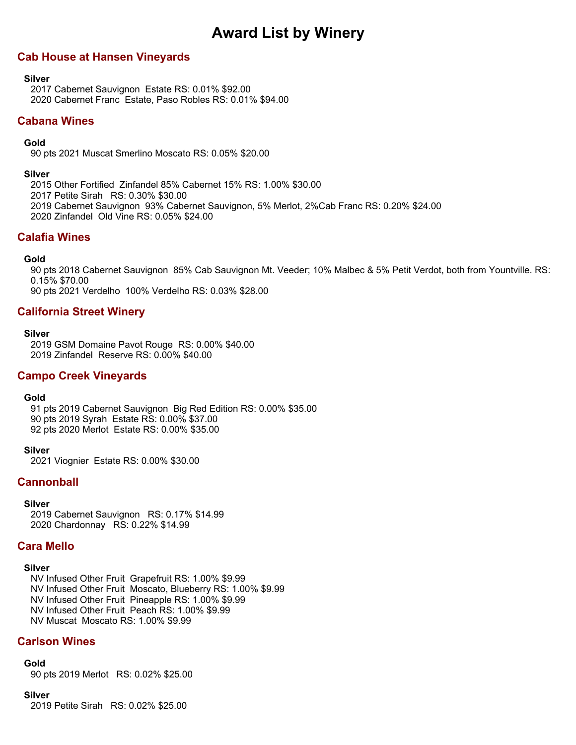# Award List by Winery

## Cab House at Hansen Vineyards

**Silver**

2017 Cabernet Sauvignon  Estate RS: 0.01% $92.00
2020 Cabernet Franc  Estate, Paso Robles RS: 0.01% $94.00

## Cabana Wines

**Gold**

90 pts 2021 Muscat Smerlino Moscato RS: 0.05% $20.00

**Silver**

2015 Other Fortified  Zinfandel 85% Cabernet 15% RS: 1.00% $30.00
2017 Petite Sirah   RS: 0.30% $30.00
2019 Cabernet Sauvignon  93% Cabernet Sauvignon, 5% Merlot, 2%Cab Franc RS: 0.20% $24.00
2020 Zinfandel  Old Vine RS: 0.05% $24.00

## Calafia Wines

**Gold**

90 pts 2018 Cabernet Sauvignon  85% Cab Sauvignon Mt. Veeder; 10% Malbec & 5% Petit Verdot, both from Yountville. RS: 0.15% $70.00
90 pts 2021 Verdelho  100% Verdelho RS: 0.03% $28.00

## California Street Winery

**Silver**

2019 GSM Domaine Pavot Rouge  RS: 0.00% $40.00
2019 Zinfandel  Reserve RS: 0.00% $40.00

## Campo Creek Vineyards

**Gold**

91 pts 2019 Cabernet Sauvignon  Big Red Edition RS: 0.00% $35.00
90 pts 2019 Syrah  Estate RS: 0.00% $37.00
92 pts 2020 Merlot  Estate RS: 0.00% $35.00

**Silver**

2021 Viognier  Estate RS: 0.00% $30.00

## Cannonball

**Silver**

2019 Cabernet Sauvignon   RS: 0.17% $14.99
2020 Chardonnay   RS: 0.22% $14.99

## Cara Mello

**Silver**

NV Infused Other Fruit  Grapefruit RS: 1.00% $9.99
NV Infused Other Fruit  Moscato, Blueberry RS: 1.00% $9.99
NV Infused Other Fruit  Pineapple RS: 1.00% $9.99
NV Infused Other Fruit  Peach RS: 1.00% $9.99
NV Muscat  Moscato RS: 1.00% $9.99

## Carlson Wines

**Gold**

90 pts 2019 Merlot   RS: 0.02% $25.00

**Silver**

2019 Petite Sirah   RS: 0.02% $25.00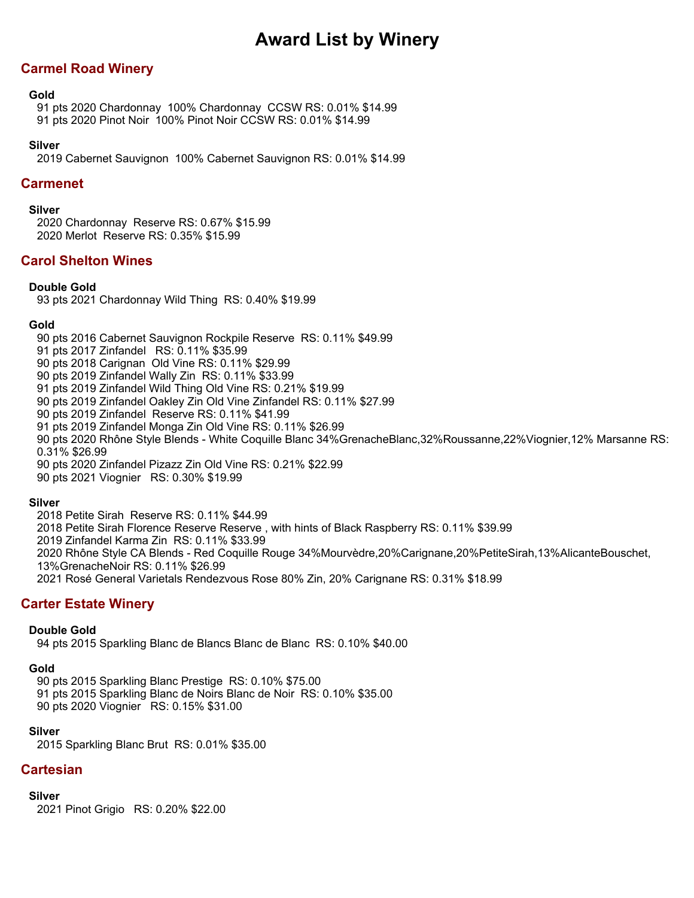# Award List by Winery

## Carmel Road Winery

### Gold

91 pts 2020 Chardonnay  100% Chardonnay  CCSW RS: 0.01% $14.99
91 pts 2020 Pinot Noir  100% Pinot Noir CCSW RS: 0.01% $14.99

### Silver

2019 Cabernet Sauvignon  100% Cabernet Sauvignon RS: 0.01% $14.99

## Carmenet

### Silver

2020 Chardonnay  Reserve RS: 0.67% $15.99
2020 Merlot  Reserve RS: 0.35% $15.99

## Carol Shelton Wines

### Double Gold

93 pts 2021 Chardonnay Wild Thing  RS: 0.40% $19.99

### Gold

90 pts 2016 Cabernet Sauvignon Rockpile Reserve  RS: 0.11% $49.99
91 pts 2017 Zinfandel   RS: 0.11% $35.99
90 pts 2018 Carignan  Old Vine RS: 0.11% $29.99
90 pts 2019 Zinfandel Wally Zin  RS: 0.11% $33.99
91 pts 2019 Zinfandel Wild Thing Old Vine RS: 0.21% $19.99
90 pts 2019 Zinfandel Oakley Zin Old Vine Zinfandel RS: 0.11% $27.99
90 pts 2019 Zinfandel  Reserve RS: 0.11% $41.99
91 pts 2019 Zinfandel Monga Zin Old Vine RS: 0.11% $26.99
90 pts 2020 Rhône Style Blends - White Coquille Blanc 34%GrenacheBlanc,32%Roussanne,22%Viognier,12% Marsanne RS: 0.31% $26.99
90 pts 2020 Zinfandel Pizazz Zin Old Vine RS: 0.21% $22.99
90 pts 2021 Viognier   RS: 0.30% $19.99

### Silver

2018 Petite Sirah  Reserve RS: 0.11% $44.99
2018 Petite Sirah Florence Reserve Reserve , with hints of Black Raspberry RS: 0.11% $39.99
2019 Zinfandel Karma Zin  RS: 0.11% $33.99
2020 Rhône Style CA Blends - Red Coquille Rouge 34%Mourvèdre,20%Carignane,20%PetiteSirah,13%AlicanteBouschet, 13%GrenacheNoir RS: 0.11% $26.99
2021 Rosé General Varietals Rendezvous Rose 80% Zin, 20% Carignane RS: 0.31% $18.99

## Carter Estate Winery

### Double Gold

94 pts 2015 Sparkling Blanc de Blancs Blanc de Blanc  RS: 0.10% $40.00

### Gold

90 pts 2015 Sparkling Blanc Prestige  RS: 0.10% $75.00
91 pts 2015 Sparkling Blanc de Noirs Blanc de Noir  RS: 0.10% $35.00
90 pts 2020 Viognier   RS: 0.15% $31.00

### Silver

2015 Sparkling Blanc Brut  RS: 0.01% $35.00

## Cartesian

### Silver

2021 Pinot Grigio   RS: 0.20% $22.00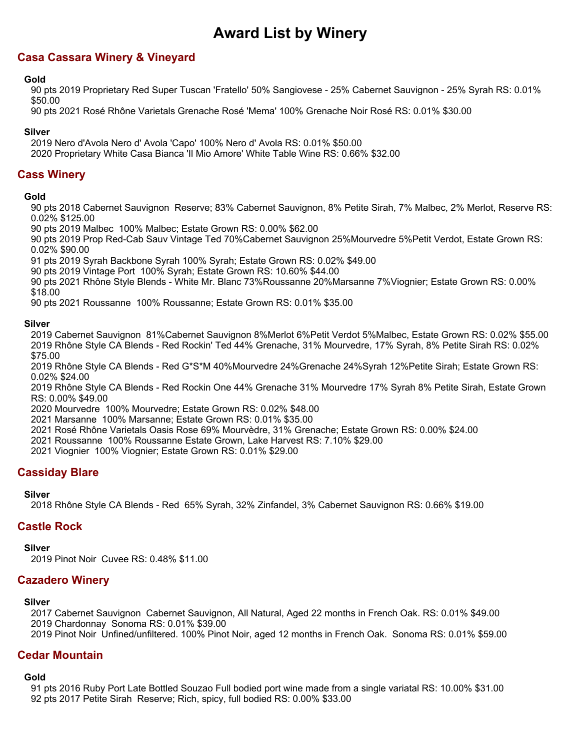# Award List by Winery

## Casa Cassara Winery & Vineyard

**Gold**

90 pts 2019 Proprietary Red Super Tuscan 'Fratello' 50% Sangiovese - 25% Cabernet Sauvignon - 25% Syrah RS: 0.01% $50.00
90 pts 2021 Rosé Rhône Varietals Grenache Rosé 'Mema' 100% Grenache Noir Rosé RS: 0.01% $30.00

**Silver**

2019 Nero d'Avola Nero d' Avola 'Capo' 100% Nero d' Avola RS: 0.01% $50.00
2020 Proprietary White Casa Bianca 'Il Mio Amore' White Table Wine RS: 0.66% $32.00

## Cass Winery

**Gold**

90 pts 2018 Cabernet Sauvignon Reserve; 83% Cabernet Sauvignon, 8% Petite Sirah, 7% Malbec, 2% Merlot, Reserve RS: 0.02% $125.00
90 pts 2019 Malbec 100% Malbec; Estate Grown RS: 0.00% $62.00
90 pts 2019 Prop Red-Cab Sauv Vintage Ted 70%Cabernet Sauvignon 25%Mourvedre 5%Petit Verdot, Estate Grown RS: 0.02% $90.00
91 pts 2019 Syrah Backbone Syrah 100% Syrah; Estate Grown RS: 0.02% $49.00
90 pts 2019 Vintage Port 100% Syrah; Estate Grown RS: 10.60% $44.00
90 pts 2021 Rhône Style Blends - White Mr. Blanc 73%Roussanne 20%Marsanne 7%Viognier; Estate Grown RS: 0.00% $18.00
90 pts 2021 Roussanne 100% Roussanne; Estate Grown RS: 0.01% $35.00

**Silver**

2019 Cabernet Sauvignon 81%Cabernet Sauvignon 8%Merlot 6%Petit Verdot 5%Malbec, Estate Grown RS: 0.02% $55.00
2019 Rhône Style CA Blends - Red Rockin' Ted 44% Grenache, 31% Mourvedre, 17% Syrah, 8% Petite Sirah RS: 0.02% $75.00
2019 Rhône Style CA Blends - Red G*S*M 40%Mourvedre 24%Grenache 24%Syrah 12%Petite Sirah; Estate Grown RS: 0.02% $24.00
2019 Rhône Style CA Blends - Red Rockin One 44% Grenache 31% Mourvedre 17% Syrah 8% Petite Sirah, Estate Grown RS: 0.00% $49.00
2020 Mourvedre 100% Mourvedre; Estate Grown RS: 0.02% $48.00
2021 Marsanne 100% Marsanne; Estate Grown RS: 0.01% $35.00
2021 Rosé Rhône Varietals Oasis Rose 69% Mourvèdre, 31% Grenache; Estate Grown RS: 0.00% $24.00
2021 Roussanne 100% Roussanne Estate Grown, Lake Harvest RS: 7.10% $29.00
2021 Viognier 100% Viognier; Estate Grown RS: 0.01% $29.00

## Cassiday Blare

**Silver**

2018 Rhône Style CA Blends - Red 65% Syrah, 32% Zinfandel, 3% Cabernet Sauvignon RS: 0.66% $19.00

## Castle Rock

**Silver**

2019 Pinot Noir Cuvee RS: 0.48% $11.00

## Cazadero Winery

**Silver**

2017 Cabernet Sauvignon Cabernet Sauvignon, All Natural, Aged 22 months in French Oak. RS: 0.01% $49.00
2019 Chardonnay Sonoma RS: 0.01% $39.00
2019 Pinot Noir Unfined/unfiltered. 100% Pinot Noir, aged 12 months in French Oak. Sonoma RS: 0.01% $59.00

## Cedar Mountain

**Gold**

91 pts 2016 Ruby Port Late Bottled Souzao Full bodied port wine made from a single variatal RS: 10.00% $31.00
92 pts 2017 Petite Sirah Reserve; Rich, spicy, full bodied RS: 0.00% $33.00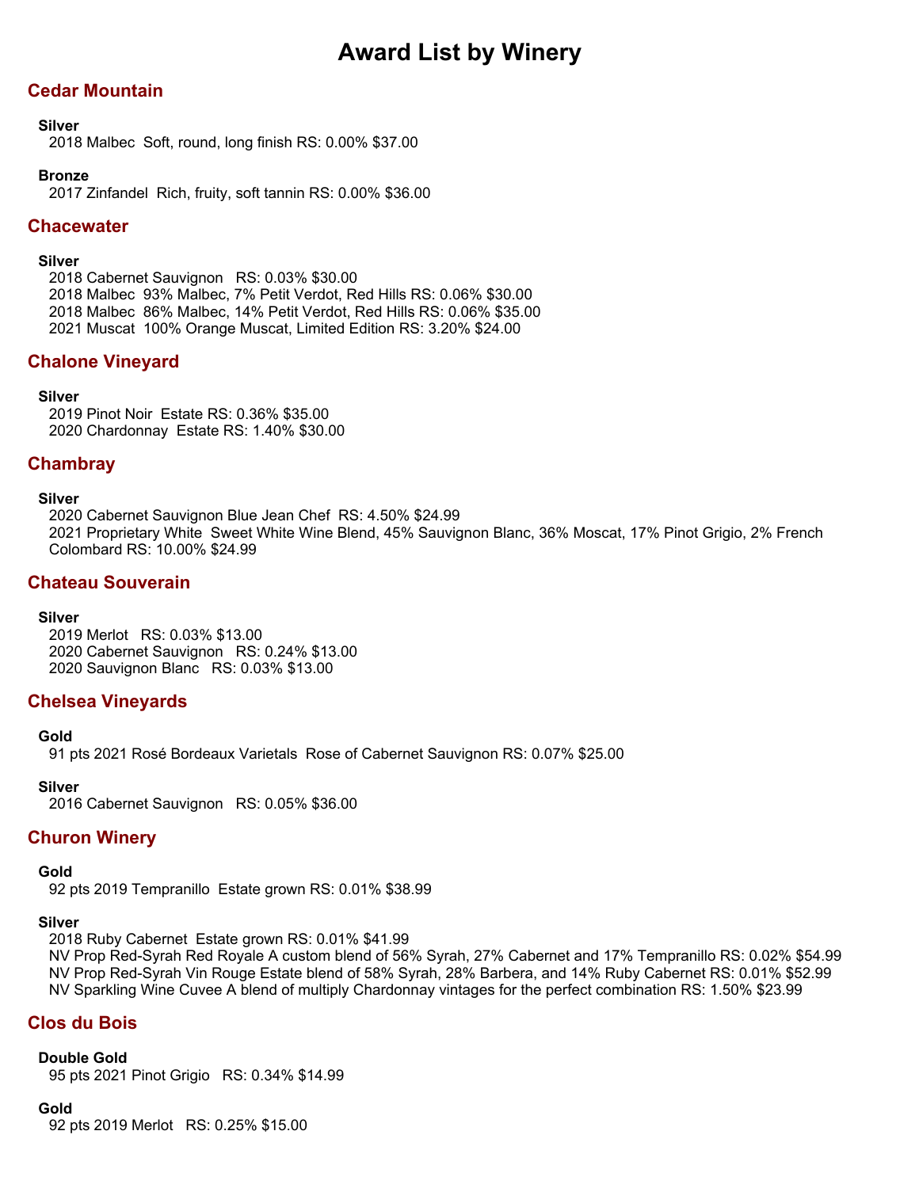# Award List by Winery

## Cedar Mountain

**Silver**

2018 Malbec  Soft, round, long finish RS: 0.00% $37.00

**Bronze**

2017 Zinfandel  Rich, fruity, soft tannin RS: 0.00% $36.00

## Chacewater

**Silver**

2018 Cabernet Sauvignon   RS: 0.03% $30.00
2018 Malbec  93% Malbec, 7% Petit Verdot, Red Hills RS: 0.06% $30.00
2018 Malbec  86% Malbec, 14% Petit Verdot, Red Hills RS: 0.06% $35.00
2021 Muscat  100% Orange Muscat, Limited Edition RS: 3.20% $24.00

## Chalone Vineyard

**Silver**

2019 Pinot Noir  Estate RS: 0.36% $35.00
2020 Chardonnay  Estate RS: 1.40% $30.00

## Chambray

**Silver**

2020 Cabernet Sauvignon Blue Jean Chef  RS: 4.50% $24.99
2021 Proprietary White  Sweet White Wine Blend, 45% Sauvignon Blanc, 36% Moscat, 17% Pinot Grigio, 2% French Colombard RS: 10.00% $24.99

## Chateau Souverain

**Silver**

2019 Merlot   RS: 0.03% $13.00
2020 Cabernet Sauvignon   RS: 0.24% $13.00
2020 Sauvignon Blanc   RS: 0.03% $13.00

## Chelsea Vineyards

**Gold**

91 pts 2021 Rosé Bordeaux Varietals  Rose of Cabernet Sauvignon RS: 0.07% $25.00

**Silver**

2016 Cabernet Sauvignon   RS: 0.05% $36.00

## Churon Winery

**Gold**

92 pts 2019 Tempranillo  Estate grown RS: 0.01% $38.99

**Silver**

2018 Ruby Cabernet  Estate grown RS: 0.01% $41.99
NV Prop Red-Syrah Red Royale A custom blend of 56% Syrah, 27% Cabernet and 17% Tempranillo RS: 0.02% $54.99
NV Prop Red-Syrah Vin Rouge Estate blend of 58% Syrah, 28% Barbera, and 14% Ruby Cabernet RS: 0.01% $52.99
NV Sparkling Wine Cuvee A blend of multiply Chardonnay vintages for the perfect combination RS: 1.50% $23.99

## Clos du Bois

**Double Gold**

95 pts 2021 Pinot Grigio   RS: 0.34% $14.99

**Gold**

92 pts 2019 Merlot   RS: 0.25% $15.00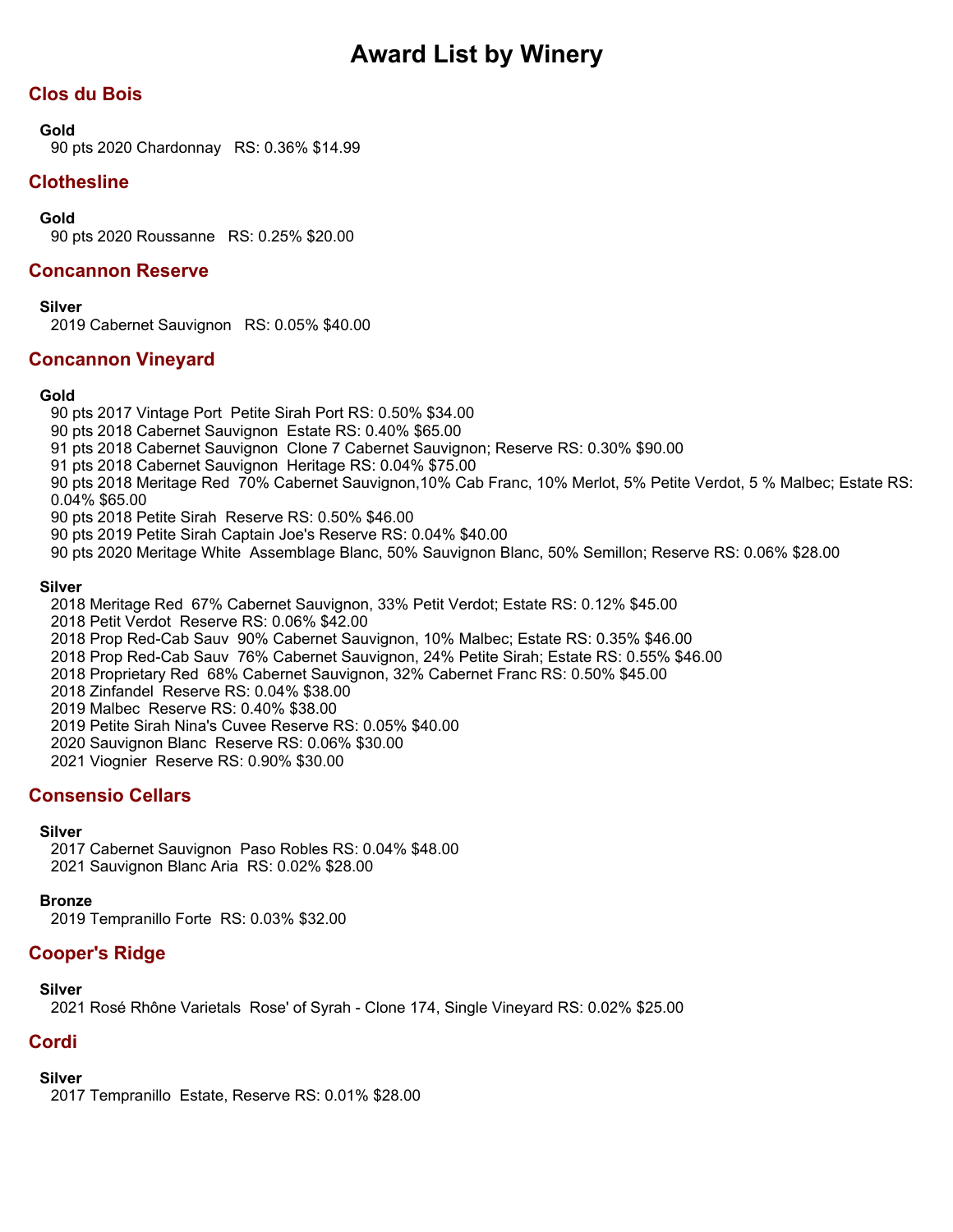# Award List by Winery

## Clos du Bois

**Gold**

90 pts 2020 Chardonnay   RS: 0.36% $14.99

## Clothesline

**Gold**

90 pts 2020 Roussanne   RS: 0.25% $20.00

## Concannon Reserve

**Silver**

2019 Cabernet Sauvignon   RS: 0.05% $40.00

## Concannon Vineyard

**Gold**

90 pts 2017 Vintage Port  Petite Sirah Port RS: 0.50% $34.00
90 pts 2018 Cabernet Sauvignon  Estate RS: 0.40% $65.00
91 pts 2018 Cabernet Sauvignon  Clone 7 Cabernet Sauvignon; Reserve RS: 0.30% $90.00
91 pts 2018 Cabernet Sauvignon  Heritage RS: 0.04% $75.00
90 pts 2018 Meritage Red  70% Cabernet Sauvignon,10% Cab Franc, 10% Merlot, 5% Petite Verdot, 5 % Malbec; Estate RS: 0.04% $65.00
90 pts 2018 Petite Sirah  Reserve RS: 0.50% $46.00
90 pts 2019 Petite Sirah Captain Joe's Reserve RS: 0.04% $40.00
90 pts 2020 Meritage White  Assemblage Blanc, 50% Sauvignon Blanc, 50% Semillon; Reserve RS: 0.06% $28.00

**Silver**

2018 Meritage Red  67% Cabernet Sauvignon, 33% Petit Verdot; Estate RS: 0.12% $45.00
2018 Petit Verdot  Reserve RS: 0.06% $42.00
2018 Prop Red-Cab Sauv  90% Cabernet Sauvignon, 10% Malbec; Estate RS: 0.35% $46.00
2018 Prop Red-Cab Sauv  76% Cabernet Sauvignon, 24% Petite Sirah; Estate RS: 0.55% $46.00
2018 Proprietary Red  68% Cabernet Sauvignon, 32% Cabernet Franc RS: 0.50% $45.00
2018 Zinfandel  Reserve RS: 0.04% $38.00
2019 Malbec  Reserve RS: 0.40% $38.00
2019 Petite Sirah Nina's Cuvee Reserve RS: 0.05% $40.00
2020 Sauvignon Blanc  Reserve RS: 0.06% $30.00
2021 Viognier  Reserve RS: 0.90% $30.00

## Consensio Cellars

**Silver**

2017 Cabernet Sauvignon  Paso Robles RS: 0.04% $48.00
2021 Sauvignon Blanc Aria  RS: 0.02% $28.00

**Bronze**

2019 Tempranillo Forte  RS: 0.03% $32.00

## Cooper's Ridge

**Silver**

2021 Rosé Rhône Varietals  Rose' of Syrah - Clone 174, Single Vineyard RS: 0.02% $25.00

## Cordi

**Silver**

2017 Tempranillo  Estate, Reserve RS: 0.01% $28.00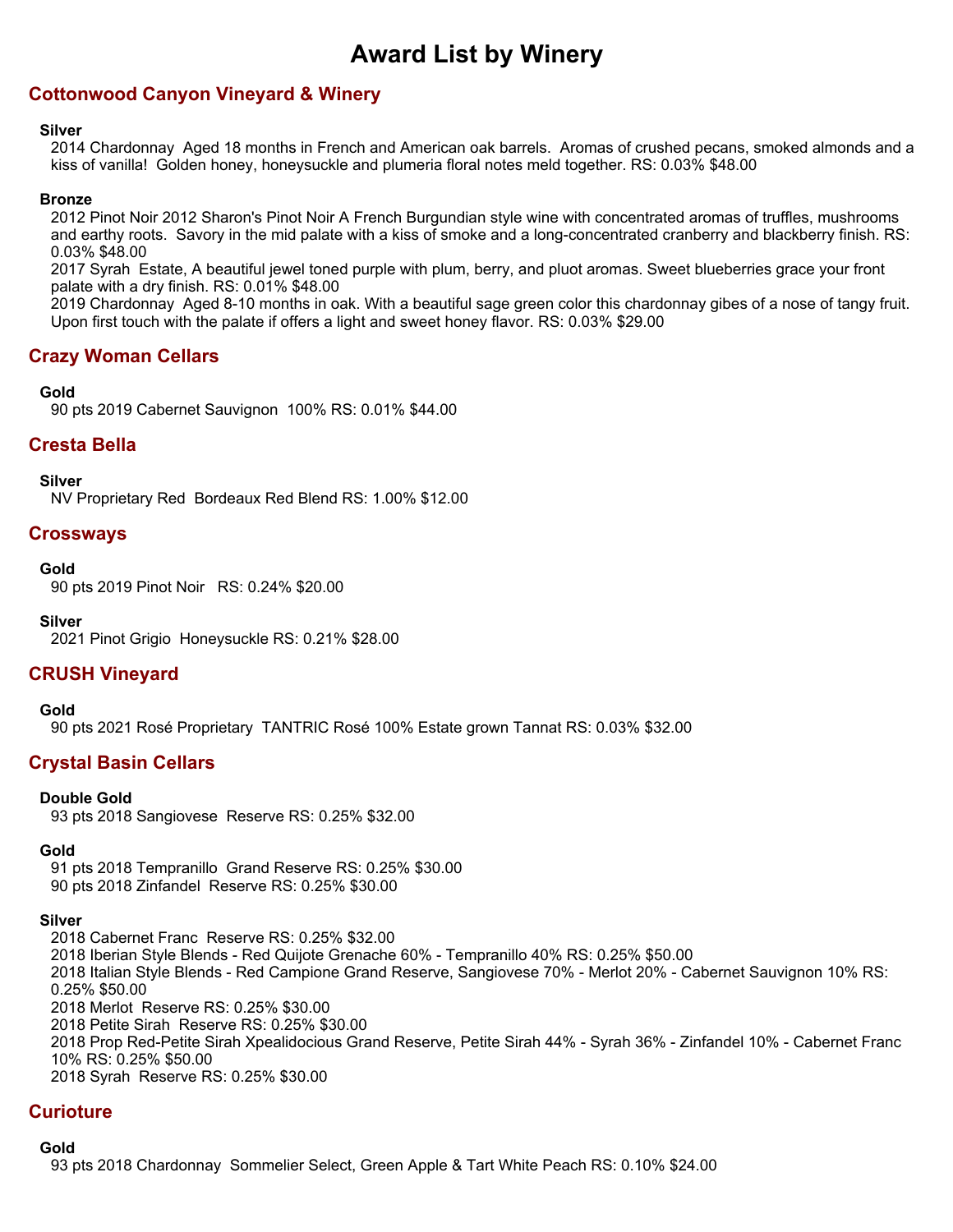# Award List by Winery

## Cottonwood Canyon Vineyard & Winery

**Silver**

2014 Chardonnay  Aged 18 months in French and American oak barrels.  Aromas of crushed pecans, smoked almonds and a kiss of vanilla!  Golden honey, honeysuckle and plumeria floral notes meld together. RS: 0.03% $48.00

**Bronze**

2012 Pinot Noir 2012 Sharon's Pinot Noir A French Burgundian style wine with concentrated aromas of truffles, mushrooms and earthy roots.  Savory in the mid palate with a kiss of smoke and a long-concentrated cranberry and blackberry finish. RS: 0.03% $48.00
2017 Syrah  Estate, A beautiful jewel toned purple with plum, berry, and pluot aromas. Sweet blueberries grace your front palate with a dry finish. RS: 0.01% $48.00
2019 Chardonnay  Aged 8-10 months in oak. With a beautiful sage green color this chardonnay gibes of a nose of tangy fruit. Upon first touch with the palate if offers a light and sweet honey flavor. RS: 0.03% $29.00

## Crazy Woman Cellars

**Gold**

90 pts 2019 Cabernet Sauvignon  100% RS: 0.01% $44.00

## Cresta Bella

**Silver**

NV Proprietary Red  Bordeaux Red Blend RS: 1.00% $12.00

## Crossways

**Gold**

90 pts 2019 Pinot Noir   RS: 0.24% $20.00

**Silver**

2021 Pinot Grigio  Honeysuckle RS: 0.21% $28.00

## CRUSH Vineyard

**Gold**

90 pts 2021 Rosé Proprietary  TANTRIC Rosé 100% Estate grown Tannat RS: 0.03% $32.00

## Crystal Basin Cellars

**Double Gold**

93 pts 2018 Sangiovese  Reserve RS: 0.25% $32.00

**Gold**

91 pts 2018 Tempranillo  Grand Reserve RS: 0.25% $30.00
90 pts 2018 Zinfandel  Reserve RS: 0.25% $30.00

**Silver**

2018 Cabernet Franc  Reserve RS: 0.25% $32.00
2018 Iberian Style Blends - Red Quijote Grenache 60% - Tempranillo 40% RS: 0.25% $50.00
2018 Italian Style Blends - Red Campione Grand Reserve, Sangiovese 70% - Merlot 20% - Cabernet Sauvignon 10% RS: 0.25% $50.00
2018 Merlot  Reserve RS: 0.25% $30.00
2018 Petite Sirah  Reserve RS: 0.25% $30.00
2018 Prop Red-Petite Sirah Xpealidocious Grand Reserve, Petite Sirah 44% - Syrah 36% - Zinfandel 10% - Cabernet Franc 10% RS: 0.25% $50.00
2018 Syrah  Reserve RS: 0.25% $30.00

## Curioture

**Gold**

93 pts 2018 Chardonnay  Sommelier Select, Green Apple & Tart White Peach RS: 0.10% $24.00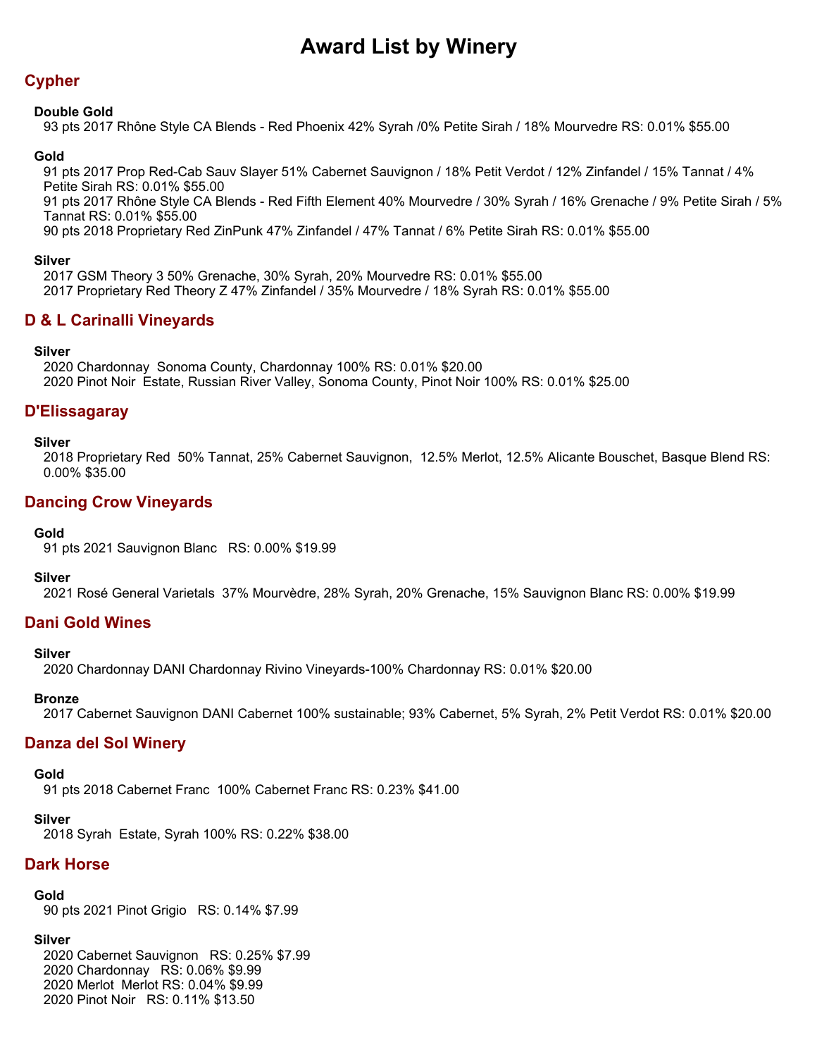# Award List by Winery

## Cypher

**Double Gold**

93 pts 2017 Rhône Style CA Blends - Red Phoenix 42% Syrah /0% Petite Sirah / 18% Mourvedre RS: 0.01% $55.00

**Gold**

91 pts 2017 Prop Red-Cab Sauv Slayer 51% Cabernet Sauvignon / 18% Petit Verdot / 12% Zinfandel / 15% Tannat / 4% Petite Sirah RS: 0.01% $55.00
91 pts 2017 Rhône Style CA Blends - Red Fifth Element 40% Mourvedre / 30% Syrah / 16% Grenache / 9% Petite Sirah / 5% Tannat RS: 0.01% $55.00
90 pts 2018 Proprietary Red ZinPunk 47% Zinfandel / 47% Tannat / 6% Petite Sirah RS: 0.01% $55.00

**Silver**

2017 GSM Theory 3 50% Grenache, 30% Syrah, 20% Mourvedre RS: 0.01% $55.00
2017 Proprietary Red Theory Z 47% Zinfandel / 35% Mourvedre / 18% Syrah RS: 0.01% $55.00

## D & L Carinalli Vineyards

**Silver**

2020 Chardonnay Sonoma County, Chardonnay 100% RS: 0.01% $20.00
2020 Pinot Noir Estate, Russian River Valley, Sonoma County, Pinot Noir 100% RS: 0.01% $25.00

## D'Elissagaray

**Silver**

2018 Proprietary Red 50% Tannat, 25% Cabernet Sauvignon, 12.5% Merlot, 12.5% Alicante Bouschet, Basque Blend RS: 0.00% $35.00

## Dancing Crow Vineyards

**Gold**

91 pts 2021 Sauvignon Blanc RS: 0.00% $19.99

**Silver**

2021 Rosé General Varietals 37% Mourvèdre, 28% Syrah, 20% Grenache, 15% Sauvignon Blanc RS: 0.00% $19.99

## Dani Gold Wines

**Silver**

2020 Chardonnay DANI Chardonnay Rivino Vineyards-100% Chardonnay RS: 0.01% $20.00

**Bronze**

2017 Cabernet Sauvignon DANI Cabernet 100% sustainable; 93% Cabernet, 5% Syrah, 2% Petit Verdot RS: 0.01% $20.00

## Danza del Sol Winery

**Gold**

91 pts 2018 Cabernet Franc 100% Cabernet Franc RS: 0.23% $41.00

**Silver**

2018 Syrah Estate, Syrah 100% RS: 0.22% $38.00

## Dark Horse

**Gold**

90 pts 2021 Pinot Grigio RS: 0.14% $7.99

**Silver**

2020 Cabernet Sauvignon RS: 0.25% $7.99
2020 Chardonnay RS: 0.06% $9.99
2020 Merlot Merlot RS: 0.04% $9.99
2020 Pinot Noir RS: 0.11% $13.50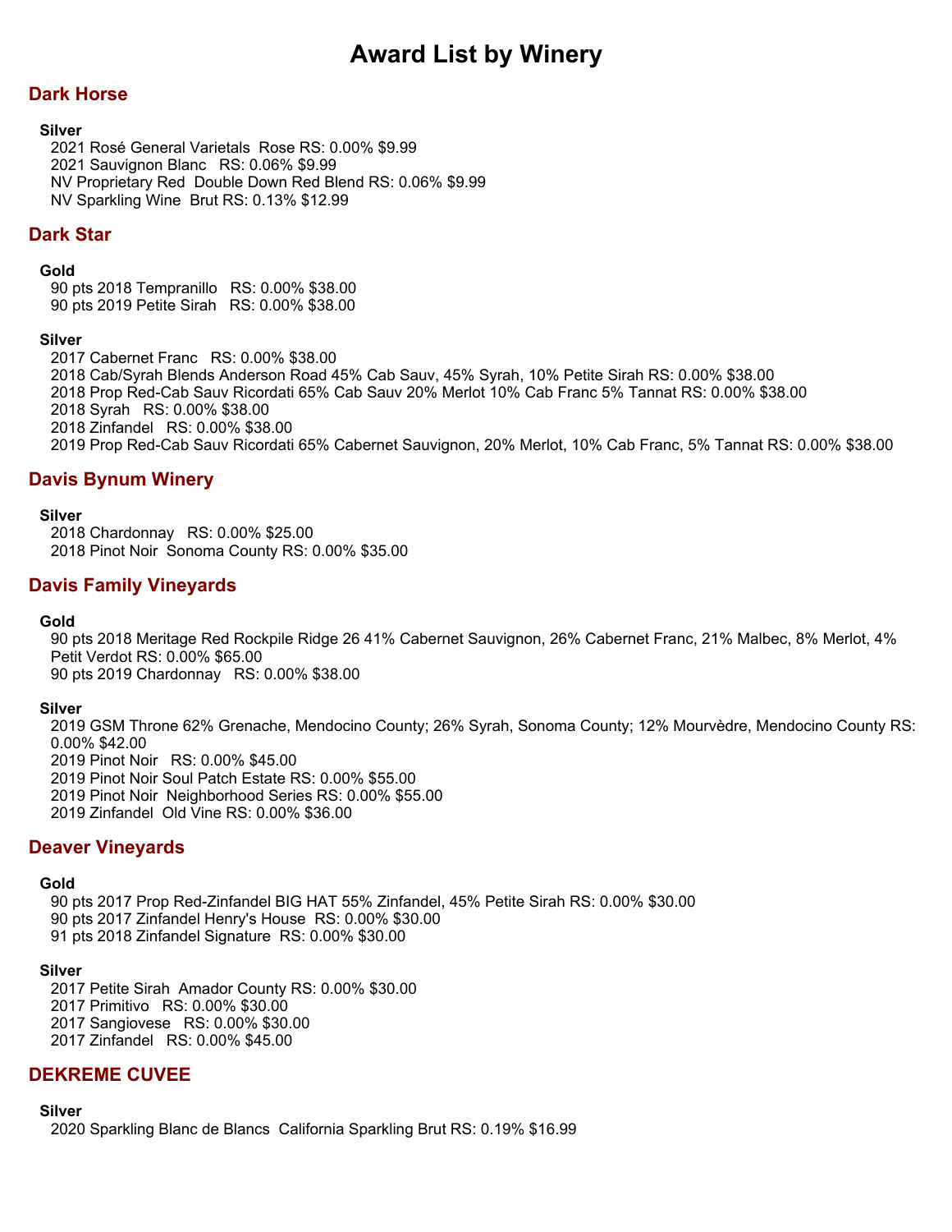# Award List by Winery

## Dark Horse

**Silver**

2021 Rosé General Varietals  Rose RS: 0.00% $9.99
2021 Sauvignon Blanc   RS: 0.06% $9.99
NV Proprietary Red  Double Down Red Blend RS: 0.06% $9.99
NV Sparkling Wine  Brut RS: 0.13% $12.99

## Dark Star

**Gold**

90 pts 2018 Tempranillo   RS: 0.00% $38.00
90 pts 2019 Petite Sirah   RS: 0.00% $38.00

**Silver**

2017 Cabernet Franc   RS: 0.00% $38.00
2018 Cab/Syrah Blends Anderson Road 45% Cab Sauv, 45% Syrah, 10% Petite Sirah RS: 0.00% $38.00
2018 Prop Red-Cab Sauv Ricordati 65% Cab Sauv 20% Merlot 10% Cab Franc 5% Tannat RS: 0.00% $38.00
2018 Syrah   RS: 0.00% $38.00
2018 Zinfandel   RS: 0.00% $38.00
2019 Prop Red-Cab Sauv Ricordati 65% Cabernet Sauvignon, 20% Merlot, 10% Cab Franc, 5% Tannat RS: 0.00% $38.00

## Davis Bynum Winery

**Silver**

2018 Chardonnay   RS: 0.00% $25.00
2018 Pinot Noir  Sonoma County RS: 0.00% $35.00

## Davis Family Vineyards

**Gold**

90 pts 2018 Meritage Red Rockpile Ridge 26 41% Cabernet Sauvignon, 26% Cabernet Franc, 21% Malbec, 8% Merlot, 4% Petit Verdot RS: 0.00% $65.00
90 pts 2019 Chardonnay   RS: 0.00% $38.00

**Silver**

2019 GSM Throne 62% Grenache, Mendocino County; 26% Syrah, Sonoma County; 12% Mourvèdre, Mendocino County RS: 0.00% $42.00
2019 Pinot Noir   RS: 0.00% $45.00
2019 Pinot Noir Soul Patch Estate RS: 0.00% $55.00
2019 Pinot Noir  Neighborhood Series RS: 0.00% $55.00
2019 Zinfandel  Old Vine RS: 0.00% $36.00

## Deaver Vineyards

**Gold**

90 pts 2017 Prop Red-Zinfandel BIG HAT 55% Zinfandel, 45% Petite Sirah RS: 0.00% $30.00
90 pts 2017 Zinfandel Henry's House  RS: 0.00% $30.00
91 pts 2018 Zinfandel Signature  RS: 0.00% $30.00

**Silver**

2017 Petite Sirah  Amador County RS: 0.00% $30.00
2017 Primitivo   RS: 0.00% $30.00
2017 Sangiovese   RS: 0.00% $30.00
2017 Zinfandel   RS: 0.00% $45.00

## DEKREME CUVEE

**Silver**

2020 Sparkling Blanc de Blancs  California Sparkling Brut RS: 0.19% $16.99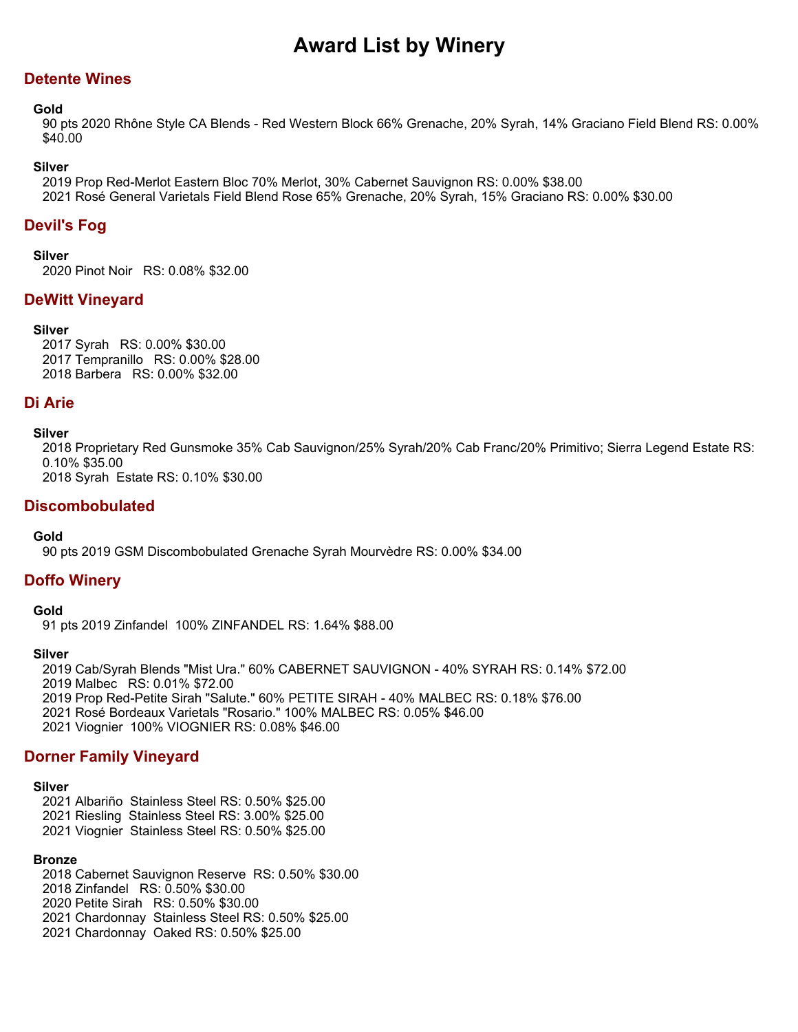# Award List by Winery

## Detente Wines

### Gold

90 pts 2020 Rhône Style CA Blends - Red Western Block 66% Grenache, 20% Syrah, 14% Graciano Field Blend RS: 0.00% $40.00

### Silver

2019 Prop Red-Merlot Eastern Bloc 70% Merlot, 30% Cabernet Sauvignon RS: 0.00% $38.00
2021 Rosé General Varietals Field Blend Rose 65% Grenache, 20% Syrah, 15% Graciano RS: 0.00% $30.00

## Devil's Fog

### Silver

2020 Pinot Noir RS: 0.08% $32.00

## DeWitt Vineyard

### Silver

2017 Syrah RS: 0.00% $30.00
2017 Tempranillo RS: 0.00% $28.00
2018 Barbera RS: 0.00% $32.00

## Di Arie

### Silver

2018 Proprietary Red Gunsmoke 35% Cab Sauvignon/25% Syrah/20% Cab Franc/20% Primitivo; Sierra Legend Estate RS: 0.10% $35.00
2018 Syrah Estate RS: 0.10% $30.00

## Discombobulated

### Gold

90 pts 2019 GSM Discombobulated Grenache Syrah Mourvèdre RS: 0.00% $34.00

## Doffo Winery

### Gold

91 pts 2019 Zinfandel 100% ZINFANDEL RS: 1.64% $88.00

### Silver

2019 Cab/Syrah Blends "Mist Ura." 60% CABERNET SAUVIGNON - 40% SYRAH RS: 0.14% $72.00
2019 Malbec RS: 0.01% $72.00
2019 Prop Red-Petite Sirah "Salute." 60% PETITE SIRAH - 40% MALBEC RS: 0.18% $76.00
2021 Rosé Bordeaux Varietals "Rosario." 100% MALBEC RS: 0.05% $46.00
2021 Viognier 100% VIOGNIER RS: 0.08% $46.00

## Dorner Family Vineyard

### Silver

2021 Albariño Stainless Steel RS: 0.50% $25.00
2021 Riesling Stainless Steel RS: 3.00% $25.00
2021 Viognier Stainless Steel RS: 0.50% $25.00

### Bronze

2018 Cabernet Sauvignon Reserve RS: 0.50% $30.00
2018 Zinfandel RS: 0.50% $30.00
2020 Petite Sirah RS: 0.50% $30.00
2021 Chardonnay Stainless Steel RS: 0.50% $25.00
2021 Chardonnay Oaked RS: 0.50% $25.00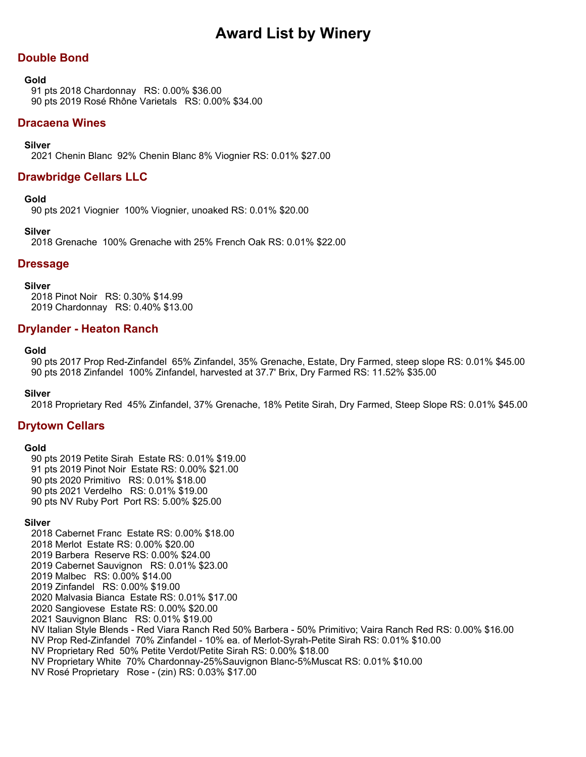# Award List by Winery

## Double Bond

### Gold

91 pts 2018 Chardonnay   RS: 0.00% $36.00
90 pts 2019 Rosé Rhône Varietals   RS: 0.00% $34.00

## Dracaena Wines

### Silver

2021 Chenin Blanc  92% Chenin Blanc 8% Viognier RS: 0.01% $27.00

## Drawbridge Cellars LLC

### Gold

90 pts 2021 Viognier  100% Viognier, unoaked RS: 0.01% $20.00

### Silver

2018 Grenache  100% Grenache with 25% French Oak RS: 0.01% $22.00

## Dressage

### Silver

2018 Pinot Noir   RS: 0.30% $14.99
2019 Chardonnay   RS: 0.40% $13.00

## Drylander - Heaton Ranch

### Gold

90 pts 2017 Prop Red-Zinfandel  65% Zinfandel, 35% Grenache, Estate, Dry Farmed, steep slope RS: 0.01% $45.00
90 pts 2018 Zinfandel  100% Zinfandel, harvested at 37.7' Brix, Dry Farmed RS: 11.52% $35.00

### Silver

2018 Proprietary Red  45% Zinfandel, 37% Grenache, 18% Petite Sirah, Dry Farmed, Steep Slope RS: 0.01% $45.00

## Drytown Cellars

### Gold

90 pts 2019 Petite Sirah  Estate RS: 0.01% $19.00
91 pts 2019 Pinot Noir  Estate RS: 0.00% $21.00
90 pts 2020 Primitivo   RS: 0.01% $18.00
90 pts 2021 Verdelho   RS: 0.01% $19.00
90 pts NV Ruby Port  Port RS: 5.00% $25.00

### Silver

2018 Cabernet Franc  Estate RS: 0.00% $18.00
2018 Merlot  Estate RS: 0.00% $20.00
2019 Barbera  Reserve RS: 0.00% $24.00
2019 Cabernet Sauvignon   RS: 0.01% $23.00
2019 Malbec   RS: 0.00% $14.00
2019 Zinfandel   RS: 0.00% $19.00
2020 Malvasia Bianca  Estate RS: 0.01% $17.00
2020 Sangiovese  Estate RS: 0.00% $20.00
2021 Sauvignon Blanc   RS: 0.01% $19.00
NV Italian Style Blends - Red Viara Ranch Red 50% Barbera - 50% Primitivo; Vaira Ranch Red RS: 0.00% $16.00
NV Prop Red-Zinfandel  70% Zinfandel - 10% ea. of Merlot-Syrah-Petite Sirah RS: 0.01% $10.00
NV Proprietary Red  50% Petite Verdot/Petite Sirah RS: 0.00% $18.00
NV Proprietary White  70% Chardonnay-25%Sauvignon Blanc-5%Muscat RS: 0.01% $10.00
NV Rosé Proprietary   Rose - (zin) RS: 0.03% $17.00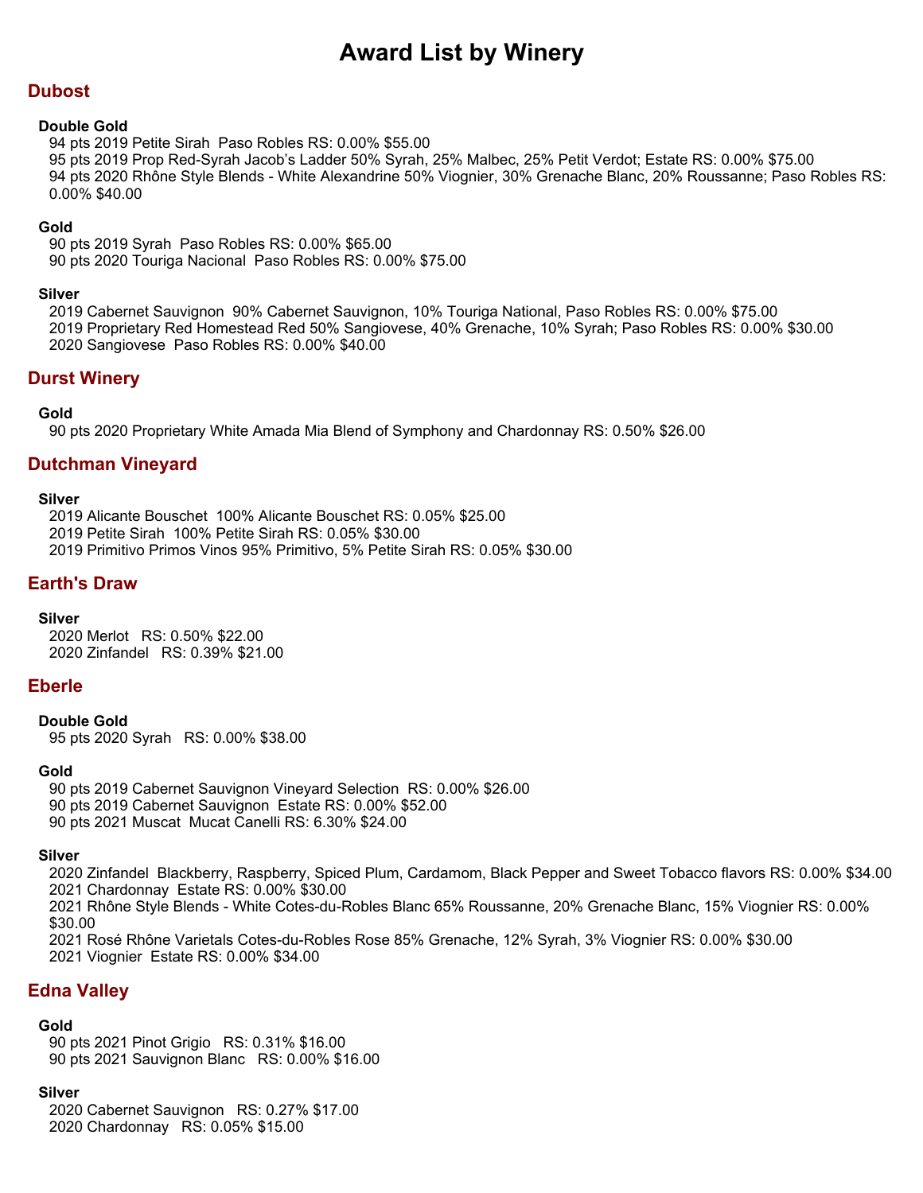# Award List by Winery

## Dubost

### Double Gold

94 pts 2019 Petite Sirah  Paso Robles RS: 0.00% $55.00
95 pts 2019 Prop Red-Syrah Jacob's Ladder 50% Syrah, 25% Malbec, 25% Petit Verdot; Estate RS: 0.00% $75.00
94 pts 2020 Rhône Style Blends - White Alexandrine 50% Viognier, 30% Grenache Blanc, 20% Roussanne; Paso Robles RS: 0.00% $40.00

### Gold

90 pts 2019 Syrah  Paso Robles RS: 0.00% $65.00
90 pts 2020 Touriga Nacional  Paso Robles RS: 0.00% $75.00

### Silver

2019 Cabernet Sauvignon  90% Cabernet Sauvignon, 10% Touriga National, Paso Robles RS: 0.00% $75.00
2019 Proprietary Red Homestead Red 50% Sangiovese, 40% Grenache, 10% Syrah; Paso Robles RS: 0.00% $30.00
2020 Sangiovese  Paso Robles RS: 0.00% $40.00

## Durst Winery

### Gold

90 pts 2020 Proprietary White Amada Mia Blend of Symphony and Chardonnay RS: 0.50% $26.00

## Dutchman Vineyard

### Silver

2019 Alicante Bouschet  100% Alicante Bouschet RS: 0.05% $25.00
2019 Petite Sirah  100% Petite Sirah RS: 0.05% $30.00
2019 Primitivo Primos Vinos 95% Primitivo, 5% Petite Sirah RS: 0.05% $30.00

## Earth's Draw

### Silver

2020 Merlot   RS: 0.50% $22.00
2020 Zinfandel   RS: 0.39% $21.00

## Eberle

### Double Gold

95 pts 2020 Syrah   RS: 0.00% $38.00

### Gold

90 pts 2019 Cabernet Sauvignon Vineyard Selection  RS: 0.00% $26.00
90 pts 2019 Cabernet Sauvignon  Estate RS: 0.00% $52.00
90 pts 2021 Muscat  Mucat Canelli RS: 6.30% $24.00

### Silver

2020 Zinfandel  Blackberry, Raspberry, Spiced Plum, Cardamom, Black Pepper and Sweet Tobacco flavors RS: 0.00% $34.00
2021 Chardonnay  Estate RS: 0.00% $30.00
2021 Rhône Style Blends - White Cotes-du-Robles Blanc 65% Roussanne, 20% Grenache Blanc, 15% Viognier RS: 0.00% $30.00
2021 Rosé Rhône Varietals Cotes-du-Robles Rose 85% Grenache, 12% Syrah, 3% Viognier RS: 0.00% $30.00
2021 Viognier  Estate RS: 0.00% $34.00

## Edna Valley

### Gold

90 pts 2021 Pinot Grigio   RS: 0.31% $16.00
90 pts 2021 Sauvignon Blanc   RS: 0.00% $16.00

### Silver

2020 Cabernet Sauvignon   RS: 0.27% $17.00
2020 Chardonnay   RS: 0.05% $15.00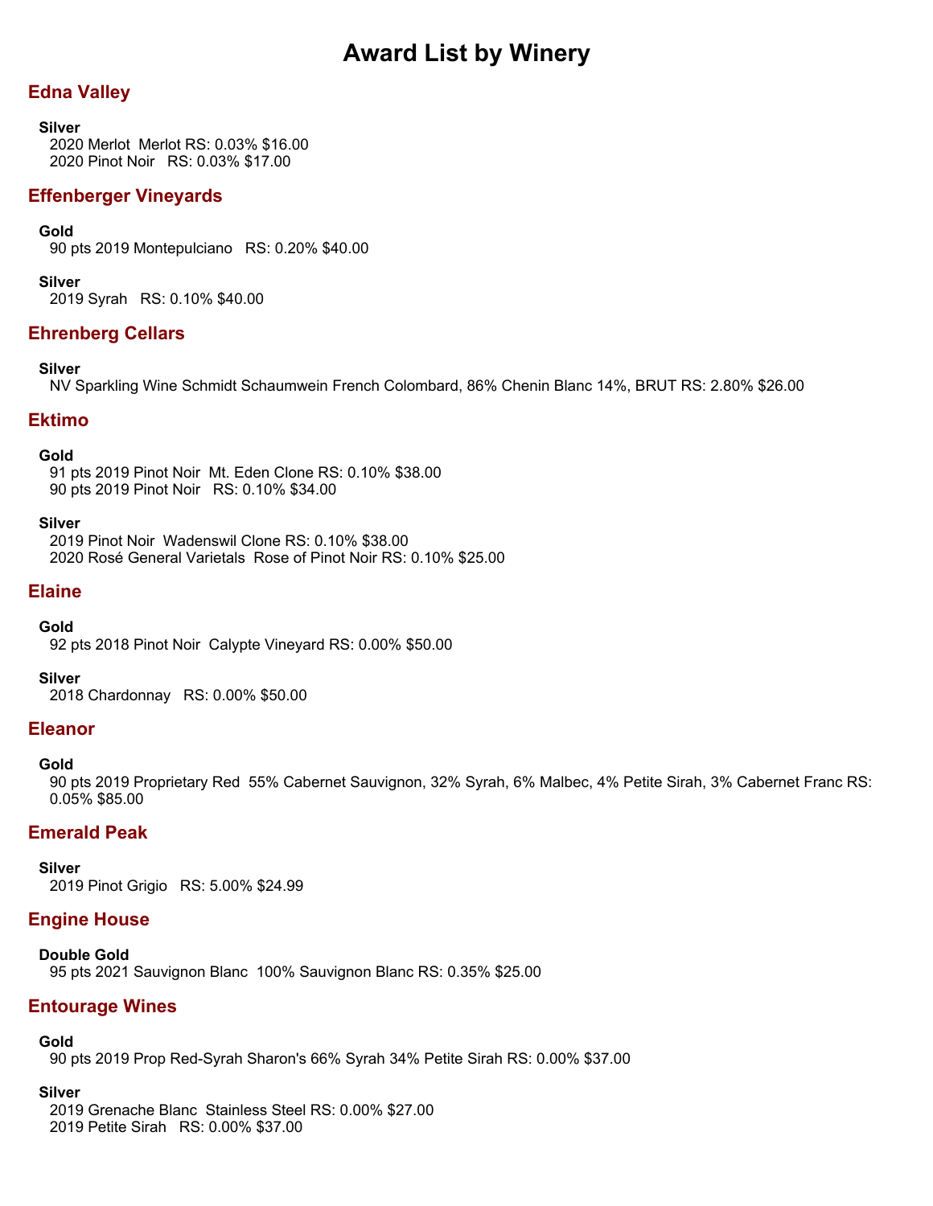# Award List by Winery

## Edna Valley

**Silver**

2020 Merlot  Merlot RS: 0.03% $16.00
2020 Pinot Noir   RS: 0.03% $17.00

## Effenberger Vineyards

**Gold**

90 pts 2019 Montepulciano   RS: 0.20% $40.00

**Silver**

2019 Syrah   RS: 0.10% $40.00

## Ehrenberg Cellars

**Silver**

NV Sparkling Wine Schmidt Schaumwein French Colombard, 86% Chenin Blanc 14%, BRUT RS: 2.80% $26.00

## Ektimo

**Gold**

91 pts 2019 Pinot Noir  Mt. Eden Clone RS: 0.10% $38.00
90 pts 2019 Pinot Noir   RS: 0.10% $34.00

**Silver**

2019 Pinot Noir  Wadenswil Clone RS: 0.10% $38.00
2020 Rosé General Varietals  Rose of Pinot Noir RS: 0.10% $25.00

## Elaine

**Gold**

92 pts 2018 Pinot Noir  Calypte Vineyard RS: 0.00% $50.00

**Silver**

2018 Chardonnay   RS: 0.00% $50.00

## Eleanor

**Gold**

90 pts 2019 Proprietary Red  55% Cabernet Sauvignon, 32% Syrah, 6% Malbec, 4% Petite Sirah, 3% Cabernet Franc RS: 0.05% $85.00

## Emerald Peak

**Silver**

2019 Pinot Grigio   RS: 5.00% $24.99

## Engine House

**Double Gold**

95 pts 2021 Sauvignon Blanc  100% Sauvignon Blanc RS: 0.35% $25.00

## Entourage Wines

**Gold**

90 pts 2019 Prop Red-Syrah Sharon's 66% Syrah 34% Petite Sirah RS: 0.00% $37.00

**Silver**

2019 Grenache Blanc  Stainless Steel RS: 0.00% $27.00
2019 Petite Sirah   RS: 0.00% $37.00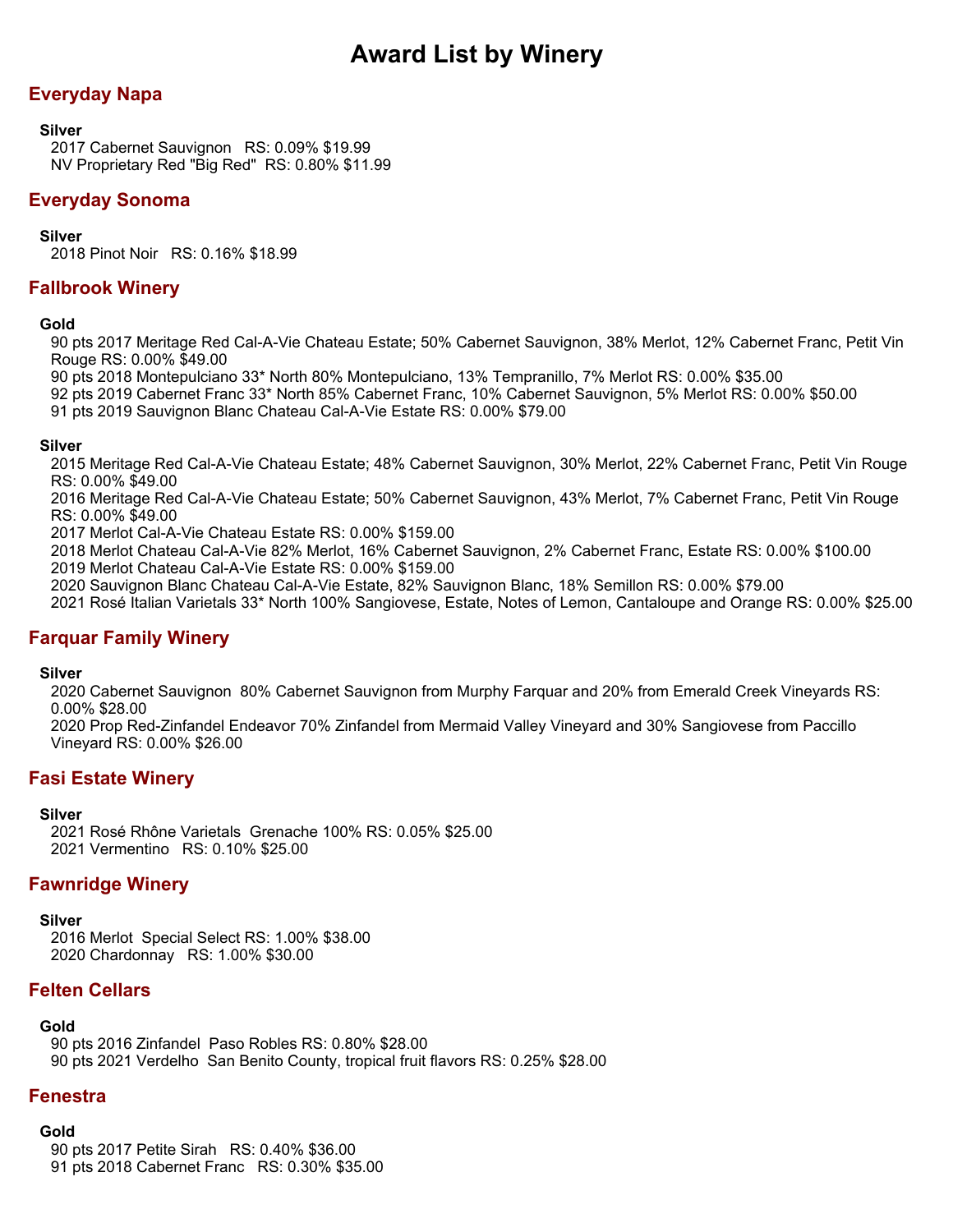# Award List by Winery

## Everyday Napa

**Silver**

2017 Cabernet Sauvignon   RS: 0.09% $19.99
NV Proprietary Red "Big Red"  RS: 0.80% $11.99

## Everyday Sonoma

**Silver**

2018 Pinot Noir   RS: 0.16% $18.99

## Fallbrook Winery

**Gold**

90 pts 2017 Meritage Red Cal-A-Vie Chateau Estate; 50% Cabernet Sauvignon, 38% Merlot, 12% Cabernet Franc, Petit Vin Rouge RS: 0.00% $49.00
90 pts 2018 Montepulciano 33* North 80% Montepulciano, 13% Tempranillo, 7% Merlot RS: 0.00% $35.00
92 pts 2019 Cabernet Franc 33* North 85% Cabernet Franc, 10% Cabernet Sauvignon, 5% Merlot RS: 0.00% $50.00
91 pts 2019 Sauvignon Blanc Chateau Cal-A-Vie Estate RS: 0.00% $79.00

**Silver**

2015 Meritage Red Cal-A-Vie Chateau Estate; 48% Cabernet Sauvignon, 30% Merlot, 22% Cabernet Franc, Petit Vin Rouge RS: 0.00% $49.00
2016 Meritage Red Cal-A-Vie Chateau Estate; 50% Cabernet Sauvignon, 43% Merlot, 7% Cabernet Franc, Petit Vin Rouge RS: 0.00% $49.00
2017 Merlot Cal-A-Vie Chateau Estate RS: 0.00% $159.00
2018 Merlot Chateau Cal-A-Vie 82% Merlot, 16% Cabernet Sauvignon, 2% Cabernet Franc, Estate RS: 0.00% $100.00
2019 Merlot Chateau Cal-A-Vie Estate RS: 0.00% $159.00
2020 Sauvignon Blanc Chateau Cal-A-Vie Estate, 82% Sauvignon Blanc, 18% Semillon RS: 0.00% $79.00
2021 Rosé Italian Varietals 33* North 100% Sangiovese, Estate, Notes of Lemon, Cantaloupe and Orange RS: 0.00% $25.00

## Farquar Family Winery

**Silver**

2020 Cabernet Sauvignon  80% Cabernet Sauvignon from Murphy Farquar and 20% from Emerald Creek Vineyards RS: 0.00% $28.00
2020 Prop Red-Zinfandel Endeavor 70% Zinfandel from Mermaid Valley Vineyard and 30% Sangiovese from Paccillo Vineyard RS: 0.00% $26.00

## Fasi Estate Winery

**Silver**

2021 Rosé Rhône Varietals  Grenache 100% RS: 0.05% $25.00
2021 Vermentino   RS: 0.10% $25.00

## Fawnridge Winery

**Silver**

2016 Merlot  Special Select RS: 1.00% $38.00
2020 Chardonnay   RS: 1.00% $30.00

## Felten Cellars

**Gold**

90 pts 2016 Zinfandel  Paso Robles RS: 0.80% $28.00
90 pts 2021 Verdelho  San Benito County, tropical fruit flavors RS: 0.25% $28.00

## Fenestra

**Gold**

90 pts 2017 Petite Sirah   RS: 0.40% $36.00
91 pts 2018 Cabernet Franc   RS: 0.30% $35.00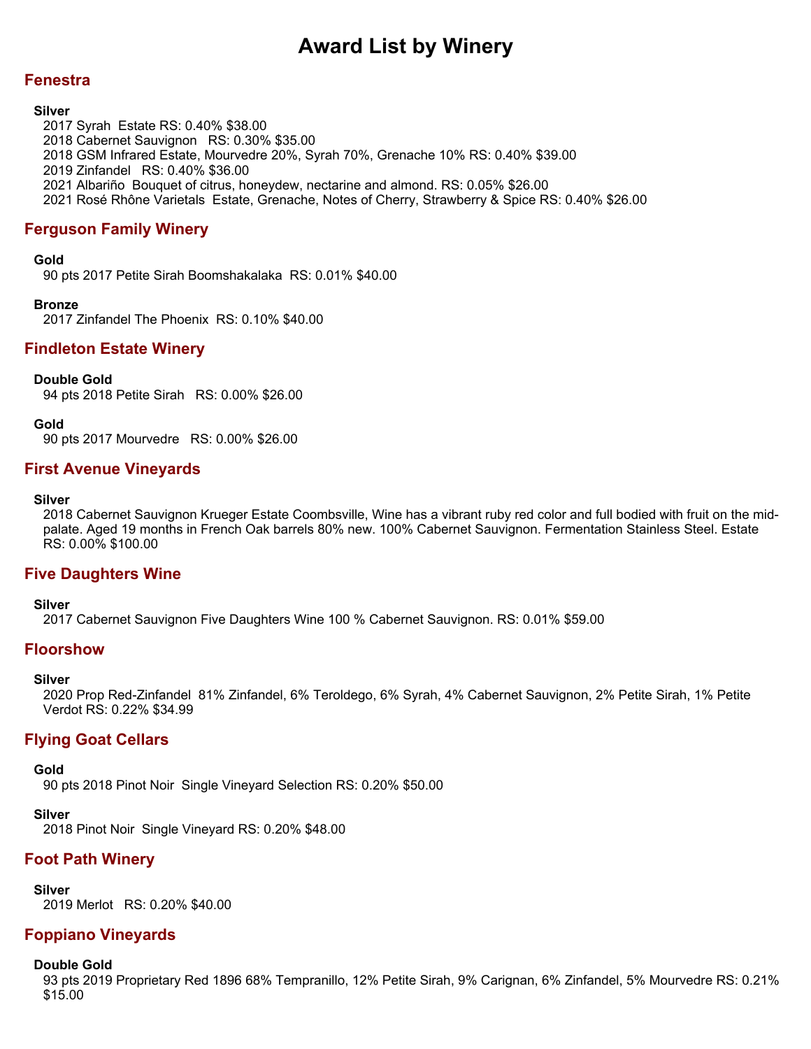# Award List by Winery

## Fenestra

**Silver**

2017 Syrah  Estate RS: 0.40% $38.00
2018 Cabernet Sauvignon   RS: 0.30% $35.00
2018 GSM Infrared Estate, Mourvedre 20%, Syrah 70%, Grenache 10% RS: 0.40% $39.00
2019 Zinfandel   RS: 0.40% $36.00
2021 Albariño  Bouquet of citrus, honeydew, nectarine and almond. RS: 0.05% $26.00
2021 Rosé Rhône Varietals  Estate, Grenache, Notes of Cherry, Strawberry & Spice RS: 0.40% $26.00

## Ferguson Family Winery

**Gold**

90 pts 2017 Petite Sirah Boomshakalaka  RS: 0.01% $40.00

**Bronze**

2017 Zinfandel The Phoenix  RS: 0.10% $40.00

## Findleton Estate Winery

**Double Gold**

94 pts 2018 Petite Sirah   RS: 0.00% $26.00

**Gold**

90 pts 2017 Mourvedre   RS: 0.00% $26.00

## First Avenue Vineyards

**Silver**

2018 Cabernet Sauvignon Krueger Estate Coombsville, Wine has a vibrant ruby red color and full bodied with fruit on the mid-palate. Aged 19 months in French Oak barrels 80% new. 100% Cabernet Sauvignon. Fermentation Stainless Steel. Estate RS: 0.00% $100.00

## Five Daughters Wine

**Silver**

2017 Cabernet Sauvignon Five Daughters Wine 100 % Cabernet Sauvignon. RS: 0.01% $59.00

## Floorshow

**Silver**

2020 Prop Red-Zinfandel  81% Zinfandel, 6% Teroldego, 6% Syrah, 4% Cabernet Sauvignon, 2% Petite Sirah, 1% Petite Verdot RS: 0.22% $34.99

## Flying Goat Cellars

**Gold**

90 pts 2018 Pinot Noir  Single Vineyard Selection RS: 0.20% $50.00

**Silver**

2018 Pinot Noir  Single Vineyard RS: 0.20% $48.00

## Foot Path Winery

**Silver**

2019 Merlot   RS: 0.20% $40.00

## Foppiano Vineyards

**Double Gold**

93 pts 2019 Proprietary Red 1896 68% Tempranillo, 12% Petite Sirah, 9% Carignan, 6% Zinfandel, 5% Mourvedre RS: 0.21% $15.00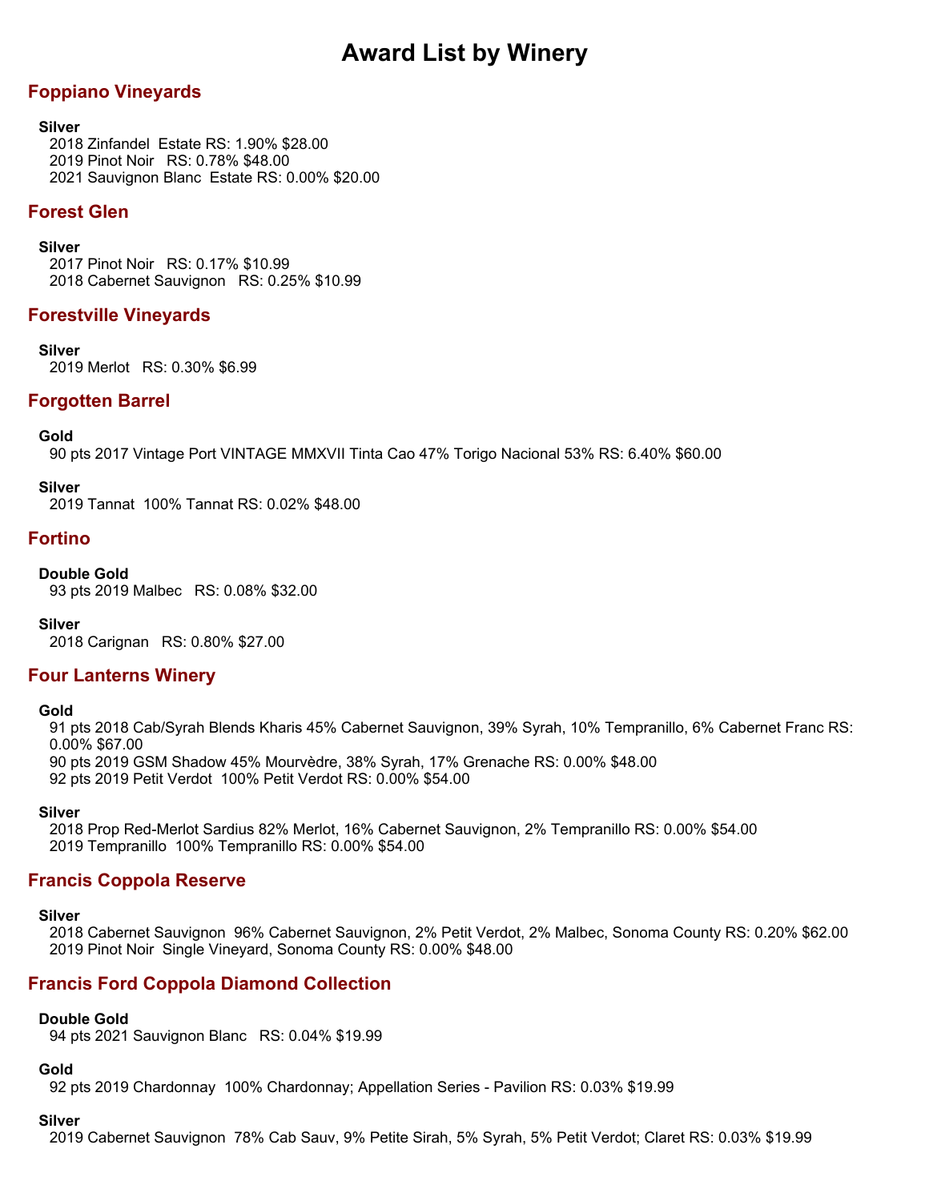# Award List by Winery

## Foppiano Vineyards

**Silver**

2018 Zinfandel  Estate RS: 1.90% $28.00
2019 Pinot Noir   RS: 0.78% $48.00
2021 Sauvignon Blanc  Estate RS: 0.00% $20.00

## Forest Glen

**Silver**

2017 Pinot Noir   RS: 0.17% $10.99
2018 Cabernet Sauvignon   RS: 0.25% $10.99

## Forestville Vineyards

**Silver**

2019 Merlot   RS: 0.30% $6.99

## Forgotten Barrel

**Gold**

90 pts 2017 Vintage Port VINTAGE MMXVII Tinta Cao 47% Torigo Nacional 53% RS: 6.40% $60.00

**Silver**

2019 Tannat  100% Tannat RS: 0.02% $48.00

## Fortino

**Double Gold**

93 pts 2019 Malbec   RS: 0.08% $32.00

**Silver**

2018 Carignan   RS: 0.80% $27.00

## Four Lanterns Winery

**Gold**

91 pts 2018 Cab/Syrah Blends Kharis 45% Cabernet Sauvignon, 39% Syrah, 10% Tempranillo, 6% Cabernet Franc RS: 0.00% $67.00
90 pts 2019 GSM Shadow 45% Mourvèdre, 38% Syrah, 17% Grenache RS: 0.00% $48.00
92 pts 2019 Petit Verdot  100% Petit Verdot RS: 0.00% $54.00

**Silver**

2018 Prop Red-Merlot Sardius 82% Merlot, 16% Cabernet Sauvignon, 2% Tempranillo RS: 0.00% $54.00
2019 Tempranillo  100% Tempranillo RS: 0.00% $54.00

## Francis Coppola Reserve

**Silver**

2018 Cabernet Sauvignon  96% Cabernet Sauvignon, 2% Petit Verdot, 2% Malbec, Sonoma County RS: 0.20% $62.00
2019 Pinot Noir  Single Vineyard, Sonoma County RS: 0.00% $48.00

## Francis Ford Coppola Diamond Collection

**Double Gold**

94 pts 2021 Sauvignon Blanc   RS: 0.04% $19.99

**Gold**

92 pts 2019 Chardonnay  100% Chardonnay; Appellation Series - Pavilion RS: 0.03% $19.99

**Silver**

2019 Cabernet Sauvignon  78% Cab Sauv, 9% Petite Sirah, 5% Syrah, 5% Petit Verdot; Claret RS: 0.03% $19.99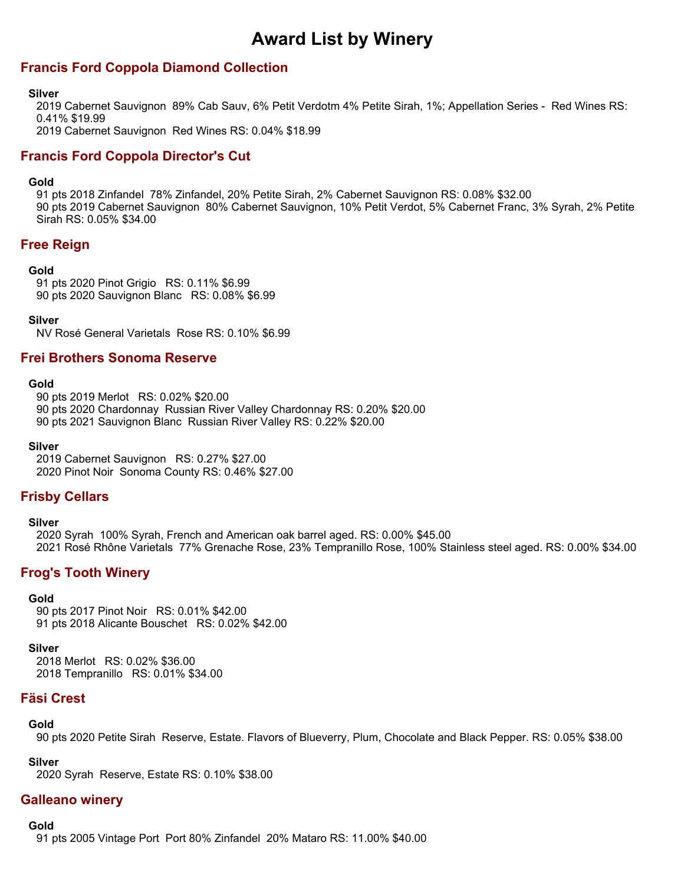# Award List by Winery

## Francis Ford Coppola Diamond Collection

**Silver**

2019 Cabernet Sauvignon  89% Cab Sauv, 6% Petit Verdotm 4% Petite Sirah, 1%; Appellation Series -  Red Wines RS: 0.41% $19.99
2019 Cabernet Sauvignon  Red Wines RS: 0.04% $18.99

## Francis Ford Coppola Director's Cut

**Gold**

91 pts 2018 Zinfandel  78% Zinfandel, 20% Petite Sirah, 2% Cabernet Sauvignon RS: 0.08% $32.00
90 pts 2019 Cabernet Sauvignon  80% Cabernet Sauvignon, 10% Petit Verdot, 5% Cabernet Franc, 3% Syrah, 2% Petite Sirah RS: 0.05% $34.00

## Free Reign

**Gold**

91 pts 2020 Pinot Grigio   RS: 0.11% $6.99
90 pts 2020 Sauvignon Blanc   RS: 0.08% $6.99

**Silver**

NV Rosé General Varietals  Rose RS: 0.10% $6.99

## Frei Brothers Sonoma Reserve

**Gold**

90 pts 2019 Merlot   RS: 0.02% $20.00
90 pts 2020 Chardonnay  Russian River Valley Chardonnay RS: 0.20% $20.00
90 pts 2021 Sauvignon Blanc  Russian River Valley RS: 0.22% $20.00

**Silver**

2019 Cabernet Sauvignon   RS: 0.27% $27.00
2020 Pinot Noir  Sonoma County RS: 0.46% $27.00

## Frisby Cellars

**Silver**

2020 Syrah  100% Syrah, French and American oak barrel aged. RS: 0.00% $45.00
2021 Rosé Rhône Varietals  77% Grenache Rose, 23% Tempranillo Rose, 100% Stainless steel aged. RS: 0.00% $34.00

## Frog's Tooth Winery

**Gold**

90 pts 2017 Pinot Noir   RS: 0.01% $42.00
91 pts 2018 Alicante Bouschet   RS: 0.02% $42.00

**Silver**

2018 Merlot   RS: 0.02% $36.00
2018 Tempranillo   RS: 0.01% $34.00

## Fäsi Crest

**Gold**

90 pts 2020 Petite Sirah  Reserve, Estate. Flavors of Blueverry, Plum, Chocolate and Black Pepper. RS: 0.05% $38.00

**Silver**

2020 Syrah  Reserve, Estate RS: 0.10% $38.00

## Galleano winery

**Gold**

91 pts 2005 Vintage Port  Port 80% Zinfandel  20% Mataro RS: 11.00% $40.00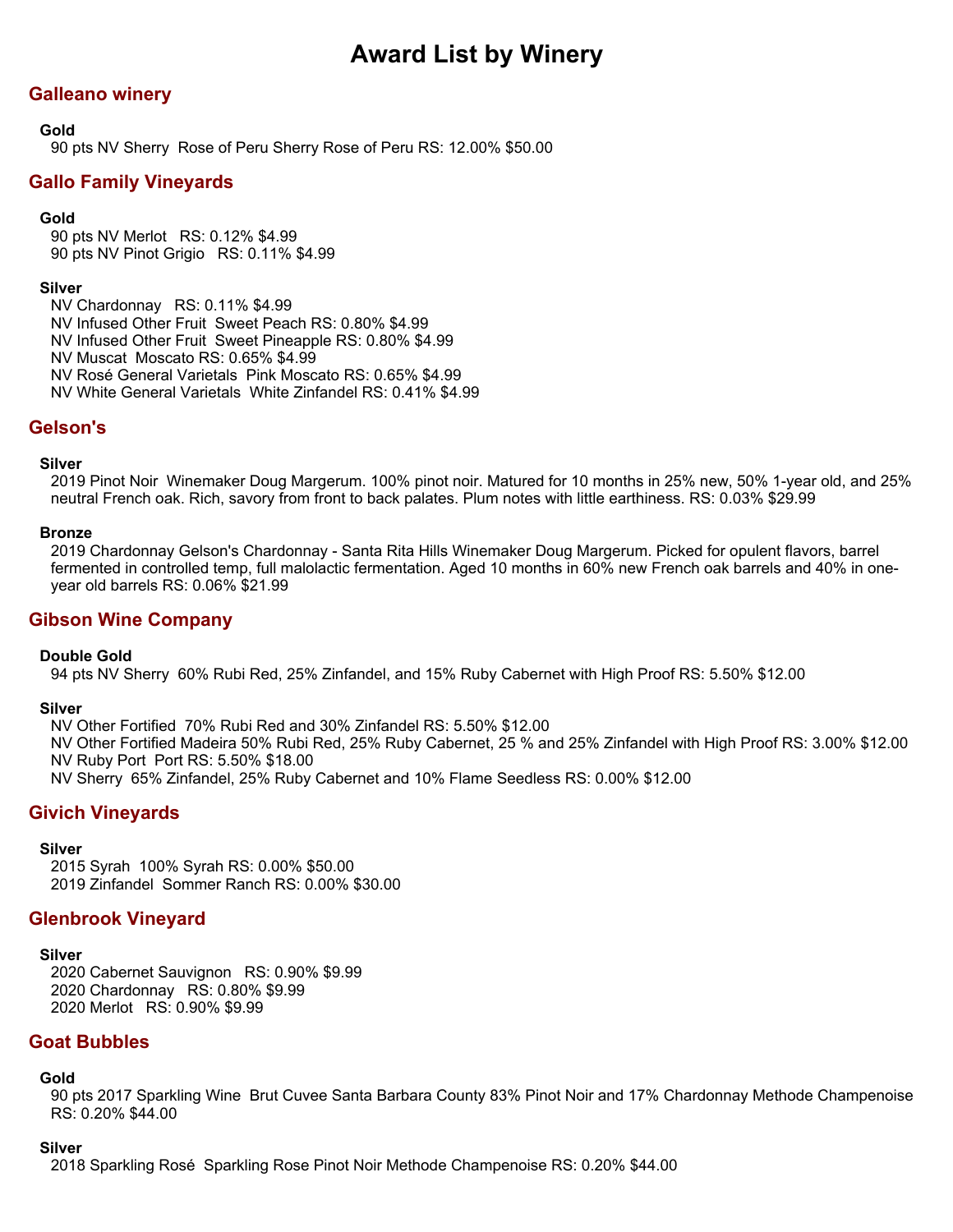# Award List by Winery

## Galleano winery

### Gold

90 pts NV Sherry  Rose of Peru Sherry Rose of Peru RS: 12.00% $50.00

## Gallo Family Vineyards

### Gold

90 pts NV Merlot   RS: 0.12% $4.99
90 pts NV Pinot Grigio   RS: 0.11% $4.99

### Silver

NV Chardonnay   RS: 0.11% $4.99
NV Infused Other Fruit  Sweet Peach RS: 0.80% $4.99
NV Infused Other Fruit  Sweet Pineapple RS: 0.80% $4.99
NV Muscat  Moscato RS: 0.65% $4.99
NV Rosé General Varietals  Pink Moscato RS: 0.65% $4.99
NV White General Varietals  White Zinfandel RS: 0.41% $4.99

## Gelson's

### Silver

2019 Pinot Noir  Winemaker Doug Margerum. 100% pinot noir. Matured for 10 months in 25% new, 50% 1-year old, and 25% neutral French oak. Rich, savory from front to back palates. Plum notes with little earthiness. RS: 0.03% $29.99

### Bronze

2019 Chardonnay Gelson's Chardonnay - Santa Rita Hills Winemaker Doug Margerum. Picked for opulent flavors, barrel fermented in controlled temp, full malolactic fermentation. Aged 10 months in 60% new French oak barrels and 40% in one-year old barrels RS: 0.06% $21.99

## Gibson Wine Company

### Double Gold

94 pts NV Sherry  60% Rubi Red, 25% Zinfandel, and 15% Ruby Cabernet with High Proof RS: 5.50% $12.00

### Silver

NV Other Fortified  70% Rubi Red and 30% Zinfandel RS: 5.50% $12.00
NV Other Fortified Madeira 50% Rubi Red, 25% Ruby Cabernet, 25 % and 25% Zinfandel with High Proof RS: 3.00% $12.00
NV Ruby Port  Port RS: 5.50% $18.00
NV Sherry  65% Zinfandel, 25% Ruby Cabernet and 10% Flame Seedless RS: 0.00% $12.00

## Givich Vineyards

### Silver

2015 Syrah  100% Syrah RS: 0.00% $50.00
2019 Zinfandel  Sommer Ranch RS: 0.00% $30.00

## Glenbrook Vineyard

### Silver

2020 Cabernet Sauvignon   RS: 0.90% $9.99
2020 Chardonnay   RS: 0.80% $9.99
2020 Merlot   RS: 0.90% $9.99

## Goat Bubbles

### Gold

90 pts 2017 Sparkling Wine  Brut Cuvee Santa Barbara County 83% Pinot Noir and 17% Chardonnay Methode Champenoise RS: 0.20% $44.00

### Silver

2018 Sparkling Rosé  Sparkling Rose Pinot Noir Methode Champenoise RS: 0.20% $44.00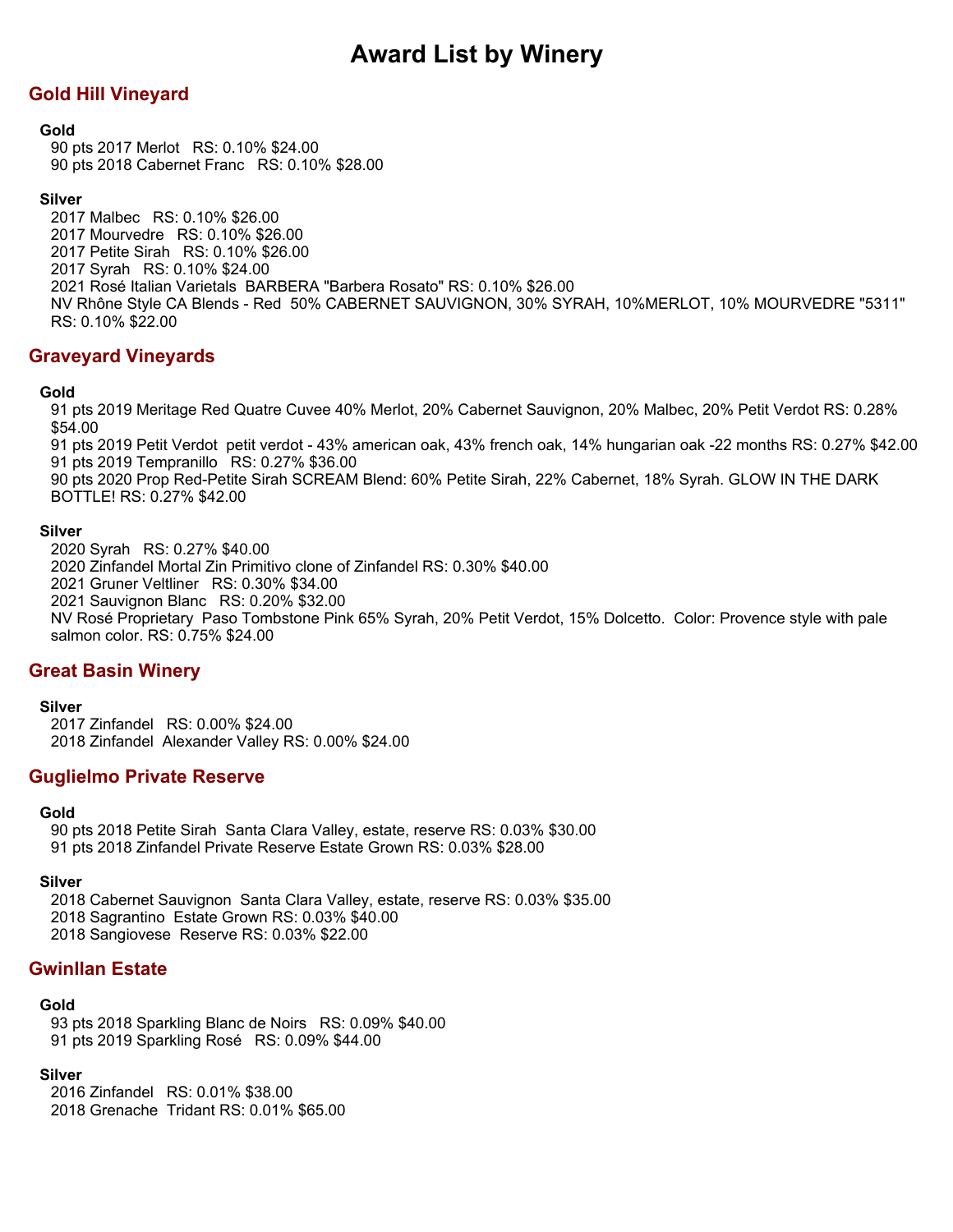# Award List by Winery

## Gold Hill Vineyard

**Gold**

90 pts 2017 Merlot RS: 0.10% $24.00
90 pts 2018 Cabernet Franc RS: 0.10% $28.00

**Silver**

2017 Malbec RS: 0.10% $26.00
2017 Mourvedre RS: 0.10% $26.00
2017 Petite Sirah RS: 0.10% $26.00
2017 Syrah RS: 0.10% $24.00
2021 Rosé Italian Varietals BARBERA "Barbera Rosato" RS: 0.10% $26.00
NV Rhône Style CA Blends - Red 50% CABERNET SAUVIGNON, 30% SYRAH, 10%MERLOT, 10% MOURVEDRE "5311" RS: 0.10% $22.00

## Graveyard Vineyards

**Gold**

91 pts 2019 Meritage Red Quatre Cuvee 40% Merlot, 20% Cabernet Sauvignon, 20% Malbec, 20% Petit Verdot RS: 0.28% $54.00
91 pts 2019 Petit Verdot petit verdot - 43% american oak, 43% french oak, 14% hungarian oak -22 months RS: 0.27% $42.00
91 pts 2019 Tempranillo RS: 0.27% $36.00
90 pts 2020 Prop Red-Petite Sirah SCREAM Blend: 60% Petite Sirah, 22% Cabernet, 18% Syrah. GLOW IN THE DARK BOTTLE! RS: 0.27% $42.00

**Silver**

2020 Syrah RS: 0.27% $40.00
2020 Zinfandel Mortal Zin Primitivo clone of Zinfandel RS: 0.30% $40.00
2021 Gruner Veltliner RS: 0.30% $34.00
2021 Sauvignon Blanc RS: 0.20% $32.00
NV Rosé Proprietary Paso Tombstone Pink 65% Syrah, 20% Petit Verdot, 15% Dolcetto. Color: Provence style with pale salmon color. RS: 0.75% $24.00

## Great Basin Winery

**Silver**

2017 Zinfandel RS: 0.00% $24.00
2018 Zinfandel Alexander Valley RS: 0.00% $24.00

## Guglielmo Private Reserve

**Gold**

90 pts 2018 Petite Sirah Santa Clara Valley, estate, reserve RS: 0.03% $30.00
91 pts 2018 Zinfandel Private Reserve Estate Grown RS: 0.03% $28.00

**Silver**

2018 Cabernet Sauvignon Santa Clara Valley, estate, reserve RS: 0.03% $35.00
2018 Sagrantino Estate Grown RS: 0.03% $40.00
2018 Sangiovese Reserve RS: 0.03% $22.00

## Gwinllan Estate

**Gold**

93 pts 2018 Sparkling Blanc de Noirs RS: 0.09% $40.00
91 pts 2019 Sparkling Rosé RS: 0.09% $44.00

**Silver**

2016 Zinfandel RS: 0.01% $38.00
2018 Grenache Trident RS: 0.01% $65.00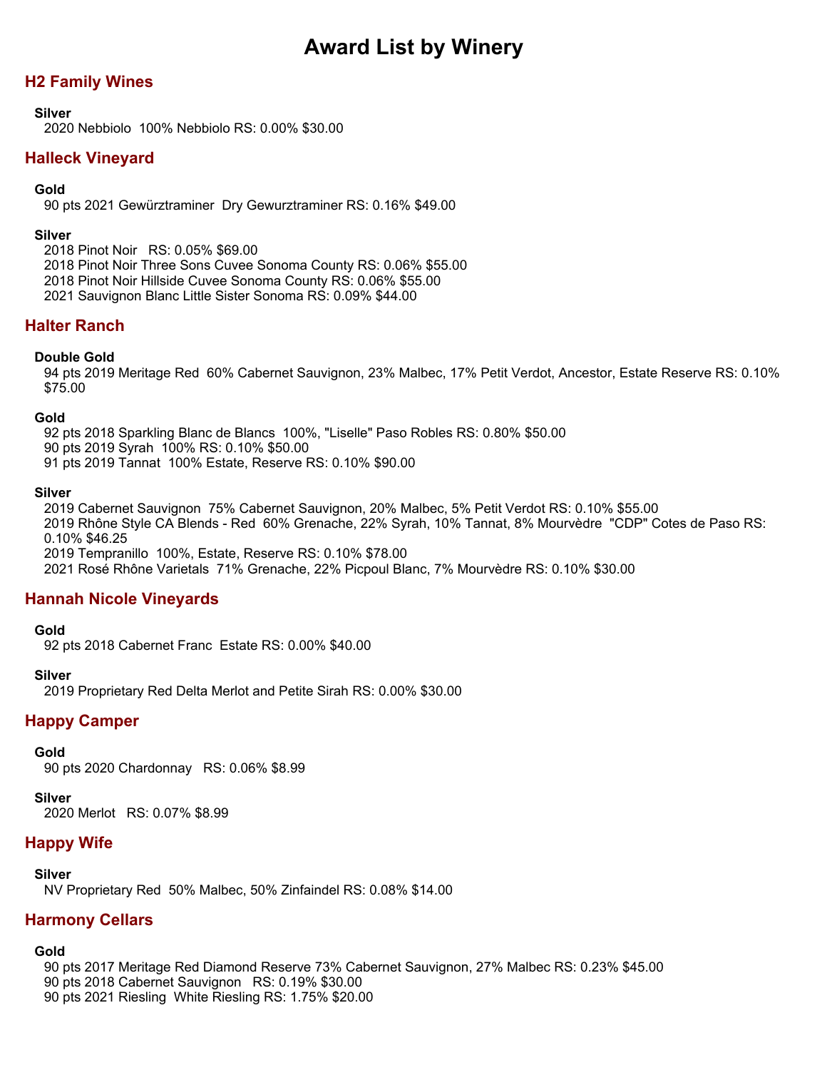# Award List by Winery

## H2 Family Wines

**Silver**

2020 Nebbiolo  100% Nebbiolo RS: 0.00% $30.00

## Halleck Vineyard

**Gold**

90 pts 2021 Gewürztraminer  Dry Gewurztraminer RS: 0.16% $49.00

**Silver**

2018 Pinot Noir   RS: 0.05% $69.00
2018 Pinot Noir Three Sons Cuvee Sonoma County RS: 0.06% $55.00
2018 Pinot Noir Hillside Cuvee Sonoma County RS: 0.06% $55.00
2021 Sauvignon Blanc Little Sister Sonoma RS: 0.09% $44.00

## Halter Ranch

**Double Gold**

94 pts 2019 Meritage Red  60% Cabernet Sauvignon, 23% Malbec, 17% Petit Verdot, Ancestor, Estate Reserve RS: 0.10% $75.00

**Gold**

92 pts 2018 Sparkling Blanc de Blancs  100%, "Liselle" Paso Robles RS: 0.80% $50.00
90 pts 2019 Syrah  100% RS: 0.10% $50.00
91 pts 2019 Tannat  100% Estate, Reserve RS: 0.10% $90.00

**Silver**

2019 Cabernet Sauvignon  75% Cabernet Sauvignon, 20% Malbec, 5% Petit Verdot RS: 0.10% $55.00
2019 Rhône Style CA Blends - Red  60% Grenache, 22% Syrah, 10% Tannat, 8% Mourvèdre  "CDP" Cotes de Paso RS: 0.10% $46.25
2019 Tempranillo  100%, Estate, Reserve RS: 0.10% $78.00
2021 Rosé Rhône Varietals  71% Grenache, 22% Picpoul Blanc, 7% Mourvèdre RS: 0.10% $30.00

## Hannah Nicole Vineyards

**Gold**

92 pts 2018 Cabernet Franc  Estate RS: 0.00% $40.00

**Silver**

2019 Proprietary Red Delta Merlot and Petite Sirah RS: 0.00% $30.00

## Happy Camper

**Gold**

90 pts 2020 Chardonnay   RS: 0.06% $8.99

**Silver**

2020 Merlot   RS: 0.07% $8.99

## Happy Wife

**Silver**

NV Proprietary Red  50% Malbec, 50% Zinfaindel RS: 0.08% $14.00

## Harmony Cellars

**Gold**

90 pts 2017 Meritage Red Diamond Reserve 73% Cabernet Sauvignon, 27% Malbec RS: 0.23% $45.00
90 pts 2018 Cabernet Sauvignon   RS: 0.19% $30.00
90 pts 2021 Riesling  White Riesling RS: 1.75% $20.00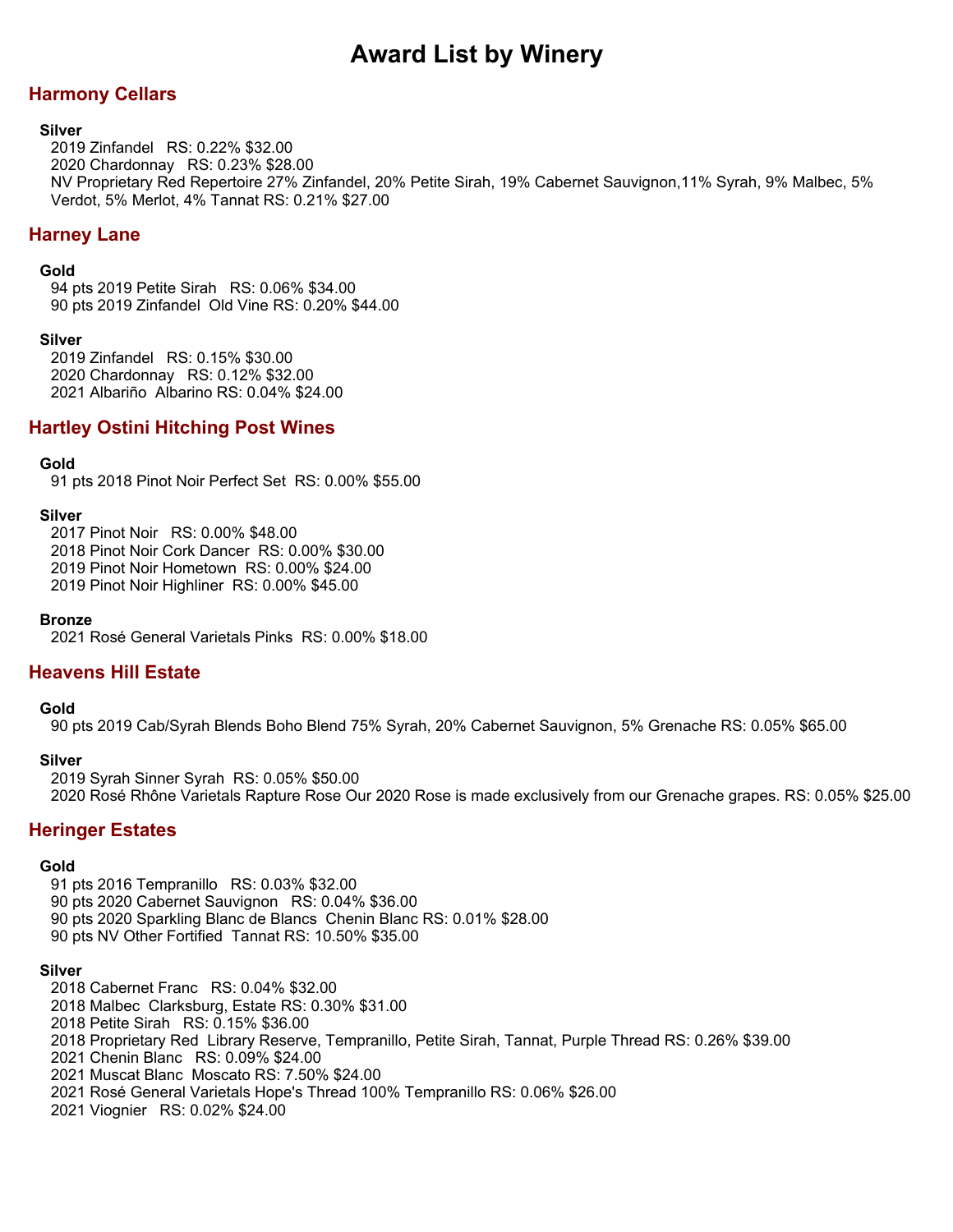# Award List by Winery

## Harmony Cellars

**Silver**

2019 Zinfandel RS: 0.22% $32.00
2020 Chardonnay RS: 0.23% $28.00
NV Proprietary Red Repertoire 27% Zinfandel, 20% Petite Sirah, 19% Cabernet Sauvignon,11% Syrah, 9% Malbec, 5% Verdot, 5% Merlot, 4% Tannat RS: 0.21% $27.00

## Harney Lane

**Gold**

94 pts 2019 Petite Sirah RS: 0.06% $34.00
90 pts 2019 Zinfandel Old Vine RS: 0.20% $44.00

**Silver**

2019 Zinfandel RS: 0.15% $30.00
2020 Chardonnay RS: 0.12% $32.00
2021 Albariño Albarino RS: 0.04% $24.00

## Hartley Ostini Hitching Post Wines

**Gold**

91 pts 2018 Pinot Noir Perfect Set RS: 0.00% $55.00

**Silver**

2017 Pinot Noir RS: 0.00% $48.00
2018 Pinot Noir Cork Dancer RS: 0.00% $30.00
2019 Pinot Noir Hometown RS: 0.00% $24.00
2019 Pinot Noir Highliner RS: 0.00% $45.00

**Bronze**

2021 Rosé General Varietals Pinks RS: 0.00% $18.00

## Heavens Hill Estate

**Gold**

90 pts 2019 Cab/Syrah Blends Boho Blend 75% Syrah, 20% Cabernet Sauvignon, 5% Grenache RS: 0.05% $65.00

**Silver**

2019 Syrah Sinner Syrah RS: 0.05% $50.00
2020 Rosé Rhône Varietals Rapture Rose Our 2020 Rose is made exclusively from our Grenache grapes. RS: 0.05% $25.00

## Heringer Estates

**Gold**

91 pts 2016 Tempranillo RS: 0.03% $32.00
90 pts 2020 Cabernet Sauvignon RS: 0.04% $36.00
90 pts 2020 Sparkling Blanc de Blancs Chenin Blanc RS: 0.01% $28.00
90 pts NV Other Fortified Tannat RS: 10.50% $35.00

**Silver**

2018 Cabernet Franc RS: 0.04% $32.00
2018 Malbec Clarksburg, Estate RS: 0.30% $31.00
2018 Petite Sirah RS: 0.15% $36.00
2018 Proprietary Red Library Reserve, Tempranillo, Petite Sirah, Tannat, Purple Thread RS: 0.26% $39.00
2021 Chenin Blanc RS: 0.09% $24.00
2021 Muscat Blanc Moscato RS: 7.50% $24.00
2021 Rosé General Varietals Hope's Thread 100% Tempranillo RS: 0.06% $26.00
2021 Viognier RS: 0.02% $24.00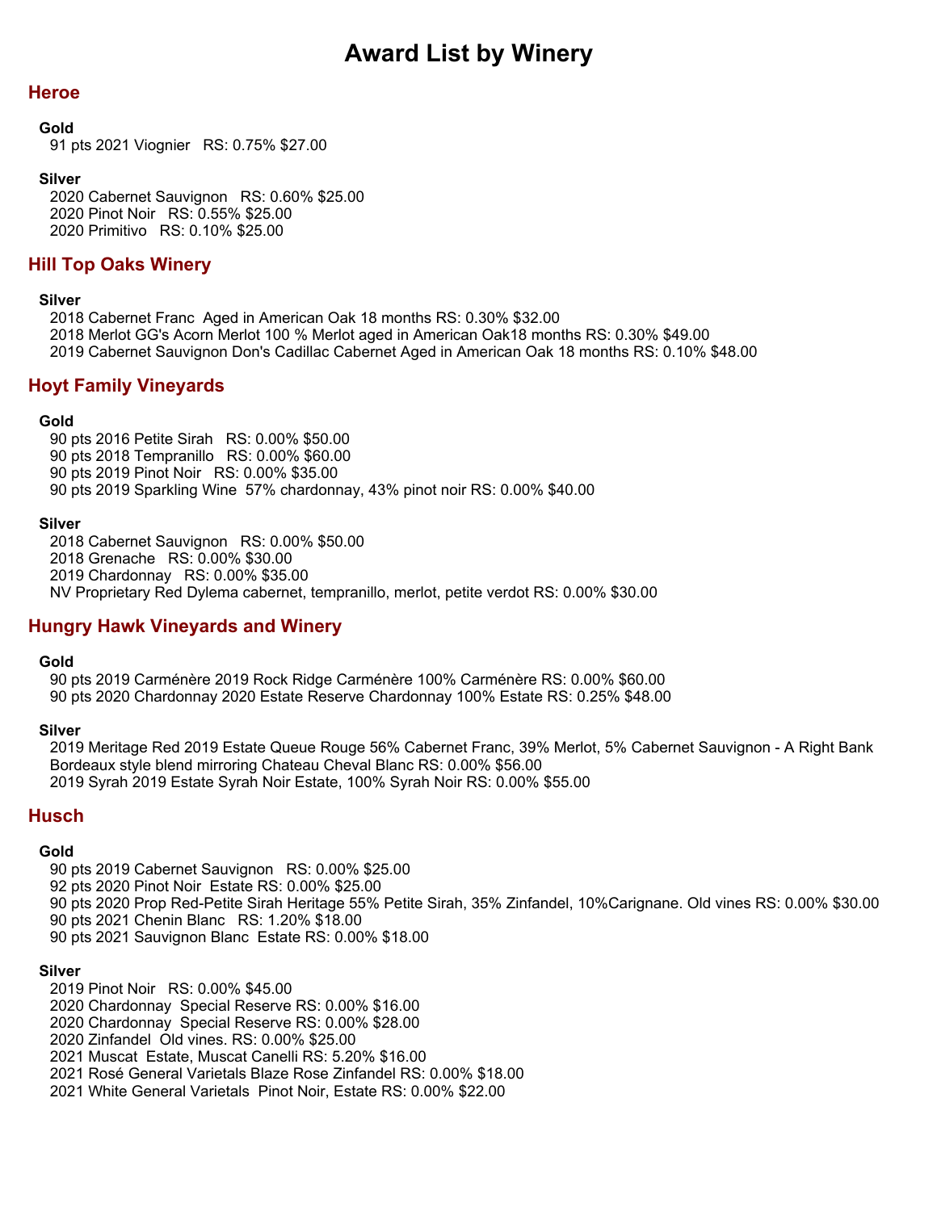# Award List by Winery

## Heroe

**Gold**

91 pts 2021 Viognier   RS: 0.75% $27.00

**Silver**

2020 Cabernet Sauvignon   RS: 0.60% $25.00
2020 Pinot Noir   RS: 0.55% $25.00
2020 Primitivo   RS: 0.10% $25.00

## Hill Top Oaks Winery

**Silver**

2018 Cabernet Franc  Aged in American Oak 18 months RS: 0.30% $32.00
2018 Merlot GG's Acorn Merlot 100 % Merlot aged in American Oak18 months RS: 0.30% $49.00
2019 Cabernet Sauvignon Don's Cadillac Cabernet Aged in American Oak 18 months RS: 0.10% $48.00

## Hoyt Family Vineyards

**Gold**

90 pts 2016 Petite Sirah   RS: 0.00% $50.00
90 pts 2018 Tempranillo   RS: 0.00% $60.00
90 pts 2019 Pinot Noir   RS: 0.00% $35.00
90 pts 2019 Sparkling Wine  57% chardonnay, 43% pinot noir RS: 0.00% $40.00

**Silver**

2018 Cabernet Sauvignon   RS: 0.00% $50.00
2018 Grenache   RS: 0.00% $30.00
2019 Chardonnay   RS: 0.00% $35.00
NV Proprietary Red Dylema cabernet, tempranillo, merlot, petite verdot RS: 0.00% $30.00

## Hungry Hawk Vineyards and Winery

**Gold**

90 pts 2019 Carménère 2019 Rock Ridge Carménère 100% Carménère RS: 0.00% $60.00
90 pts 2020 Chardonnay 2020 Estate Reserve Chardonnay 100% Estate RS: 0.25% $48.00

**Silver**

2019 Meritage Red 2019 Estate Queue Rouge 56% Cabernet Franc, 39% Merlot, 5% Cabernet Sauvignon - A Right Bank Bordeaux style blend mirroring Chateau Cheval Blanc RS: 0.00% $56.00
2019 Syrah 2019 Estate Syrah Noir Estate, 100% Syrah Noir RS: 0.00% $55.00

## Husch

**Gold**

90 pts 2019 Cabernet Sauvignon   RS: 0.00% $25.00
92 pts 2020 Pinot Noir  Estate RS: 0.00% $25.00
90 pts 2020 Prop Red-Petite Sirah Heritage 55% Petite Sirah, 35% Zinfandel, 10%Carignane. Old vines RS: 0.00% $30.00
90 pts 2021 Chenin Blanc   RS: 1.20% $18.00
90 pts 2021 Sauvignon Blanc  Estate RS: 0.00% $18.00

**Silver**

2019 Pinot Noir   RS: 0.00% $45.00
2020 Chardonnay  Special Reserve RS: 0.00% $16.00
2020 Chardonnay  Special Reserve RS: 0.00% $28.00
2020 Zinfandel  Old vines. RS: 0.00% $25.00
2021 Muscat  Estate, Muscat Canelli RS: 5.20% $16.00
2021 Rosé General Varietals Blaze Rose Zinfandel RS: 0.00% $18.00
2021 White General Varietals  Pinot Noir, Estate RS: 0.00% $22.00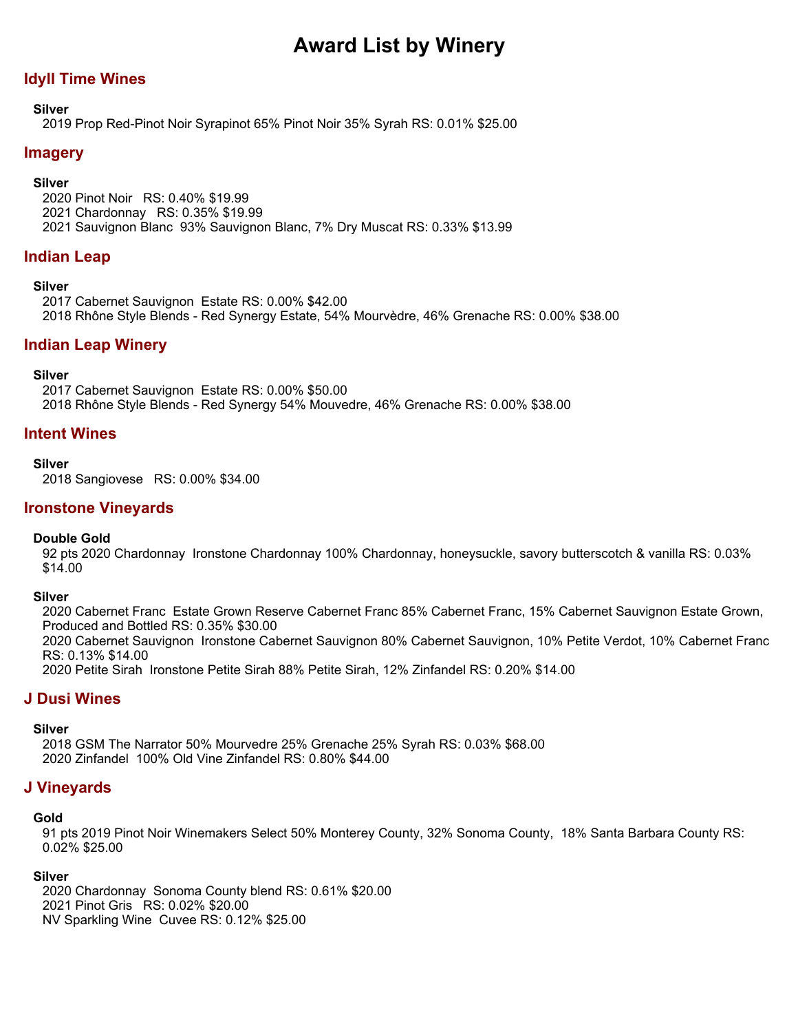# Award List by Winery

## Idyll Time Wines

**Silver**

2019 Prop Red-Pinot Noir Syrapinot 65% Pinot Noir 35% Syrah RS: 0.01% $25.00

## Imagery

**Silver**

2020 Pinot Noir RS: 0.40% $19.99
2021 Chardonnay RS: 0.35% $19.99
2021 Sauvignon Blanc 93% Sauvignon Blanc, 7% Dry Muscat RS: 0.33% $13.99

## Indian Leap

**Silver**

2017 Cabernet Sauvignon Estate RS: 0.00% $42.00
2018 Rhône Style Blends - Red Synergy Estate, 54% Mourvèdre, 46% Grenache RS: 0.00% $38.00

## Indian Leap Winery

**Silver**

2017 Cabernet Sauvignon Estate RS: 0.00% $50.00
2018 Rhône Style Blends - Red Synergy 54% Mouvedre, 46% Grenache RS: 0.00% $38.00

## Intent Wines

**Silver**

2018 Sangiovese RS: 0.00% $34.00

## Ironstone Vineyards

**Double Gold**

92 pts 2020 Chardonnay Ironstone Chardonnay 100% Chardonnay, honeysuckle, savory butterscotch & vanilla RS: 0.03% $14.00

**Silver**

2020 Cabernet Franc Estate Grown Reserve Cabernet Franc 85% Cabernet Franc, 15% Cabernet Sauvignon Estate Grown, Produced and Bottled RS: 0.35% $30.00
2020 Cabernet Sauvignon Ironstone Cabernet Sauvignon 80% Cabernet Sauvignon, 10% Petite Verdot, 10% Cabernet Franc RS: 0.13% $14.00
2020 Petite Sirah Ironstone Petite Sirah 88% Petite Sirah, 12% Zinfandel RS: 0.20% $14.00

## J Dusi Wines

**Silver**

2018 GSM The Narrator 50% Mourvedre 25% Grenache 25% Syrah RS: 0.03% $68.00
2020 Zinfandel 100% Old Vine Zinfandel RS: 0.80% $44.00

## J Vineyards

**Gold**

91 pts 2019 Pinot Noir Winemakers Select 50% Monterey County, 32% Sonoma County, 18% Santa Barbara County RS: 0.02% $25.00

**Silver**

2020 Chardonnay Sonoma County blend RS: 0.61% $20.00
2021 Pinot Gris RS: 0.02% $20.00
NV Sparkling Wine Cuvee RS: 0.12% $25.00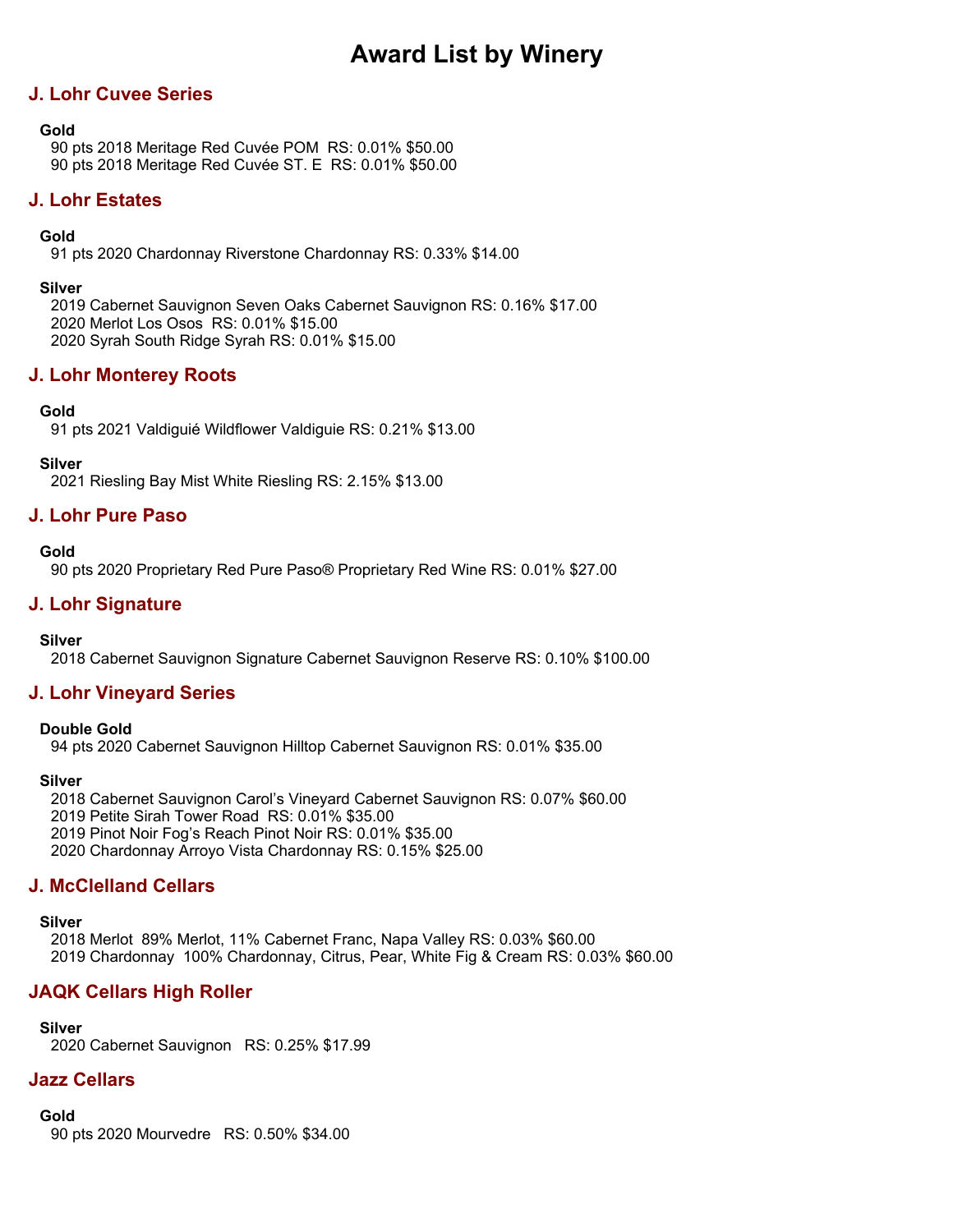# Award List by Winery

## J. Lohr Cuvee Series

**Gold**

90 pts 2018 Meritage Red Cuvée POM RS: 0.01% $50.00
90 pts 2018 Meritage Red Cuvée ST. E RS: 0.01% $50.00

## J. Lohr Estates

**Gold**

91 pts 2020 Chardonnay Riverstone Chardonnay RS: 0.33% $14.00

**Silver**

2019 Cabernet Sauvignon Seven Oaks Cabernet Sauvignon RS: 0.16% $17.00
2020 Merlot Los Osos RS: 0.01% $15.00
2020 Syrah South Ridge Syrah RS: 0.01% $15.00

## J. Lohr Monterey Roots

**Gold**

91 pts 2021 Valdiguié Wildflower Valdiguie RS: 0.21% $13.00

**Silver**

2021 Riesling Bay Mist White Riesling RS: 2.15% $13.00

## J. Lohr Pure Paso

**Gold**

90 pts 2020 Proprietary Red Pure Paso® Proprietary Red Wine RS: 0.01% $27.00

## J. Lohr Signature

**Silver**

2018 Cabernet Sauvignon Signature Cabernet Sauvignon Reserve RS: 0.10% $100.00

## J. Lohr Vineyard Series

**Double Gold**

94 pts 2020 Cabernet Sauvignon Hilltop Cabernet Sauvignon RS: 0.01% $35.00

**Silver**

2018 Cabernet Sauvignon Carol's Vineyard Cabernet Sauvignon RS: 0.07% $60.00
2019 Petite Sirah Tower Road RS: 0.01% $35.00
2019 Pinot Noir Fog's Reach Pinot Noir RS: 0.01% $35.00
2020 Chardonnay Arroyo Vista Chardonnay RS: 0.15% $25.00

## J. McClelland Cellars

**Silver**

2018 Merlot 89% Merlot, 11% Cabernet Franc, Napa Valley RS: 0.03% $60.00
2019 Chardonnay 100% Chardonnay, Citrus, Pear, White Fig & Cream RS: 0.03% $60.00

## JAQK Cellars High Roller

**Silver**

2020 Cabernet Sauvignon RS: 0.25% $17.99

## Jazz Cellars

**Gold**

90 pts 2020 Mourvedre RS: 0.50% $34.00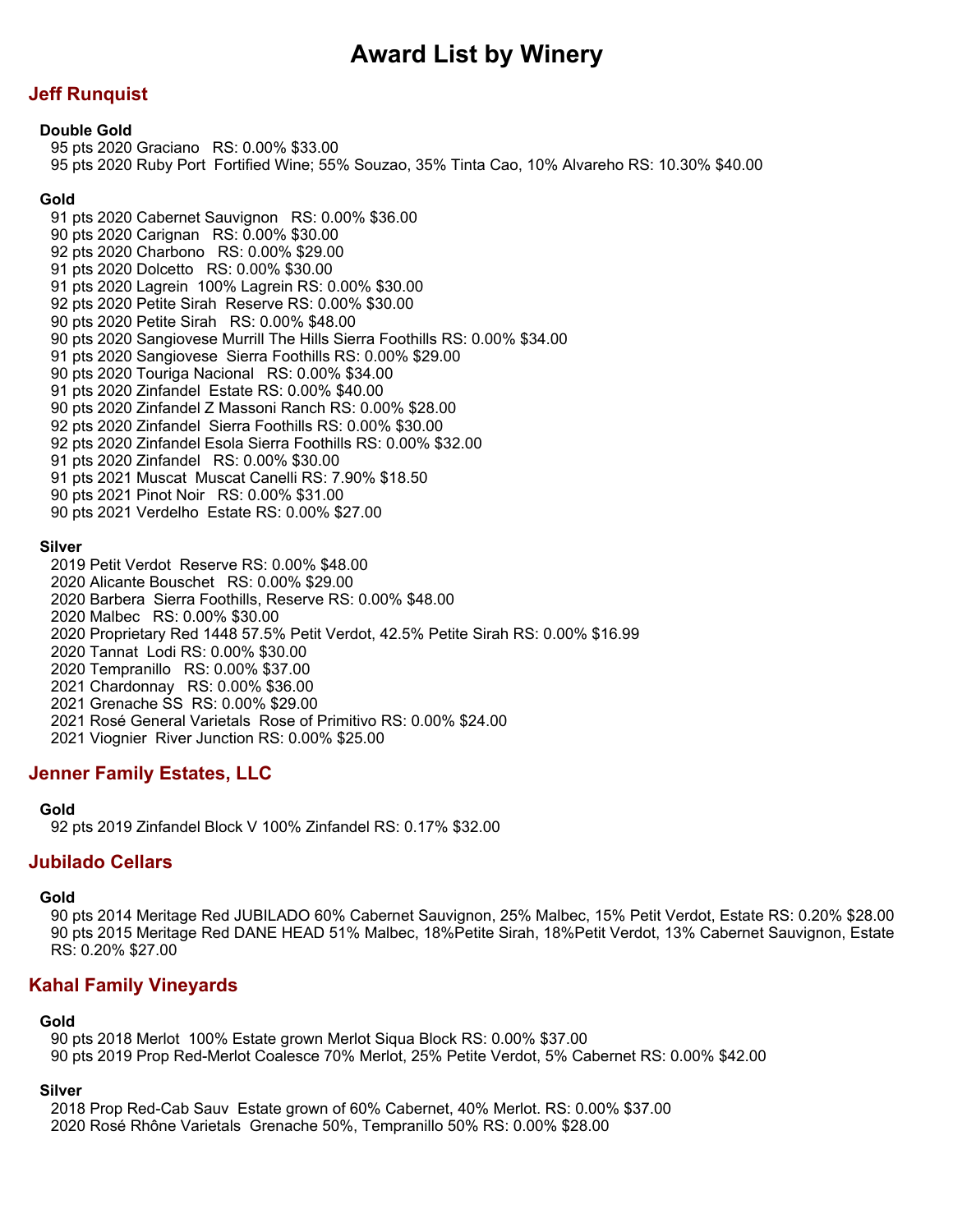# Award List by Winery

## Jeff Runquist

### Double Gold

95 pts 2020 Graciano RS: 0.00% $33.00
95 pts 2020 Ruby Port Fortified Wine; 55% Souzao, 35% Tinta Cao, 10% Alvareho RS: 10.30% $40.00

### Gold

91 pts 2020 Cabernet Sauvignon RS: 0.00% $36.00
90 pts 2020 Carignan RS: 0.00% $30.00
92 pts 2020 Charbono RS: 0.00% $29.00
91 pts 2020 Dolcetto RS: 0.00% $30.00
91 pts 2020 Lagrein 100% Lagrein RS: 0.00% $30.00
92 pts 2020 Petite Sirah Reserve RS: 0.00% $30.00
90 pts 2020 Petite Sirah RS: 0.00% $48.00
90 pts 2020 Sangiovese Murrill The Hills Sierra Foothills RS: 0.00% $34.00
91 pts 2020 Sangiovese Sierra Foothills RS: 0.00% $29.00
90 pts 2020 Touriga Nacional RS: 0.00% $34.00
91 pts 2020 Zinfandel Estate RS: 0.00% $40.00
90 pts 2020 Zinfandel Z Massoni Ranch RS: 0.00% $28.00
92 pts 2020 Zinfandel Sierra Foothills RS: 0.00% $30.00
92 pts 2020 Zinfandel Esola Sierra Foothills RS: 0.00% $32.00
91 pts 2020 Zinfandel RS: 0.00% $30.00
91 pts 2021 Muscat Muscat Canelli RS: 7.90% $18.50
90 pts 2021 Pinot Noir RS: 0.00% $31.00
90 pts 2021 Verdelho Estate RS: 0.00% $27.00

### Silver

2019 Petit Verdot Reserve RS: 0.00% $48.00
2020 Alicante Bouschet RS: 0.00% $29.00
2020 Barbera Sierra Foothills, Reserve RS: 0.00% $48.00
2020 Malbec RS: 0.00% $30.00
2020 Proprietary Red 1448 57.5% Petit Verdot, 42.5% Petite Sirah RS: 0.00% $16.99
2020 Tannat Lodi RS: 0.00% $30.00
2020 Tempranillo RS: 0.00% $37.00
2021 Chardonnay RS: 0.00% $36.00
2021 Grenache SS RS: 0.00% $29.00
2021 Rosé General Varietals Rose of Primitivo RS: 0.00% $24.00
2021 Viognier River Junction RS: 0.00% $25.00

## Jenner Family Estates, LLC

### Gold

92 pts 2019 Zinfandel Block V 100% Zinfandel RS: 0.17% $32.00

## Jubilado Cellars

### Gold

90 pts 2014 Meritage Red JUBILADO 60% Cabernet Sauvignon, 25% Malbec, 15% Petit Verdot, Estate RS: 0.20% $28.00
90 pts 2015 Meritage Red DANE HEAD 51% Malbec, 18%Petite Sirah, 18%Petit Verdot, 13% Cabernet Sauvignon, Estate RS: 0.20% $27.00

## Kahal Family Vineyards

### Gold

90 pts 2018 Merlot 100% Estate grown Merlot Siqua Block RS: 0.00% $37.00
90 pts 2019 Prop Red-Merlot Coalesce 70% Merlot, 25% Petite Verdot, 5% Cabernet RS: 0.00% $42.00

### Silver

2018 Prop Red-Cab Sauv Estate grown of 60% Cabernet, 40% Merlot. RS: 0.00% $37.00
2020 Rosé Rhône Varietals Grenache 50%, Tempranillo 50% RS: 0.00% $28.00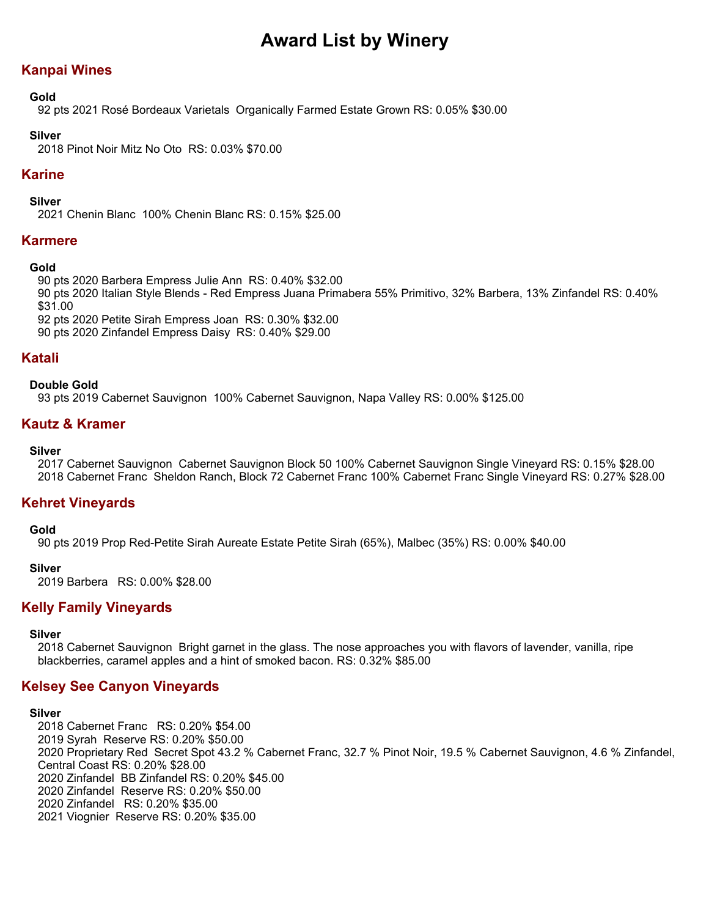# Award List by Winery

## Kanpai Wines

### Gold

92 pts 2021 Rosé Bordeaux Varietals  Organically Farmed Estate Grown RS: 0.05% $30.00

### Silver

2018 Pinot Noir Mitz No Oto  RS: 0.03% $70.00

## Karine

### Silver

2021 Chenin Blanc  100% Chenin Blanc RS: 0.15% $25.00

## Karmere

### Gold

90 pts 2020 Barbera Empress Julie Ann  RS: 0.40% $32.00
90 pts 2020 Italian Style Blends - Red Empress Juana Primabera 55% Primitivo, 32% Barbera, 13% Zinfandel RS: 0.40% $31.00
92 pts 2020 Petite Sirah Empress Joan  RS: 0.30% $32.00
90 pts 2020 Zinfandel Empress Daisy  RS: 0.40% $29.00

## Katali

### Double Gold

93 pts 2019 Cabernet Sauvignon  100% Cabernet Sauvignon, Napa Valley RS: 0.00% $125.00

## Kautz & Kramer

### Silver

2017 Cabernet Sauvignon  Cabernet Sauvignon Block 50 100% Cabernet Sauvignon Single Vineyard RS: 0.15% $28.00
2018 Cabernet Franc  Sheldon Ranch, Block 72 Cabernet Franc 100% Cabernet Franc Single Vineyard RS: 0.27% $28.00

## Kehret Vineyards

### Gold

90 pts 2019 Prop Red-Petite Sirah Aureate Estate Petite Sirah (65%), Malbec (35%) RS: 0.00% $40.00

### Silver

2019 Barbera   RS: 0.00% $28.00

## Kelly Family Vineyards

### Silver

2018 Cabernet Sauvignon  Bright garnet in the glass. The nose approaches you with flavors of lavender, vanilla, ripe blackberries, caramel apples and a hint of smoked bacon. RS: 0.32% $85.00

## Kelsey See Canyon Vineyards

### Silver

2018 Cabernet Franc   RS: 0.20% $54.00
2019 Syrah  Reserve RS: 0.20% $50.00
2020 Proprietary Red  Secret Spot 43.2 % Cabernet Franc, 32.7 % Pinot Noir, 19.5 % Cabernet Sauvignon, 4.6 % Zinfandel, Central Coast RS: 0.20% $28.00
2020 Zinfandel  BB Zinfandel RS: 0.20% $45.00
2020 Zinfandel  Reserve RS: 0.20% $50.00
2020 Zinfandel   RS: 0.20% $35.00
2021 Viognier  Reserve RS: 0.20% $35.00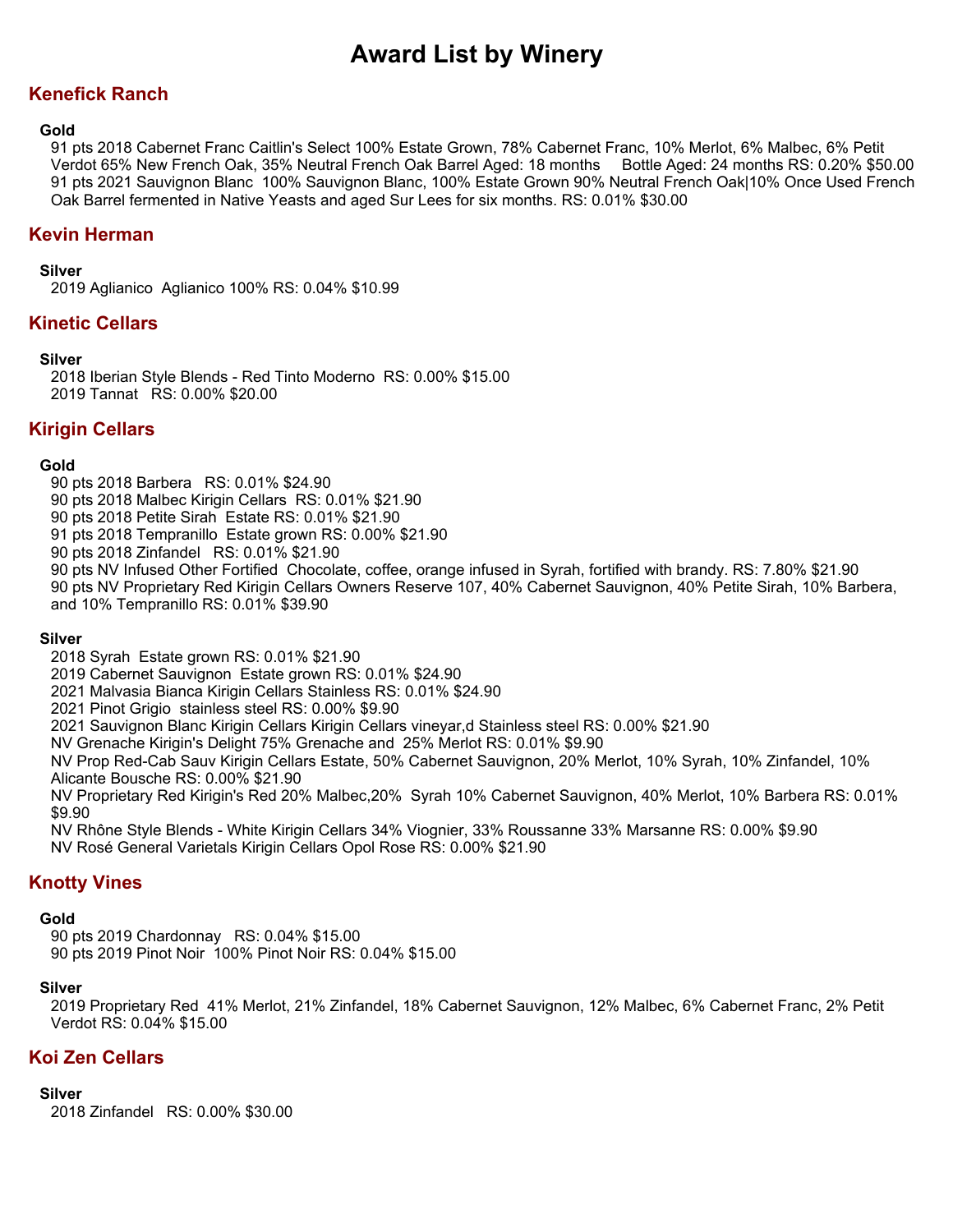# Award List by Winery

## Kenefick Ranch

**Gold**

91 pts 2018 Cabernet Franc Caitlin's Select 100% Estate Grown, 78% Cabernet Franc, 10% Merlot, 6% Malbec, 6% Petit Verdot 65% New French Oak, 35% Neutral French Oak Barrel Aged: 18 months Bottle Aged: 24 months RS: 0.20% $50.00
91 pts 2021 Sauvignon Blanc 100% Sauvignon Blanc, 100% Estate Grown 90% Neutral French Oak|10% Once Used French Oak Barrel fermented in Native Yeasts and aged Sur Lees for six months. RS: 0.01% $30.00

## Kevin Herman

**Silver**

2019 Aglianico Aglianico 100% RS: 0.04% $10.99

## Kinetic Cellars

**Silver**

2018 Iberian Style Blends - Red Tinto Moderno RS: 0.00% $15.00
2019 Tannat RS: 0.00% $20.00

## Kirigin Cellars

**Gold**

90 pts 2018 Barbera RS: 0.01% $24.90
90 pts 2018 Malbec Kirigin Cellars RS: 0.01% $21.90
90 pts 2018 Petite Sirah Estate RS: 0.01% $21.90
91 pts 2018 Tempranillo Estate grown RS: 0.00% $21.90
90 pts 2018 Zinfandel RS: 0.01% $21.90
90 pts NV Infused Other Fortified Chocolate, coffee, orange infused in Syrah, fortified with brandy. RS: 7.80% $21.90
90 pts NV Proprietary Red Kirigin Cellars Owners Reserve 107, 40% Cabernet Sauvignon, 40% Petite Sirah, 10% Barbera, and 10% Tempranillo RS: 0.01% $39.90

**Silver**

2018 Syrah Estate grown RS: 0.01% $21.90
2019 Cabernet Sauvignon Estate grown RS: 0.01% $24.90
2021 Malvasia Bianca Kirigin Cellars Stainless RS: 0.01% $24.90
2021 Pinot Grigio stainless steel RS: 0.00% $9.90
2021 Sauvignon Blanc Kirigin Cellars Kirigin Cellars vineyar,d Stainless steel RS: 0.00% $21.90
NV Grenache Kirigin's Delight 75% Grenache and 25% Merlot RS: 0.01% $9.90
NV Prop Red-Cab Sauv Kirigin Cellars Estate, 50% Cabernet Sauvignon, 20% Merlot, 10% Syrah, 10% Zinfandel, 10% Alicante Bousche RS: 0.00% $21.90
NV Proprietary Red Kirigin's Red 20% Malbec,20% Syrah 10% Cabernet Sauvignon, 40% Merlot, 10% Barbera RS: 0.01% $9.90
NV Rhône Style Blends - White Kirigin Cellars 34% Viognier, 33% Roussanne 33% Marsanne RS: 0.00% $9.90
NV Rosé General Varietals Kirigin Cellars Opol Rose RS: 0.00% $21.90

## Knotty Vines

**Gold**

90 pts 2019 Chardonnay RS: 0.04% $15.00
90 pts 2019 Pinot Noir 100% Pinot Noir RS: 0.04% $15.00

**Silver**

2019 Proprietary Red 41% Merlot, 21% Zinfandel, 18% Cabernet Sauvignon, 12% Malbec, 6% Cabernet Franc, 2% Petit Verdot RS: 0.04% $15.00

## Koi Zen Cellars

**Silver**

2018 Zinfandel RS: 0.00% $30.00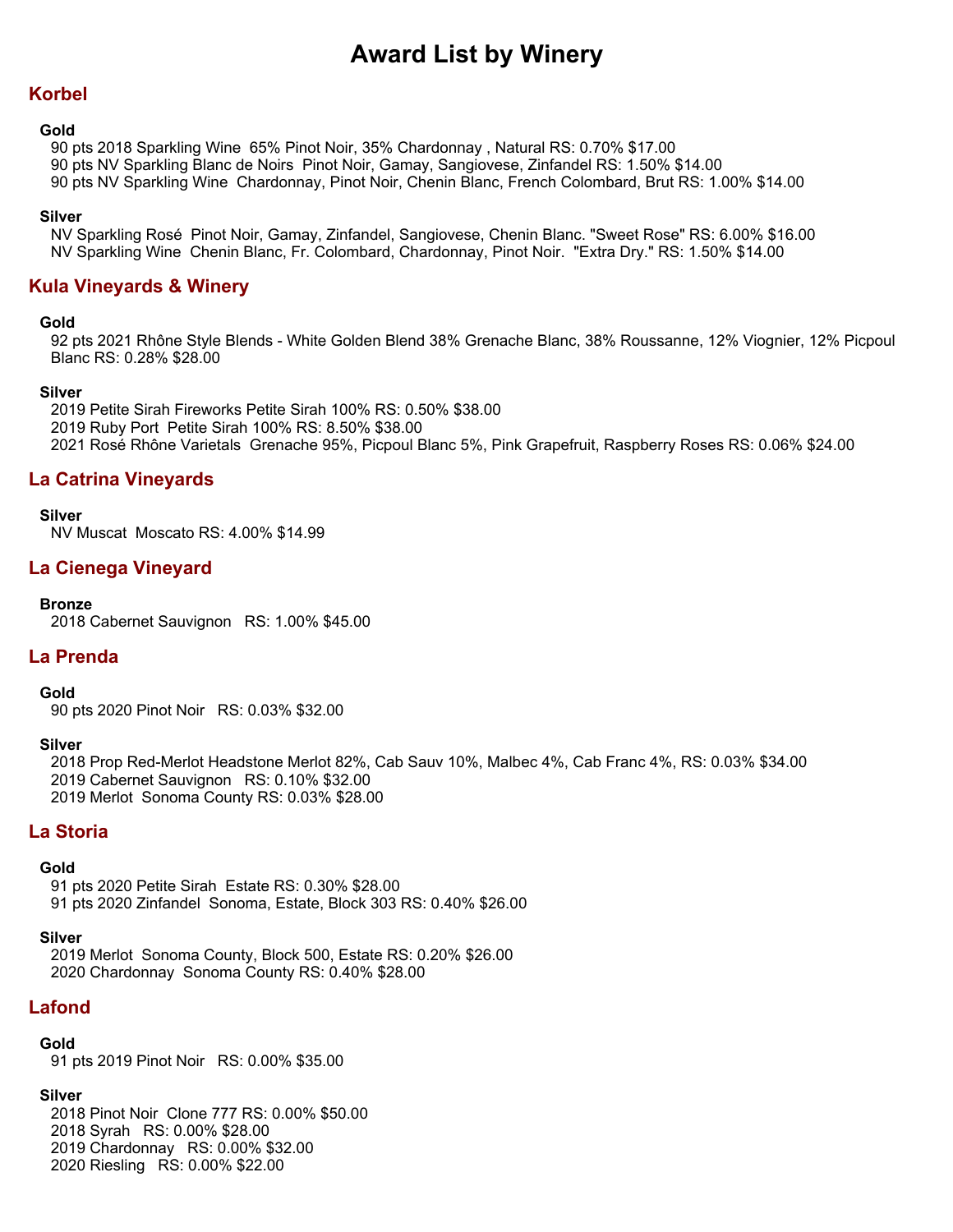# Award List by Winery

## Korbel

**Gold**

90 pts 2018 Sparkling Wine  65% Pinot Noir, 35% Chardonnay , Natural RS: 0.70% $17.00
90 pts NV Sparkling Blanc de Noirs  Pinot Noir, Gamay, Sangiovese, Zinfandel RS: 1.50% $14.00
90 pts NV Sparkling Wine  Chardonnay, Pinot Noir, Chenin Blanc, French Colombard, Brut RS: 1.00% $14.00

**Silver**

NV Sparkling Rosé  Pinot Noir, Gamay, Zinfandel, Sangiovese, Chenin Blanc. "Sweet Rose" RS: 6.00% $16.00
NV Sparkling Wine  Chenin Blanc, Fr. Colombard, Chardonnay, Pinot Noir.  "Extra Dry." RS: 1.50% $14.00

## Kula Vineyards & Winery

**Gold**

92 pts 2021 Rhône Style Blends - White Golden Blend 38% Grenache Blanc, 38% Roussanne, 12% Viognier, 12% Picpoul Blanc RS: 0.28% $28.00

**Silver**

2019 Petite Sirah Fireworks Petite Sirah 100% RS: 0.50% $38.00
2019 Ruby Port  Petite Sirah 100% RS: 8.50% $38.00
2021 Rosé Rhône Varietals  Grenache 95%, Picpoul Blanc 5%, Pink Grapefruit, Raspberry Roses RS: 0.06% $24.00

## La Catrina Vineyards

**Silver**

NV Muscat  Moscato RS: 4.00% $14.99

## La Cienega Vineyard

**Bronze**

2018 Cabernet Sauvignon   RS: 1.00% $45.00

## La Prenda

**Gold**

90 pts 2020 Pinot Noir   RS: 0.03% $32.00

**Silver**

2018 Prop Red-Merlot Headstone Merlot 82%, Cab Sauv 10%, Malbec 4%, Cab Franc 4%, RS: 0.03% $34.00
2019 Cabernet Sauvignon   RS: 0.10% $32.00
2019 Merlot  Sonoma County RS: 0.03% $28.00

## La Storia

**Gold**

91 pts 2020 Petite Sirah  Estate RS: 0.30% $28.00
91 pts 2020 Zinfandel  Sonoma, Estate, Block 303 RS: 0.40% $26.00

**Silver**

2019 Merlot  Sonoma County, Block 500, Estate RS: 0.20% $26.00
2020 Chardonnay  Sonoma County RS: 0.40% $28.00

## Lafond

**Gold**

91 pts 2019 Pinot Noir   RS: 0.00% $35.00

**Silver**

2018 Pinot Noir  Clone 777 RS: 0.00% $50.00
2018 Syrah   RS: 0.00% $28.00
2019 Chardonnay   RS: 0.00% $32.00
2020 Riesling   RS: 0.00% $22.00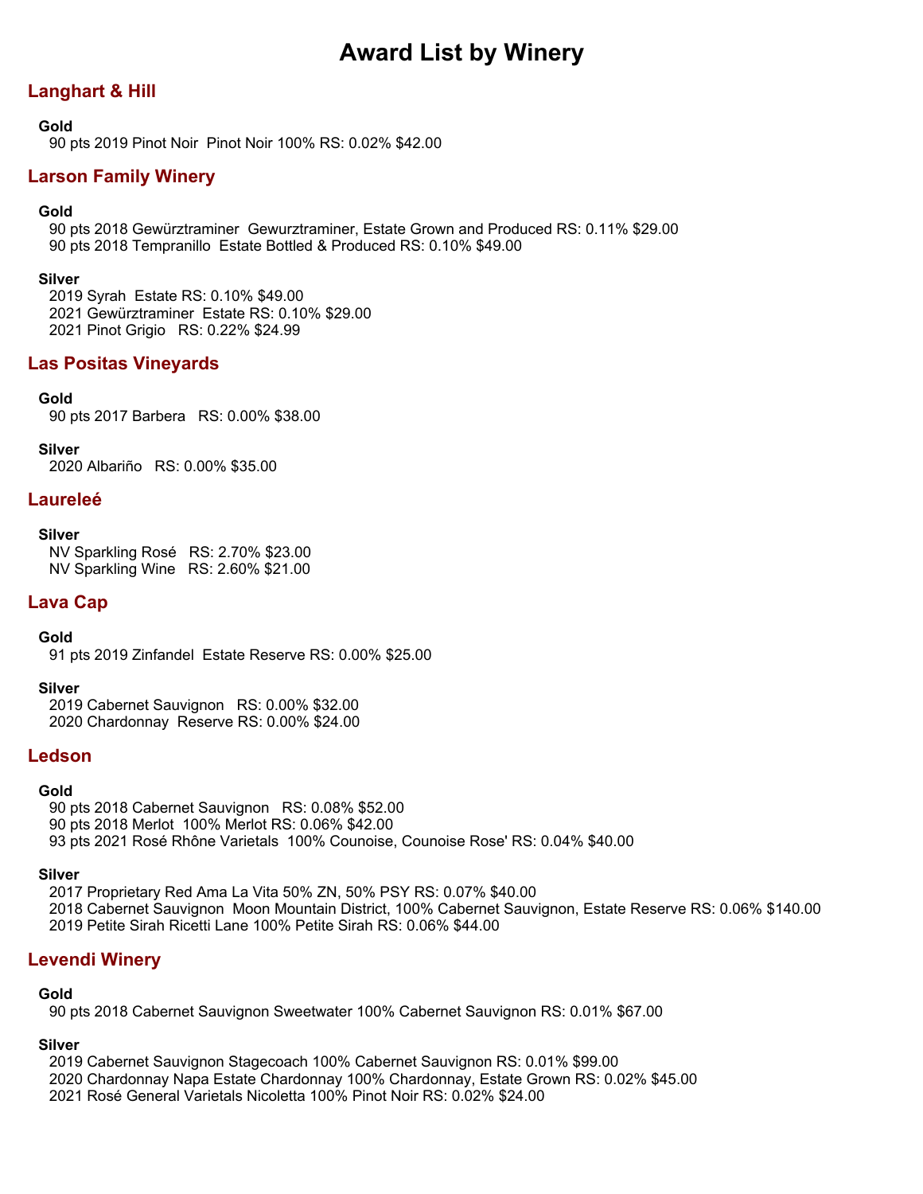# Award List by Winery

## Langhart & Hill

**Gold**

90 pts 2019 Pinot Noir  Pinot Noir 100% RS: 0.02% $42.00

## Larson Family Winery

**Gold**

90 pts 2018 Gewürztraminer  Gewurztraminer, Estate Grown and Produced RS: 0.11% $29.00
90 pts 2018 Tempranillo  Estate Bottled & Produced RS: 0.10% $49.00

**Silver**

2019 Syrah  Estate RS: 0.10% $49.00
2021 Gewürztraminer  Estate RS: 0.10% $29.00
2021 Pinot Grigio   RS: 0.22% $24.99

## Las Positas Vineyards

**Gold**

90 pts 2017 Barbera   RS: 0.00% $38.00

**Silver**

2020 Albariño   RS: 0.00% $35.00

## Laureleé

**Silver**

NV Sparkling Rosé   RS: 2.70% $23.00
NV Sparkling Wine   RS: 2.60% $21.00

## Lava Cap

**Gold**

91 pts 2019 Zinfandel  Estate Reserve RS: 0.00% $25.00

**Silver**

2019 Cabernet Sauvignon   RS: 0.00% $32.00
2020 Chardonnay  Reserve RS: 0.00% $24.00

## Ledson

**Gold**

90 pts 2018 Cabernet Sauvignon   RS: 0.08% $52.00
90 pts 2018 Merlot  100% Merlot RS: 0.06% $42.00
93 pts 2021 Rosé Rhône Varietals  100% Counoise, Counoise Rose' RS: 0.04% $40.00

**Silver**

2017 Proprietary Red Ama La Vita 50% ZN, 50% PSY RS: 0.07% $40.00
2018 Cabernet Sauvignon  Moon Mountain District, 100% Cabernet Sauvignon, Estate Reserve RS: 0.06% $140.00
2019 Petite Sirah Ricetti Lane 100% Petite Sirah RS: 0.06% $44.00

## Levendi Winery

**Gold**

90 pts 2018 Cabernet Sauvignon Sweetwater 100% Cabernet Sauvignon RS: 0.01% $67.00

**Silver**

2019 Cabernet Sauvignon Stagecoach 100% Cabernet Sauvignon RS: 0.01% $99.00
2020 Chardonnay Napa Estate Chardonnay 100% Chardonnay, Estate Grown RS: 0.02% $45.00
2021 Rosé General Varietals Nicoletta 100% Pinot Noir RS: 0.02% $24.00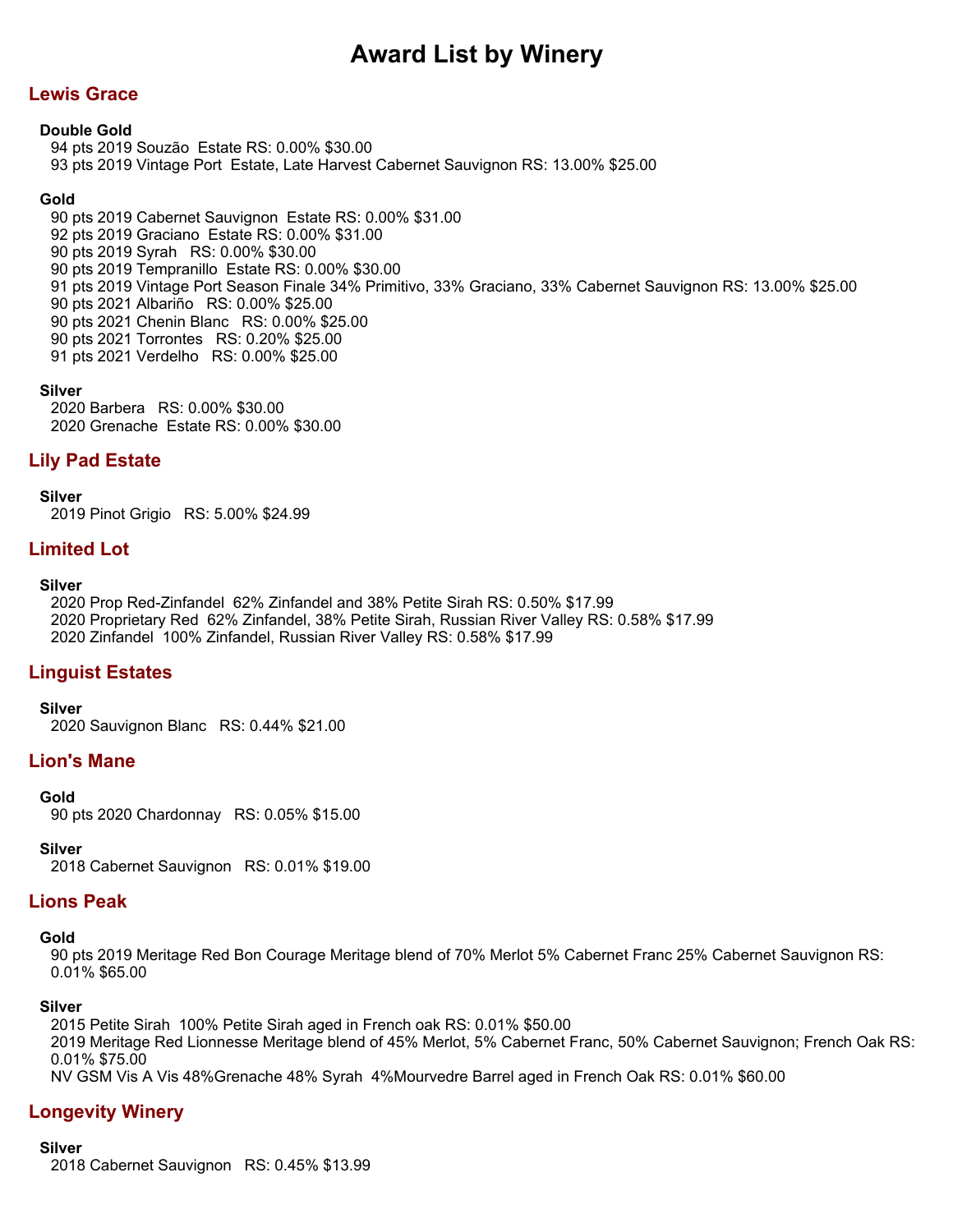# Award List by Winery

## Lewis Grace

**Double Gold**

94 pts 2019 Souzão  Estate RS: 0.00% $30.00
93 pts 2019 Vintage Port  Estate, Late Harvest Cabernet Sauvignon RS: 13.00% $25.00

**Gold**

90 pts 2019 Cabernet Sauvignon  Estate RS: 0.00% $31.00
92 pts 2019 Graciano  Estate RS: 0.00% $31.00
90 pts 2019 Syrah   RS: 0.00% $30.00
90 pts 2019 Tempranillo  Estate RS: 0.00% $30.00
91 pts 2019 Vintage Port Season Finale 34% Primitivo, 33% Graciano, 33% Cabernet Sauvignon RS: 13.00% $25.00
90 pts 2021 Albariño   RS: 0.00% $25.00
90 pts 2021 Chenin Blanc   RS: 0.00% $25.00
90 pts 2021 Torrontes   RS: 0.20% $25.00
91 pts 2021 Verdelho   RS: 0.00% $25.00

**Silver**

2020 Barbera   RS: 0.00% $30.00
2020 Grenache  Estate RS: 0.00% $30.00

## Lily Pad Estate

**Silver**

2019 Pinot Grigio   RS: 5.00% $24.99

## Limited Lot

**Silver**

2020 Prop Red-Zinfandel  62% Zinfandel and 38% Petite Sirah RS: 0.50% $17.99
2020 Proprietary Red  62% Zinfandel, 38% Petite Sirah, Russian River Valley RS: 0.58% $17.99
2020 Zinfandel  100% Zinfandel, Russian River Valley RS: 0.58% $17.99

## Linguist Estates

**Silver**

2020 Sauvignon Blanc   RS: 0.44% $21.00

## Lion's Mane

**Gold**

90 pts 2020 Chardonnay   RS: 0.05% $15.00

**Silver**

2018 Cabernet Sauvignon   RS: 0.01% $19.00

## Lions Peak

**Gold**

90 pts 2019 Meritage Red Bon Courage Meritage blend of 70% Merlot 5% Cabernet Franc 25% Cabernet Sauvignon RS: 0.01% $65.00

**Silver**

2015 Petite Sirah  100% Petite Sirah aged in French oak RS: 0.01% $50.00
2019 Meritage Red Lionnesse Meritage blend of 45% Merlot, 5% Cabernet Franc, 50% Cabernet Sauvignon; French Oak RS: 0.01% $75.00
NV GSM Vis A Vis 48%Grenache 48% Syrah  4%Mourvedre Barrel aged in French Oak RS: 0.01% $60.00

## Longevity Winery

**Silver**

2018 Cabernet Sauvignon   RS: 0.45% $13.99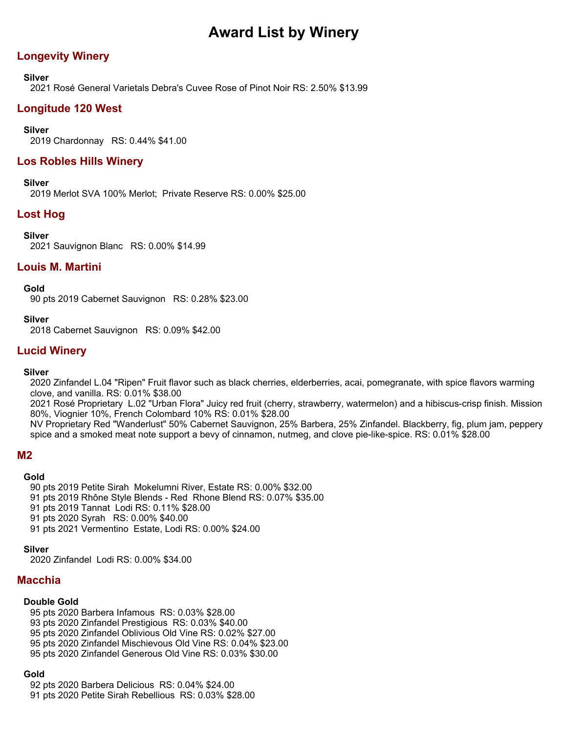# Award List by Winery

## Longevity Winery

**Silver**

2021 Rosé General Varietals Debra's Cuvee Rose of Pinot Noir RS: 2.50% $13.99

## Longitude 120 West

**Silver**

2019 Chardonnay RS: 0.44% $41.00

## Los Robles Hills Winery

**Silver**

2019 Merlot SVA 100% Merlot; Private Reserve RS: 0.00% $25.00

## Lost Hog

**Silver**

2021 Sauvignon Blanc RS: 0.00% $14.99

## Louis M. Martini

**Gold**

90 pts 2019 Cabernet Sauvignon RS: 0.28% $23.00

**Silver**

2018 Cabernet Sauvignon RS: 0.09% $42.00

## Lucid Winery

**Silver**

2020 Zinfandel L.04 "Ripen" Fruit flavor such as black cherries, elderberries, acai, pomegranate, with spice flavors warming clove, and vanilla. RS: 0.01% $38.00

2021 Rosé Proprietary L.02 "Urban Flora" Juicy red fruit (cherry, strawberry, watermelon) and a hibiscus-crisp finish. Mission 80%, Viognier 10%, French Colombard 10% RS: 0.01% $28.00

NV Proprietary Red "Wanderlust" 50% Cabernet Sauvignon, 25% Barbera, 25% Zinfandel. Blackberry, fig, plum jam, peppery spice and a smoked meat note support a bevy of cinnamon, nutmeg, and clove pie-like-spice. RS: 0.01% $28.00

## M2

**Gold**

90 pts 2019 Petite Sirah Mokelumni River, Estate RS: 0.00% $32.00

91 pts 2019 Rhône Style Blends - Red Rhone Blend RS: 0.07% $35.00

91 pts 2019 Tannat Lodi RS: 0.11% $28.00

91 pts 2020 Syrah RS: 0.00% $40.00

91 pts 2021 Vermentino Estate, Lodi RS: 0.00% $24.00

**Silver**

2020 Zinfandel Lodi RS: 0.00% $34.00

## Macchia

**Double Gold**

95 pts 2020 Barbera Infamous RS: 0.03% $28.00

93 pts 2020 Zinfandel Prestigious RS: 0.03% $40.00

95 pts 2020 Zinfandel Oblivious Old Vine RS: 0.02% $27.00

95 pts 2020 Zinfandel Mischievous Old Vine RS: 0.04% $23.00

95 pts 2020 Zinfandel Generous Old Vine RS: 0.03% $30.00

**Gold**

92 pts 2020 Barbera Delicious RS: 0.04% $24.00

91 pts 2020 Petite Sirah Rebellious RS: 0.03% $28.00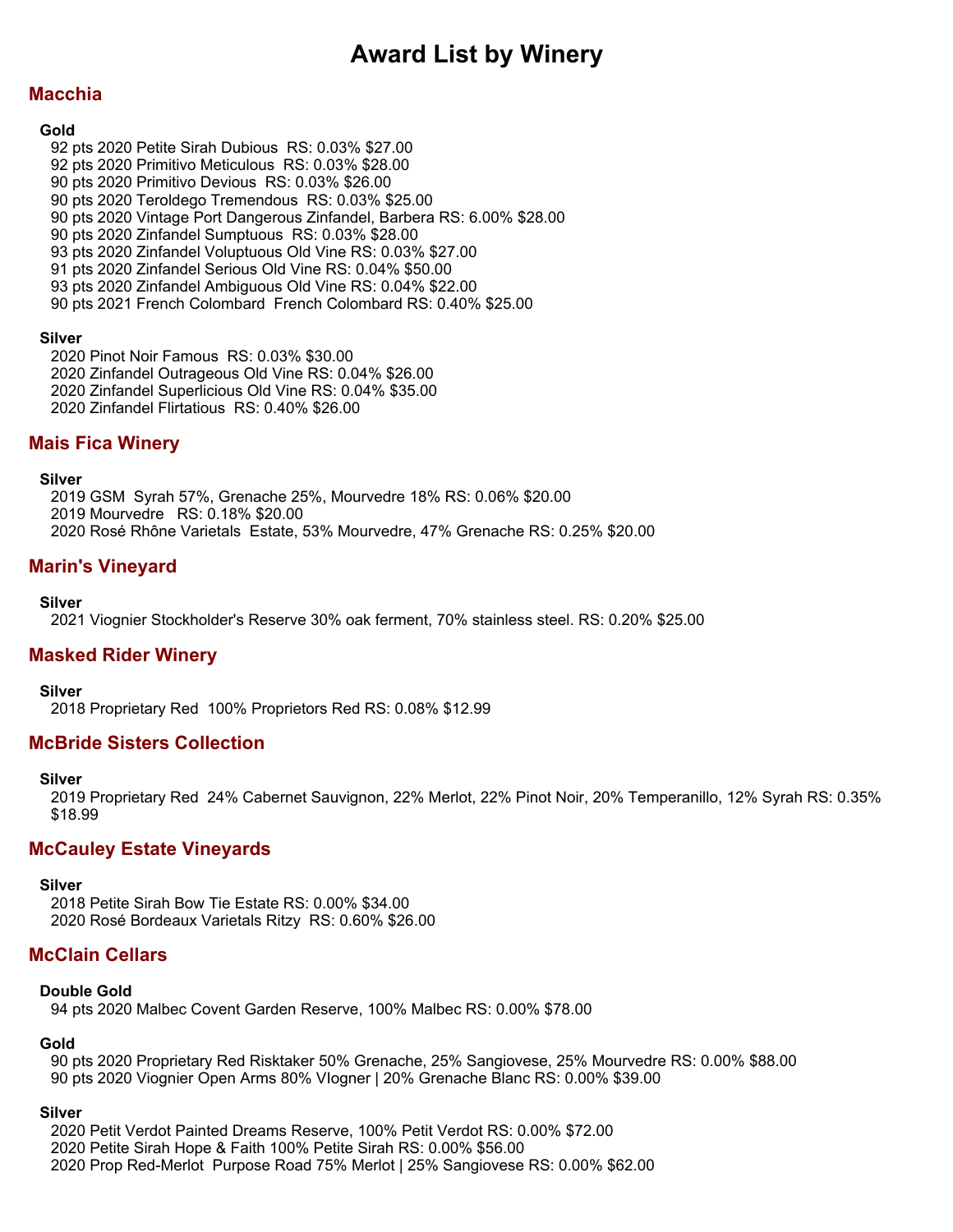# Award List by Winery

## Macchia

**Gold**

92 pts 2020 Petite Sirah Dubious RS: 0.03% $27.00
92 pts 2020 Primitivo Meticulous RS: 0.03% $28.00
90 pts 2020 Primitivo Devious RS: 0.03% $26.00
90 pts 2020 Teroldego Tremendous RS: 0.03% $25.00
90 pts 2020 Vintage Port Dangerous Zinfandel, Barbera RS: 6.00% $28.00
90 pts 2020 Zinfandel Sumptuous RS: 0.03% $28.00
93 pts 2020 Zinfandel Voluptuous Old Vine RS: 0.03% $27.00
91 pts 2020 Zinfandel Serious Old Vine RS: 0.04% $50.00
93 pts 2020 Zinfandel Ambiguous Old Vine RS: 0.04% $22.00
90 pts 2021 French Colombard French Colombard RS: 0.40% $25.00

**Silver**

2020 Pinot Noir Famous RS: 0.03% $30.00
2020 Zinfandel Outrageous Old Vine RS: 0.04% $26.00
2020 Zinfandel Superlicious Old Vine RS: 0.04% $35.00
2020 Zinfandel Flirtatious RS: 0.40% $26.00

## Mais Fica Winery

**Silver**

2019 GSM Syrah 57%, Grenache 25%, Mourvedre 18% RS: 0.06% $20.00
2019 Mourvedre RS: 0.18% $20.00
2020 Rosé Rhône Varietals Estate, 53% Mourvedre, 47% Grenache RS: 0.25% $20.00

## Marin's Vineyard

**Silver**

2021 Viognier Stockholder's Reserve 30% oak ferment, 70% stainless steel. RS: 0.20% $25.00

## Masked Rider Winery

**Silver**

2018 Proprietary Red 100% Proprietors Red RS: 0.08% $12.99

## McBride Sisters Collection

**Silver**

2019 Proprietary Red 24% Cabernet Sauvignon, 22% Merlot, 22% Pinot Noir, 20% Temperanillo, 12% Syrah RS: 0.35% $18.99

## McCauley Estate Vineyards

**Silver**

2018 Petite Sirah Bow Tie Estate RS: 0.00% $34.00
2020 Rosé Bordeaux Varietals Ritzy RS: 0.60% $26.00

## McClain Cellars

**Double Gold**

94 pts 2020 Malbec Covent Garden Reserve, 100% Malbec RS: 0.00% $78.00

**Gold**

90 pts 2020 Proprietary Red Risktaker 50% Grenache, 25% Sangiovese, 25% Mourvedre RS: 0.00% $88.00
90 pts 2020 Viognier Open Arms 80% VIogner | 20% Grenache Blanc RS: 0.00% $39.00

**Silver**

2020 Petit Verdot Painted Dreams Reserve, 100% Petit Verdot RS: 0.00% $72.00
2020 Petite Sirah Hope & Faith 100% Petite Sirah RS: 0.00% $56.00
2020 Prop Red-Merlot Purpose Road 75% Merlot | 25% Sangiovese RS: 0.00% $62.00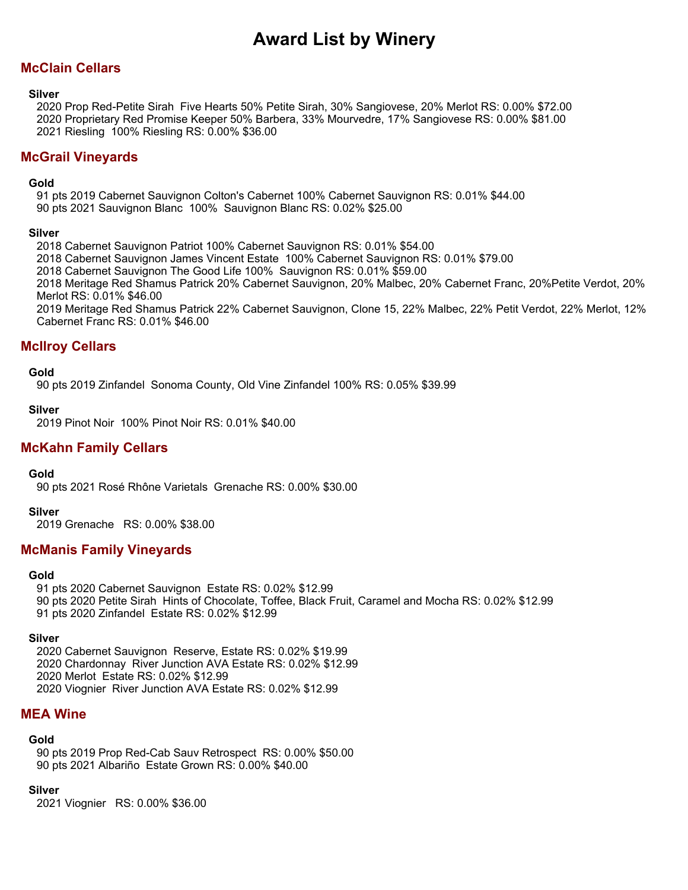# Award List by Winery

## McClain Cellars

**Silver**

2020 Prop Red-Petite Sirah Five Hearts 50% Petite Sirah, 30% Sangiovese, 20% Merlot RS: 0.00% $72.00
2020 Proprietary Red Promise Keeper 50% Barbera, 33% Mourvedre, 17% Sangiovese RS: 0.00% $81.00
2021 Riesling 100% Riesling RS: 0.00% $36.00

## McGrail Vineyards

**Gold**

91 pts 2019 Cabernet Sauvignon Colton's Cabernet 100% Cabernet Sauvignon RS: 0.01% $44.00
90 pts 2021 Sauvignon Blanc 100% Sauvignon Blanc RS: 0.02% $25.00

**Silver**

2018 Cabernet Sauvignon Patriot 100% Cabernet Sauvignon RS: 0.01% $54.00
2018 Cabernet Sauvignon James Vincent Estate 100% Cabernet Sauvignon RS: 0.01% $79.00
2018 Cabernet Sauvignon The Good Life 100% Sauvignon RS: 0.01% $59.00
2018 Meritage Red Shamus Patrick 20% Cabernet Sauvignon, 20% Malbec, 20% Cabernet Franc, 20%Petite Verdot, 20% Merlot RS: 0.01% $46.00
2019 Meritage Red Shamus Patrick 22% Cabernet Sauvignon, Clone 15, 22% Malbec, 22% Petit Verdot, 22% Merlot, 12% Cabernet Franc RS: 0.01% $46.00

## McIlroy Cellars

**Gold**

90 pts 2019 Zinfandel Sonoma County, Old Vine Zinfandel 100% RS: 0.05% $39.99

**Silver**

2019 Pinot Noir 100% Pinot Noir RS: 0.01% $40.00

## McKahn Family Cellars

**Gold**

90 pts 2021 Rosé Rhône Varietals Grenache RS: 0.00% $30.00

**Silver**

2019 Grenache RS: 0.00% $38.00

## McManis Family Vineyards

**Gold**

91 pts 2020 Cabernet Sauvignon Estate RS: 0.02% $12.99
90 pts 2020 Petite Sirah Hints of Chocolate, Toffee, Black Fruit, Caramel and Mocha RS: 0.02% $12.99
91 pts 2020 Zinfandel Estate RS: 0.02% $12.99

**Silver**

2020 Cabernet Sauvignon Reserve, Estate RS: 0.02% $19.99
2020 Chardonnay River Junction AVA Estate RS: 0.02% $12.99
2020 Merlot Estate RS: 0.02% $12.99
2020 Viognier River Junction AVA Estate RS: 0.02% $12.99

## MEA Wine

**Gold**

90 pts 2019 Prop Red-Cab Sauv Retrospect RS: 0.00% $50.00
90 pts 2021 Albariño Estate Grown RS: 0.00% $40.00

**Silver**

2021 Viognier RS: 0.00% $36.00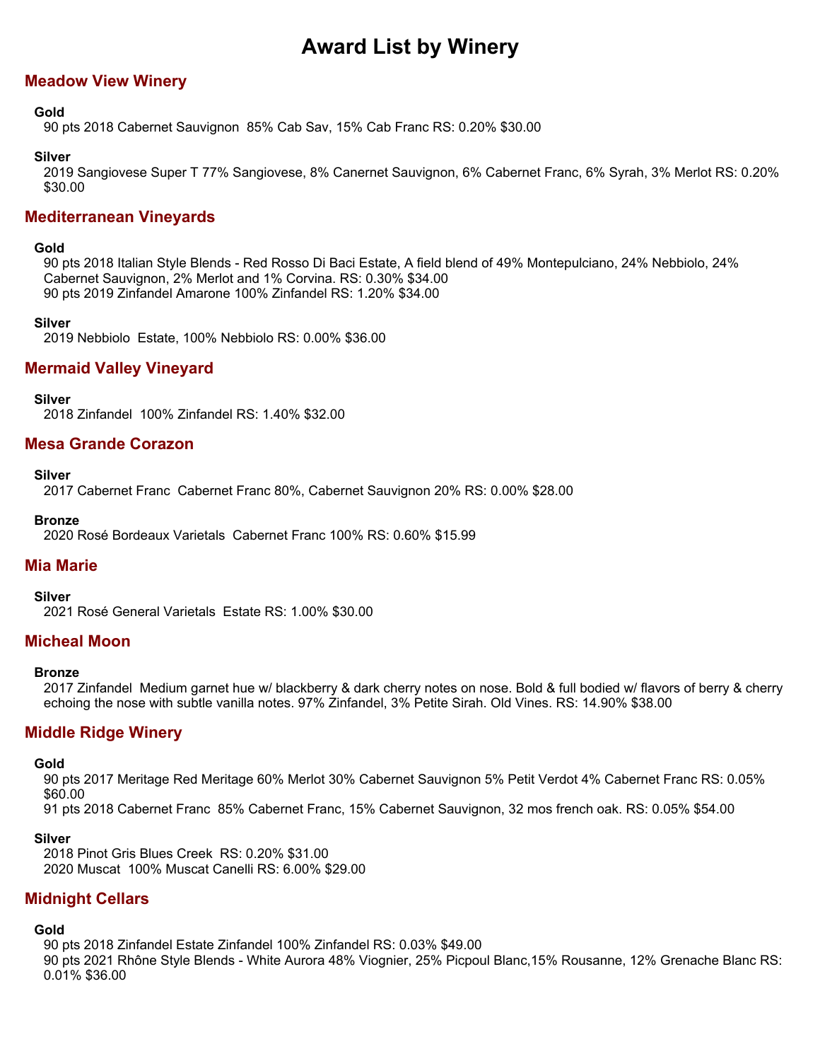# Award List by Winery

## Meadow View Winery

**Gold**

90 pts 2018 Cabernet Sauvignon  85% Cab Sav, 15% Cab Franc RS: 0.20% $30.00

**Silver**

2019 Sangiovese Super T 77% Sangiovese, 8% Canernet Sauvignon, 6% Cabernet Franc, 6% Syrah, 3% Merlot RS: 0.20% $30.00

## Mediterranean Vineyards

**Gold**

90 pts 2018 Italian Style Blends - Red Rosso Di Baci Estate, A field blend of 49% Montepulciano, 24% Nebbiolo, 24% Cabernet Sauvignon, 2% Merlot and 1% Corvina. RS: 0.30% $34.00
90 pts 2019 Zinfandel Amarone 100% Zinfandel RS: 1.20% $34.00

**Silver**

2019 Nebbiolo  Estate, 100% Nebbiolo RS: 0.00% $36.00

## Mermaid Valley Vineyard

**Silver**

2018 Zinfandel  100% Zinfandel RS: 1.40% $32.00

## Mesa Grande Corazon

**Silver**

2017 Cabernet Franc  Cabernet Franc 80%, Cabernet Sauvignon 20% RS: 0.00% $28.00

**Bronze**

2020 Rosé Bordeaux Varietals  Cabernet Franc 100% RS: 0.60% $15.99

## Mia Marie

**Silver**

2021 Rosé General Varietals  Estate RS: 1.00% $30.00

## Micheal Moon

**Bronze**

2017 Zinfandel  Medium garnet hue w/ blackberry & dark cherry notes on nose. Bold & full bodied w/ flavors of berry & cherry echoing the nose with subtle vanilla notes. 97% Zinfandel, 3% Petite Sirah. Old Vines. RS: 14.90% $38.00

## Middle Ridge Winery

**Gold**

90 pts 2017 Meritage Red Meritage 60% Merlot 30% Cabernet Sauvignon 5% Petit Verdot 4% Cabernet Franc RS: 0.05% $60.00
91 pts 2018 Cabernet Franc  85% Cabernet Franc, 15% Cabernet Sauvignon, 32 mos french oak. RS: 0.05% $54.00

**Silver**

2018 Pinot Gris Blues Creek  RS: 0.20% $31.00
2020 Muscat  100% Muscat Canelli RS: 6.00% $29.00

## Midnight Cellars

**Gold**

90 pts 2018 Zinfandel Estate Zinfandel 100% Zinfandel RS: 0.03% $49.00
90 pts 2021 Rhône Style Blends - White Aurora 48% Viognier, 25% Picpoul Blanc,15% Rousanne, 12% Grenache Blanc RS: 0.01% $36.00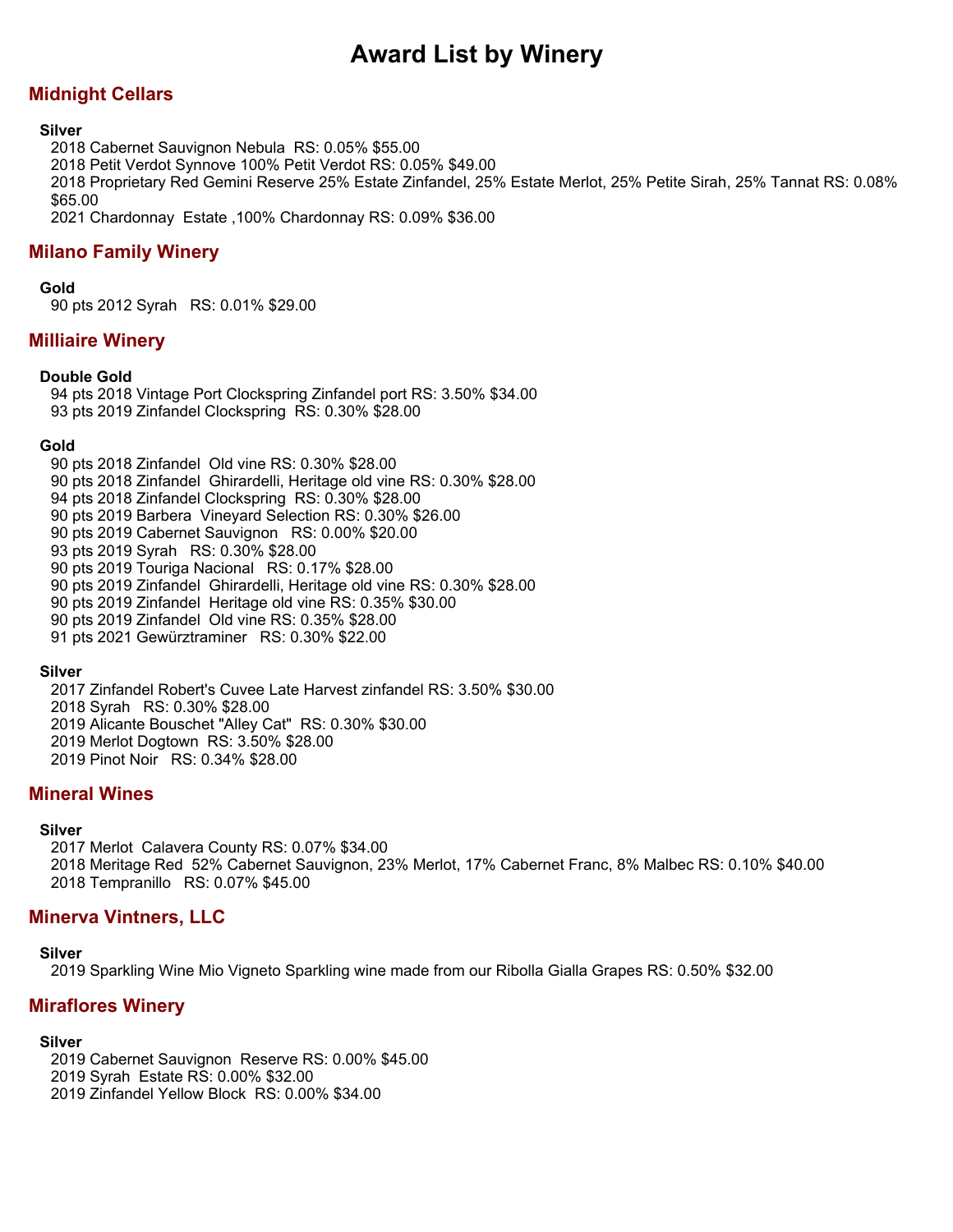# Award List by Winery

## Midnight Cellars

**Silver**

2018 Cabernet Sauvignon Nebula RS: 0.05% $55.00
2018 Petit Verdot Synnove 100% Petit Verdot RS: 0.05% $49.00
2018 Proprietary Red Gemini Reserve 25% Estate Zinfandel, 25% Estate Merlot, 25% Petite Sirah, 25% Tannat RS: 0.08% $65.00
2021 Chardonnay Estate ,100% Chardonnay RS: 0.09% $36.00

## Milano Family Winery

**Gold**

90 pts 2012 Syrah RS: 0.01% $29.00

## Milliaire Winery

**Double Gold**

94 pts 2018 Vintage Port Clockspring Zinfandel port RS: 3.50% $34.00
93 pts 2019 Zinfandel Clockspring RS: 0.30% $28.00

**Gold**

90 pts 2018 Zinfandel Old vine RS: 0.30% $28.00
90 pts 2018 Zinfandel Ghirardelli, Heritage old vine RS: 0.30% $28.00
94 pts 2018 Zinfandel Clockspring RS: 0.30% $28.00
90 pts 2019 Barbera Vineyard Selection RS: 0.30% $26.00
90 pts 2019 Cabernet Sauvignon RS: 0.00% $20.00
93 pts 2019 Syrah RS: 0.30% $28.00
90 pts 2019 Touriga Nacional RS: 0.17% $28.00
90 pts 2019 Zinfandel Ghirardelli, Heritage old vine RS: 0.30% $28.00
90 pts 2019 Zinfandel Heritage old vine RS: 0.35% $30.00
90 pts 2019 Zinfandel Old vine RS: 0.35% $28.00
91 pts 2021 Gewürztraminer RS: 0.30% $22.00

**Silver**

2017 Zinfandel Robert's Cuvee Late Harvest zinfandel RS: 3.50% $30.00
2018 Syrah RS: 0.30% $28.00
2019 Alicante Bouschet "Alley Cat" RS: 0.30% $30.00
2019 Merlot Dogtown RS: 3.50% $28.00
2019 Pinot Noir RS: 0.34% $28.00

## Mineral Wines

**Silver**

2017 Merlot Calavera County RS: 0.07% $34.00
2018 Meritage Red 52% Cabernet Sauvignon, 23% Merlot, 17% Cabernet Franc, 8% Malbec RS: 0.10% $40.00
2018 Tempranillo RS: 0.07% $45.00

## Minerva Vintners, LLC

**Silver**

2019 Sparkling Wine Mio Vigneto Sparkling wine made from our Ribolla Gialla Grapes RS: 0.50% $32.00

## Miraflores Winery

**Silver**

2019 Cabernet Sauvignon Reserve RS: 0.00% $45.00
2019 Syrah Estate RS: 0.00% $32.00
2019 Zinfandel Yellow Block RS: 0.00% $34.00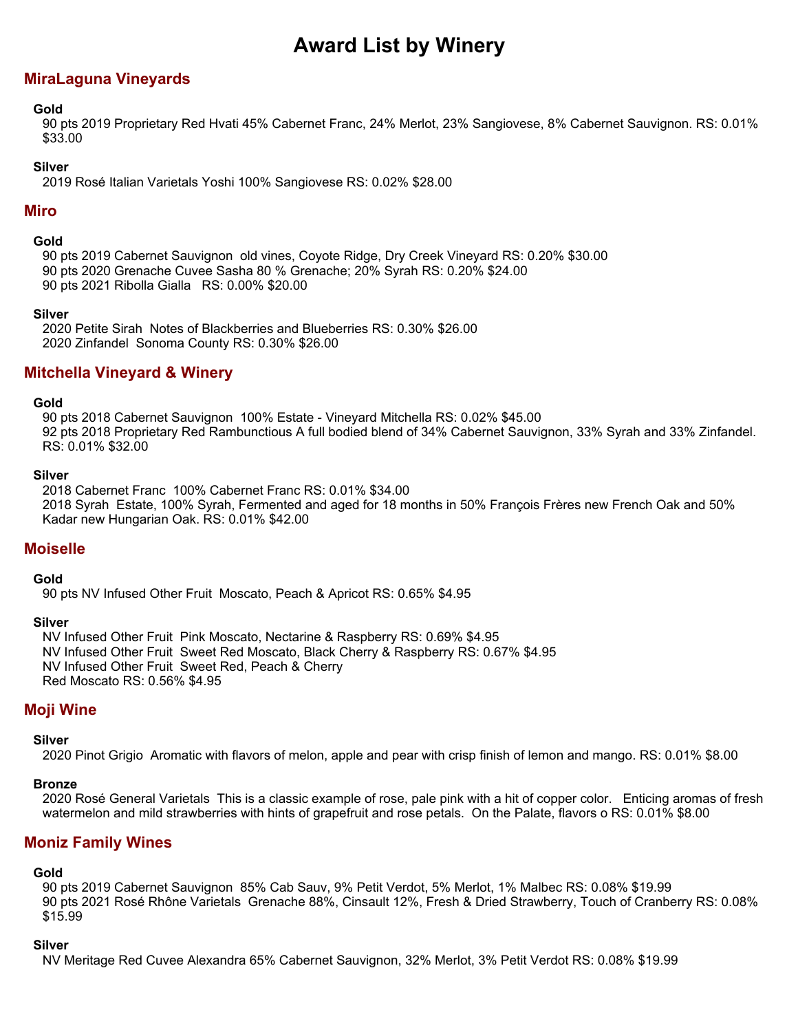# Award List by Winery

## MiraLaguna Vineyards

**Gold**

90 pts 2019 Proprietary Red Hvati 45% Cabernet Franc, 24% Merlot, 23% Sangiovese, 8% Cabernet Sauvignon. RS: 0.01% $33.00

**Silver**

2019 Rosé Italian Varietals Yoshi 100% Sangiovese RS: 0.02% $28.00

## Miro

**Gold**

90 pts 2019 Cabernet Sauvignon old vines, Coyote Ridge, Dry Creek Vineyard RS: 0.20% $30.00
90 pts 2020 Grenache Cuvee Sasha 80 % Grenache; 20% Syrah RS: 0.20% $24.00
90 pts 2021 Ribolla Gialla RS: 0.00% $20.00

**Silver**

2020 Petite Sirah Notes of Blackberries and Blueberries RS: 0.30% $26.00
2020 Zinfandel Sonoma County RS: 0.30% $26.00

## Mitchella Vineyard & Winery

**Gold**

90 pts 2018 Cabernet Sauvignon 100% Estate - Vineyard Mitchella RS: 0.02% $45.00
92 pts 2018 Proprietary Red Rambunctious A full bodied blend of 34% Cabernet Sauvignon, 33% Syrah and 33% Zinfandel. RS: 0.01% $32.00

**Silver**

2018 Cabernet Franc 100% Cabernet Franc RS: 0.01% $34.00
2018 Syrah Estate, 100% Syrah, Fermented and aged for 18 months in 50% François Frères new French Oak and 50% Kadar new Hungarian Oak. RS: 0.01% $42.00

## Moiselle

**Gold**

90 pts NV Infused Other Fruit Moscato, Peach & Apricot RS: 0.65% $4.95

**Silver**

NV Infused Other Fruit Pink Moscato, Nectarine & Raspberry RS: 0.69% $4.95
NV Infused Other Fruit Sweet Red Moscato, Black Cherry & Raspberry RS: 0.67% $4.95
NV Infused Other Fruit Sweet Red, Peach & Cherry
Red Moscato RS: 0.56% $4.95

## Moji Wine

**Silver**

2020 Pinot Grigio Aromatic with flavors of melon, apple and pear with crisp finish of lemon and mango. RS: 0.01% $8.00

**Bronze**

2020 Rosé General Varietals This is a classic example of rose, pale pink with a hit of copper color. Enticing aromas of fresh watermelon and mild strawberries with hints of grapefruit and rose petals. On the Palate, flavors o RS: 0.01% $8.00

## Moniz Family Wines

**Gold**

90 pts 2019 Cabernet Sauvignon 85% Cab Sauv, 9% Petit Verdot, 5% Merlot, 1% Malbec RS: 0.08% $19.99
90 pts 2021 Rosé Rhône Varietals Grenache 88%, Cinsault 12%, Fresh & Dried Strawberry, Touch of Cranberry RS: 0.08% $15.99

**Silver**

NV Meritage Red Cuvee Alexandra 65% Cabernet Sauvignon, 32% Merlot, 3% Petit Verdot RS: 0.08% $19.99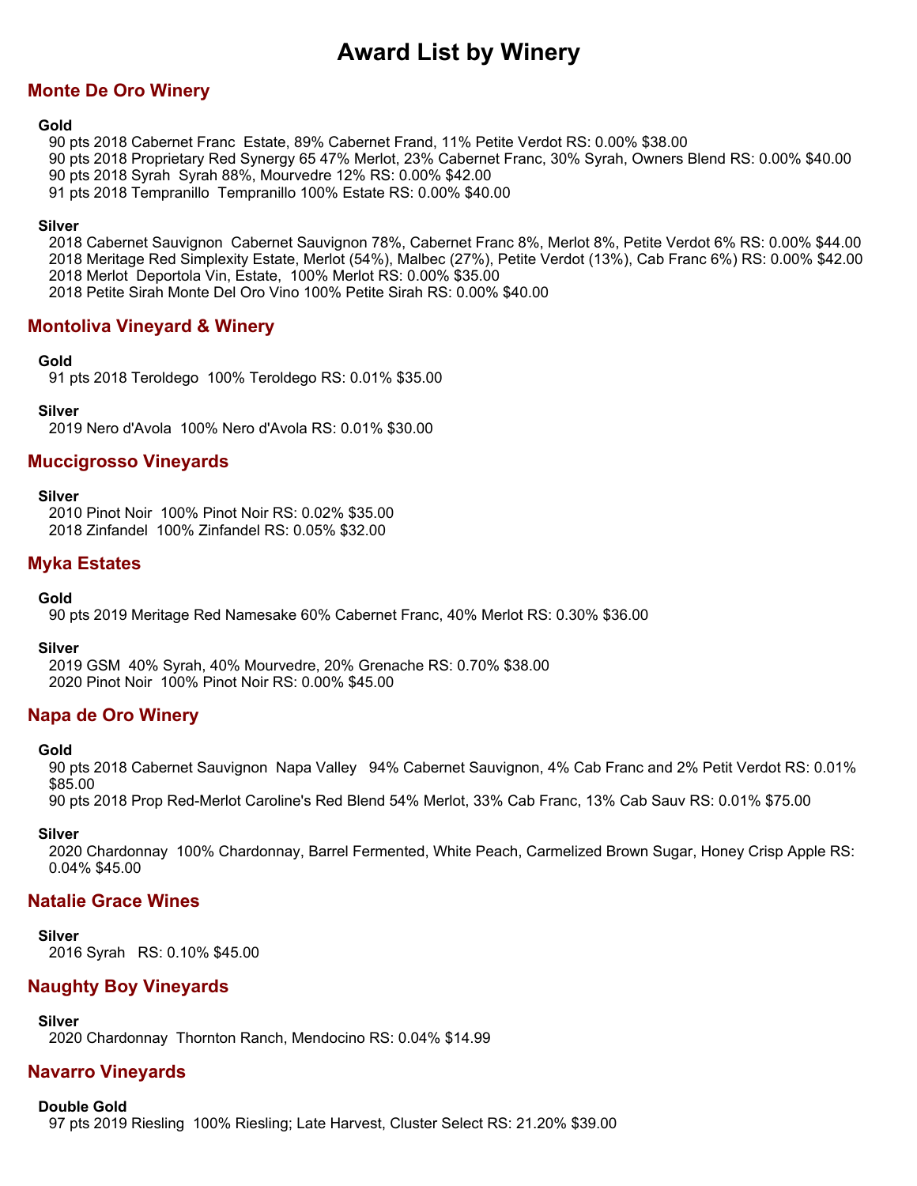# Award List by Winery

## Monte De Oro Winery

### Gold

90 pts 2018 Cabernet Franc  Estate, 89% Cabernet Frand, 11% Petite Verdot RS: 0.00% $38.00
90 pts 2018 Proprietary Red Synergy 65 47% Merlot, 23% Cabernet Franc, 30% Syrah, Owners Blend RS: 0.00% $40.00
90 pts 2018 Syrah  Syrah 88%, Mourvedre 12% RS: 0.00% $42.00
91 pts 2018 Tempranillo  Tempranillo 100% Estate RS: 0.00% $40.00

### Silver

2018 Cabernet Sauvignon  Cabernet Sauvignon 78%, Cabernet Franc 8%, Merlot 8%, Petite Verdot 6% RS: 0.00% $44.00
2018 Meritage Red Simplexity Estate, Merlot (54%), Malbec (27%), Petite Verdot (13%), Cab Franc 6%) RS: 0.00% $42.00
2018 Merlot  Deportola Vin, Estate,  100% Merlot RS: 0.00% $35.00
2018 Petite Sirah Monte Del Oro Vino 100% Petite Sirah RS: 0.00% $40.00

## Montoliva Vineyard & Winery

### Gold

91 pts 2018 Teroldego  100% Teroldego RS: 0.01% $35.00

### Silver

2019 Nero d'Avola  100% Nero d'Avola RS: 0.01% $30.00

## Muccigrosso Vineyards

### Silver

2010 Pinot Noir  100% Pinot Noir RS: 0.02% $35.00
2018 Zinfandel  100% Zinfandel RS: 0.05% $32.00

## Myka Estates

### Gold

90 pts 2019 Meritage Red Namesake 60% Cabernet Franc, 40% Merlot RS: 0.30% $36.00

### Silver

2019 GSM  40% Syrah, 40% Mourvedre, 20% Grenache RS: 0.70% $38.00
2020 Pinot Noir  100% Pinot Noir RS: 0.00% $45.00

## Napa de Oro Winery

### Gold

90 pts 2018 Cabernet Sauvignon  Napa Valley   94% Cabernet Sauvignon, 4% Cab Franc and 2% Petit Verdot RS: 0.01% $85.00
90 pts 2018 Prop Red-Merlot Caroline's Red Blend 54% Merlot, 33% Cab Franc, 13% Cab Sauv RS: 0.01% $75.00

### Silver

2020 Chardonnay  100% Chardonnay, Barrel Fermented, White Peach, Carmelized Brown Sugar, Honey Crisp Apple RS: 0.04% $45.00

## Natalie Grace Wines

### Silver

2016 Syrah   RS: 0.10% $45.00

## Naughty Boy Vineyards

### Silver

2020 Chardonnay  Thornton Ranch, Mendocino RS: 0.04% $14.99

## Navarro Vineyards

### Double Gold

97 pts 2019 Riesling  100% Riesling; Late Harvest, Cluster Select RS: 21.20% $39.00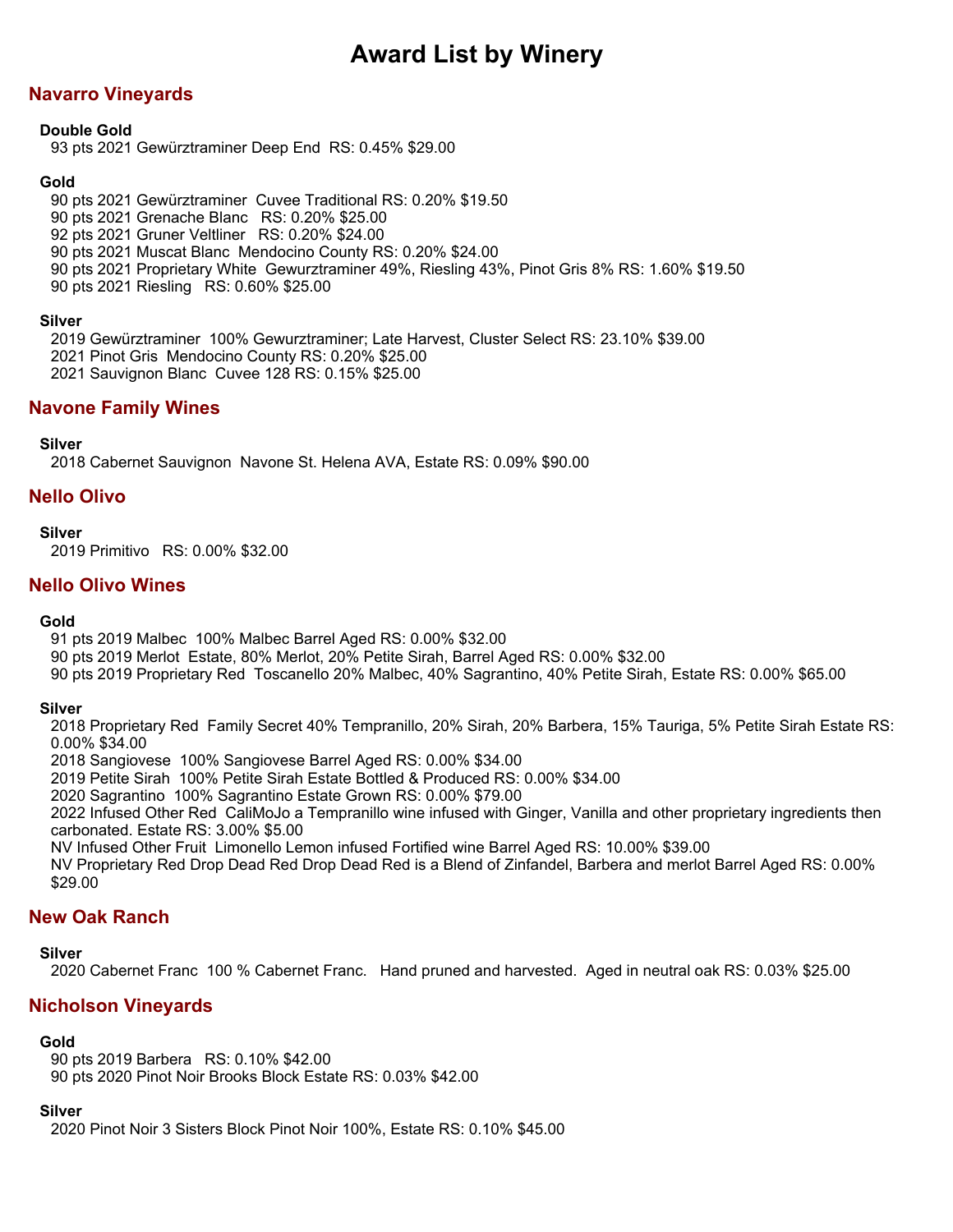# Award List by Winery

## Navarro Vineyards

**Double Gold**

93 pts 2021 Gewürztraminer Deep End RS: 0.45% $29.00

**Gold**

90 pts 2021 Gewürztraminer Cuvee Traditional RS: 0.20% $19.50
90 pts 2021 Grenache Blanc RS: 0.20% $25.00
92 pts 2021 Gruner Veltliner RS: 0.20% $24.00
90 pts 2021 Muscat Blanc Mendocino County RS: 0.20% $24.00
90 pts 2021 Proprietary White Gewurztraminer 49%, Riesling 43%, Pinot Gris 8% RS: 1.60% $19.50
90 pts 2021 Riesling RS: 0.60% $25.00

**Silver**

2019 Gewürztraminer 100% Gewurztraminer; Late Harvest, Cluster Select RS: 23.10% $39.00
2021 Pinot Gris Mendocino County RS: 0.20% $25.00
2021 Sauvignon Blanc Cuvee 128 RS: 0.15% $25.00

## Navone Family Wines

**Silver**

2018 Cabernet Sauvignon Navone St. Helena AVA, Estate RS: 0.09% $90.00

## Nello Olivo

**Silver**

2019 Primitivo RS: 0.00% $32.00

## Nello Olivo Wines

**Gold**

91 pts 2019 Malbec 100% Malbec Barrel Aged RS: 0.00% $32.00
90 pts 2019 Merlot Estate, 80% Merlot, 20% Petite Sirah, Barrel Aged RS: 0.00% $32.00
90 pts 2019 Proprietary Red Toscanello 20% Malbec, 40% Sagrantino, 40% Petite Sirah, Estate RS: 0.00% $65.00

**Silver**

2018 Proprietary Red Family Secret 40% Tempranillo, 20% Sirah, 20% Barbera, 15% Tauriga, 5% Petite Sirah Estate RS: 0.00% $34.00
2018 Sangiovese 100% Sangiovese Barrel Aged RS: 0.00% $34.00
2019 Petite Sirah 100% Petite Sirah Estate Bottled & Produced RS: 0.00% $34.00
2020 Sagrantino 100% Sagrantino Estate Grown RS: 0.00% $79.00
2022 Infused Other Red CaliMoJo a Tempranillo wine infused with Ginger, Vanilla and other proprietary ingredients then carbonated. Estate RS: 3.00% $5.00
NV Infused Other Fruit Limonello Lemon infused Fortified wine Barrel Aged RS: 10.00% $39.00
NV Proprietary Red Drop Dead Red Drop Dead Red is a Blend of Zinfandel, Barbera and merlot Barrel Aged RS: 0.00% $29.00

## New Oak Ranch

**Silver**

2020 Cabernet Franc 100 % Cabernet Franc. Hand pruned and harvested. Aged in neutral oak RS: 0.03% $25.00

## Nicholson Vineyards

**Gold**

90 pts 2019 Barbera RS: 0.10% $42.00
90 pts 2020 Pinot Noir Brooks Block Estate RS: 0.03% $42.00

**Silver**

2020 Pinot Noir 3 Sisters Block Pinot Noir 100%, Estate RS: 0.10% $45.00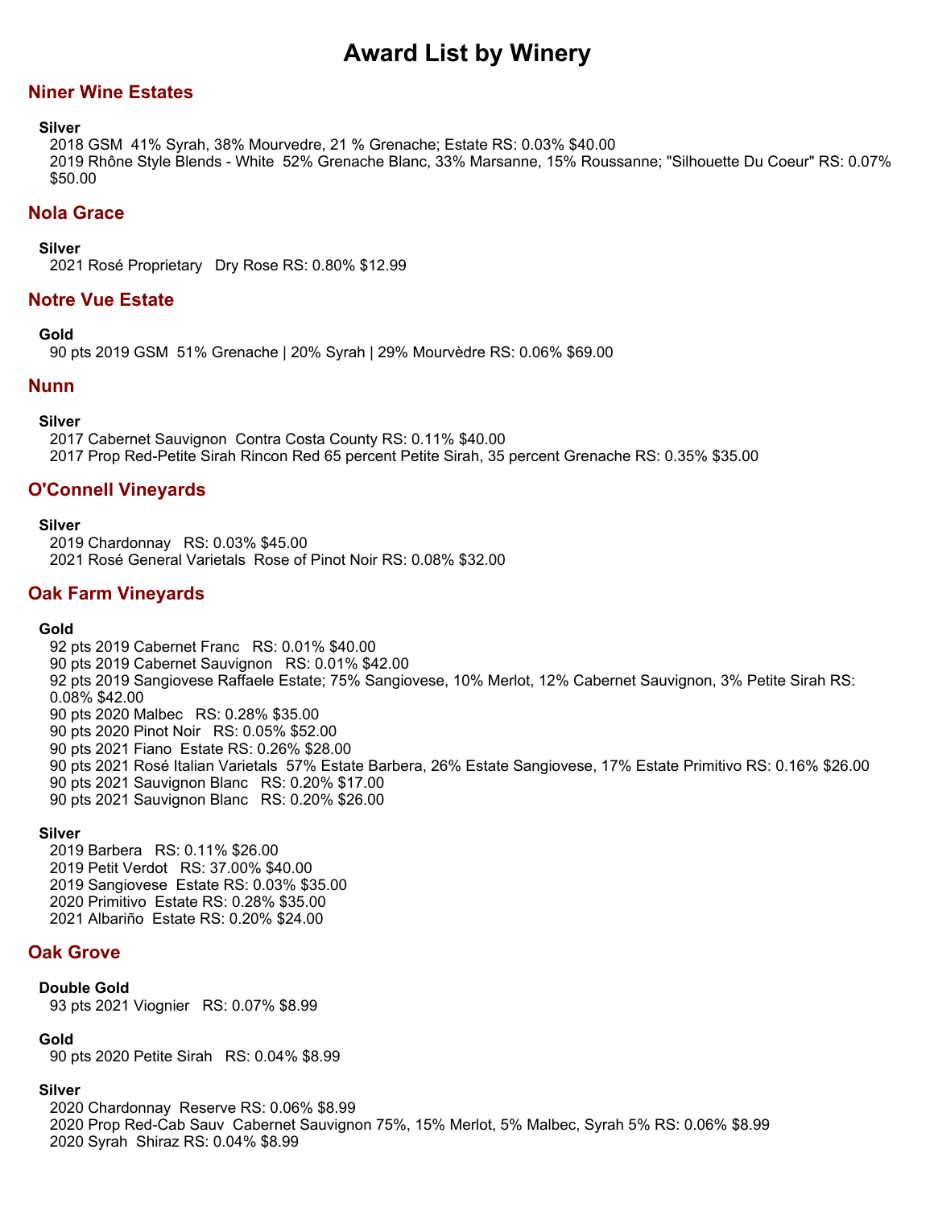# Award List by Winery

## Niner Wine Estates

**Silver**

2018 GSM  41% Syrah, 38% Mourvedre, 21 % Grenache; Estate RS: 0.03% $40.00
2019 Rhône Style Blends - White  52% Grenache Blanc, 33% Marsanne, 15% Roussanne; "Silhouette Du Coeur" RS: 0.07% $50.00

## Nola Grace

**Silver**

2021 Rosé Proprietary   Dry Rose RS: 0.80% $12.99

## Notre Vue Estate

**Gold**

90 pts 2019 GSM  51% Grenache | 20% Syrah | 29% Mourvèdre RS: 0.06% $69.00

## Nunn

**Silver**

2017 Cabernet Sauvignon  Contra Costa County RS: 0.11% $40.00
2017 Prop Red-Petite Sirah Rincon Red 65 percent Petite Sirah, 35 percent Grenache RS: 0.35% $35.00

## O'Connell Vineyards

**Silver**

2019 Chardonnay   RS: 0.03% $45.00
2021 Rosé General Varietals  Rose of Pinot Noir RS: 0.08% $32.00

## Oak Farm Vineyards

**Gold**

92 pts 2019 Cabernet Franc   RS: 0.01% $40.00
90 pts 2019 Cabernet Sauvignon   RS: 0.01% $42.00
92 pts 2019 Sangiovese Raffaele Estate; 75% Sangiovese, 10% Merlot, 12% Cabernet Sauvignon, 3% Petite Sirah RS: 0.08% $42.00
90 pts 2020 Malbec   RS: 0.28% $35.00
90 pts 2020 Pinot Noir   RS: 0.05% $52.00
90 pts 2021 Fiano  Estate RS: 0.26% $28.00
90 pts 2021 Rosé Italian Varietals  57% Estate Barbera, 26% Estate Sangiovese, 17% Estate Primitivo RS: 0.16% $26.00
90 pts 2021 Sauvignon Blanc   RS: 0.20% $17.00
90 pts 2021 Sauvignon Blanc   RS: 0.20% $26.00

**Silver**

2019 Barbera   RS: 0.11% $26.00
2019 Petit Verdot   RS: 37.00% $40.00
2019 Sangiovese  Estate RS: 0.03% $35.00
2020 Primitivo  Estate RS: 0.28% $35.00
2021 Albariño  Estate RS: 0.20% $24.00

## Oak Grove

**Double Gold**

93 pts 2021 Viognier   RS: 0.07% $8.99

**Gold**

90 pts 2020 Petite Sirah   RS: 0.04% $8.99

**Silver**

2020 Chardonnay  Reserve RS: 0.06% $8.99
2020 Prop Red-Cab Sauv  Cabernet Sauvignon 75%, 15% Merlot, 5% Malbec, Syrah 5% RS: 0.06% $8.99
2020 Syrah  Shiraz RS: 0.04% $8.99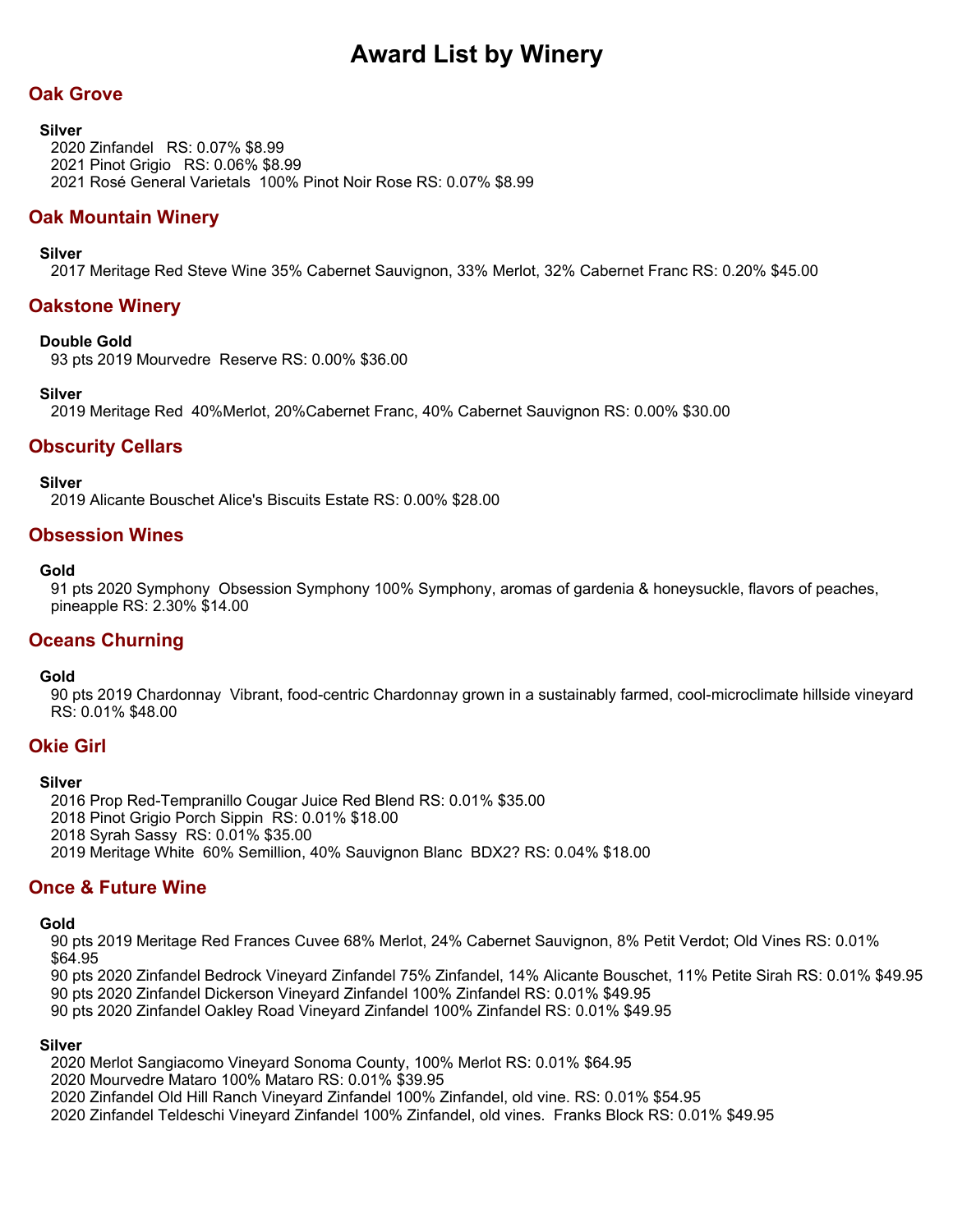# Award List by Winery

## Oak Grove

### Silver

2020 Zinfandel RS: 0.07% $8.99
2021 Pinot Grigio RS: 0.06% $8.99
2021 Rosé General Varietals 100% Pinot Noir Rose RS: 0.07% $8.99

## Oak Mountain Winery

### Silver

2017 Meritage Red Steve Wine 35% Cabernet Sauvignon, 33% Merlot, 32% Cabernet Franc RS: 0.20% $45.00

## Oakstone Winery

### Double Gold

93 pts 2019 Mourvedre Reserve RS: 0.00% $36.00

### Silver

2019 Meritage Red 40%Merlot, 20%Cabernet Franc, 40% Cabernet Sauvignon RS: 0.00% $30.00

## Obscurity Cellars

### Silver

2019 Alicante Bouschet Alice's Biscuits Estate RS: 0.00% $28.00

## Obsession Wines

### Gold

91 pts 2020 Symphony Obsession Symphony 100% Symphony, aromas of gardenia & honeysuckle, flavors of peaches, pineapple RS: 2.30% $14.00

## Oceans Churning

### Gold

90 pts 2019 Chardonnay Vibrant, food-centric Chardonnay grown in a sustainably farmed, cool-microclimate hillside vineyard RS: 0.01% $48.00

## Okie Girl

### Silver

2016 Prop Red-Tempranillo Cougar Juice Red Blend RS: 0.01% $35.00
2018 Pinot Grigio Porch Sippin RS: 0.01% $18.00
2018 Syrah Sassy RS: 0.01% $35.00
2019 Meritage White 60% Semillion, 40% Sauvignon Blanc BDX2? RS: 0.04% $18.00

## Once & Future Wine

### Gold

90 pts 2019 Meritage Red Frances Cuvee 68% Merlot, 24% Cabernet Sauvignon, 8% Petit Verdot; Old Vines RS: 0.01% $64.95
90 pts 2020 Zinfandel Bedrock Vineyard Zinfandel 75% Zinfandel, 14% Alicante Bouschet, 11% Petite Sirah RS: 0.01% $49.95
90 pts 2020 Zinfandel Dickerson Vineyard Zinfandel 100% Zinfandel RS: 0.01% $49.95
90 pts 2020 Zinfandel Oakley Road Vineyard Zinfandel 100% Zinfandel RS: 0.01% $49.95

### Silver

2020 Merlot Sangiacomo Vineyard Sonoma County, 100% Merlot RS: 0.01% $64.95
2020 Mourvedre Mataro 100% Mataro RS: 0.01% $39.95
2020 Zinfandel Old Hill Ranch Vineyard Zinfandel 100% Zinfandel, old vine. RS: 0.01% $54.95
2020 Zinfandel Teldeschi Vineyard Zinfandel 100% Zinfandel, old vines. Franks Block RS: 0.01% $49.95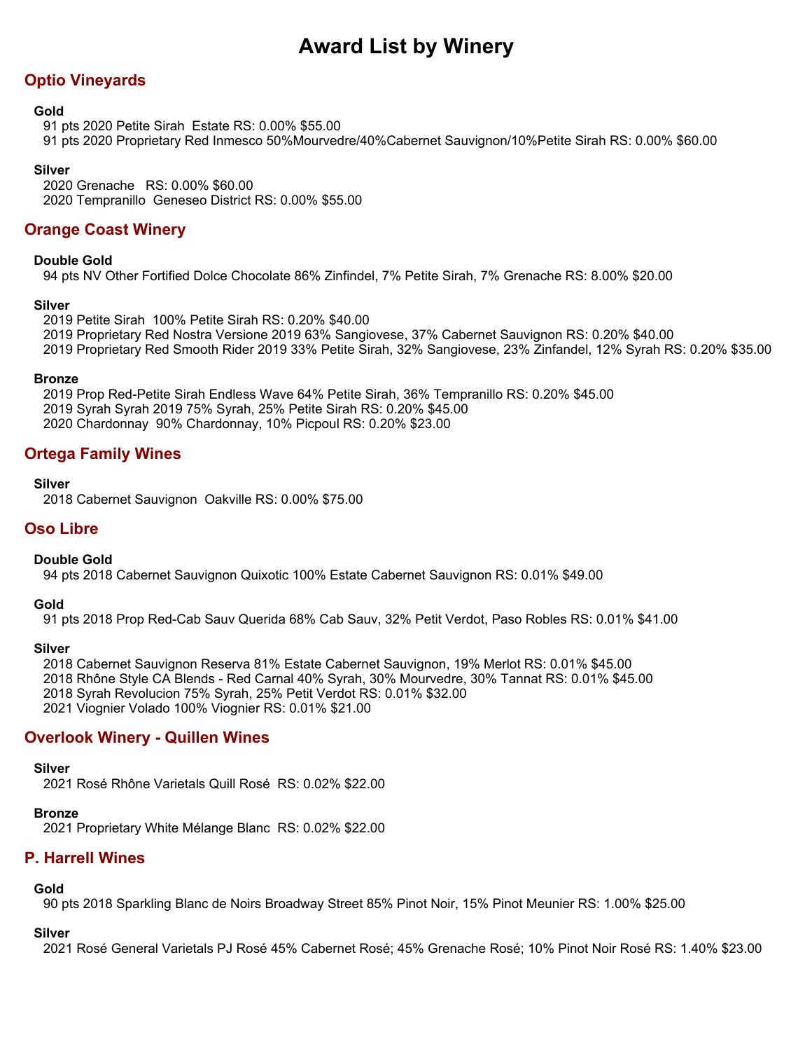# Award List by Winery

## Optio Vineyards

**Gold**

91 pts 2020 Petite Sirah  Estate RS: 0.00% $55.00
91 pts 2020 Proprietary Red Inmesco 50%Mourvedre/40%Cabernet Sauvignon/10%Petite Sirah RS: 0.00% $60.00

**Silver**

2020 Grenache   RS: 0.00% $60.00
2020 Tempranillo  Geneseo District RS: 0.00% $55.00

## Orange Coast Winery

**Double Gold**

94 pts NV Other Fortified Dolce Chocolate 86% Zinfindel, 7% Petite Sirah, 7% Grenache RS: 8.00% $20.00

**Silver**

2019 Petite Sirah  100% Petite Sirah RS: 0.20% $40.00
2019 Proprietary Red Nostra Versione 2019 63% Sangiovese, 37% Cabernet Sauvignon RS: 0.20% $40.00
2019 Proprietary Red Smooth Rider 2019 33% Petite Sirah, 32% Sangiovese, 23% Zinfandel, 12% Syrah RS: 0.20% $35.00

**Bronze**

2019 Prop Red-Petite Sirah Endless Wave 64% Petite Sirah, 36% Tempranillo RS: 0.20% $45.00
2019 Syrah Syrah 2019 75% Syrah, 25% Petite Sirah RS: 0.20% $45.00
2020 Chardonnay  90% Chardonnay, 10% Picpoul RS: 0.20% $23.00

## Ortega Family Wines

**Silver**

2018 Cabernet Sauvignon  Oakville RS: 0.00% $75.00

## Oso Libre

**Double Gold**

94 pts 2018 Cabernet Sauvignon Quixotic 100% Estate Cabernet Sauvignon RS: 0.01% $49.00

**Gold**

91 pts 2018 Prop Red-Cab Sauv Querida 68% Cab Sauv, 32% Petit Verdot, Paso Robles RS: 0.01% $41.00

**Silver**

2018 Cabernet Sauvignon Reserva 81% Estate Cabernet Sauvignon, 19% Merlot RS: 0.01% $45.00
2018 Rhône Style CA Blends - Red Carnal 40% Syrah, 30% Mourvedre, 30% Tannat RS: 0.01% $45.00
2018 Syrah Revolucion 75% Syrah, 25% Petit Verdot RS: 0.01% $32.00
2021 Viognier Volado 100% Viognier RS: 0.01% $21.00

## Overlook Winery - Quillen Wines

**Silver**

2021 Rosé Rhône Varietals Quill Rosé  RS: 0.02% $22.00

**Bronze**

2021 Proprietary White Mélange Blanc  RS: 0.02% $22.00

## P. Harrell Wines

**Gold**

90 pts 2018 Sparkling Blanc de Noirs Broadway Street 85% Pinot Noir, 15% Pinot Meunier RS: 1.00% $25.00

**Silver**

2021 Rosé General Varietals PJ Rosé 45% Cabernet Rosé; 45% Grenache Rosé; 10% Pinot Noir Rosé RS: 1.40% $23.00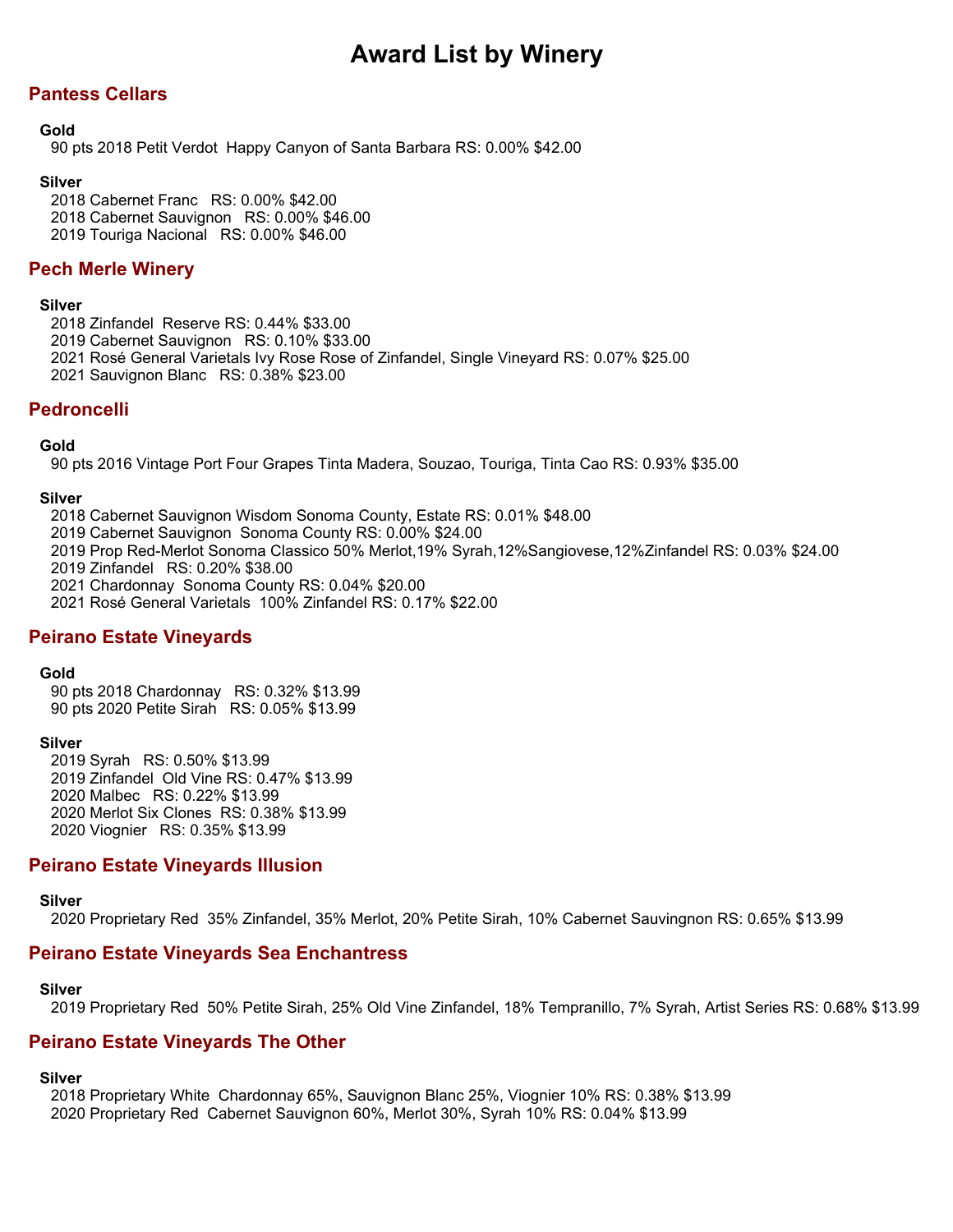# Award List by Winery

## Pantess Cellars

**Gold**

90 pts 2018 Petit Verdot  Happy Canyon of Santa Barbara RS: 0.00% $42.00

**Silver**

2018 Cabernet Franc   RS: 0.00% $42.00
2018 Cabernet Sauvignon   RS: 0.00% $46.00
2019 Touriga Nacional   RS: 0.00% $46.00

## Pech Merle Winery

**Silver**

2018 Zinfandel  Reserve RS: 0.44% $33.00
2019 Cabernet Sauvignon   RS: 0.10% $33.00
2021 Rosé General Varietals Ivy Rose Rose of Zinfandel, Single Vineyard RS: 0.07% $25.00
2021 Sauvignon Blanc   RS: 0.38% $23.00

## Pedroncelli

**Gold**

90 pts 2016 Vintage Port Four Grapes Tinta Madera, Souzao, Touriga, Tinta Cao RS: 0.93% $35.00

**Silver**

2018 Cabernet Sauvignon Wisdom Sonoma County, Estate RS: 0.01% $48.00
2019 Cabernet Sauvignon  Sonoma County RS: 0.00% $24.00
2019 Prop Red-Merlot Sonoma Classico 50% Merlot,19% Syrah,12%Sangiovese,12%Zinfandel RS: 0.03% $24.00
2019 Zinfandel   RS: 0.20% $38.00
2021 Chardonnay  Sonoma County RS: 0.04% $20.00
2021 Rosé General Varietals  100% Zinfandel RS: 0.17% $22.00

## Peirano Estate Vineyards

**Gold**

90 pts 2018 Chardonnay   RS: 0.32% $13.99
90 pts 2020 Petite Sirah   RS: 0.05% $13.99

**Silver**

2019 Syrah   RS: 0.50% $13.99
2019 Zinfandel  Old Vine RS: 0.47% $13.99
2020 Malbec   RS: 0.22% $13.99
2020 Merlot Six Clones  RS: 0.38% $13.99
2020 Viognier   RS: 0.35% $13.99

## Peirano Estate Vineyards Illusion

**Silver**

2020 Proprietary Red  35% Zinfandel, 35% Merlot, 20% Petite Sirah, 10% Cabernet Sauvingnon RS: 0.65% $13.99

## Peirano Estate Vineyards Sea Enchantress

**Silver**

2019 Proprietary Red  50% Petite Sirah, 25% Old Vine Zinfandel, 18% Tempranillo, 7% Syrah, Artist Series RS: 0.68% $13.99

## Peirano Estate Vineyards The Other

**Silver**

2018 Proprietary White  Chardonnay 65%, Sauvignon Blanc 25%, Viognier 10% RS: 0.38% $13.99
2020 Proprietary Red  Cabernet Sauvignon 60%, Merlot 30%, Syrah 10% RS: 0.04% $13.99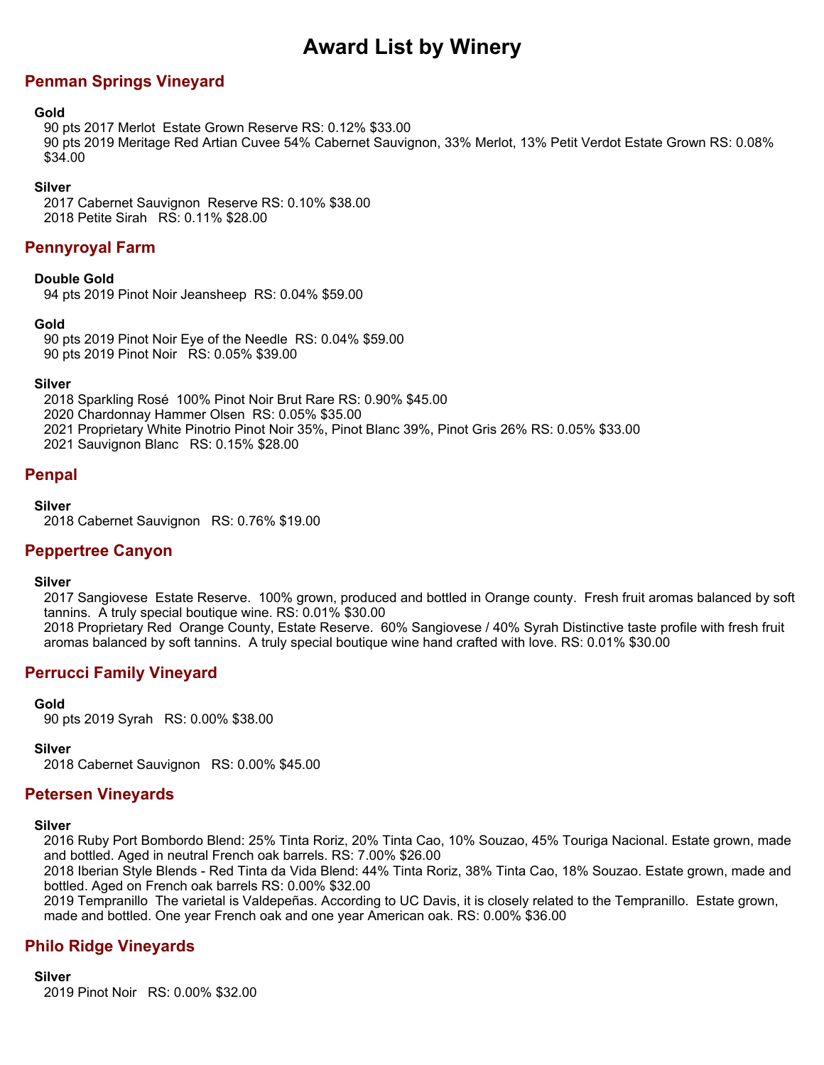# Award List by Winery

## Penman Springs Vineyard

**Gold**

90 pts 2017 Merlot Estate Grown Reserve RS: 0.12% $33.00

90 pts 2019 Meritage Red Artian Cuvee 54% Cabernet Sauvignon, 33% Merlot, 13% Petit Verdot Estate Grown RS: 0.08% $34.00

**Silver**

2017 Cabernet Sauvignon Reserve RS: 0.10% $38.00

2018 Petite Sirah RS: 0.11% $28.00

## Pennyroyal Farm

**Double Gold**

94 pts 2019 Pinot Noir Jeansheep RS: 0.04% $59.00

**Gold**

90 pts 2019 Pinot Noir Eye of the Needle RS: 0.04% $59.00

90 pts 2019 Pinot Noir RS: 0.05% $39.00

**Silver**

2018 Sparkling Rosé 100% Pinot Noir Brut Rare RS: 0.90% $45.00

2020 Chardonnay Hammer Olsen RS: 0.05% $35.00

2021 Proprietary White Pinotrio Pinot Noir 35%, Pinot Blanc 39%, Pinot Gris 26% RS: 0.05% $33.00

2021 Sauvignon Blanc RS: 0.15% $28.00

## Penpal

**Silver**

2018 Cabernet Sauvignon RS: 0.76% $19.00

## Peppertree Canyon

**Silver**

2017 Sangiovese Estate Reserve. 100% grown, produced and bottled in Orange county. Fresh fruit aromas balanced by soft tannins. A truly special boutique wine. RS: 0.01% $30.00

2018 Proprietary Red Orange County, Estate Reserve. 60% Sangiovese / 40% Syrah Distinctive taste profile with fresh fruit aromas balanced by soft tannins. A truly special boutique wine hand crafted with love. RS: 0.01% $30.00

## Perrucci Family Vineyard

**Gold**

90 pts 2019 Syrah RS: 0.00% $38.00

**Silver**

2018 Cabernet Sauvignon RS: 0.00% $45.00

## Petersen Vineyards

**Silver**

2016 Ruby Port Bombordo Blend: 25% Tinta Roriz, 20% Tinta Cao, 10% Souzao, 45% Touriga Nacional. Estate grown, made and bottled. Aged in neutral French oak barrels. RS: 7.00% $26.00

2018 Iberian Style Blends - Red Tinta da Vida Blend: 44% Tinta Roriz, 38% Tinta Cao, 18% Souzao. Estate grown, made and bottled. Aged on French oak barrels RS: 0.00% $32.00

2019 Tempranillo The varietal is Valdepeñas. According to UC Davis, it is closely related to the Tempranillo. Estate grown, made and bottled. One year French oak and one year American oak. RS: 0.00% $36.00

## Philo Ridge Vineyards

**Silver**

2019 Pinot Noir RS: 0.00% $32.00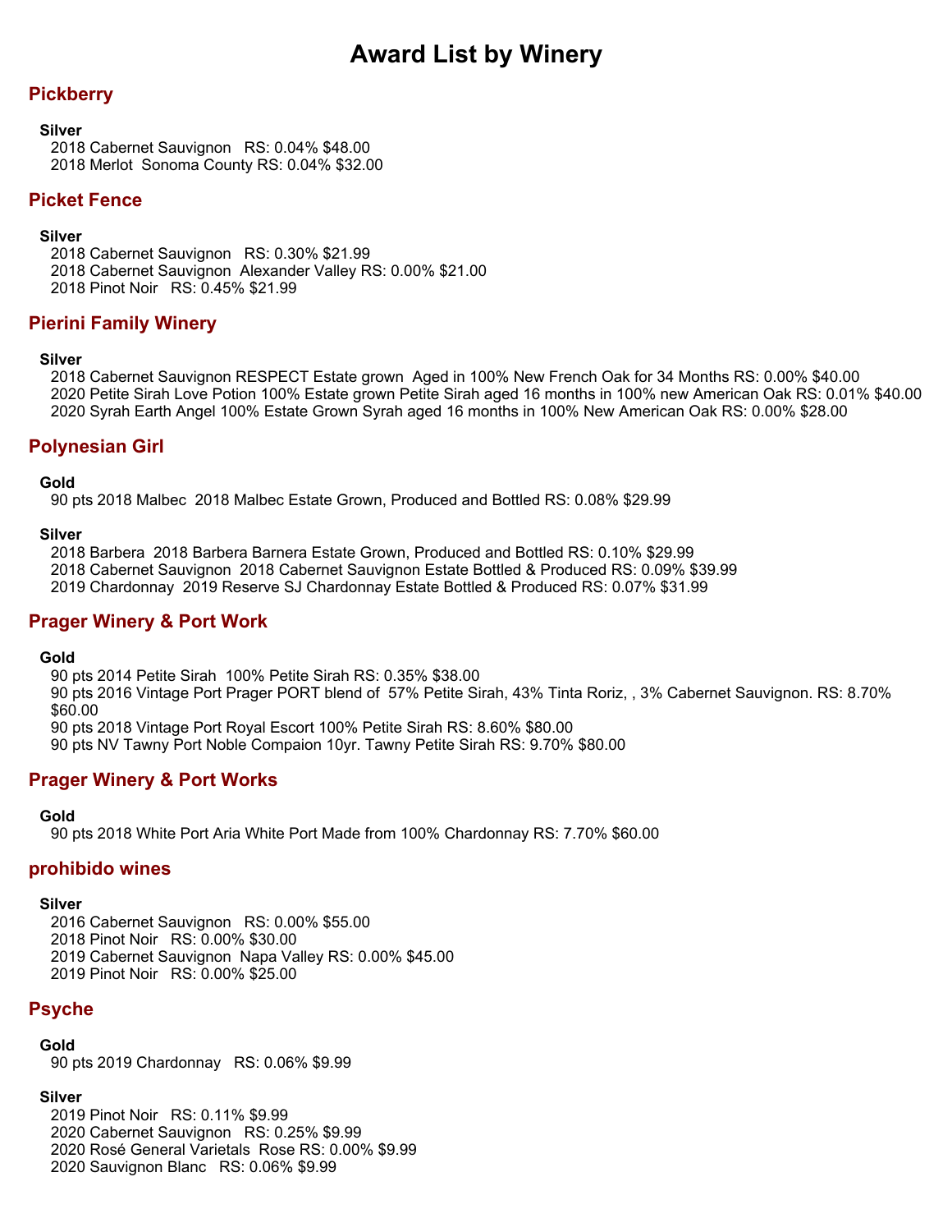# Award List by Winery

## Pickberry

### Silver

2018 Cabernet Sauvignon   RS: 0.04% $48.00
2018 Merlot  Sonoma County RS: 0.04% $32.00

## Picket Fence

### Silver

2018 Cabernet Sauvignon   RS: 0.30% $21.99
2018 Cabernet Sauvignon  Alexander Valley RS: 0.00% $21.00
2018 Pinot Noir   RS: 0.45% $21.99

## Pierini Family Winery

### Silver

2018 Cabernet Sauvignon RESPECT Estate grown  Aged in 100% New French Oak for 34 Months RS: 0.00% $40.00
2020 Petite Sirah Love Potion 100% Estate grown Petite Sirah aged 16 months in 100% new American Oak RS: 0.01% $40.00
2020 Syrah Earth Angel 100% Estate Grown Syrah aged 16 months in 100% New American Oak RS: 0.00% $28.00

## Polynesian Girl

### Gold

90 pts 2018 Malbec  2018 Malbec Estate Grown, Produced and Bottled RS: 0.08% $29.99

### Silver

2018 Barbera  2018 Barbera Barnera Estate Grown, Produced and Bottled RS: 0.10% $29.99
2018 Cabernet Sauvignon  2018 Cabernet Sauvignon Estate Bottled & Produced RS: 0.09% $39.99
2019 Chardonnay  2019 Reserve SJ Chardonnay Estate Bottled & Produced RS: 0.07% $31.99

## Prager Winery & Port Work

### Gold

90 pts 2014 Petite Sirah  100% Petite Sirah RS: 0.35% $38.00
90 pts 2016 Vintage Port Prager PORT blend of  57% Petite Sirah, 43% Tinta Roriz, , 3% Cabernet Sauvignon. RS: 8.70% $60.00
90 pts 2018 Vintage Port Royal Escort 100% Petite Sirah RS: 8.60% $80.00
90 pts NV Tawny Port Noble Compaion 10yr. Tawny Petite Sirah RS: 9.70% $80.00

## Prager Winery & Port Works

### Gold

90 pts 2018 White Port Aria White Port Made from 100% Chardonnay RS: 7.70% $60.00

## prohibido wines

### Silver

2016 Cabernet Sauvignon   RS: 0.00% $55.00
2018 Pinot Noir   RS: 0.00% $30.00
2019 Cabernet Sauvignon  Napa Valley RS: 0.00% $45.00
2019 Pinot Noir   RS: 0.00% $25.00

## Psyche

### Gold

90 pts 2019 Chardonnay   RS: 0.06% $9.99

### Silver

2019 Pinot Noir   RS: 0.11% $9.99
2020 Cabernet Sauvignon   RS: 0.25% $9.99
2020 Rosé General Varietals  Rose RS: 0.00% $9.99
2020 Sauvignon Blanc   RS: 0.06% $9.99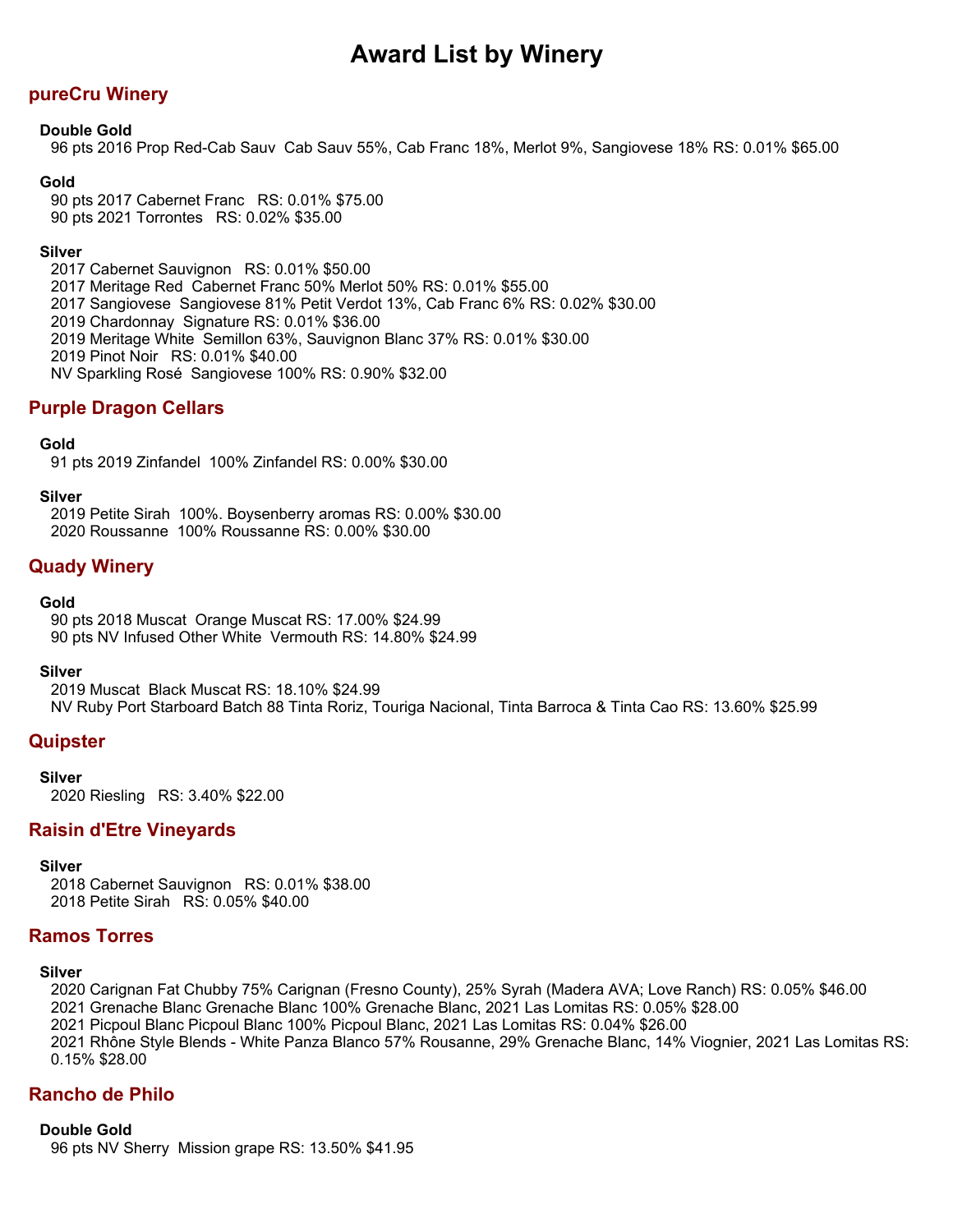# Award List by Winery

## pureCru Winery

**Double Gold**

96 pts 2016 Prop Red-Cab Sauv  Cab Sauv 55%, Cab Franc 18%, Merlot 9%, Sangiovese 18% RS: 0.01% $65.00

**Gold**

90 pts 2017 Cabernet Franc   RS: 0.01% $75.00
90 pts 2021 Torrontes   RS: 0.02% $35.00

**Silver**

2017 Cabernet Sauvignon   RS: 0.01% $50.00
2017 Meritage Red  Cabernet Franc 50% Merlot 50% RS: 0.01% $55.00
2017 Sangiovese  Sangiovese 81% Petit Verdot 13%, Cab Franc 6% RS: 0.02% $30.00
2019 Chardonnay  Signature RS: 0.01% $36.00
2019 Meritage White  Semillon 63%, Sauvignon Blanc 37% RS: 0.01% $30.00
2019 Pinot Noir   RS: 0.01% $40.00
NV Sparkling Rosé  Sangiovese 100% RS: 0.90% $32.00

## Purple Dragon Cellars

**Gold**

91 pts 2019 Zinfandel  100% Zinfandel RS: 0.00% $30.00

**Silver**

2019 Petite Sirah  100%. Boysenberry aromas RS: 0.00% $30.00
2020 Roussanne  100% Roussanne RS: 0.00% $30.00

## Quady Winery

**Gold**

90 pts 2018 Muscat  Orange Muscat RS: 17.00% $24.99
90 pts NV Infused Other White  Vermouth RS: 14.80% $24.99

**Silver**

2019 Muscat  Black Muscat RS: 18.10% $24.99
NV Ruby Port Starboard Batch 88 Tinta Roriz, Touriga Nacional, Tinta Barroca & Tinta Cao RS: 13.60% $25.99

## Quipster

**Silver**

2020 Riesling   RS: 3.40% $22.00

## Raisin d'Etre Vineyards

**Silver**

2018 Cabernet Sauvignon   RS: 0.01% $38.00
2018 Petite Sirah   RS: 0.05% $40.00

## Ramos Torres

**Silver**

2020 Carignan Fat Chubby 75% Carignan (Fresno County), 25% Syrah (Madera AVA; Love Ranch) RS: 0.05% $46.00
2021 Grenache Blanc Grenache Blanc 100% Grenache Blanc, 2021 Las Lomitas RS: 0.05% $28.00
2021 Picpoul Blanc Picpoul Blanc 100% Picpoul Blanc, 2021 Las Lomitas RS: 0.04% $26.00
2021 Rhône Style Blends - White Panza Blanco 57% Rousanne, 29% Grenache Blanc, 14% Viognier, 2021 Las Lomitas RS: 0.15% $28.00

## Rancho de Philo

**Double Gold**

96 pts NV Sherry  Mission grape RS: 13.50% $41.95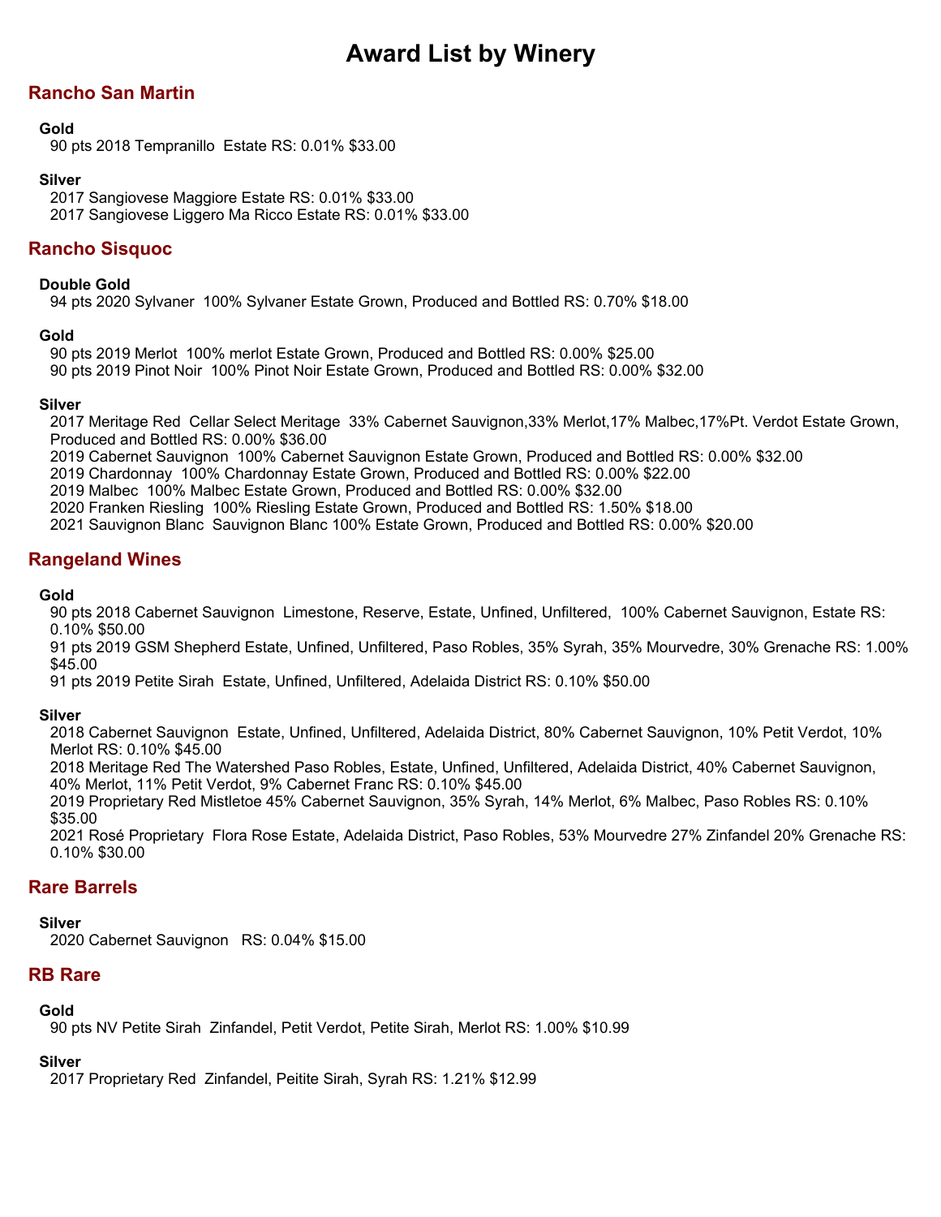# Award List by Winery

## Rancho San Martin

**Gold**

90 pts 2018 Tempranillo  Estate RS: 0.01% $33.00

**Silver**

2017 Sangiovese Maggiore Estate RS: 0.01% $33.00
2017 Sangiovese Liggero Ma Ricco Estate RS: 0.01% $33.00

## Rancho Sisquoc

**Double Gold**

94 pts 2020 Sylvaner  100% Sylvaner Estate Grown, Produced and Bottled RS: 0.70% $18.00

**Gold**

90 pts 2019 Merlot  100% merlot Estate Grown, Produced and Bottled RS: 0.00% $25.00
90 pts 2019 Pinot Noir  100% Pinot Noir Estate Grown, Produced and Bottled RS: 0.00% $32.00

**Silver**

2017 Meritage Red  Cellar Select Meritage  33% Cabernet Sauvignon,33% Merlot,17% Malbec,17%Pt. Verdot Estate Grown, Produced and Bottled RS: 0.00% $36.00
2019 Cabernet Sauvignon  100% Cabernet Sauvignon Estate Grown, Produced and Bottled RS: 0.00% $32.00
2019 Chardonnay  100% Chardonnay Estate Grown, Produced and Bottled RS: 0.00% $22.00
2019 Malbec  100% Malbec Estate Grown, Produced and Bottled RS: 0.00% $32.00
2020 Franken Riesling  100% Riesling Estate Grown, Produced and Bottled RS: 1.50% $18.00
2021 Sauvignon Blanc  Sauvignon Blanc 100% Estate Grown, Produced and Bottled RS: 0.00% $20.00

## Rangeland Wines

**Gold**

90 pts 2018 Cabernet Sauvignon  Limestone, Reserve, Estate, Unfined, Unfiltered,  100% Cabernet Sauvignon, Estate RS: 0.10% $50.00
91 pts 2019 GSM Shepherd Estate, Unfined, Unfiltered, Paso Robles, 35% Syrah, 35% Mourvedre, 30% Grenache RS: 1.00% $45.00
91 pts 2019 Petite Sirah  Estate, Unfined, Unfiltered, Adelaida District RS: 0.10% $50.00

**Silver**

2018 Cabernet Sauvignon  Estate, Unfined, Unfiltered, Adelaida District, 80% Cabernet Sauvignon, 10% Petit Verdot, 10% Merlot RS: 0.10% $45.00
2018 Meritage Red The Watershed Paso Robles, Estate, Unfined, Unfiltered, Adelaida District, 40% Cabernet Sauvignon, 40% Merlot, 11% Petit Verdot, 9% Cabernet Franc RS: 0.10% $45.00
2019 Proprietary Red Mistletoe 45% Cabernet Sauvignon, 35% Syrah, 14% Merlot, 6% Malbec, Paso Robles RS: 0.10% $35.00
2021 Rosé Proprietary  Flora Rose Estate, Adelaida District, Paso Robles, 53% Mourvedre 27% Zinfandel 20% Grenache RS: 0.10% $30.00

## Rare Barrels

**Silver**

2020 Cabernet Sauvignon   RS: 0.04% $15.00

## RB Rare

**Gold**

90 pts NV Petite Sirah  Zinfandel, Petit Verdot, Petite Sirah, Merlot RS: 1.00% $10.99

**Silver**

2017 Proprietary Red  Zinfandel, Peitite Sirah, Syrah RS: 1.21% $12.99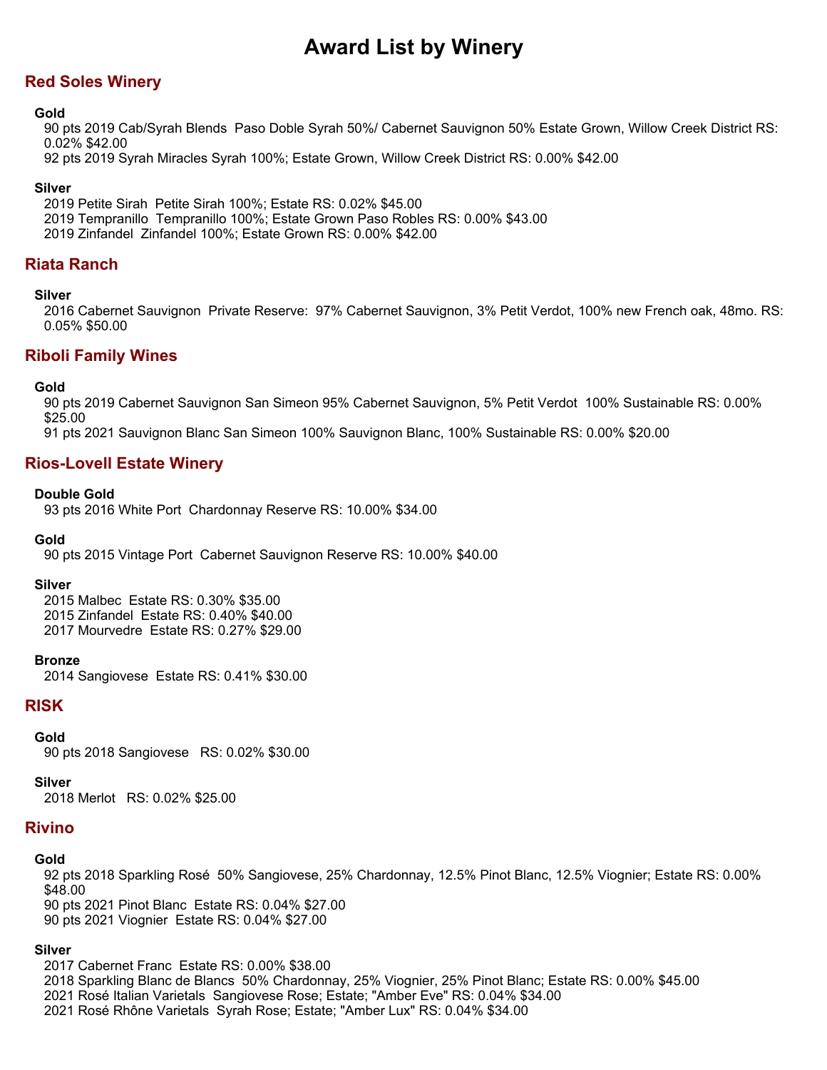# Award List by Winery

## Red Soles Winery

### Gold

90 pts 2019 Cab/Syrah Blends  Paso Doble Syrah 50%/ Cabernet Sauvignon 50% Estate Grown, Willow Creek District RS: 0.02% $42.00
92 pts 2019 Syrah Miracles Syrah 100%; Estate Grown, Willow Creek District RS: 0.00% $42.00

### Silver

2019 Petite Sirah  Petite Sirah 100%; Estate RS: 0.02% $45.00
2019 Tempranillo  Tempranillo 100%; Estate Grown Paso Robles RS: 0.00% $43.00
2019 Zinfandel  Zinfandel 100%; Estate Grown RS: 0.00% $42.00

## Riata Ranch

### Silver

2016 Cabernet Sauvignon  Private Reserve:  97% Cabernet Sauvignon, 3% Petit Verdot, 100% new French oak, 48mo. RS: 0.05% $50.00

## Riboli Family Wines

### Gold

90 pts 2019 Cabernet Sauvignon San Simeon 95% Cabernet Sauvignon, 5% Petit Verdot  100% Sustainable RS: 0.00% $25.00
91 pts 2021 Sauvignon Blanc San Simeon 100% Sauvignon Blanc, 100% Sustainable RS: 0.00% $20.00

## Rios-Lovell Estate Winery

### Double Gold

93 pts 2016 White Port  Chardonnay Reserve RS: 10.00% $34.00

### Gold

90 pts 2015 Vintage Port  Cabernet Sauvignon Reserve RS: 10.00% $40.00

### Silver

2015 Malbec  Estate RS: 0.30% $35.00
2015 Zinfandel  Estate RS: 0.40% $40.00
2017 Mourvedre  Estate RS: 0.27% $29.00

### Bronze

2014 Sangiovese  Estate RS: 0.41% $30.00

## RISK

### Gold

90 pts 2018 Sangiovese   RS: 0.02% $30.00

### Silver

2018 Merlot   RS: 0.02% $25.00

## Rivino

### Gold

92 pts 2018 Sparkling Rosé  50% Sangiovese, 25% Chardonnay, 12.5% Pinot Blanc, 12.5% Viognier; Estate RS: 0.00% $48.00
90 pts 2021 Pinot Blanc  Estate RS: 0.04% $27.00
90 pts 2021 Viognier  Estate RS: 0.04% $27.00

### Silver

2017 Cabernet Franc  Estate RS: 0.00% $38.00
2018 Sparkling Blanc de Blancs  50% Chardonnay, 25% Viognier, 25% Pinot Blanc; Estate RS: 0.00% $45.00
2021 Rosé Italian Varietals  Sangiovese Rose; Estate; "Amber Eve" RS: 0.04% $34.00
2021 Rosé Rhône Varietals  Syrah Rose; Estate; "Amber Lux" RS: 0.04% $34.00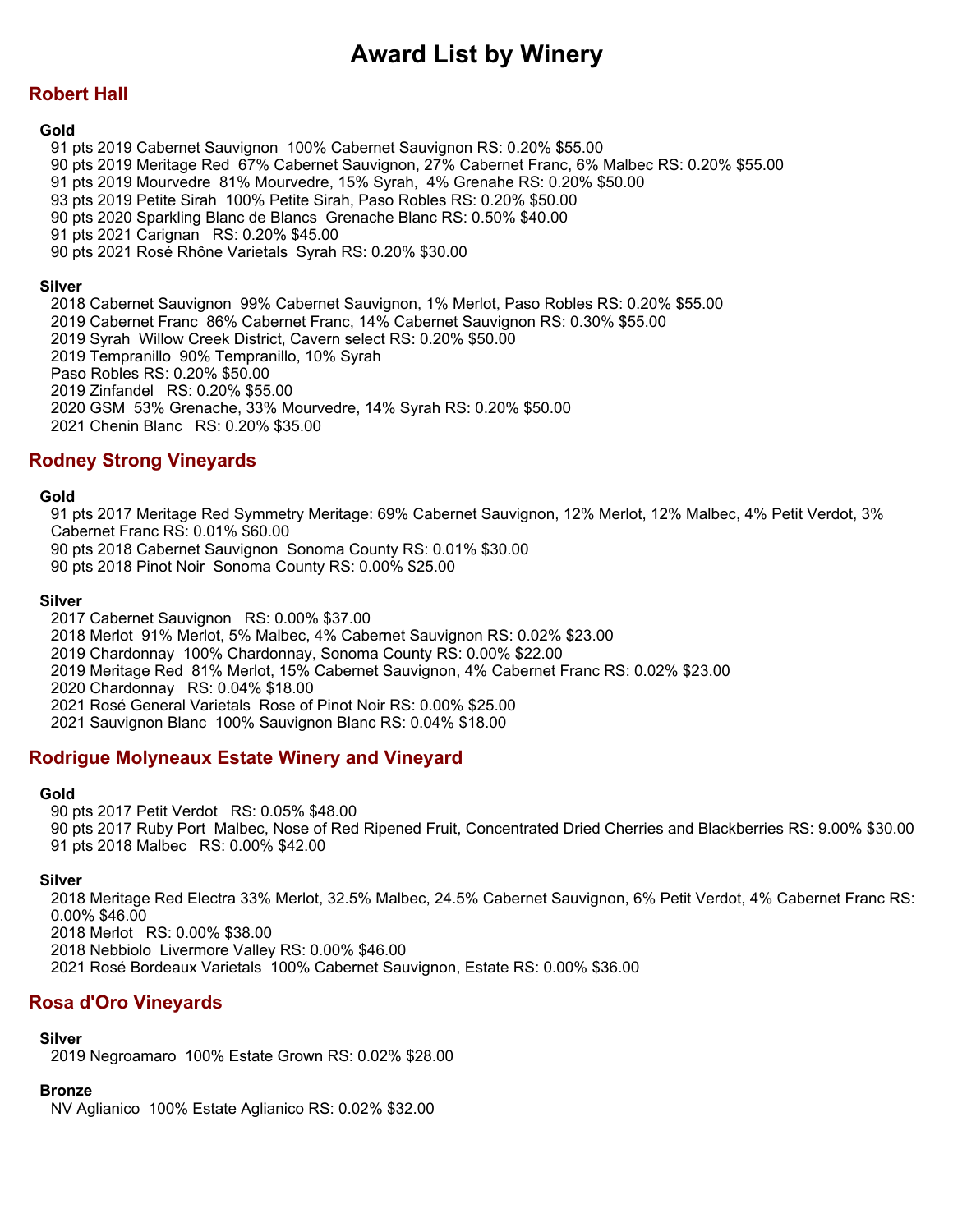# Award List by Winery

## Robert Hall

**Gold**

91 pts 2019 Cabernet Sauvignon  100% Cabernet Sauvignon RS: 0.20% $55.00
90 pts 2019 Meritage Red  67% Cabernet Sauvignon, 27% Cabernet Franc, 6% Malbec RS: 0.20% $55.00
91 pts 2019 Mourvedre  81% Mourvedre, 15% Syrah,  4% Grenahe RS: 0.20% $50.00
93 pts 2019 Petite Sirah  100% Petite Sirah, Paso Robles RS: 0.20% $50.00
90 pts 2020 Sparkling Blanc de Blancs  Grenache Blanc RS: 0.50% $40.00
91 pts 2021 Carignan   RS: 0.20% $45.00
90 pts 2021 Rosé Rhône Varietals  Syrah RS: 0.20% $30.00

**Silver**

2018 Cabernet Sauvignon  99% Cabernet Sauvignon, 1% Merlot, Paso Robles RS: 0.20% $55.00
2019 Cabernet Franc  86% Cabernet Franc, 14% Cabernet Sauvignon RS: 0.30% $55.00
2019 Syrah  Willow Creek District, Cavern select RS: 0.20% $50.00
2019 Tempranillo  90% Tempranillo, 10% Syrah
Paso Robles RS: 0.20% $50.00
2019 Zinfandel   RS: 0.20% $55.00
2020 GSM  53% Grenache, 33% Mourvedre, 14% Syrah RS: 0.20% $50.00
2021 Chenin Blanc   RS: 0.20% $35.00

## Rodney Strong Vineyards

**Gold**

91 pts 2017 Meritage Red Symmetry Meritage: 69% Cabernet Sauvignon, 12% Merlot, 12% Malbec, 4% Petit Verdot, 3% Cabernet Franc RS: 0.01% $60.00
90 pts 2018 Cabernet Sauvignon  Sonoma County RS: 0.01% $30.00
90 pts 2018 Pinot Noir  Sonoma County RS: 0.00% $25.00

**Silver**

2017 Cabernet Sauvignon   RS: 0.00% $37.00
2018 Merlot  91% Merlot, 5% Malbec, 4% Cabernet Sauvignon RS: 0.02% $23.00
2019 Chardonnay  100% Chardonnay, Sonoma County RS: 0.00% $22.00
2019 Meritage Red  81% Merlot, 15% Cabernet Sauvignon, 4% Cabernet Franc RS: 0.02% $23.00
2020 Chardonnay   RS: 0.04% $18.00
2021 Rosé General Varietals  Rose of Pinot Noir RS: 0.00% $25.00
2021 Sauvignon Blanc  100% Sauvignon Blanc RS: 0.04% $18.00

## Rodrigue Molyneaux Estate Winery and Vineyard

**Gold**

90 pts 2017 Petit Verdot   RS: 0.05% $48.00
90 pts 2017 Ruby Port  Malbec, Nose of Red Ripened Fruit, Concentrated Dried Cherries and Blackberries RS: 9.00% $30.00
91 pts 2018 Malbec   RS: 0.00% $42.00

**Silver**

2018 Meritage Red Electra 33% Merlot, 32.5% Malbec, 24.5% Cabernet Sauvignon, 6% Petit Verdot, 4% Cabernet Franc RS: 0.00% $46.00
2018 Merlot   RS: 0.00% $38.00
2018 Nebbiolo  Livermore Valley RS: 0.00% $46.00
2021 Rosé Bordeaux Varietals  100% Cabernet Sauvignon, Estate RS: 0.00% $36.00

## Rosa d'Oro Vineyards

**Silver**

2019 Negroamaro  100% Estate Grown RS: 0.02% $28.00

**Bronze**

NV Aglianico  100% Estate Aglianico RS: 0.02% $32.00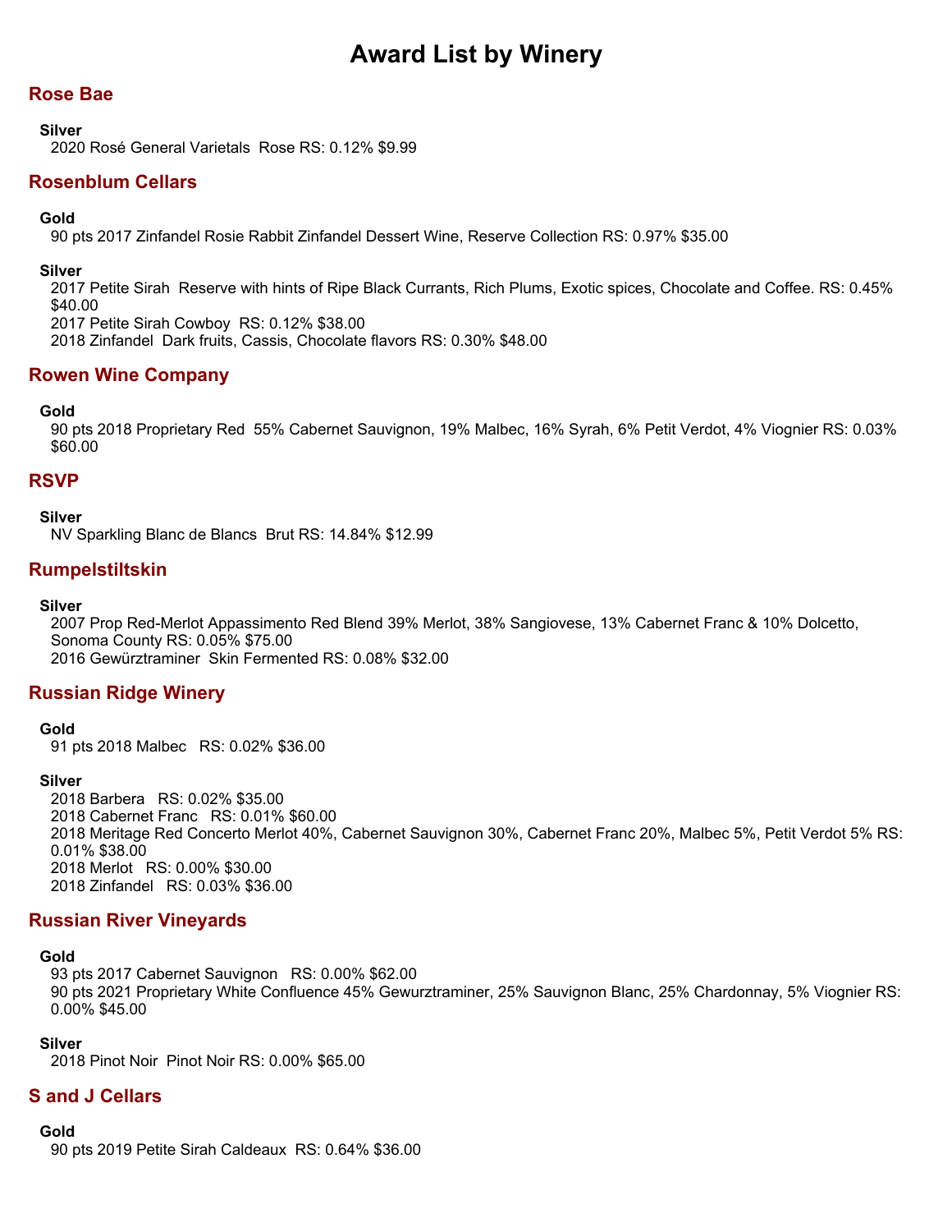# Award List by Winery

## Rose Bae

**Silver**

2020 Rosé General Varietals  Rose RS: 0.12% $9.99

## Rosenblum Cellars

**Gold**

90 pts 2017 Zinfandel Rosie Rabbit Zinfandel Dessert Wine, Reserve Collection RS: 0.97% $35.00

**Silver**

2017 Petite Sirah  Reserve with hints of Ripe Black Currants, Rich Plums, Exotic spices, Chocolate and Coffee. RS: 0.45% $40.00
2017 Petite Sirah Cowboy  RS: 0.12% $38.00
2018 Zinfandel  Dark fruits, Cassis, Chocolate flavors RS: 0.30% $48.00

## Rowen Wine Company

**Gold**

90 pts 2018 Proprietary Red  55% Cabernet Sauvignon, 19% Malbec, 16% Syrah, 6% Petit Verdot, 4% Viognier RS: 0.03% $60.00

## RSVP

**Silver**

NV Sparkling Blanc de Blancs  Brut RS: 14.84% $12.99

## Rumpelstiltskin

**Silver**

2007 Prop Red-Merlot Appassimento Red Blend 39% Merlot, 38% Sangiovese, 13% Cabernet Franc & 10% Dolcetto, Sonoma County RS: 0.05% $75.00
2016 Gewürztraminer  Skin Fermented RS: 0.08% $32.00

## Russian Ridge Winery

**Gold**

91 pts 2018 Malbec   RS: 0.02% $36.00

**Silver**

2018 Barbera   RS: 0.02% $35.00
2018 Cabernet Franc   RS: 0.01% $60.00
2018 Meritage Red Concerto Merlot 40%, Cabernet Sauvignon 30%, Cabernet Franc 20%, Malbec 5%, Petit Verdot 5% RS: 0.01% $38.00
2018 Merlot   RS: 0.00% $30.00
2018 Zinfandel   RS: 0.03% $36.00

## Russian River Vineyards

**Gold**

93 pts 2017 Cabernet Sauvignon   RS: 0.00% $62.00
90 pts 2021 Proprietary White Confluence 45% Gewurztraminer, 25% Sauvignon Blanc, 25% Chardonnay, 5% Viognier RS: 0.00% $45.00

**Silver**

2018 Pinot Noir  Pinot Noir RS: 0.00% $65.00

## S and J Cellars

**Gold**

90 pts 2019 Petite Sirah Caldeaux  RS: 0.64% $36.00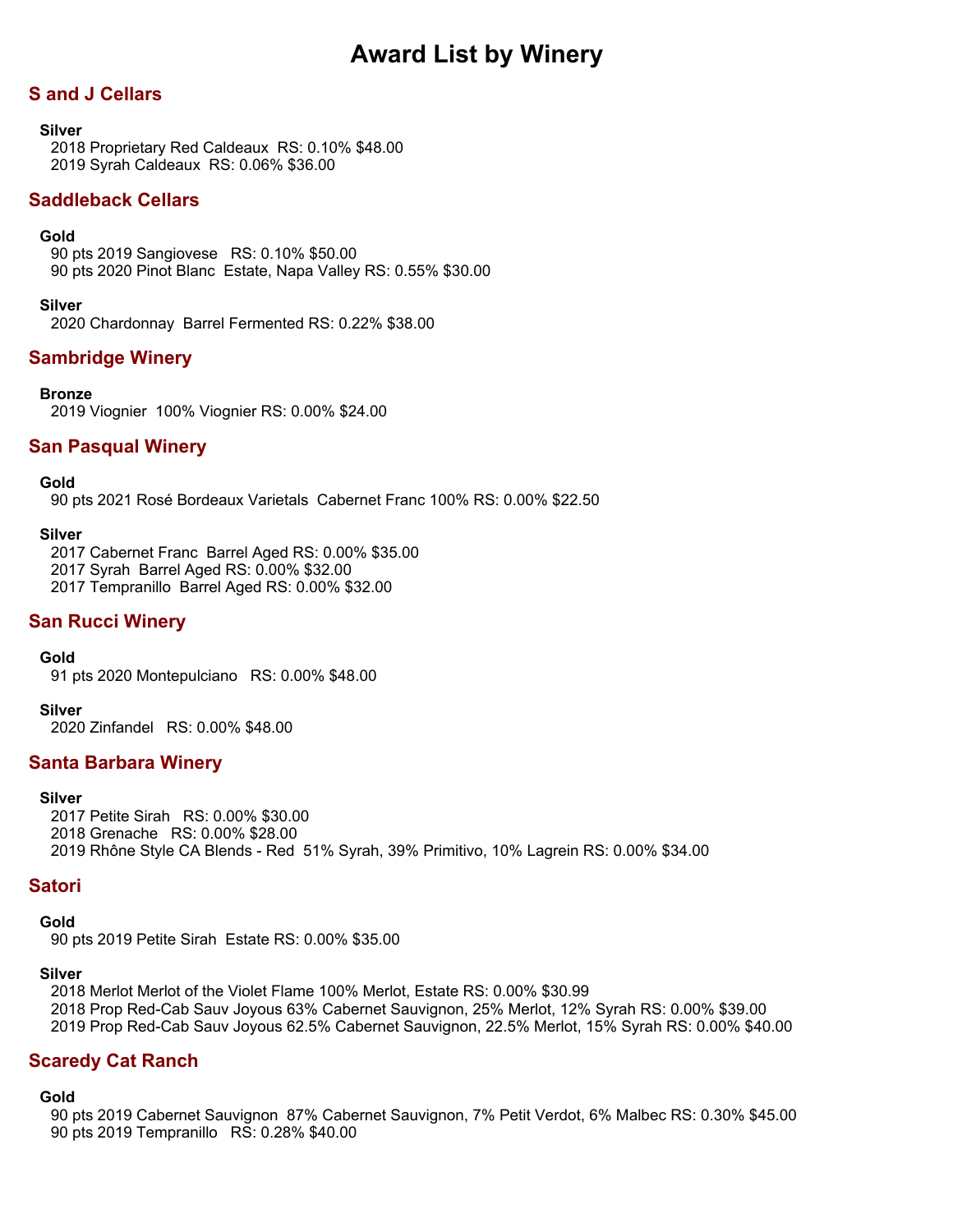# Award List by Winery

## S and J Cellars

**Silver**

2018 Proprietary Red Caldeaux RS: 0.10% $48.00
2019 Syrah Caldeaux RS: 0.06% $36.00

## Saddleback Cellars

**Gold**

90 pts 2019 Sangiovese RS: 0.10% $50.00
90 pts 2020 Pinot Blanc Estate, Napa Valley RS: 0.55% $30.00

**Silver**

2020 Chardonnay Barrel Fermented RS: 0.22% $38.00

## Sambridge Winery

**Bronze**

2019 Viognier 100% Viognier RS: 0.00% $24.00

## San Pasqual Winery

**Gold**

90 pts 2021 Rosé Bordeaux Varietals Cabernet Franc 100% RS: 0.00% $22.50

**Silver**

2017 Cabernet Franc Barrel Aged RS: 0.00% $35.00
2017 Syrah Barrel Aged RS: 0.00% $32.00
2017 Tempranillo Barrel Aged RS: 0.00% $32.00

## San Rucci Winery

**Gold**

91 pts 2020 Montepulciano RS: 0.00% $48.00

**Silver**

2020 Zinfandel RS: 0.00% $48.00

## Santa Barbara Winery

**Silver**

2017 Petite Sirah RS: 0.00% $30.00
2018 Grenache RS: 0.00% $28.00
2019 Rhône Style CA Blends - Red 51% Syrah, 39% Primitivo, 10% Lagrein RS: 0.00% $34.00

## Satori

**Gold**

90 pts 2019 Petite Sirah Estate RS: 0.00% $35.00

**Silver**

2018 Merlot Merlot of the Violet Flame 100% Merlot, Estate RS: 0.00% $30.99
2018 Prop Red-Cab Sauv Joyous 63% Cabernet Sauvignon, 25% Merlot, 12% Syrah RS: 0.00% $39.00
2019 Prop Red-Cab Sauv Joyous 62.5% Cabernet Sauvignon, 22.5% Merlot, 15% Syrah RS: 0.00% $40.00

## Scaredy Cat Ranch

**Gold**

90 pts 2019 Cabernet Sauvignon 87% Cabernet Sauvignon, 7% Petit Verdot, 6% Malbec RS: 0.30% $45.00
90 pts 2019 Tempranillo RS: 0.28% $40.00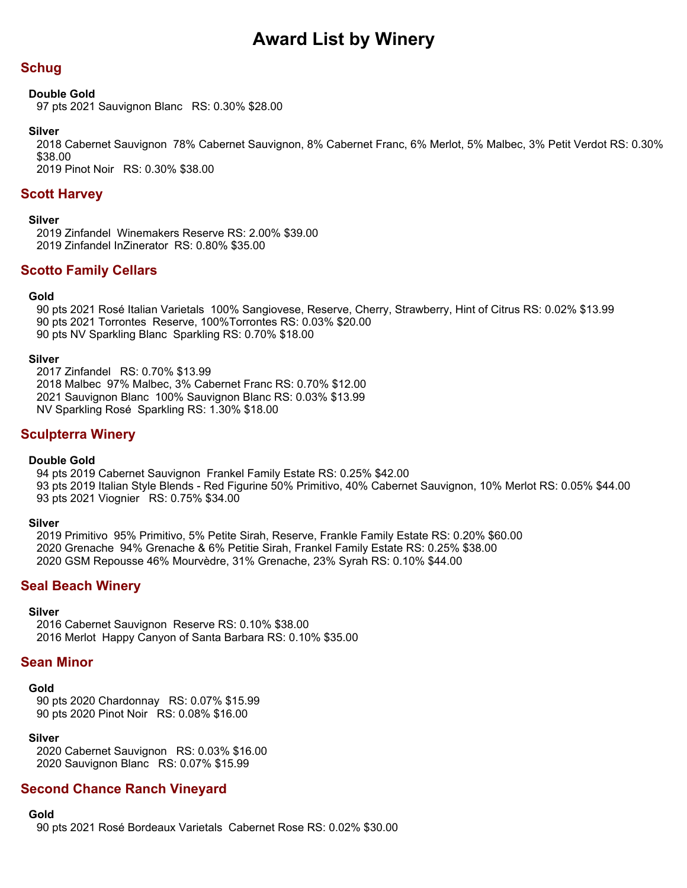# Award List by Winery

## Schug

### Double Gold

97 pts 2021 Sauvignon Blanc RS: 0.30% $28.00

### Silver

2018 Cabernet Sauvignon 78% Cabernet Sauvignon, 8% Cabernet Franc, 6% Merlot, 5% Malbec, 3% Petit Verdot RS: 0.30% $38.00
2019 Pinot Noir RS: 0.30% $38.00

## Scott Harvey

### Silver

2019 Zinfandel Winemakers Reserve RS: 2.00% $39.00
2019 Zinfandel InZinerator RS: 0.80% $35.00

## Scotto Family Cellars

### Gold

90 pts 2021 Rosé Italian Varietals 100% Sangiovese, Reserve, Cherry, Strawberry, Hint of Citrus RS: 0.02% $13.99
90 pts 2021 Torrontes Reserve, 100%Torrontes RS: 0.03% $20.00
90 pts NV Sparkling Blanc Sparkling RS: 0.70% $18.00

### Silver

2017 Zinfandel RS: 0.70% $13.99
2018 Malbec 97% Malbec, 3% Cabernet Franc RS: 0.70% $12.00
2021 Sauvignon Blanc 100% Sauvignon Blanc RS: 0.03% $13.99
NV Sparkling Rosé Sparkling RS: 1.30% $18.00

## Sculpterra Winery

### Double Gold

94 pts 2019 Cabernet Sauvignon Frankel Family Estate RS: 0.25% $42.00
93 pts 2019 Italian Style Blends - Red Figurine 50% Primitivo, 40% Cabernet Sauvignon, 10% Merlot RS: 0.05% $44.00
93 pts 2021 Viognier RS: 0.75% $34.00

### Silver

2019 Primitivo 95% Primitivo, 5% Petite Sirah, Reserve, Frankle Family Estate RS: 0.20% $60.00
2020 Grenache 94% Grenache & 6% Petitie Sirah, Frankel Family Estate RS: 0.25% $38.00
2020 GSM Repousse 46% Mourvèdre, 31% Grenache, 23% Syrah RS: 0.10% $44.00

## Seal Beach Winery

### Silver

2016 Cabernet Sauvignon Reserve RS: 0.10% $38.00
2016 Merlot Happy Canyon of Santa Barbara RS: 0.10% $35.00

## Sean Minor

### Gold

90 pts 2020 Chardonnay RS: 0.07% $15.99
90 pts 2020 Pinot Noir RS: 0.08% $16.00

### Silver

2020 Cabernet Sauvignon RS: 0.03% $16.00
2020 Sauvignon Blanc RS: 0.07% $15.99

## Second Chance Ranch Vineyard

### Gold

90 pts 2021 Rosé Bordeaux Varietals Cabernet Rose RS: 0.02% $30.00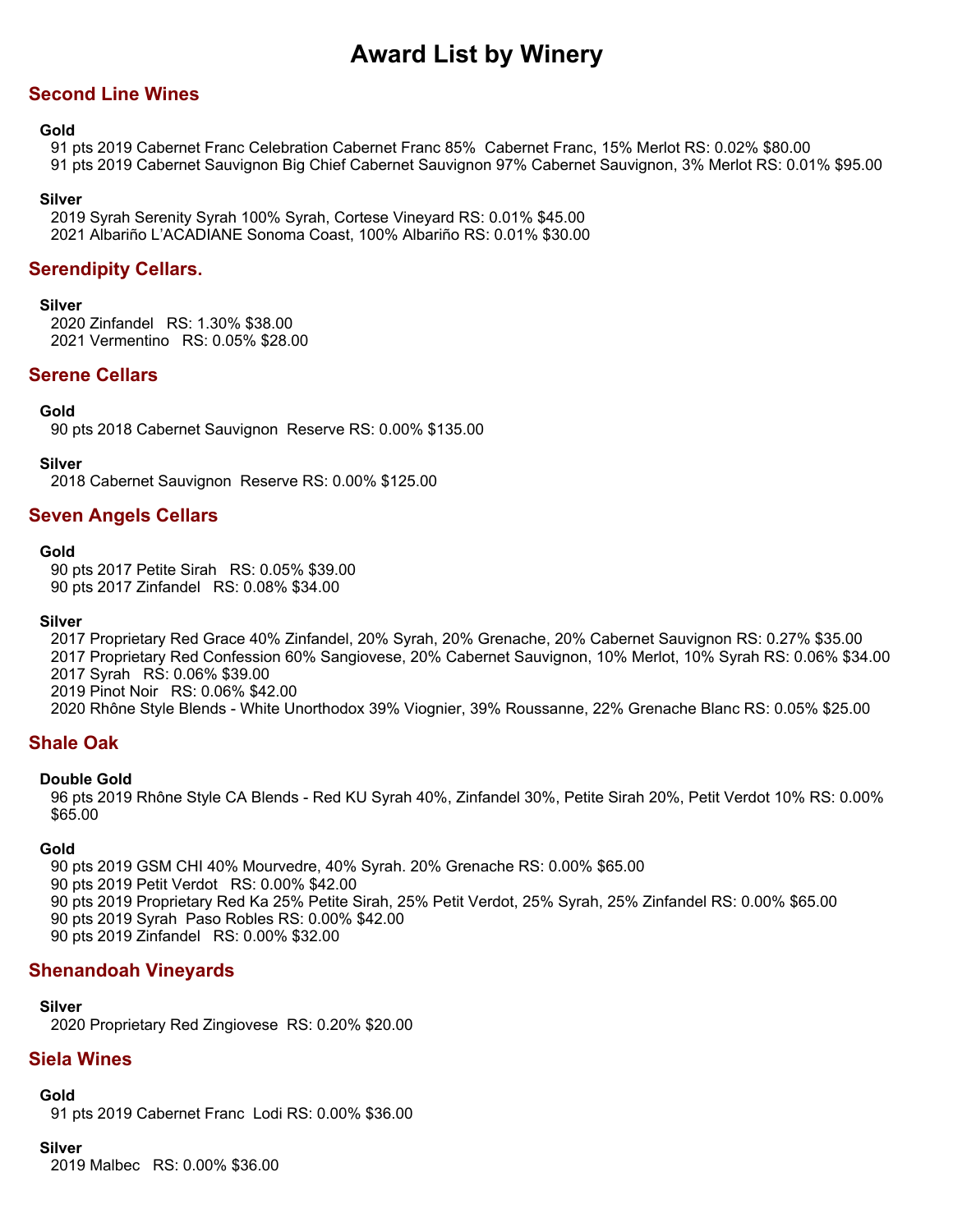# Award List by Winery

## Second Line Wines

**Gold**

91 pts 2019 Cabernet Franc Celebration Cabernet Franc 85%  Cabernet Franc, 15% Merlot RS: 0.02% $80.00
91 pts 2019 Cabernet Sauvignon Big Chief Cabernet Sauvignon 97% Cabernet Sauvignon, 3% Merlot RS: 0.01% $95.00

**Silver**

2019 Syrah Serenity Syrah 100% Syrah, Cortese Vineyard RS: 0.01% $45.00
2021 Albariño L'ACADIANE Sonoma Coast, 100% Albariño RS: 0.01% $30.00

## Serendipity Cellars.

**Silver**

2020 Zinfandel   RS: 1.30% $38.00
2021 Vermentino   RS: 0.05% $28.00

## Serene Cellars

**Gold**

90 pts 2018 Cabernet Sauvignon  Reserve RS: 0.00% $135.00

**Silver**

2018 Cabernet Sauvignon  Reserve RS: 0.00% $125.00

## Seven Angels Cellars

**Gold**

90 pts 2017 Petite Sirah   RS: 0.05% $39.00
90 pts 2017 Zinfandel   RS: 0.08% $34.00

**Silver**

2017 Proprietary Red Grace 40% Zinfandel, 20% Syrah, 20% Grenache, 20% Cabernet Sauvignon RS: 0.27% $35.00
2017 Proprietary Red Confession 60% Sangiovese, 20% Cabernet Sauvignon, 10% Merlot, 10% Syrah RS: 0.06% $34.00
2017 Syrah   RS: 0.06% $39.00
2019 Pinot Noir   RS: 0.06% $42.00
2020 Rhône Style Blends - White Unorthodox 39% Viognier, 39% Roussanne, 22% Grenache Blanc RS: 0.05% $25.00

## Shale Oak

**Double Gold**

96 pts 2019 Rhône Style CA Blends - Red KU Syrah 40%, Zinfandel 30%, Petite Sirah 20%, Petit Verdot 10% RS: 0.00% $65.00

**Gold**

90 pts 2019 GSM CHI 40% Mourvedre, 40% Syrah. 20% Grenache RS: 0.00% $65.00
90 pts 2019 Petit Verdot   RS: 0.00% $42.00
90 pts 2019 Proprietary Red Ka 25% Petite Sirah, 25% Petit Verdot, 25% Syrah, 25% Zinfandel RS: 0.00% $65.00
90 pts 2019 Syrah  Paso Robles RS: 0.00% $42.00
90 pts 2019 Zinfandel   RS: 0.00% $32.00

## Shenandoah Vineyards

**Silver**

2020 Proprietary Red Zingiovese  RS: 0.20% $20.00

## Siela Wines

**Gold**

91 pts 2019 Cabernet Franc  Lodi RS: 0.00% $36.00

**Silver**

2019 Malbec   RS: 0.00% $36.00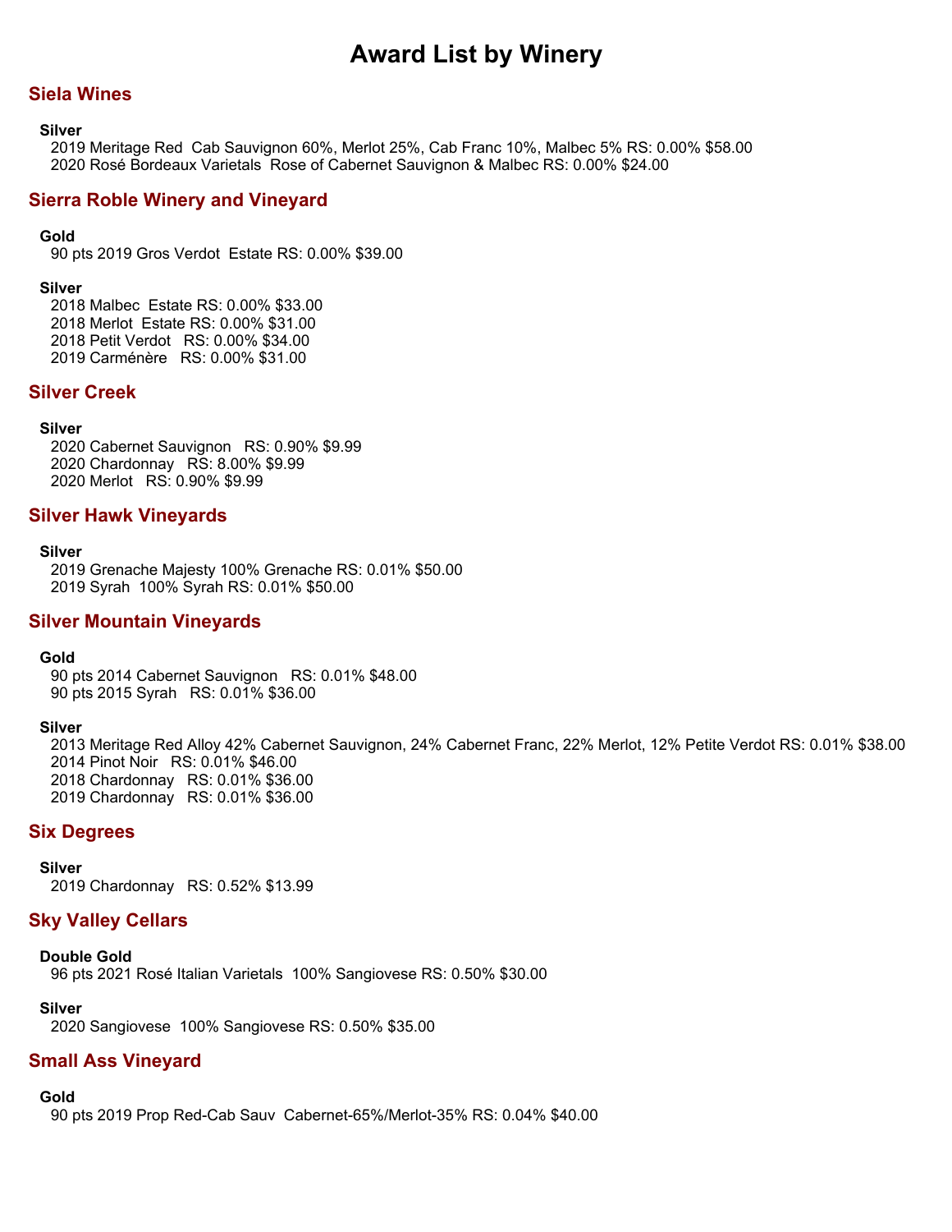# Award List by Winery

## Siela Wines

**Silver**

2019 Meritage Red  Cab Sauvignon 60%, Merlot 25%, Cab Franc 10%, Malbec 5% RS: 0.00% $58.00
2020 Rosé Bordeaux Varietals  Rose of Cabernet Sauvignon & Malbec RS: 0.00% $24.00

## Sierra Roble Winery and Vineyard

**Gold**

90 pts 2019 Gros Verdot  Estate RS: 0.00% $39.00

**Silver**

2018 Malbec  Estate RS: 0.00% $33.00
2018 Merlot  Estate RS: 0.00% $31.00
2018 Petit Verdot   RS: 0.00% $34.00
2019 Carménère   RS: 0.00% $31.00

## Silver Creek

**Silver**

2020 Cabernet Sauvignon   RS: 0.90% $9.99
2020 Chardonnay   RS: 8.00% $9.99
2020 Merlot   RS: 0.90% $9.99

## Silver Hawk Vineyards

**Silver**

2019 Grenache Majesty 100% Grenache RS: 0.01% $50.00
2019 Syrah  100% Syrah RS: 0.01% $50.00

## Silver Mountain Vineyards

**Gold**

90 pts 2014 Cabernet Sauvignon   RS: 0.01% $48.00
90 pts 2015 Syrah   RS: 0.01% $36.00

**Silver**

2013 Meritage Red Alloy 42% Cabernet Sauvignon, 24% Cabernet Franc, 22% Merlot, 12% Petite Verdot RS: 0.01% $38.00
2014 Pinot Noir   RS: 0.01% $46.00
2018 Chardonnay   RS: 0.01% $36.00
2019 Chardonnay   RS: 0.01% $36.00

## Six Degrees

**Silver**

2019 Chardonnay   RS: 0.52% $13.99

## Sky Valley Cellars

**Double Gold**

96 pts 2021 Rosé Italian Varietals  100% Sangiovese RS: 0.50% $30.00

**Silver**

2020 Sangiovese  100% Sangiovese RS: 0.50% $35.00

## Small Ass Vineyard

**Gold**

90 pts 2019 Prop Red-Cab Sauv  Cabernet-65%/Merlot-35% RS: 0.04% $40.00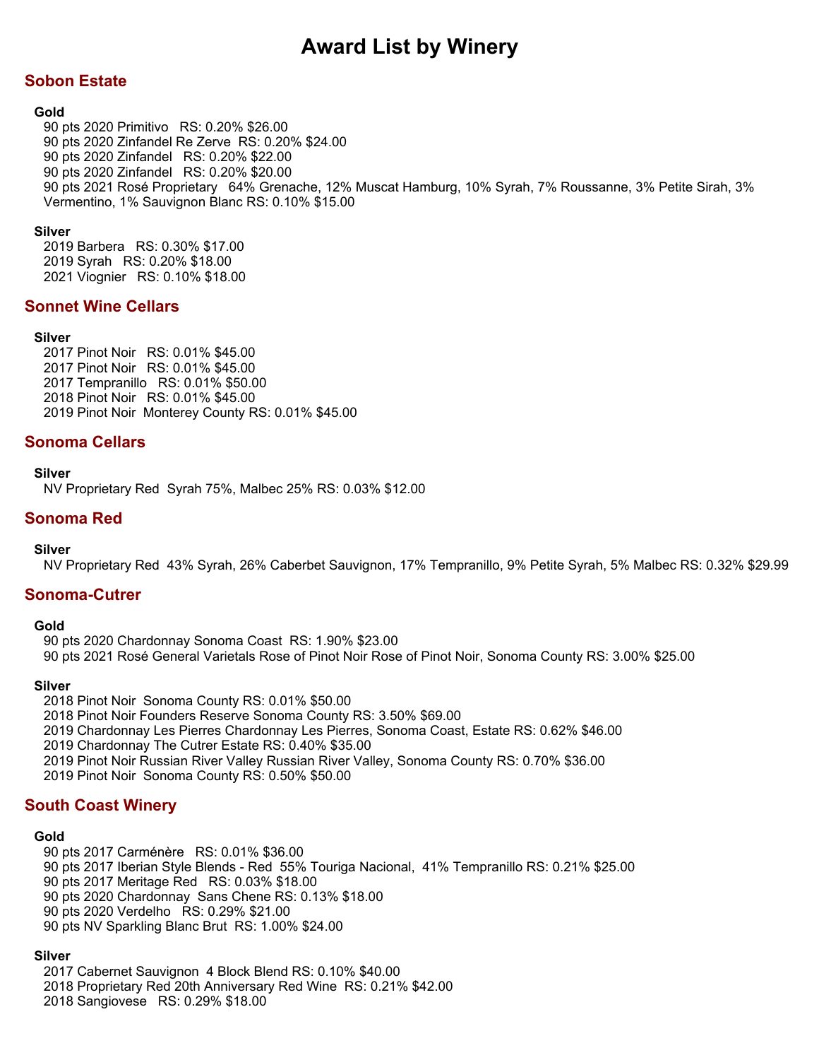# Award List by Winery

## Sobon Estate

**Gold**

90 pts 2020 Primitivo RS: 0.20% $26.00
90 pts 2020 Zinfandel Re Zerve RS: 0.20% $24.00
90 pts 2020 Zinfandel RS: 0.20% $22.00
90 pts 2020 Zinfandel RS: 0.20% $20.00
90 pts 2021 Rosé Proprietary 64% Grenache, 12% Muscat Hamburg, 10% Syrah, 7% Roussanne, 3% Petite Sirah, 3% Vermentino, 1% Sauvignon Blanc RS: 0.10% $15.00

**Silver**

2019 Barbera RS: 0.30% $17.00
2019 Syrah RS: 0.20% $18.00
2021 Viognier RS: 0.10% $18.00

## Sonnet Wine Cellars

**Silver**

2017 Pinot Noir RS: 0.01% $45.00
2017 Pinot Noir RS: 0.01% $45.00
2017 Tempranillo RS: 0.01% $50.00
2018 Pinot Noir RS: 0.01% $45.00
2019 Pinot Noir Monterey County RS: 0.01% $45.00

## Sonoma Cellars

**Silver**

NV Proprietary Red Syrah 75%, Malbec 25% RS: 0.03% $12.00

## Sonoma Red

**Silver**

NV Proprietary Red 43% Syrah, 26% Caberbet Sauvignon, 17% Tempranillo, 9% Petite Syrah, 5% Malbec RS: 0.32% $29.99

## Sonoma-Cutrer

**Gold**

90 pts 2020 Chardonnay Sonoma Coast RS: 1.90% $23.00
90 pts 2021 Rosé General Varietals Rose of Pinot Noir Rose of Pinot Noir, Sonoma County RS: 3.00% $25.00

**Silver**

2018 Pinot Noir Sonoma County RS: 0.01% $50.00
2018 Pinot Noir Founders Reserve Sonoma County RS: 3.50% $69.00
2019 Chardonnay Les Pierres Chardonnay Les Pierres, Sonoma Coast, Estate RS: 0.62% $46.00
2019 Chardonnay The Cutrer Estate RS: 0.40% $35.00
2019 Pinot Noir Russian River Valley Russian River Valley, Sonoma County RS: 0.70% $36.00
2019 Pinot Noir Sonoma County RS: 0.50% $50.00

## South Coast Winery

**Gold**

90 pts 2017 Carménère RS: 0.01% $36.00
90 pts 2017 Iberian Style Blends - Red 55% Touriga Nacional, 41% Tempranillo RS: 0.21% $25.00
90 pts 2017 Meritage Red RS: 0.03% $18.00
90 pts 2020 Chardonnay Sans Chene RS: 0.13% $18.00
90 pts 2020 Verdelho RS: 0.29% $21.00
90 pts NV Sparkling Blanc Brut RS: 1.00% $24.00

**Silver**

2017 Cabernet Sauvignon 4 Block Blend RS: 0.10% $40.00
2018 Proprietary Red 20th Anniversary Red Wine RS: 0.21% $42.00
2018 Sangiovese RS: 0.29% $18.00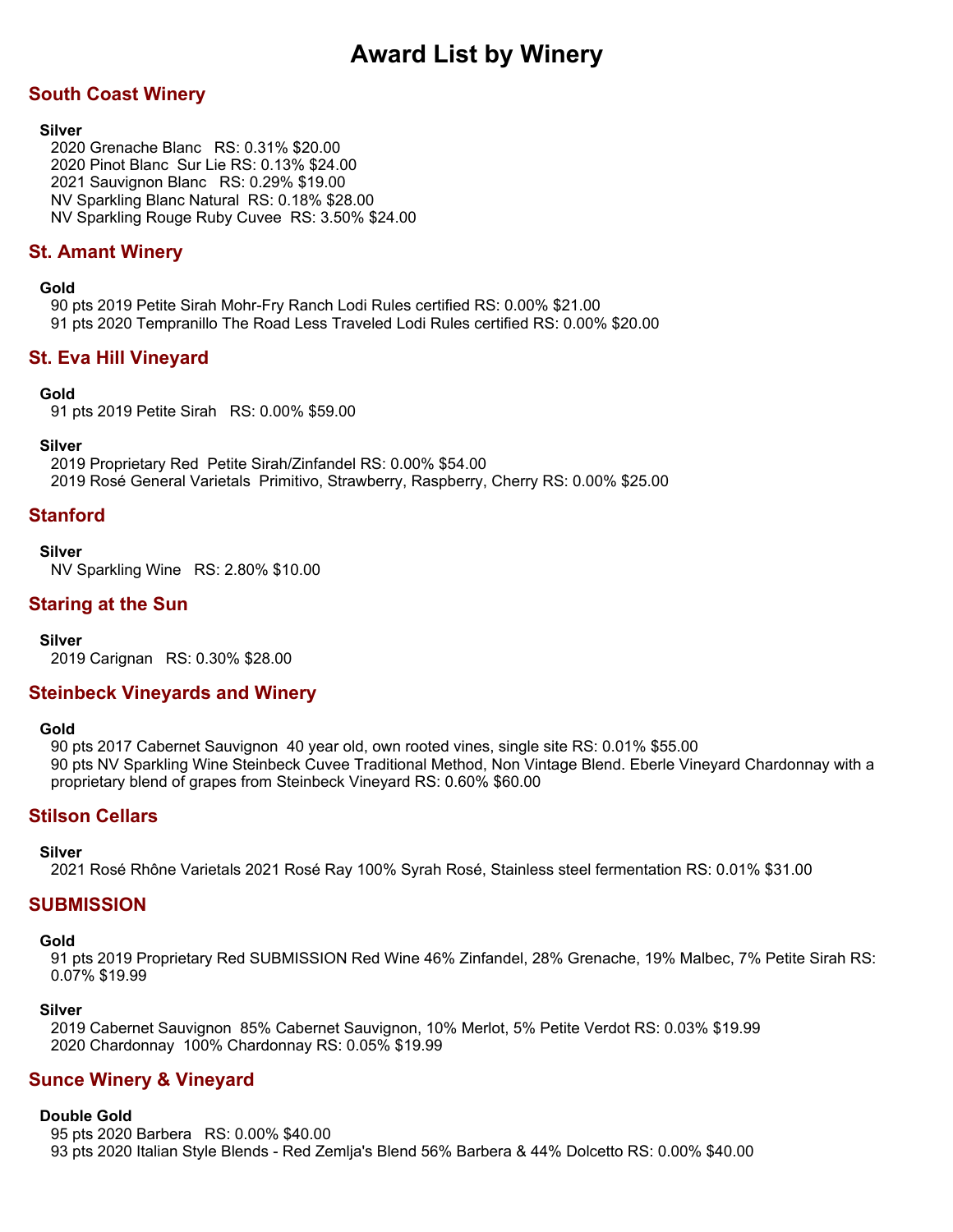# Award List by Winery

## South Coast Winery

**Silver**

2020 Grenache Blanc RS: 0.31% $20.00
2020 Pinot Blanc Sur Lie RS: 0.13% $24.00
2021 Sauvignon Blanc RS: 0.29% $19.00
NV Sparkling Blanc Natural RS: 0.18% $28.00
NV Sparkling Rouge Ruby Cuvee RS: 3.50% $24.00

## St. Amant Winery

**Gold**

90 pts 2019 Petite Sirah Mohr-Fry Ranch Lodi Rules certified RS: 0.00% $21.00
91 pts 2020 Tempranillo The Road Less Traveled Lodi Rules certified RS: 0.00% $20.00

## St. Eva Hill Vineyard

**Gold**

91 pts 2019 Petite Sirah RS: 0.00% $59.00

**Silver**

2019 Proprietary Red Petite Sirah/Zinfandel RS: 0.00% $54.00
2019 Rosé General Varietals Primitivo, Strawberry, Raspberry, Cherry RS: 0.00% $25.00

## Stanford

**Silver**

NV Sparkling Wine RS: 2.80% $10.00

## Staring at the Sun

**Silver**

2019 Carignan RS: 0.30% $28.00

## Steinbeck Vineyards and Winery

**Gold**

90 pts 2017 Cabernet Sauvignon 40 year old, own rooted vines, single site RS: 0.01% $55.00
90 pts NV Sparkling Wine Steinbeck Cuvee Traditional Method, Non Vintage Blend. Eberle Vineyard Chardonnay with a proprietary blend of grapes from Steinbeck Vineyard RS: 0.60% $60.00

## Stilson Cellars

**Silver**

2021 Rosé Rhône Varietals 2021 Rosé Ray 100% Syrah Rosé, Stainless steel fermentation RS: 0.01% $31.00

## SUBMISSION

**Gold**

91 pts 2019 Proprietary Red SUBMISSION Red Wine 46% Zinfandel, 28% Grenache, 19% Malbec, 7% Petite Sirah RS: 0.07% $19.99

**Silver**

2019 Cabernet Sauvignon 85% Cabernet Sauvignon, 10% Merlot, 5% Petite Verdot RS: 0.03% $19.99
2020 Chardonnay 100% Chardonnay RS: 0.05% $19.99

## Sunce Winery & Vineyard

**Double Gold**

95 pts 2020 Barbera RS: 0.00% $40.00
93 pts 2020 Italian Style Blends - Red Zemlja's Blend 56% Barbera & 44% Dolcetto RS: 0.00% $40.00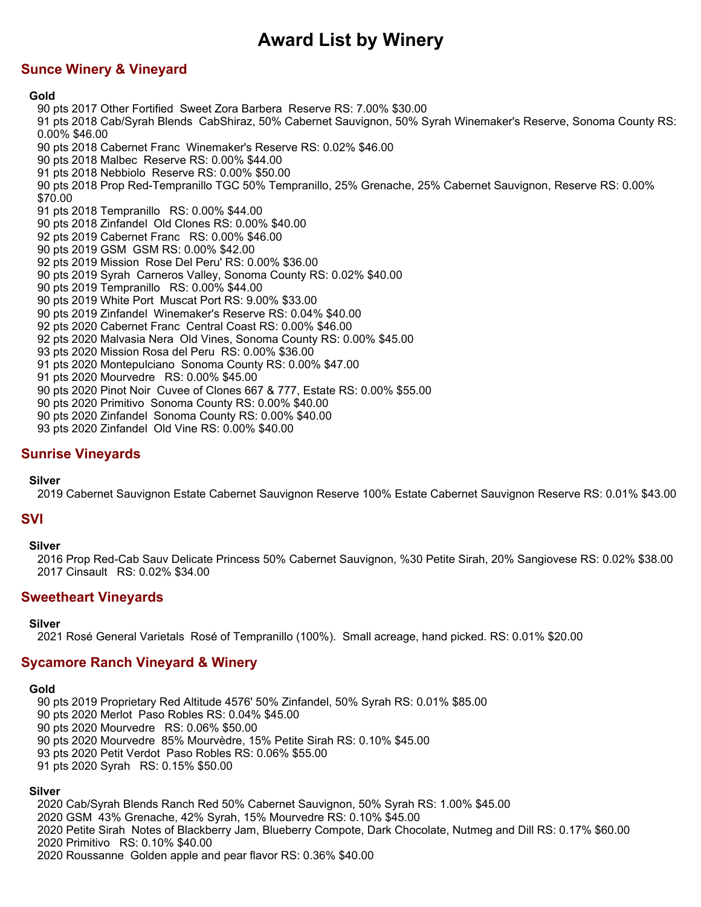# Award List by Winery

## Sunce Winery & Vineyard

**Gold**

90 pts 2017 Other Fortified  Sweet Zora Barbera  Reserve RS: 7.00% $30.00
91 pts 2018 Cab/Syrah Blends  CabShiraz, 50% Cabernet Sauvignon, 50% Syrah Winemaker's Reserve, Sonoma County RS: 0.00% $46.00
90 pts 2018 Cabernet Franc  Winemaker's Reserve RS: 0.02% $46.00
90 pts 2018 Malbec  Reserve RS: 0.00% $44.00
91 pts 2018 Nebbiolo  Reserve RS: 0.00% $50.00
90 pts 2018 Prop Red-Tempranillo TGC 50% Tempranillo, 25% Grenache, 25% Cabernet Sauvignon, Reserve RS: 0.00% $70.00
91 pts 2018 Tempranillo   RS: 0.00% $44.00
90 pts 2018 Zinfandel  Old Clones RS: 0.00% $40.00
92 pts 2019 Cabernet Franc   RS: 0.00% $46.00
90 pts 2019 GSM  GSM RS: 0.00% $42.00
92 pts 2019 Mission  Rose Del Peru' RS: 0.00% $36.00
90 pts 2019 Syrah  Carneros Valley, Sonoma County RS: 0.02% $40.00
90 pts 2019 Tempranillo   RS: 0.00% $44.00
90 pts 2019 White Port  Muscat Port RS: 9.00% $33.00
90 pts 2019 Zinfandel  Winemaker's Reserve RS: 0.04% $40.00
92 pts 2020 Cabernet Franc  Central Coast RS: 0.00% $46.00
92 pts 2020 Malvasia Nera  Old Vines, Sonoma County RS: 0.00% $45.00
93 pts 2020 Mission Rosa del Peru  RS: 0.00% $36.00
91 pts 2020 Montepulciano  Sonoma County RS: 0.00% $47.00
91 pts 2020 Mourvedre   RS: 0.00% $45.00
90 pts 2020 Pinot Noir  Cuvee of Clones 667 & 777, Estate RS: 0.00% $55.00
90 pts 2020 Primitivo  Sonoma County RS: 0.00% $40.00
90 pts 2020 Zinfandel  Sonoma County RS: 0.00% $40.00
93 pts 2020 Zinfandel  Old Vine RS: 0.00% $40.00

## Sunrise Vineyards

**Silver**

2019 Cabernet Sauvignon Estate Cabernet Sauvignon Reserve 100% Estate Cabernet Sauvignon Reserve RS: 0.01% $43.00

## SVI

**Silver**

2016 Prop Red-Cab Sauv Delicate Princess 50% Cabernet Sauvignon, %30 Petite Sirah, 20% Sangiovese RS: 0.02% $38.00
2017 Cinsault   RS: 0.02% $34.00

## Sweetheart Vineyards

**Silver**

2021 Rosé General Varietals  Rosé of Tempranillo (100%).  Small acreage, hand picked. RS: 0.01% $20.00

## Sycamore Ranch Vineyard & Winery

**Gold**

90 pts 2019 Proprietary Red Altitude 4576' 50% Zinfandel, 50% Syrah RS: 0.01% $85.00
90 pts 2020 Merlot  Paso Robles RS: 0.04% $45.00
90 pts 2020 Mourvedre   RS: 0.06% $50.00
90 pts 2020 Mourvedre  85% Mourvèdre, 15% Petite Sirah RS: 0.10% $45.00
93 pts 2020 Petit Verdot  Paso Robles RS: 0.06% $55.00
91 pts 2020 Syrah   RS: 0.15% $50.00

**Silver**

2020 Cab/Syrah Blends Ranch Red 50% Cabernet Sauvignon, 50% Syrah RS: 1.00% $45.00
2020 GSM  43% Grenache, 42% Syrah, 15% Mourvedre RS: 0.10% $45.00
2020 Petite Sirah  Notes of Blackberry Jam, Blueberry Compote, Dark Chocolate, Nutmeg and Dill RS: 0.17% $60.00
2020 Primitivo   RS: 0.10% $40.00
2020 Roussanne  Golden apple and pear flavor RS: 0.36% $40.00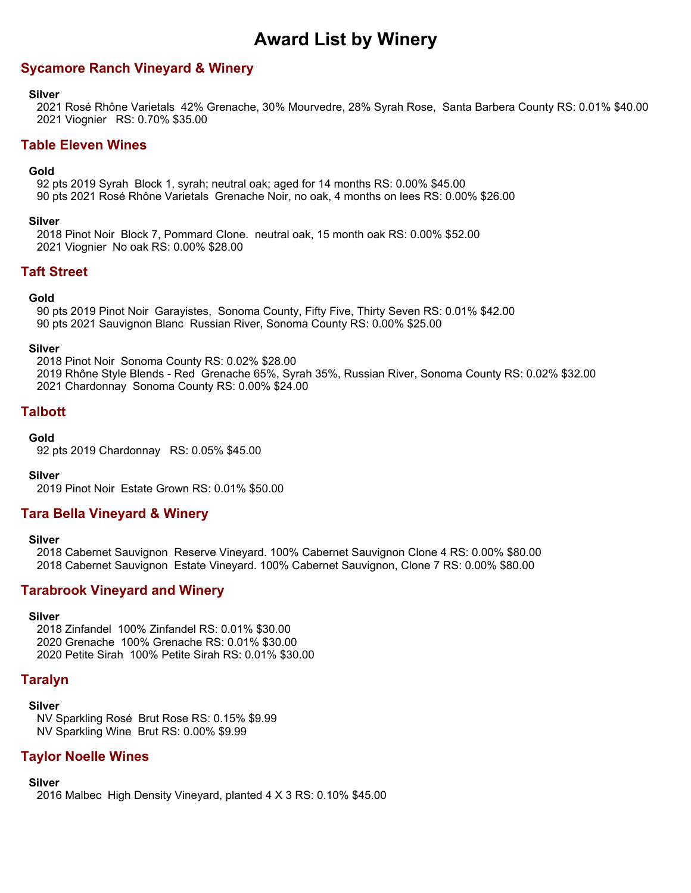# Award List by Winery

## Sycamore Ranch Vineyard & Winery

### Silver

2021 Rosé Rhône Varietals 42% Grenache, 30% Mourvedre, 28% Syrah Rose, Santa Barbera County RS: 0.01% $40.00
2021 Viognier RS: 0.70% $35.00

## Table Eleven Wines

### Gold

92 pts 2019 Syrah Block 1, syrah; neutral oak; aged for 14 months RS: 0.00% $45.00
90 pts 2021 Rosé Rhône Varietals Grenache Noir, no oak, 4 months on lees RS: 0.00% $26.00

### Silver

2018 Pinot Noir Block 7, Pommard Clone. neutral oak, 15 month oak RS: 0.00% $52.00
2021 Viognier No oak RS: 0.00% $28.00

## Taft Street

### Gold

90 pts 2019 Pinot Noir Garayistes, Sonoma County, Fifty Five, Thirty Seven RS: 0.01% $42.00
90 pts 2021 Sauvignon Blanc Russian River, Sonoma County RS: 0.00% $25.00

### Silver

2018 Pinot Noir Sonoma County RS: 0.02% $28.00
2019 Rhône Style Blends - Red Grenache 65%, Syrah 35%, Russian River, Sonoma County RS: 0.02% $32.00
2021 Chardonnay Sonoma County RS: 0.00% $24.00

## Talbott

### Gold

92 pts 2019 Chardonnay RS: 0.05% $45.00

### Silver

2019 Pinot Noir Estate Grown RS: 0.01% $50.00

## Tara Bella Vineyard & Winery

### Silver

2018 Cabernet Sauvignon Reserve Vineyard. 100% Cabernet Sauvignon Clone 4 RS: 0.00% $80.00
2018 Cabernet Sauvignon Estate Vineyard. 100% Cabernet Sauvignon, Clone 7 RS: 0.00% $80.00

## Tarabrook Vineyard and Winery

### Silver

2018 Zinfandel 100% Zinfandel RS: 0.01% $30.00
2020 Grenache 100% Grenache RS: 0.01% $30.00
2020 Petite Sirah 100% Petite Sirah RS: 0.01% $30.00

## Taralyn

### Silver

NV Sparkling Rosé Brut Rose RS: 0.15% $9.99
NV Sparkling Wine Brut RS: 0.00% $9.99

## Taylor Noelle Wines

### Silver

2016 Malbec High Density Vineyard, planted 4 X 3 RS: 0.10% $45.00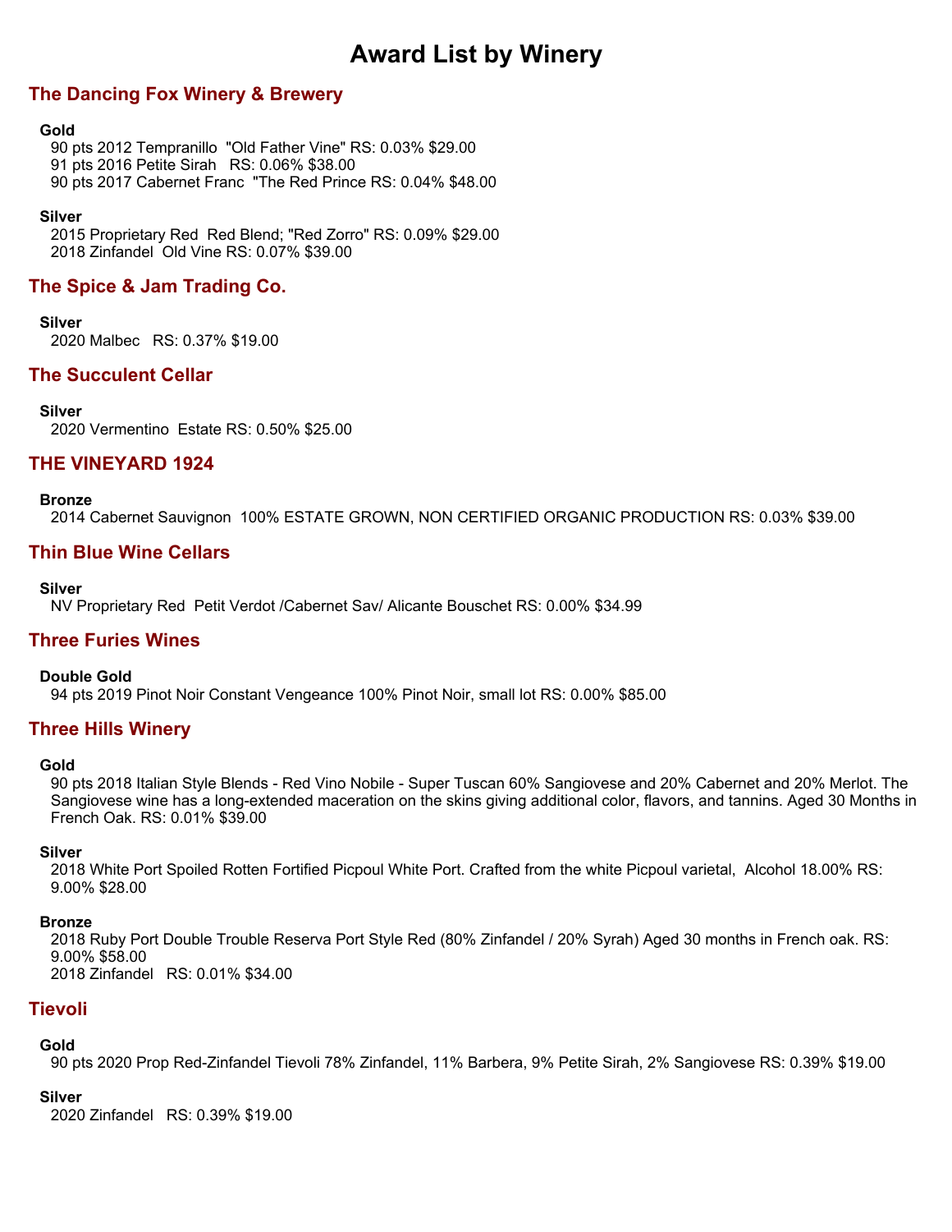# Award List by Winery

## The Dancing Fox Winery & Brewery

**Gold**

90 pts 2012 Tempranillo "Old Father Vine" RS: 0.03% $29.00
91 pts 2016 Petite Sirah RS: 0.06% $38.00
90 pts 2017 Cabernet Franc "The Red Prince RS: 0.04% $48.00

**Silver**

2015 Proprietary Red Red Blend; "Red Zorro" RS: 0.09% $29.00
2018 Zinfandel Old Vine RS: 0.07% $39.00

## The Spice & Jam Trading Co.

**Silver**

2020 Malbec RS: 0.37% $19.00

## The Succulent Cellar

**Silver**

2020 Vermentino Estate RS: 0.50% $25.00

## THE VINEYARD 1924

**Bronze**

2014 Cabernet Sauvignon 100% ESTATE GROWN, NON CERTIFIED ORGANIC PRODUCTION RS: 0.03% $39.00

## Thin Blue Wine Cellars

**Silver**

NV Proprietary Red Petit Verdot /Cabernet Sav/ Alicante Bouschet RS: 0.00% $34.99

## Three Furies Wines

**Double Gold**

94 pts 2019 Pinot Noir Constant Vengeance 100% Pinot Noir, small lot RS: 0.00% $85.00

## Three Hills Winery

**Gold**

90 pts 2018 Italian Style Blends - Red Vino Nobile - Super Tuscan 60% Sangiovese and 20% Cabernet and 20% Merlot. The Sangiovese wine has a long-extended maceration on the skins giving additional color, flavors, and tannins. Aged 30 Months in French Oak. RS: 0.01% $39.00

**Silver**

2018 White Port Spoiled Rotten Fortified Picpoul White Port. Crafted from the white Picpoul varietal, Alcohol 18.00% RS: 9.00% $28.00

**Bronze**

2018 Ruby Port Double Trouble Reserva Port Style Red (80% Zinfandel / 20% Syrah) Aged 30 months in French oak. RS: 9.00% $58.00
2018 Zinfandel RS: 0.01% $34.00

## Tievoli

**Gold**

90 pts 2020 Prop Red-Zinfandel Tievoli 78% Zinfandel, 11% Barbera, 9% Petite Sirah, 2% Sangiovese RS: 0.39% $19.00

**Silver**

2020 Zinfandel RS: 0.39% $19.00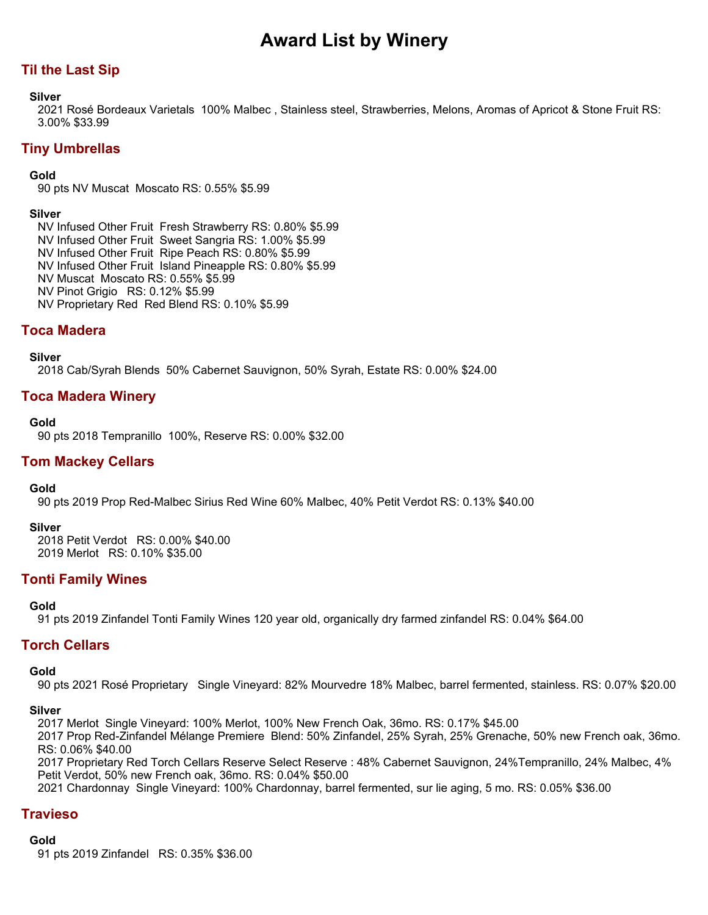# Award List by Winery

## Til the Last Sip

**Silver**

2021 Rosé Bordeaux Varietals  100% Malbec , Stainless steel, Strawberries, Melons, Aromas of Apricot & Stone Fruit RS: 3.00% $33.99

## Tiny Umbrellas

**Gold**

90 pts NV Muscat  Moscato RS: 0.55% $5.99

**Silver**

NV Infused Other Fruit  Fresh Strawberry RS: 0.80% $5.99
NV Infused Other Fruit  Sweet Sangria RS: 1.00% $5.99
NV Infused Other Fruit  Ripe Peach RS: 0.80% $5.99
NV Infused Other Fruit  Island Pineapple RS: 0.80% $5.99
NV Muscat  Moscato RS: 0.55% $5.99
NV Pinot Grigio   RS: 0.12% $5.99
NV Proprietary Red  Red Blend RS: 0.10% $5.99

## Toca Madera

**Silver**

2018 Cab/Syrah Blends  50% Cabernet Sauvignon, 50% Syrah, Estate RS: 0.00% $24.00

## Toca Madera Winery

**Gold**

90 pts 2018 Tempranillo  100%, Reserve RS: 0.00% $32.00

## Tom Mackey Cellars

**Gold**

90 pts 2019 Prop Red-Malbec Sirius Red Wine 60% Malbec, 40% Petit Verdot RS: 0.13% $40.00

**Silver**

2018 Petit Verdot   RS: 0.00% $40.00
2019 Merlot   RS: 0.10% $35.00

## Tonti Family Wines

**Gold**

91 pts 2019 Zinfandel Tonti Family Wines 120 year old, organically dry farmed zinfandel RS: 0.04% $64.00

## Torch Cellars

**Gold**

90 pts 2021 Rosé Proprietary   Single Vineyard: 82% Mourvedre 18% Malbec, barrel fermented, stainless. RS: 0.07% $20.00

**Silver**

2017 Merlot  Single Vineyard: 100% Merlot, 100% New French Oak, 36mo. RS: 0.17% $45.00
2017 Prop Red-Zinfandel Mélange Premiere  Blend: 50% Zinfandel, 25% Syrah, 25% Grenache, 50% new French oak, 36mo. RS: 0.06% $40.00
2017 Proprietary Red Torch Cellars Reserve Select Reserve : 48% Cabernet Sauvignon, 24%Tempranillo, 24% Malbec, 4% Petit Verdot, 50% new French oak, 36mo. RS: 0.04% $50.00
2021 Chardonnay  Single Vineyard: 100% Chardonnay, barrel fermented, sur lie aging, 5 mo. RS: 0.05% $36.00

## Travieso

**Gold**

91 pts 2019 Zinfandel   RS: 0.35% $36.00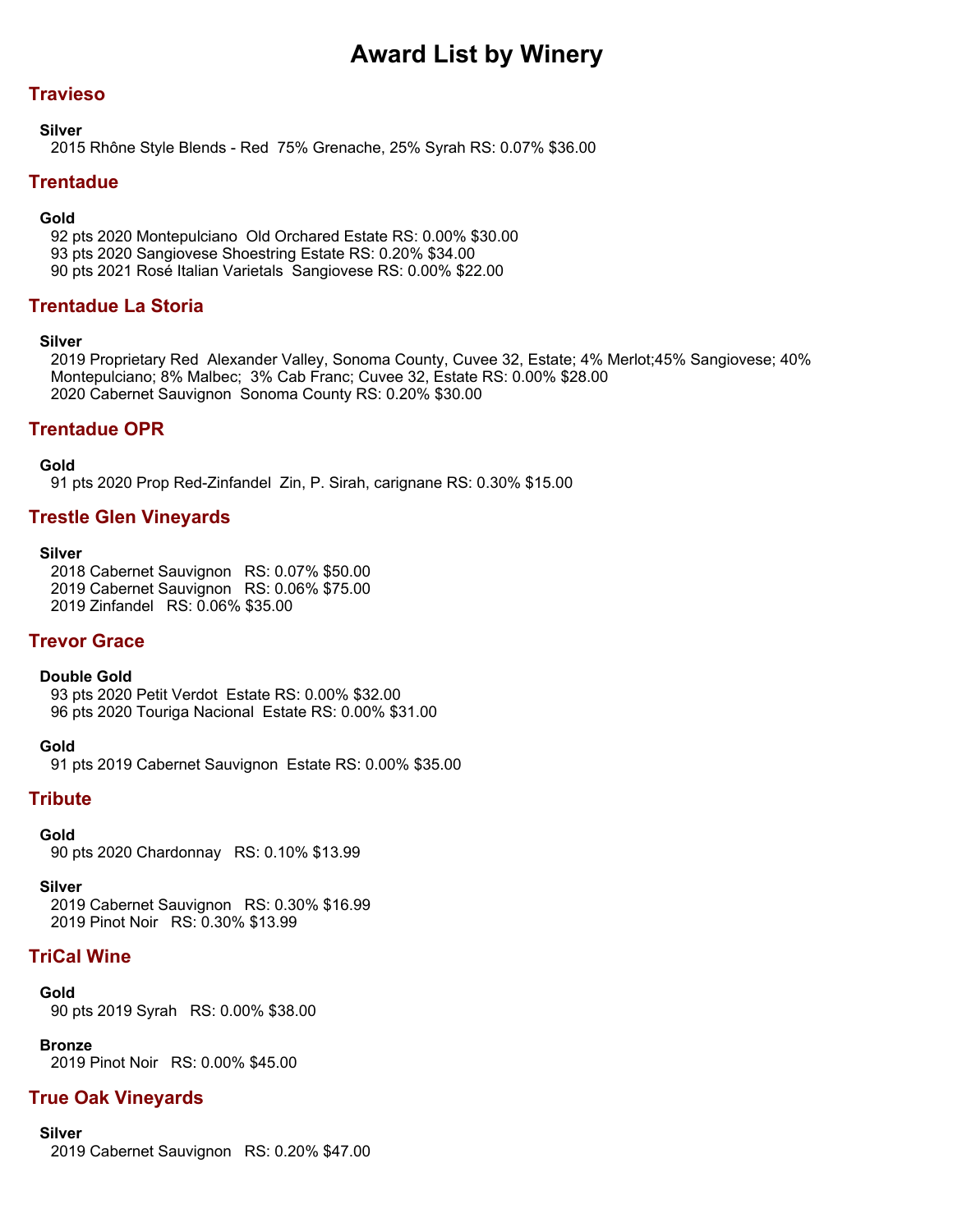# Award List by Winery

## Travieso

**Silver**

2015 Rhône Style Blends - Red  75% Grenache, 25% Syrah RS: 0.07% $36.00

## Trentadue

**Gold**

92 pts 2020 Montepulciano  Old Orchared Estate RS: 0.00% $30.00
93 pts 2020 Sangiovese Shoestring Estate RS: 0.20% $34.00
90 pts 2021 Rosé Italian Varietals  Sangiovese RS: 0.00% $22.00

## Trentadue La Storia

**Silver**

2019 Proprietary Red  Alexander Valley, Sonoma County, Cuvee 32, Estate; 4% Merlot;45% Sangiovese; 40% Montepulciano; 8% Malbec;  3% Cab Franc; Cuvee 32, Estate RS: 0.00% $28.00
2020 Cabernet Sauvignon  Sonoma County RS: 0.20% $30.00

## Trentadue OPR

**Gold**

91 pts 2020 Prop Red-Zinfandel  Zin, P. Sirah, carignane RS: 0.30% $15.00

## Trestle Glen Vineyards

**Silver**

2018 Cabernet Sauvignon   RS: 0.07% $50.00
2019 Cabernet Sauvignon   RS: 0.06% $75.00
2019 Zinfandel   RS: 0.06% $35.00

## Trevor Grace

**Double Gold**

93 pts 2020 Petit Verdot  Estate RS: 0.00% $32.00
96 pts 2020 Touriga Nacional  Estate RS: 0.00% $31.00

**Gold**

91 pts 2019 Cabernet Sauvignon  Estate RS: 0.00% $35.00

## Tribute

**Gold**

90 pts 2020 Chardonnay   RS: 0.10% $13.99

**Silver**

2019 Cabernet Sauvignon   RS: 0.30% $16.99
2019 Pinot Noir   RS: 0.30% $13.99

## TriCal Wine

**Gold**

90 pts 2019 Syrah   RS: 0.00% $38.00

**Bronze**

2019 Pinot Noir   RS: 0.00% $45.00

## True Oak Vineyards

**Silver**

2019 Cabernet Sauvignon   RS: 0.20% $47.00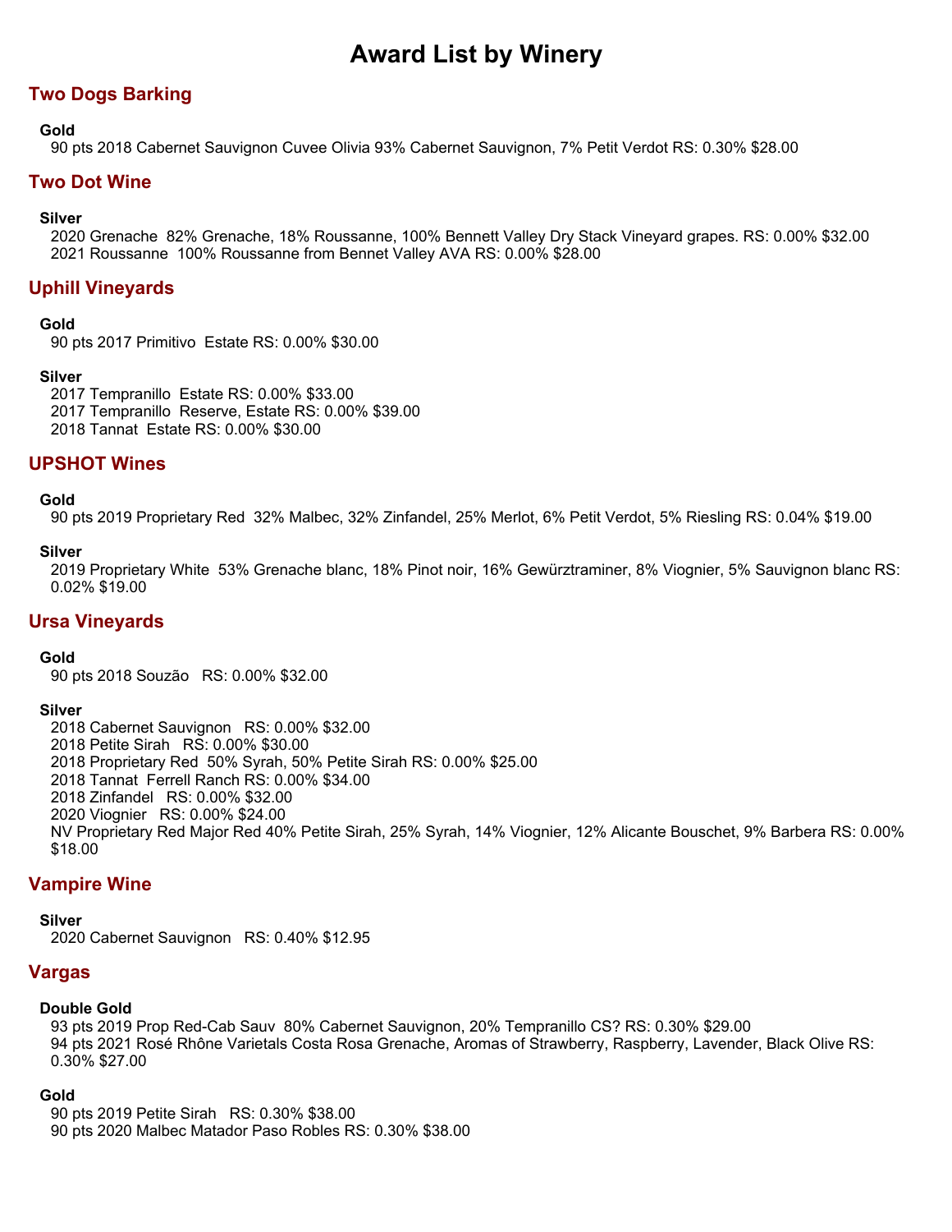# Award List by Winery

## Two Dogs Barking

### Gold

90 pts 2018 Cabernet Sauvignon Cuvee Olivia 93% Cabernet Sauvignon, 7% Petit Verdot RS: 0.30% $28.00

## Two Dot Wine

### Silver

2020 Grenache  82% Grenache, 18% Roussanne, 100% Bennett Valley Dry Stack Vineyard grapes. RS: 0.00% $32.00
2021 Roussanne  100% Roussanne from Bennet Valley AVA RS: 0.00% $28.00

## Uphill Vineyards

### Gold

90 pts 2017 Primitivo  Estate RS: 0.00% $30.00

### Silver

2017 Tempranillo  Estate RS: 0.00% $33.00
2017 Tempranillo  Reserve, Estate RS: 0.00% $39.00
2018 Tannat  Estate RS: 0.00% $30.00

## UPSHOT Wines

### Gold

90 pts 2019 Proprietary Red  32% Malbec, 32% Zinfandel, 25% Merlot, 6% Petit Verdot, 5% Riesling RS: 0.04% $19.00

### Silver

2019 Proprietary White  53% Grenache blanc, 18% Pinot noir, 16% Gewürztraminer, 8% Viognier, 5% Sauvignon blanc RS: 0.02% $19.00

## Ursa Vineyards

### Gold

90 pts 2018 Souzão   RS: 0.00% $32.00

### Silver

2018 Cabernet Sauvignon   RS: 0.00% $32.00
2018 Petite Sirah   RS: 0.00% $30.00
2018 Proprietary Red  50% Syrah, 50% Petite Sirah RS: 0.00% $25.00
2018 Tannat  Ferrell Ranch RS: 0.00% $34.00
2018 Zinfandel   RS: 0.00% $32.00
2020 Viognier   RS: 0.00% $24.00
NV Proprietary Red Major Red 40% Petite Sirah, 25% Syrah, 14% Viognier, 12% Alicante Bouschet, 9% Barbera RS: 0.00% $18.00

## Vampire Wine

### Silver

2020 Cabernet Sauvignon   RS: 0.40% $12.95

## Vargas

### Double Gold

93 pts 2019 Prop Red-Cab Sauv  80% Cabernet Sauvignon, 20% Tempranillo CS? RS: 0.30% $29.00
94 pts 2021 Rosé Rhône Varietals Costa Rosa Grenache, Aromas of Strawberry, Raspberry, Lavender, Black Olive RS: 0.30% $27.00

### Gold

90 pts 2019 Petite Sirah   RS: 0.30% $38.00
90 pts 2020 Malbec Matador Paso Robles RS: 0.30% $38.00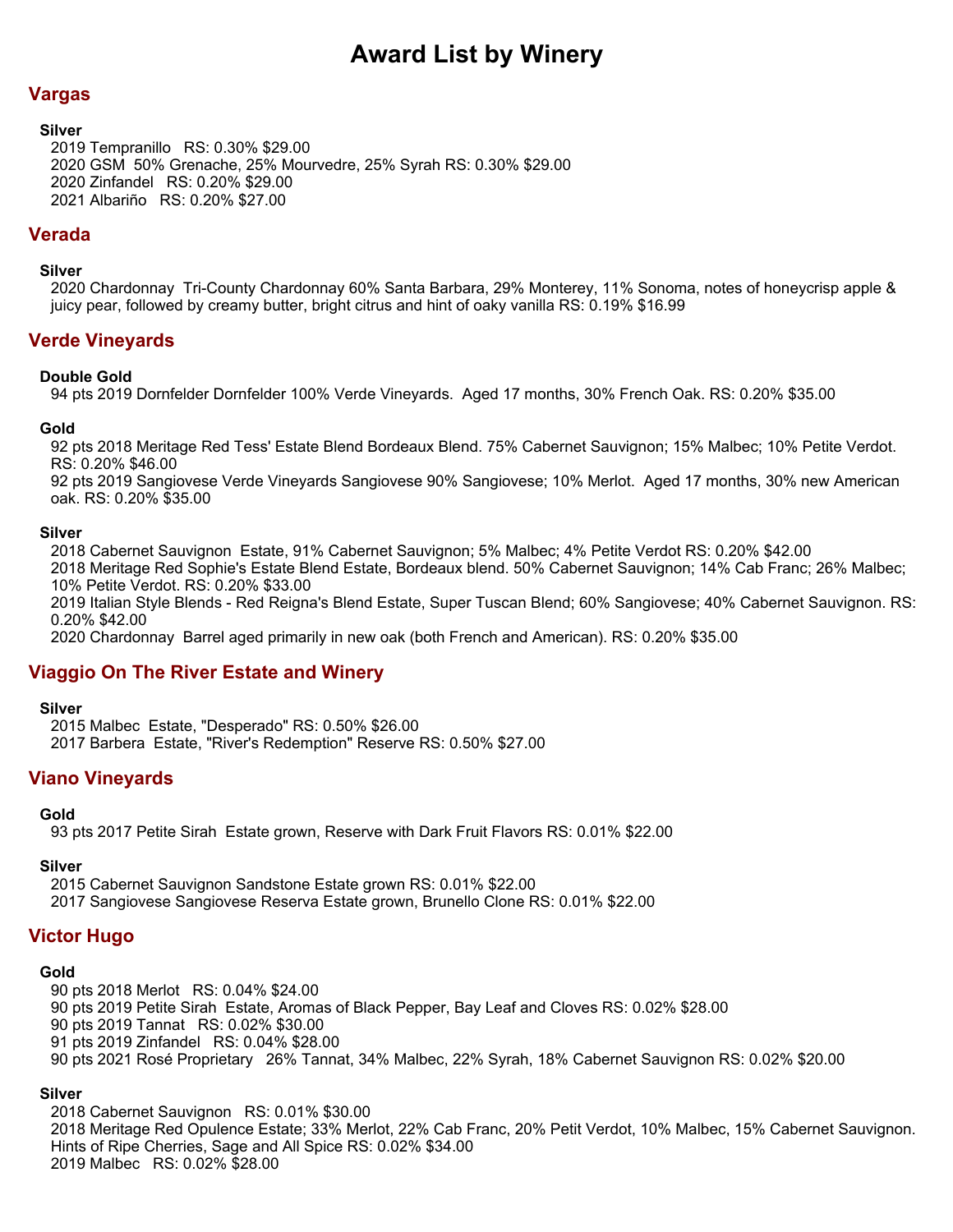# Award List by Winery

## Vargas

### Silver

2019 Tempranillo   RS: 0.30% $29.00
2020 GSM  50% Grenache, 25% Mourvedre, 25% Syrah RS: 0.30% $29.00
2020 Zinfandel   RS: 0.20% $29.00
2021 Albariño   RS: 0.20% $27.00

## Verada

### Silver

2020 Chardonnay  Tri-County Chardonnay 60% Santa Barbara, 29% Monterey, 11% Sonoma, notes of honeycrisp apple & juicy pear, followed by creamy butter, bright citrus and hint of oaky vanilla RS: 0.19% $16.99

## Verde Vineyards

### Double Gold

94 pts 2019 Dornfelder Dornfelder 100% Verde Vineyards.  Aged 17 months, 30% French Oak. RS: 0.20% $35.00

### Gold

92 pts 2018 Meritage Red Tess' Estate Blend Bordeaux Blend. 75% Cabernet Sauvignon; 15% Malbec; 10% Petite Verdot. RS: 0.20% $46.00
92 pts 2019 Sangiovese Verde Vineyards Sangiovese 90% Sangiovese; 10% Merlot.  Aged 17 months, 30% new American oak. RS: 0.20% $35.00

### Silver

2018 Cabernet Sauvignon  Estate, 91% Cabernet Sauvignon; 5% Malbec; 4% Petite Verdot RS: 0.20% $42.00
2018 Meritage Red Sophie's Estate Blend Estate, Bordeaux blend. 50% Cabernet Sauvignon; 14% Cab Franc; 26% Malbec; 10% Petite Verdot. RS: 0.20% $33.00
2019 Italian Style Blends - Red Reigna's Blend Estate, Super Tuscan Blend; 60% Sangiovese; 40% Cabernet Sauvignon. RS: 0.20% $42.00
2020 Chardonnay  Barrel aged primarily in new oak (both French and American). RS: 0.20% $35.00

## Viaggio On The River Estate and Winery

### Silver

2015 Malbec  Estate, "Desperado" RS: 0.50% $26.00
2017 Barbera  Estate, "River's Redemption" Reserve RS: 0.50% $27.00

## Viano Vineyards

### Gold

93 pts 2017 Petite Sirah  Estate grown, Reserve with Dark Fruit Flavors RS: 0.01% $22.00

### Silver

2015 Cabernet Sauvignon Sandstone Estate grown RS: 0.01% $22.00
2017 Sangiovese Sangiovese Reserva Estate grown, Brunello Clone RS: 0.01% $22.00

## Victor Hugo

### Gold

90 pts 2018 Merlot   RS: 0.04% $24.00
90 pts 2019 Petite Sirah  Estate, Aromas of Black Pepper, Bay Leaf and Cloves RS: 0.02% $28.00
90 pts 2019 Tannat   RS: 0.02% $30.00
91 pts 2019 Zinfandel   RS: 0.04% $28.00
90 pts 2021 Rosé Proprietary   26% Tannat, 34% Malbec, 22% Syrah, 18% Cabernet Sauvignon RS: 0.02% $20.00

### Silver

2018 Cabernet Sauvignon   RS: 0.01% $30.00
2018 Meritage Red Opulence Estate; 33% Merlot, 22% Cab Franc, 20% Petit Verdot, 10% Malbec, 15% Cabernet Sauvignon. Hints of Ripe Cherries, Sage and All Spice RS: 0.02% $34.00
2019 Malbec   RS: 0.02% $28.00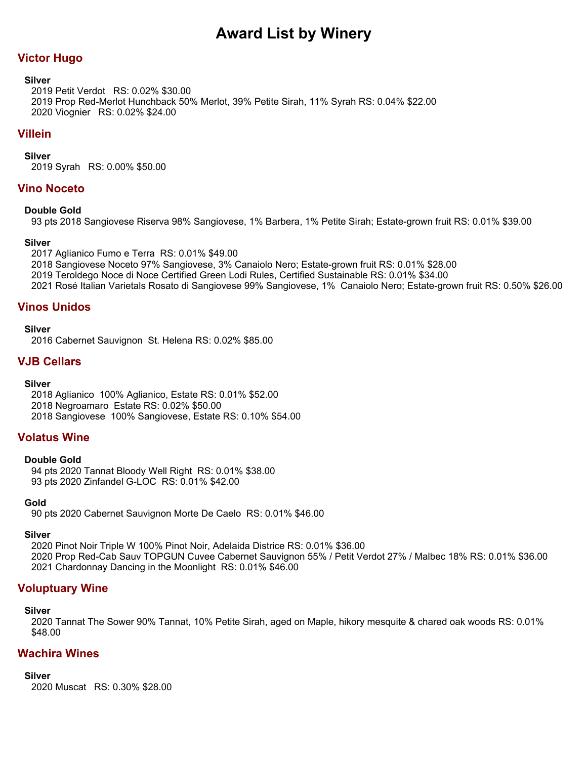# Award List by Winery

## Victor Hugo

**Silver**

2019 Petit Verdot   RS: 0.02% $30.00
2019 Prop Red-Merlot Hunchback 50% Merlot, 39% Petite Sirah, 11% Syrah RS: 0.04% $22.00
2020 Viognier   RS: 0.02% $24.00

## Villein

**Silver**

2019 Syrah   RS: 0.00% $50.00

## Vino Noceto

**Double Gold**

93 pts 2018 Sangiovese Riserva 98% Sangiovese, 1% Barbera, 1% Petite Sirah; Estate-grown fruit RS: 0.01% $39.00

**Silver**

2017 Aglianico Fumo e Terra  RS: 0.01% $49.00
2018 Sangiovese Noceto 97% Sangiovese, 3% Canaiolo Nero; Estate-grown fruit RS: 0.01% $28.00
2019 Teroldego Noce di Noce Certified Green Lodi Rules, Certified Sustainable RS: 0.01% $34.00
2021 Rosé Italian Varietals Rosato di Sangiovese 99% Sangiovese, 1%  Canaiolo Nero; Estate-grown fruit RS: 0.50% $26.00

## Vinos Unidos

**Silver**

2016 Cabernet Sauvignon  St. Helena RS: 0.02% $85.00

## VJB Cellars

**Silver**

2018 Aglianico  100% Aglianico, Estate RS: 0.01% $52.00
2018 Negroamaro  Estate RS: 0.02% $50.00
2018 Sangiovese  100% Sangiovese, Estate RS: 0.10% $54.00

## Volatus Wine

**Double Gold**

94 pts 2020 Tannat Bloody Well Right  RS: 0.01% $38.00
93 pts 2020 Zinfandel G-LOC  RS: 0.01% $42.00

**Gold**

90 pts 2020 Cabernet Sauvignon Morte De Caelo  RS: 0.01% $46.00

**Silver**

2020 Pinot Noir Triple W 100% Pinot Noir, Adelaida Districe RS: 0.01% $36.00
2020 Prop Red-Cab Sauv TOPGUN Cuvee Cabernet Sauvignon 55% / Petit Verdot 27% / Malbec 18% RS: 0.01% $36.00
2021 Chardonnay Dancing in the Moonlight  RS: 0.01% $46.00

## Voluptuary Wine

**Silver**

2020 Tannat The Sower 90% Tannat, 10% Petite Sirah, aged on Maple, hikory mesquite & chared oak woods RS: 0.01% $48.00

## Wachira Wines

**Silver**

2020 Muscat   RS: 0.30% $28.00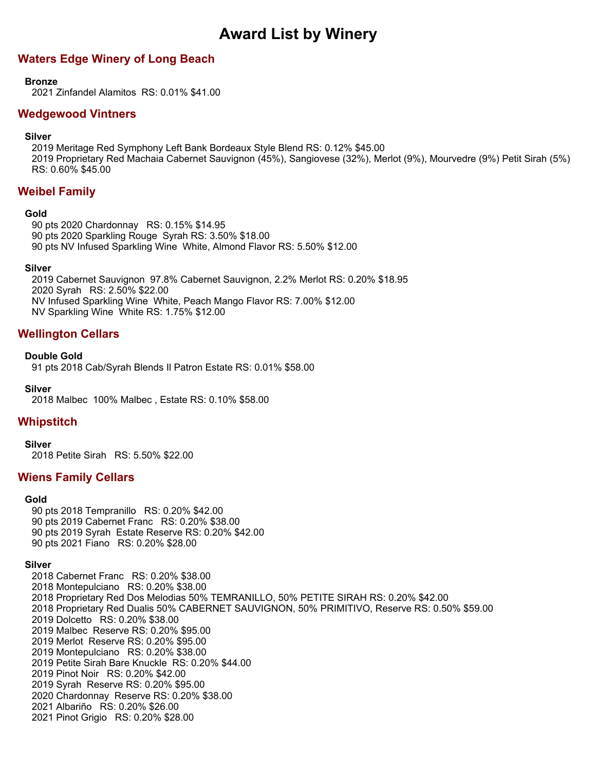# Award List by Winery

## Waters Edge Winery of Long Beach

**Bronze**

2021 Zinfandel Alamitos  RS: 0.01% $41.00

## Wedgewood Vintners

**Silver**

2019 Meritage Red Symphony Left Bank Bordeaux Style Blend RS: 0.12% $45.00
2019 Proprietary Red Machaia Cabernet Sauvignon (45%), Sangiovese (32%), Merlot (9%), Mourvedre (9%) Petit Sirah (5%) RS: 0.60% $45.00

## Weibel Family

**Gold**

90 pts 2020 Chardonnay  RS: 0.15% $14.95
90 pts 2020 Sparkling Rouge  Syrah RS: 3.50% $18.00
90 pts NV Infused Sparkling Wine  White, Almond Flavor RS: 5.50% $12.00

**Silver**

2019 Cabernet Sauvignon  97.8% Cabernet Sauvignon, 2.2% Merlot RS: 0.20% $18.95
2020 Syrah  RS: 2.50% $22.00
NV Infused Sparkling Wine  White, Peach Mango Flavor RS: 7.00% $12.00
NV Sparkling Wine  White RS: 1.75% $12.00

## Wellington Cellars

**Double Gold**

91 pts 2018 Cab/Syrah Blends Il Patron Estate RS: 0.01% $58.00

**Silver**

2018 Malbec  100% Malbec , Estate RS: 0.10% $58.00

## Whipstitch

**Silver**

2018 Petite Sirah  RS: 5.50% $22.00

## Wiens Family Cellars

**Gold**

90 pts 2018 Tempranillo  RS: 0.20% $42.00
90 pts 2019 Cabernet Franc  RS: 0.20% $38.00
90 pts 2019 Syrah  Estate Reserve RS: 0.20% $42.00
90 pts 2021 Fiano  RS: 0.20% $28.00

**Silver**

2018 Cabernet Franc  RS: 0.20% $38.00
2018 Montepulciano  RS: 0.20% $38.00
2018 Proprietary Red Dos Melodias 50% TEMRANILLO, 50% PETITE SIRAH RS: 0.20% $42.00
2018 Proprietary Red Dualis 50% CABERNET SAUVIGNON, 50% PRIMITIVO, Reserve RS: 0.50% $59.00
2019 Dolcetto  RS: 0.20% $38.00
2019 Malbec  Reserve RS: 0.20% $95.00
2019 Merlot  Reserve RS: 0.20% $95.00
2019 Montepulciano  RS: 0.20% $38.00
2019 Petite Sirah Bare Knuckle  RS: 0.20% $44.00
2019 Pinot Noir  RS: 0.20% $42.00
2019 Syrah  Reserve RS: 0.20% $95.00
2020 Chardonnay  Reserve RS: 0.20% $38.00
2021 Albariño  RS: 0.20% $26.00
2021 Pinot Grigio  RS: 0.20% $28.00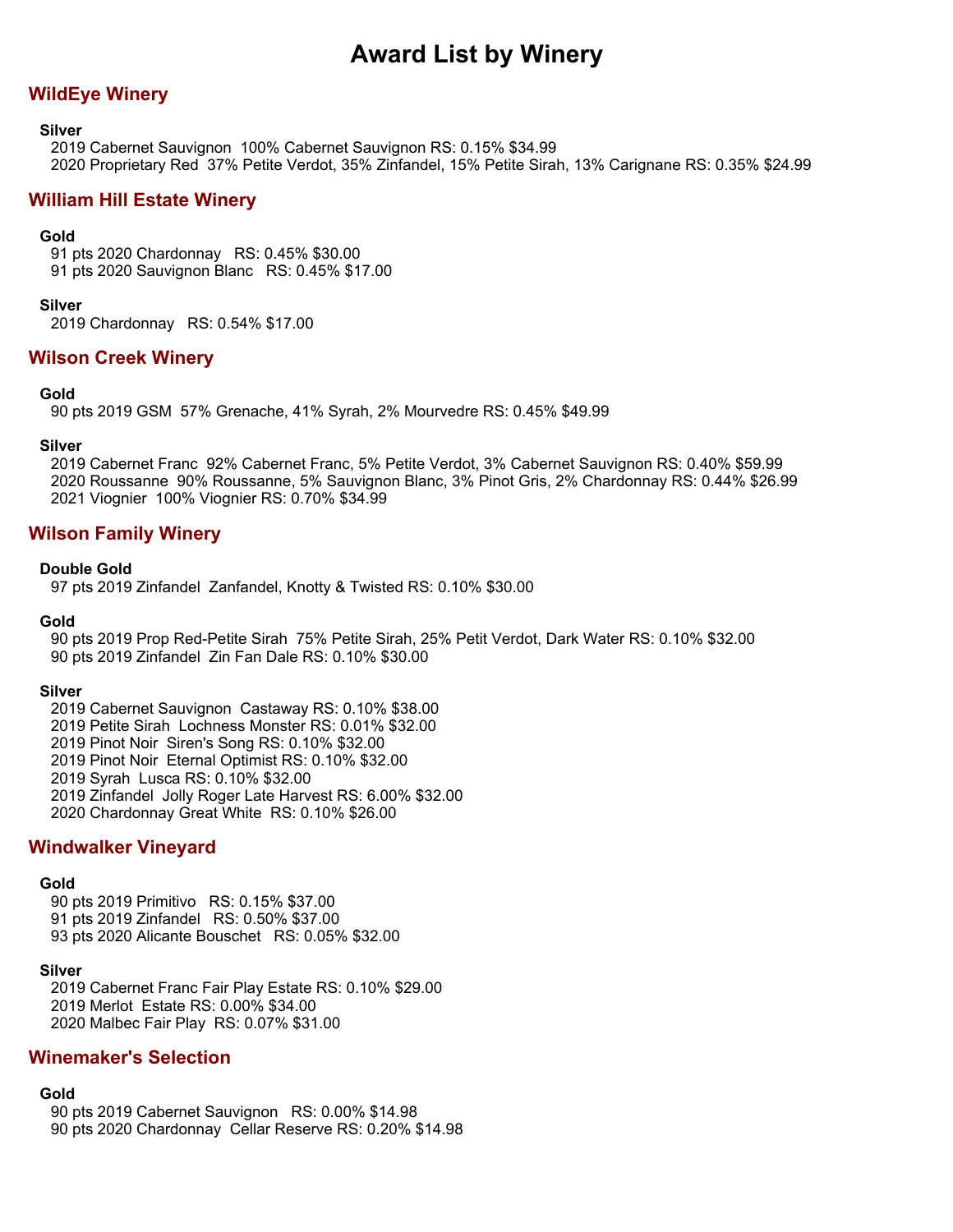# Award List by Winery

## WildEye Winery

**Silver**

2019 Cabernet Sauvignon  100% Cabernet Sauvignon RS: 0.15% $34.99
2020 Proprietary Red  37% Petite Verdot, 35% Zinfandel, 15% Petite Sirah, 13% Carignane RS: 0.35% $24.99

## William Hill Estate Winery

**Gold**

91 pts 2020 Chardonnay   RS: 0.45% $30.00
91 pts 2020 Sauvignon Blanc   RS: 0.45% $17.00

**Silver**

2019 Chardonnay   RS: 0.54% $17.00

## Wilson Creek Winery

**Gold**

90 pts 2019 GSM  57% Grenache, 41% Syrah, 2% Mourvedre RS: 0.45% $49.99

**Silver**

2019 Cabernet Franc  92% Cabernet Franc, 5% Petite Verdot, 3% Cabernet Sauvignon RS: 0.40% $59.99
2020 Roussanne  90% Roussanne, 5% Sauvignon Blanc, 3% Pinot Gris, 2% Chardonnay RS: 0.44% $26.99
2021 Viognier  100% Viognier RS: 0.70% $34.99

## Wilson Family Winery

**Double Gold**

97 pts 2019 Zinfandel  Zanfandel, Knotty & Twisted RS: 0.10% $30.00

**Gold**

90 pts 2019 Prop Red-Petite Sirah  75% Petite Sirah, 25% Petit Verdot, Dark Water RS: 0.10% $32.00
90 pts 2019 Zinfandel  Zin Fan Dale RS: 0.10% $30.00

**Silver**

2019 Cabernet Sauvignon  Castaway RS: 0.10% $38.00
2019 Petite Sirah  Lochness Monster RS: 0.01% $32.00
2019 Pinot Noir  Siren's Song RS: 0.10% $32.00
2019 Pinot Noir  Eternal Optimist RS: 0.10% $32.00
2019 Syrah  Lusca RS: 0.10% $32.00
2019 Zinfandel  Jolly Roger Late Harvest RS: 6.00% $32.00
2020 Chardonnay Great White  RS: 0.10% $26.00

## Windwalker Vineyard

**Gold**

90 pts 2019 Primitivo   RS: 0.15% $37.00
91 pts 2019 Zinfandel   RS: 0.50% $37.00
93 pts 2020 Alicante Bouschet   RS: 0.05% $32.00

**Silver**

2019 Cabernet Franc Fair Play Estate RS: 0.10% $29.00
2019 Merlot  Estate RS: 0.00% $34.00
2020 Malbec Fair Play  RS: 0.07% $31.00

## Winemaker's Selection

**Gold**

90 pts 2019 Cabernet Sauvignon   RS: 0.00% $14.98
90 pts 2020 Chardonnay  Cellar Reserve RS: 0.20% $14.98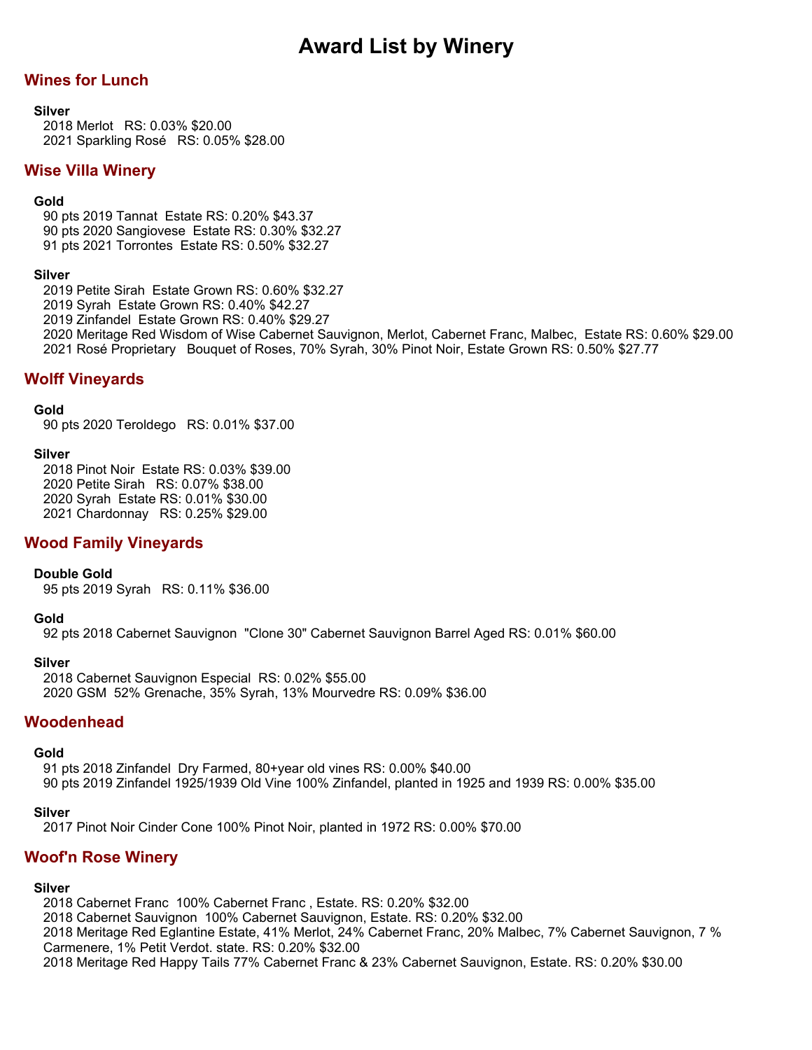# Award List by Winery

## Wines for Lunch

**Silver**

2018 Merlot RS: 0.03% $20.00
2021 Sparkling Rosé RS: 0.05% $28.00

## Wise Villa Winery

**Gold**

90 pts 2019 Tannat Estate RS: 0.20% $43.37
90 pts 2020 Sangiovese Estate RS: 0.30% $32.27
91 pts 2021 Torrontes Estate RS: 0.50% $32.27

**Silver**

2019 Petite Sirah Estate Grown RS: 0.60% $32.27
2019 Syrah Estate Grown RS: 0.40% $42.27
2019 Zinfandel Estate Grown RS: 0.40% $29.27
2020 Meritage Red Wisdom of Wise Cabernet Sauvignon, Merlot, Cabernet Franc, Malbec, Estate RS: 0.60% $29.00
2021 Rosé Proprietary Bouquet of Roses, 70% Syrah, 30% Pinot Noir, Estate Grown RS: 0.50% $27.77

## Wolff Vineyards

**Gold**

90 pts 2020 Teroldego RS: 0.01% $37.00

**Silver**

2018 Pinot Noir Estate RS: 0.03% $39.00
2020 Petite Sirah RS: 0.07% $38.00
2020 Syrah Estate RS: 0.01% $30.00
2021 Chardonnay RS: 0.25% $29.00

## Wood Family Vineyards

**Double Gold**

95 pts 2019 Syrah RS: 0.11% $36.00

**Gold**

92 pts 2018 Cabernet Sauvignon "Clone 30" Cabernet Sauvignon Barrel Aged RS: 0.01% $60.00

**Silver**

2018 Cabernet Sauvignon Especial RS: 0.02% $55.00
2020 GSM 52% Grenache, 35% Syrah, 13% Mourvedre RS: 0.09% $36.00

## Woodenhead

**Gold**

91 pts 2018 Zinfandel Dry Farmed, 80+year old vines RS: 0.00% $40.00
90 pts 2019 Zinfandel 1925/1939 Old Vine 100% Zinfandel, planted in 1925 and 1939 RS: 0.00% $35.00

**Silver**

2017 Pinot Noir Cinder Cone 100% Pinot Noir, planted in 1972 RS: 0.00% $70.00

## Woof'n Rose Winery

**Silver**

2018 Cabernet Franc 100% Cabernet Franc , Estate. RS: 0.20% $32.00
2018 Cabernet Sauvignon 100% Cabernet Sauvignon, Estate. RS: 0.20% $32.00
2018 Meritage Red Eglantine Estate, 41% Merlot, 24% Cabernet Franc, 20% Malbec, 7% Cabernet Sauvignon, 7 % Carmenere, 1% Petit Verdot. state. RS: 0.20% $32.00
2018 Meritage Red Happy Tails 77% Cabernet Franc & 23% Cabernet Sauvignon, Estate. RS: 0.20% $30.00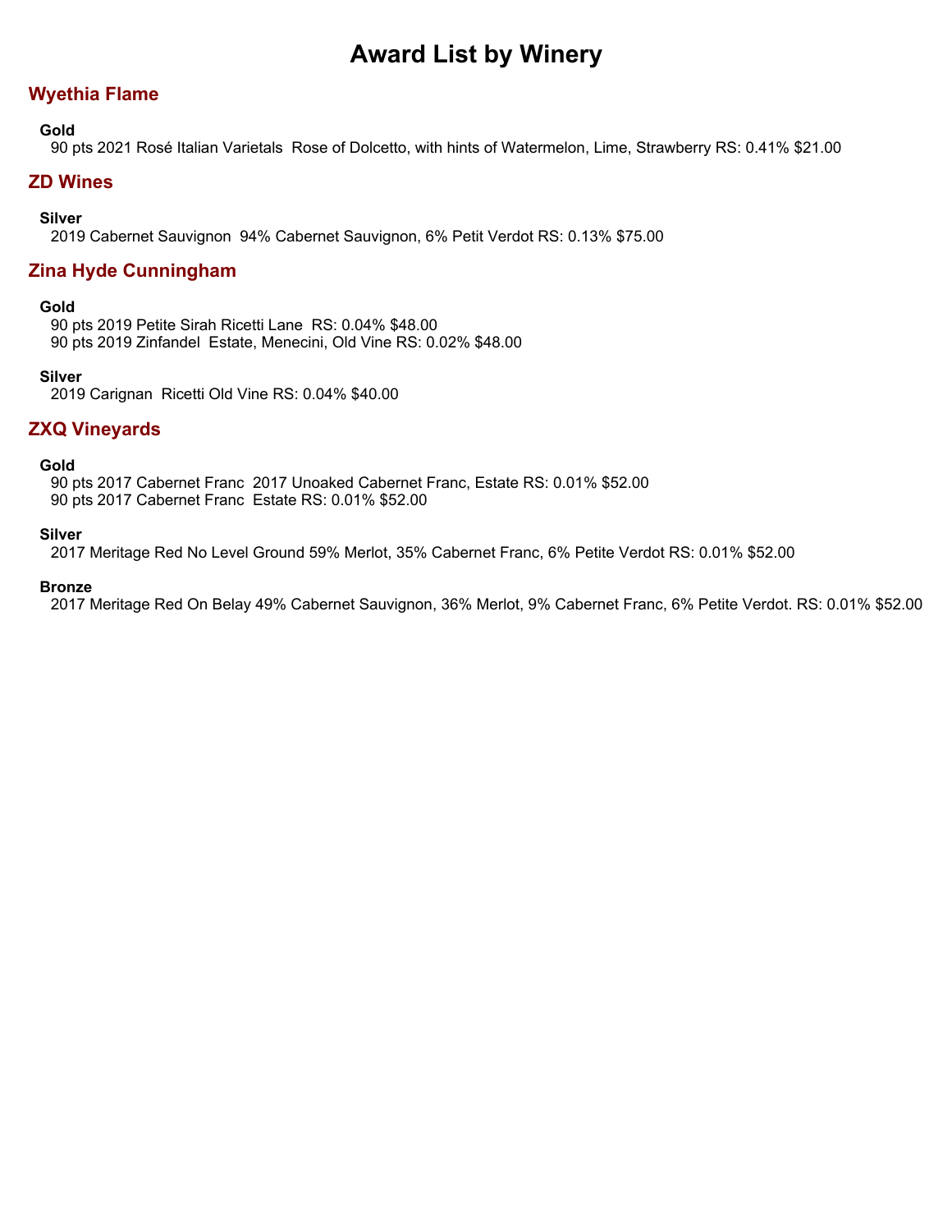# Award List by Winery

## Wyethia Flame

### Gold

90 pts 2021 Rosé Italian Varietals  Rose of Dolcetto, with hints of Watermelon, Lime, Strawberry RS: 0.41% $21.00

## ZD Wines

### Silver

2019 Cabernet Sauvignon  94% Cabernet Sauvignon, 6% Petit Verdot RS: 0.13% $75.00

## Zina Hyde Cunningham

### Gold

90 pts 2019 Petite Sirah Ricetti Lane  RS: 0.04% $48.00
90 pts 2019 Zinfandel  Estate, Menecini, Old Vine RS: 0.02% $48.00

### Silver

2019 Carignan  Ricetti Old Vine RS: 0.04% $40.00

## ZXQ Vineyards

### Gold

90 pts 2017 Cabernet Franc  2017 Unoaked Cabernet Franc, Estate RS: 0.01% $52.00
90 pts 2017 Cabernet Franc  Estate RS: 0.01% $52.00

### Silver

2017 Meritage Red No Level Ground 59% Merlot, 35% Cabernet Franc, 6% Petite Verdot RS: 0.01% $52.00

### Bronze

2017 Meritage Red On Belay 49% Cabernet Sauvignon, 36% Merlot, 9% Cabernet Franc, 6% Petite Verdot. RS: 0.01% $52.00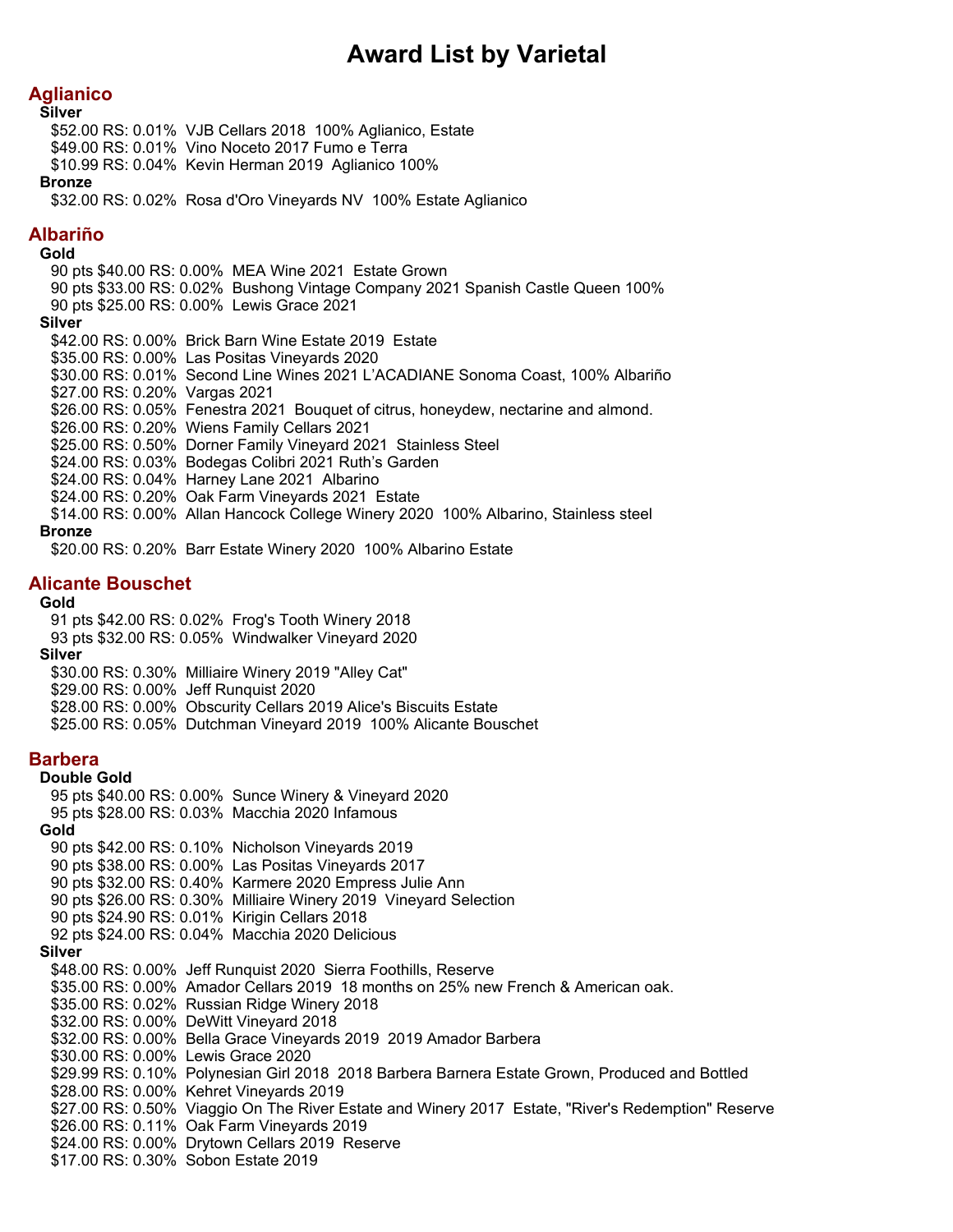# Award List by Varietal

## Aglianico

### Silver

- $52.00 RS: 0.01% VJB Cellars 2018 100% Aglianico, Estate
- $49.00 RS: 0.01% Vino Noceto 2017 Fumo e Terra
- $10.99 RS: 0.04% Kevin Herman 2019 Aglianico 100%

### Bronze

- $32.00 RS: 0.02% Rosa d'Oro Vineyards NV 100% Estate Aglianico

## Albariño

### Gold

- 90 pts $40.00 RS: 0.00% MEA Wine 2021 Estate Grown
- 90 pts $33.00 RS: 0.02% Bushong Vintage Company 2021 Spanish Castle Queen 100%
- 90 pts $25.00 RS: 0.00% Lewis Grace 2021

### Silver

- $42.00 RS: 0.00% Brick Barn Wine Estate 2019 Estate
- $35.00 RS: 0.00% Las Positas Vineyards 2020
- $30.00 RS: 0.01% Second Line Wines 2021 L'ACADIANE Sonoma Coast, 100% Albariño
- $27.00 RS: 0.20% Vargas 2021
- $26.00 RS: 0.05% Fenestra 2021 Bouquet of citrus, honeydew, nectarine and almond.
- $26.00 RS: 0.20% Wiens Family Cellars 2021
- $25.00 RS: 0.50% Dorner Family Vineyard 2021 Stainless Steel
- $24.00 RS: 0.03% Bodegas Colibri 2021 Ruth's Garden
- $24.00 RS: 0.04% Harney Lane 2021 Albarino
- $24.00 RS: 0.20% Oak Farm Vineyards 2021 Estate
- $14.00 RS: 0.00% Allan Hancock College Winery 2020 100% Albarino, Stainless steel

### Bronze

- $20.00 RS: 0.20% Barr Estate Winery 2020 100% Albarino Estate

## Alicante Bouschet

### Gold

- 91 pts $42.00 RS: 0.02% Frog's Tooth Winery 2018
- 93 pts $32.00 RS: 0.05% Windwalker Vineyard 2020

### Silver

- $30.00 RS: 0.30% Milliaire Winery 2019 "Alley Cat"
- $29.00 RS: 0.00% Jeff Runquist 2020
- $28.00 RS: 0.00% Obscurity Cellars 2019 Alice's Biscuits Estate
- $25.00 RS: 0.05% Dutchman Vineyard 2019 100% Alicante Bouschet

## Barbera

### Double Gold

- 95 pts $40.00 RS: 0.00% Sunce Winery & Vineyard 2020
- 95 pts $28.00 RS: 0.03% Macchia 2020 Infamous

### Gold

- 90 pts $42.00 RS: 0.10% Nicholson Vineyards 2019
- 90 pts $38.00 RS: 0.00% Las Positas Vineyards 2017
- 90 pts $32.00 RS: 0.40% Karmere 2020 Empress Julie Ann
- 90 pts $26.00 RS: 0.30% Milliaire Winery 2019 Vineyard Selection
- 90 pts $24.90 RS: 0.01% Kirigin Cellars 2018
- 92 pts $24.00 RS: 0.04% Macchia 2020 Delicious

### Silver

- $48.00 RS: 0.00% Jeff Runquist 2020 Sierra Foothills, Reserve
- $35.00 RS: 0.00% Amador Cellars 2019 18 months on 25% new French & American oak.
- $35.00 RS: 0.02% Russian Ridge Winery 2018
- $32.00 RS: 0.00% DeWitt Vineyard 2018
- $32.00 RS: 0.00% Bella Grace Vineyards 2019 2019 Amador Barbera
- $30.00 RS: 0.00% Lewis Grace 2020
- $29.99 RS: 0.10% Polynesian Girl 2018 2018 Barbera Barnera Estate Grown, Produced and Bottled
- $28.00 RS: 0.00% Kehret Vineyards 2019
- $27.00 RS: 0.50% Viaggio On The River Estate and Winery 2017 Estate, "River's Redemption" Reserve
- $26.00 RS: 0.11% Oak Farm Vineyards 2019
- $24.00 RS: 0.00% Drytown Cellars 2019 Reserve
- $17.00 RS: 0.30% Sobon Estate 2019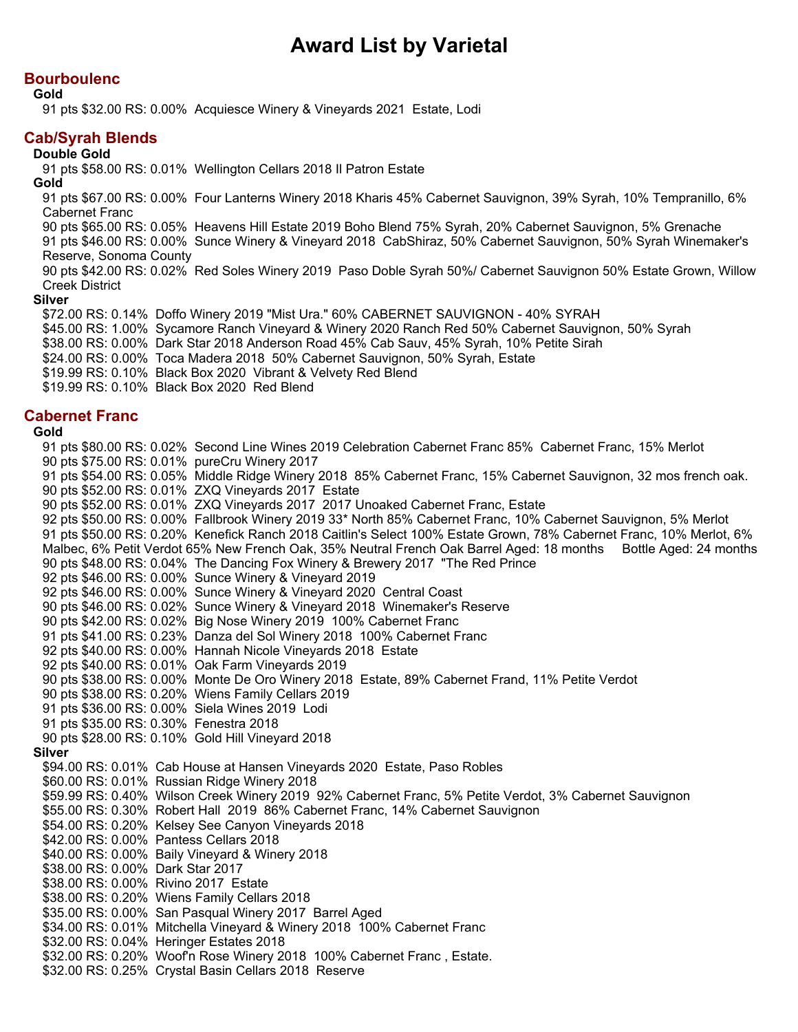# Award List by Varietal

## Bourboulenc

**Gold**

91 pts $32.00 RS: 0.00%  Acquiesce Winery & Vineyards 2021  Estate, Lodi

## Cab/Syrah Blends

**Double Gold**

91 pts $58.00 RS: 0.01%  Wellington Cellars 2018 Il Patron Estate

**Gold**

91 pts $67.00 RS: 0.00%  Four Lanterns Winery 2018 Kharis 45% Cabernet Sauvignon, 39% Syrah, 10% Tempranillo, 6% Cabernet Franc
90 pts $65.00 RS: 0.05%  Heavens Hill Estate 2019 Boho Blend 75% Syrah, 20% Cabernet Sauvignon, 5% Grenache
91 pts $46.00 RS: 0.00%  Sunce Winery & Vineyard 2018  CabShiraz, 50% Cabernet Sauvignon, 50% Syrah Winemaker's Reserve, Sonoma County
90 pts $42.00 RS: 0.02%  Red Soles Winery 2019  Paso Doble Syrah 50%/ Cabernet Sauvignon 50% Estate Grown, Willow Creek District

**Silver**

$72.00 RS: 0.14%  Doffo Winery 2019 "Mist Ura." 60% CABERNET SAUVIGNON - 40% SYRAH
$45.00 RS: 1.00%  Sycamore Ranch Vineyard & Winery 2020 Ranch Red 50% Cabernet Sauvignon, 50% Syrah
$38.00 RS: 0.00%  Dark Star 2018 Anderson Road 45% Cab Sauv, 45% Syrah, 10% Petite Sirah
$24.00 RS: 0.00%  Toca Madera 2018  50% Cabernet Sauvignon, 50% Syrah, Estate
$19.99 RS: 0.10%  Black Box 2020  Vibrant & Velvety Red Blend
$19.99 RS: 0.10%  Black Box 2020  Red Blend

## Cabernet Franc

**Gold**

91 pts $80.00 RS: 0.02%  Second Line Wines 2019 Celebration Cabernet Franc 85%  Cabernet Franc, 15% Merlot
90 pts $75.00 RS: 0.01%  pureCru Winery 2017
91 pts $54.00 RS: 0.05%  Middle Ridge Winery 2018  85% Cabernet Franc, 15% Cabernet Sauvignon, 32 mos french oak.
90 pts $52.00 RS: 0.01%  ZXQ Vineyards 2017  Estate
90 pts $52.00 RS: 0.01%  ZXQ Vineyards 2017  2017 Unoaked Cabernet Franc, Estate
92 pts $50.00 RS: 0.00%  Fallbrook Winery 2019 33* North 85% Cabernet Franc, 10% Cabernet Sauvignon, 5% Merlot
91 pts $50.00 RS: 0.20%  Kenefick Ranch 2018 Caitlin's Select 100% Estate Grown, 78% Cabernet Franc, 10% Merlot, 6% Malbec, 6% Petit Verdot 65% New French Oak, 35% Neutral French Oak Barrel Aged: 18 months     Bottle Aged: 24 months
90 pts $48.00 RS: 0.04%  The Dancing Fox Winery & Brewery 2017  "The Red Prince
92 pts $46.00 RS: 0.00%  Sunce Winery & Vineyard 2019
92 pts $46.00 RS: 0.00%  Sunce Winery & Vineyard 2020  Central Coast
90 pts $46.00 RS: 0.02%  Sunce Winery & Vineyard 2018  Winemaker's Reserve
90 pts $42.00 RS: 0.02%  Big Nose Winery 2019  100% Cabernet Franc
91 pts $41.00 RS: 0.23%  Danza del Sol Winery 2018  100% Cabernet Franc
92 pts $40.00 RS: 0.00%  Hannah Nicole Vineyards 2018  Estate
92 pts $40.00 RS: 0.01%  Oak Farm Vineyards 2019
90 pts $38.00 RS: 0.00%  Monte De Oro Winery 2018  Estate, 89% Cabernet Frand, 11% Petite Verdot
90 pts $38.00 RS: 0.20%  Wiens Family Cellars 2019
91 pts $36.00 RS: 0.00%  Siela Wines 2019  Lodi
91 pts $35.00 RS: 0.30%  Fenestra 2018
90 pts $28.00 RS: 0.10%  Gold Hill Vineyard 2018

**Silver**

$94.00 RS: 0.01%  Cab House at Hansen Vineyards 2020  Estate, Paso Robles
$60.00 RS: 0.01%  Russian Ridge Winery 2018
$59.99 RS: 0.40%  Wilson Creek Winery 2019  92% Cabernet Franc, 5% Petite Verdot, 3% Cabernet Sauvignon
$55.00 RS: 0.30%  Robert Hall  2019  86% Cabernet Franc, 14% Cabernet Sauvignon
$54.00 RS: 0.20%  Kelsey See Canyon Vineyards 2018
$42.00 RS: 0.00%  Pantess Cellars 2018
$40.00 RS: 0.00%  Baily Vineyard & Winery 2018
$38.00 RS: 0.00%  Dark Star 2017
$38.00 RS: 0.00%  Rivino 2017  Estate
$38.00 RS: 0.20%  Wiens Family Cellars 2018
$35.00 RS: 0.00%  San Pasqual Winery 2017  Barrel Aged
$34.00 RS: 0.01%  Mitchella Vineyard & Winery 2018  100% Cabernet Franc
$32.00 RS: 0.04%  Heringer Estates 2018
$32.00 RS: 0.20%  Woof'n Rose Winery 2018  100% Cabernet Franc , Estate.
$32.00 RS: 0.25%  Crystal Basin Cellars 2018  Reserve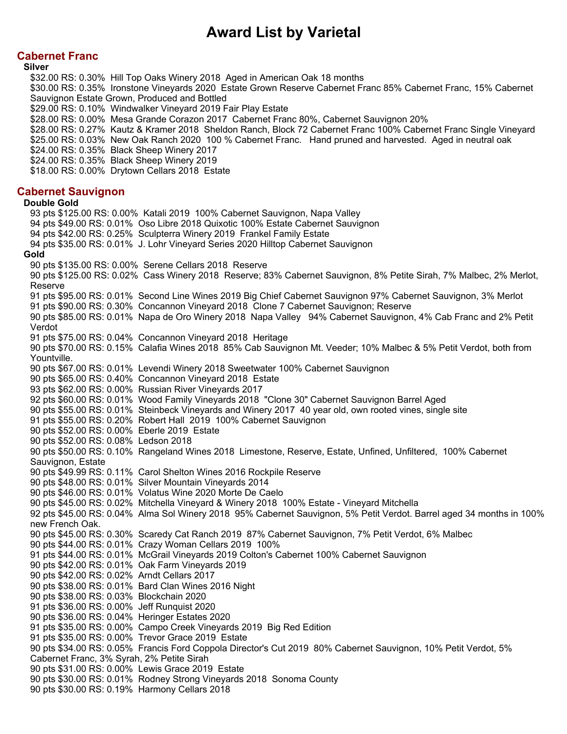# Award List by Varietal

## Cabernet Franc

### Silver

$32.00 RS: 0.30% Hill Top Oaks Winery 2018 Aged in American Oak 18 months
$30.00 RS: 0.35% Ironstone Vineyards 2020 Estate Grown Reserve Cabernet Franc 85% Cabernet Franc, 15% Cabernet Sauvignon Estate Grown, Produced and Bottled
$29.00 RS: 0.10% Windwalker Vineyard 2019 Fair Play Estate
$28.00 RS: 0.00% Mesa Grande Corazon 2017 Cabernet Franc 80%, Cabernet Sauvignon 20%
$28.00 RS: 0.27% Kautz & Kramer 2018 Sheldon Ranch, Block 72 Cabernet Franc 100% Cabernet Franc Single Vineyard
$25.00 RS: 0.03% New Oak Ranch 2020 100 % Cabernet Franc. Hand pruned and harvested. Aged in neutral oak
$24.00 RS: 0.35% Black Sheep Winery 2017
$24.00 RS: 0.35% Black Sheep Winery 2019
$18.00 RS: 0.00% Drytown Cellars 2018 Estate

## Cabernet Sauvignon

### Double Gold

93 pts $125.00 RS: 0.00% Katali 2019 100% Cabernet Sauvignon, Napa Valley
94 pts $49.00 RS: 0.01% Oso Libre 2018 Quixotic 100% Estate Cabernet Sauvignon
94 pts $42.00 RS: 0.25% Sculpterra Winery 2019 Frankel Family Estate
94 pts $35.00 RS: 0.01% J. Lohr Vineyard Series 2020 Hilltop Cabernet Sauvignon

### Gold

90 pts $135.00 RS: 0.00% Serene Cellars 2018 Reserve
90 pts $125.00 RS: 0.02% Cass Winery 2018 Reserve; 83% Cabernet Sauvignon, 8% Petite Sirah, 7% Malbec, 2% Merlot, Reserve
91 pts $95.00 RS: 0.01% Second Line Wines 2019 Big Chief Cabernet Sauvignon 97% Cabernet Sauvignon, 3% Merlot
91 pts $90.00 RS: 0.30% Concannon Vineyard 2018 Clone 7 Cabernet Sauvignon; Reserve
90 pts $85.00 RS: 0.01% Napa de Oro Winery 2018 Napa Valley 94% Cabernet Sauvignon, 4% Cab Franc and 2% Petit Verdot
91 pts $75.00 RS: 0.04% Concannon Vineyard 2018 Heritage
90 pts $70.00 RS: 0.15% Calafia Wines 2018 85% Cab Sauvignon Mt. Veeder; 10% Malbec & 5% Petit Verdot, both from Yountville.
90 pts $67.00 RS: 0.01% Levendi Winery 2018 Sweetwater 100% Cabernet Sauvignon
90 pts $65.00 RS: 0.40% Concannon Vineyard 2018 Estate
93 pts $62.00 RS: 0.00% Russian River Vineyards 2017
92 pts $60.00 RS: 0.01% Wood Family Vineyards 2018 "Clone 30" Cabernet Sauvignon Barrel Aged
90 pts $55.00 RS: 0.01% Steinbeck Vineyards and Winery 2017 40 year old, own rooted vines, single site
91 pts $55.00 RS: 0.20% Robert Hall 2019 100% Cabernet Sauvignon
90 pts $52.00 RS: 0.00% Eberle 2019 Estate
90 pts $52.00 RS: 0.08% Ledson 2018
90 pts $50.00 RS: 0.10% Rangeland Wines 2018 Limestone, Reserve, Estate, Unfined, Unfiltered, 100% Cabernet Sauvignon, Estate
90 pts $49.99 RS: 0.11% Carol Shelton Wines 2016 Rockpile Reserve
90 pts $48.00 RS: 0.01% Silver Mountain Vineyards 2014
90 pts $46.00 RS: 0.01% Volatus Wine 2020 Morte De Caelo
90 pts $45.00 RS: 0.02% Mitchella Vineyard & Winery 2018 100% Estate - Vineyard Mitchella
92 pts $45.00 RS: 0.04% Alma Sol Winery 2018 95% Cabernet Sauvignon, 5% Petit Verdot. Barrel aged 34 months in 100% new French Oak.
90 pts $45.00 RS: 0.30% Scaredy Cat Ranch 2019 87% Cabernet Sauvignon, 7% Petit Verdot, 6% Malbec
90 pts $44.00 RS: 0.01% Crazy Woman Cellars 2019 100%
91 pts $44.00 RS: 0.01% McGrail Vineyards 2019 Colton's Cabernet 100% Cabernet Sauvignon
90 pts $42.00 RS: 0.01% Oak Farm Vineyards 2019
90 pts $42.00 RS: 0.02% Arndt Cellars 2017
90 pts $38.00 RS: 0.01% Bard Clan Wines 2016 Night
90 pts $38.00 RS: 0.03% Blockchain 2020
91 pts $36.00 RS: 0.00% Jeff Runquist 2020
90 pts $36.00 RS: 0.04% Heringer Estates 2020
91 pts $35.00 RS: 0.00% Campo Creek Vineyards 2019 Big Red Edition
91 pts $35.00 RS: 0.00% Trevor Grace 2019 Estate
90 pts $34.00 RS: 0.05% Francis Ford Coppola Director's Cut 2019 80% Cabernet Sauvignon, 10% Petit Verdot, 5% Cabernet Franc, 3% Syrah, 2% Petite Sirah
90 pts $31.00 RS: 0.00% Lewis Grace 2019 Estate
90 pts $30.00 RS: 0.01% Rodney Strong Vineyards 2018 Sonoma County
90 pts $30.00 RS: 0.19% Harmony Cellars 2018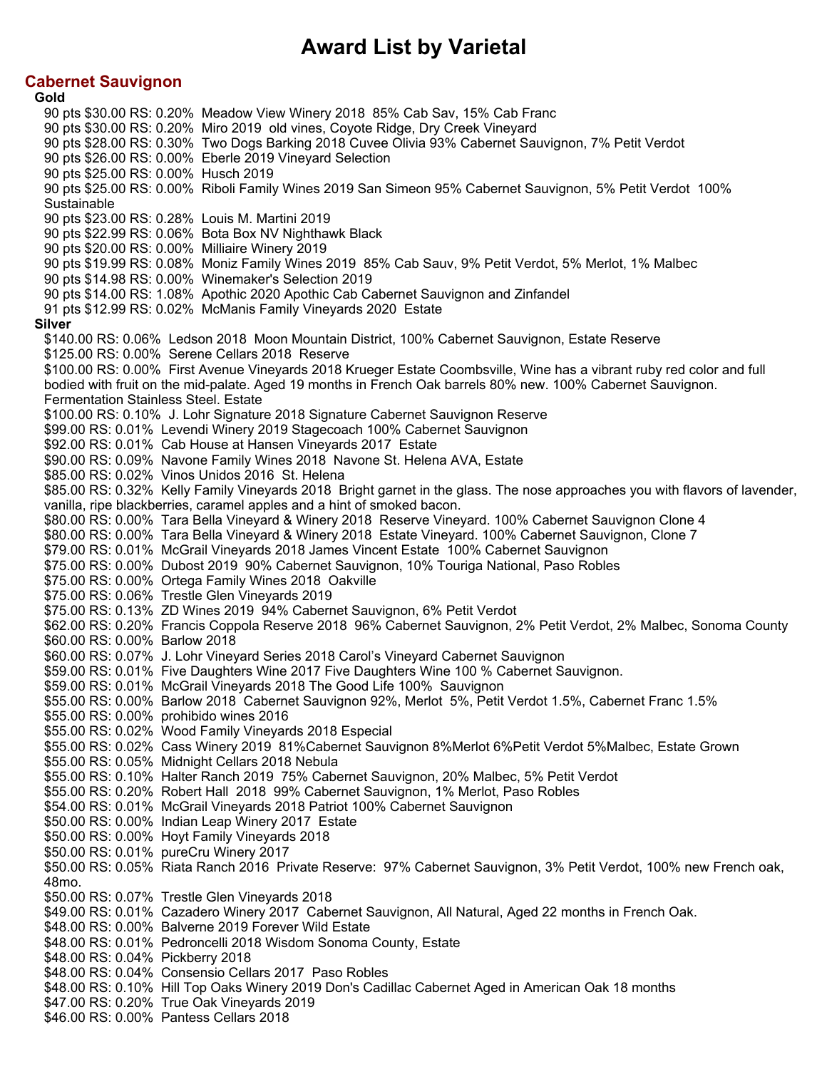# Award List by Varietal

## Cabernet Sauvignon

### Gold

90 pts $30.00 RS: 0.20%  Meadow View Winery 2018  85% Cab Sav, 15% Cab Franc
90 pts $30.00 RS: 0.20%  Miro 2019  old vines, Coyote Ridge, Dry Creek Vineyard
90 pts $28.00 RS: 0.30%  Two Dogs Barking 2018 Cuvee Olivia 93% Cabernet Sauvignon, 7% Petit Verdot
90 pts $26.00 RS: 0.00%  Eberle 2019 Vineyard Selection
90 pts $25.00 RS: 0.00%  Husch 2019
90 pts $25.00 RS: 0.00%  Riboli Family Wines 2019 San Simeon 95% Cabernet Sauvignon, 5% Petit Verdot  100% Sustainable
90 pts $23.00 RS: 0.28%  Louis M. Martini 2019
90 pts $22.99 RS: 0.06%  Bota Box NV Nighthawk Black
90 pts $20.00 RS: 0.00%  Milliaire Winery 2019
90 pts $19.99 RS: 0.08%  Moniz Family Wines 2019  85% Cab Sauv, 9% Petit Verdot, 5% Merlot, 1% Malbec
90 pts $14.98 RS: 0.00%  Winemaker's Selection 2019
90 pts $14.00 RS: 1.08%  Apothic 2020 Apothic Cab Cabernet Sauvignon and Zinfandel
91 pts $12.99 RS: 0.02%  McManis Family Vineyards 2020  Estate

### Silver

$140.00 RS: 0.06%  Ledson 2018  Moon Mountain District, 100% Cabernet Sauvignon, Estate Reserve
$125.00 RS: 0.00%  Serene Cellars 2018  Reserve
$100.00 RS: 0.00%  First Avenue Vineyards 2018 Krueger Estate Coombsville, Wine has a vibrant ruby red color and full bodied with fruit on the mid-palate. Aged 19 months in French Oak barrels 80% new. 100% Cabernet Sauvignon. Fermentation Stainless Steel. Estate
$100.00 RS: 0.10%  J. Lohr Signature 2018 Signature Cabernet Sauvignon Reserve
$99.00 RS: 0.01%  Levendi Winery 2019 Stagecoach 100% Cabernet Sauvignon
$92.00 RS: 0.01%  Cab House at Hansen Vineyards 2017  Estate
$90.00 RS: 0.09%  Navone Family Wines 2018  Navone St. Helena AVA, Estate
$85.00 RS: 0.02%  Vinos Unidos 2016  St. Helena
$85.00 RS: 0.32%  Kelly Family Vineyards 2018  Bright garnet in the glass. The nose approaches you with flavors of lavender, vanilla, ripe blackberries, caramel apples and a hint of smoked bacon.
$80.00 RS: 0.00%  Tara Bella Vineyard & Winery 2018  Reserve Vineyard. 100% Cabernet Sauvignon Clone 4
$80.00 RS: 0.00%  Tara Bella Vineyard & Winery 2018  Estate Vineyard. 100% Cabernet Sauvignon, Clone 7
$79.00 RS: 0.01%  McGrail Vineyards 2018 James Vincent Estate  100% Cabernet Sauvignon
$75.00 RS: 0.00%  Dubost 2019  90% Cabernet Sauvignon, 10% Touriga National, Paso Robles
$75.00 RS: 0.00%  Ortega Family Wines 2018  Oakville
$75.00 RS: 0.06%  Trestle Glen Vineyards 2019
$75.00 RS: 0.13%  ZD Wines 2019  94% Cabernet Sauvignon, 6% Petit Verdot
$62.00 RS: 0.20%  Francis Coppola Reserve 2018  96% Cabernet Sauvignon, 2% Petit Verdot, 2% Malbec, Sonoma County
$60.00 RS: 0.00%  Barlow 2018
$60.00 RS: 0.07%  J. Lohr Vineyard Series 2018 Carol's Vineyard Cabernet Sauvignon
$59.00 RS: 0.01%  Five Daughters Wine 2017 Five Daughters Wine 100 % Cabernet Sauvignon.
$59.00 RS: 0.01%  McGrail Vineyards 2018 The Good Life 100%  Sauvignon
$55.00 RS: 0.00%  Barlow 2018  Cabernet Sauvignon 92%, Merlot  5%, Petit Verdot 1.5%, Cabernet Franc 1.5%
$55.00 RS: 0.00%  prohibido wines 2016
$55.00 RS: 0.02%  Wood Family Vineyards 2018 Especial
$55.00 RS: 0.02%  Cass Winery 2019  81%Cabernet Sauvignon 8%Merlot 6%Petit Verdot 5%Malbec, Estate Grown
$55.00 RS: 0.05%  Midnight Cellars 2018 Nebula
$55.00 RS: 0.10%  Halter Ranch 2019  75% Cabernet Sauvignon, 20% Malbec, 5% Petit Verdot
$55.00 RS: 0.20%  Robert Hall  2018  99% Cabernet Sauvignon, 1% Merlot, Paso Robles
$54.00 RS: 0.01%  McGrail Vineyards 2018 Patriot 100% Cabernet Sauvignon
$50.00 RS: 0.00%  Indian Leap Winery 2017  Estate
$50.00 RS: 0.00%  Hoyt Family Vineyards 2018
$50.00 RS: 0.01%  pureCru Winery 2017
$50.00 RS: 0.05%  Riata Ranch 2016  Private Reserve:  97% Cabernet Sauvignon, 3% Petit Verdot, 100% new French oak, 48mo.
$50.00 RS: 0.07%  Trestle Glen Vineyards 2018
$49.00 RS: 0.01%  Cazadero Winery 2017  Cabernet Sauvignon, All Natural, Aged 22 months in French Oak.
$48.00 RS: 0.00%  Balverne 2019 Forever Wild Estate
$48.00 RS: 0.01%  Pedroncelli 2018 Wisdom Sonoma County, Estate
$48.00 RS: 0.04%  Pickberry 2018
$48.00 RS: 0.04%  Consensio Cellars 2017  Paso Robles
$48.00 RS: 0.10%  Hill Top Oaks Winery 2019 Don's Cadillac Cabernet Aged in American Oak 18 months
$47.00 RS: 0.20%  True Oak Vineyards 2019
$46.00 RS: 0.00%  Pantess Cellars 2018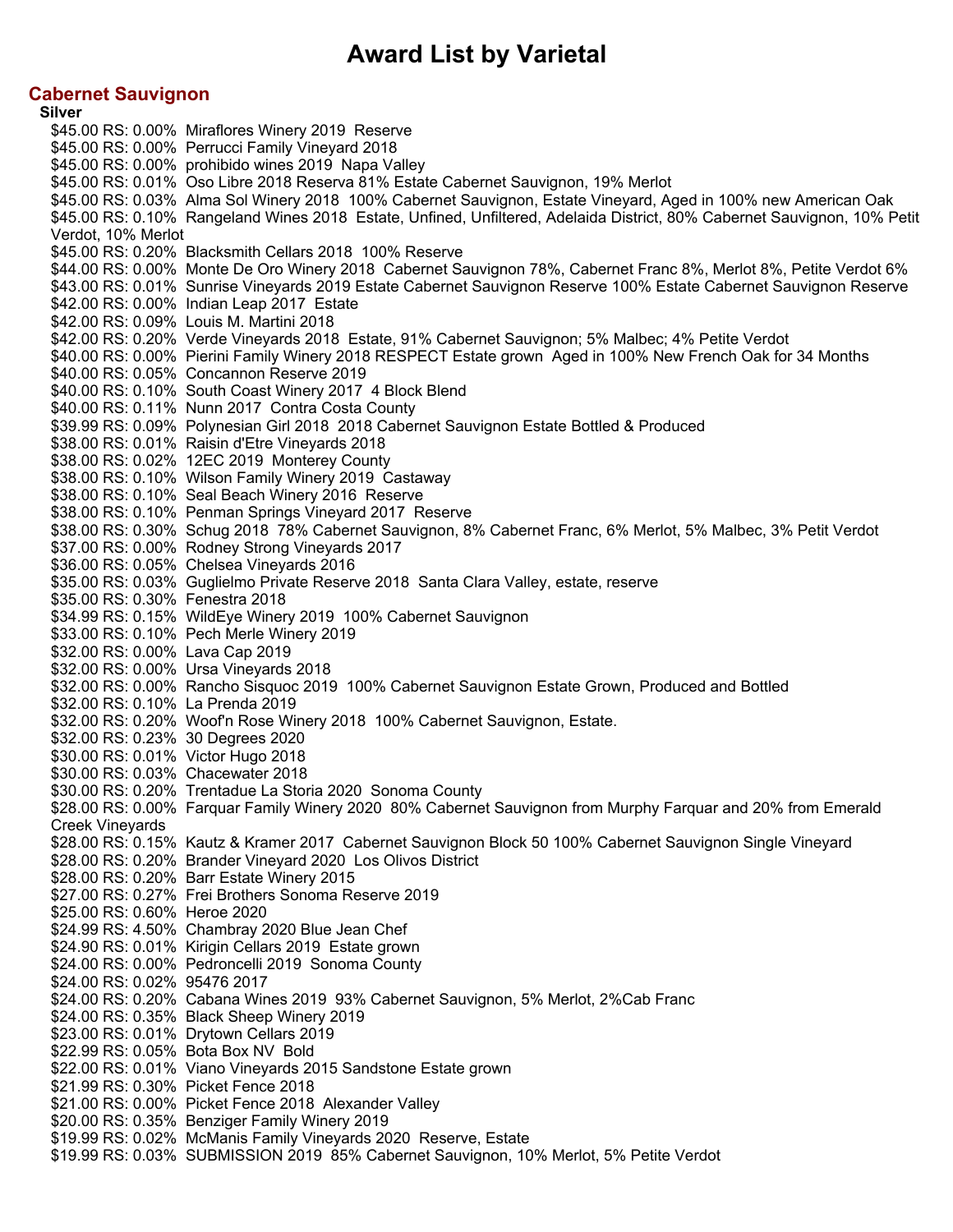# Award List by Varietal

## Cabernet Sauvignon

**Silver**

$45.00 RS: 0.00% Miraflores Winery 2019 Reserve
$45.00 RS: 0.00% Perrucci Family Vineyard 2018
$45.00 RS: 0.00% prohibido wines 2019 Napa Valley
$45.00 RS: 0.01% Oso Libre 2018 Reserva 81% Estate Cabernet Sauvignon, 19% Merlot
$45.00 RS: 0.03% Alma Sol Winery 2018 100% Cabernet Sauvignon, Estate Vineyard, Aged in 100% new American Oak
$45.00 RS: 0.10% Rangeland Wines 2018 Estate, Unfined, Unfiltered, Adelaida District, 80% Cabernet Sauvignon, 10% Petit Verdot, 10% Merlot
$45.00 RS: 0.20% Blacksmith Cellars 2018 100% Reserve
$44.00 RS: 0.00% Monte De Oro Winery 2018 Cabernet Sauvignon 78%, Cabernet Franc 8%, Merlot 8%, Petite Verdot 6%
$43.00 RS: 0.01% Sunrise Vineyards 2019 Estate Cabernet Sauvignon Reserve 100% Estate Cabernet Sauvignon Reserve
$42.00 RS: 0.00% Indian Leap 2017 Estate
$42.00 RS: 0.09% Louis M. Martini 2018
$42.00 RS: 0.20% Verde Vineyards 2018 Estate, 91% Cabernet Sauvignon; 5% Malbec; 4% Petite Verdot
$40.00 RS: 0.00% Pierini Family Winery 2018 RESPECT Estate grown Aged in 100% New French Oak for 34 Months
$40.00 RS: 0.05% Concannon Reserve 2019
$40.00 RS: 0.10% South Coast Winery 2017 4 Block Blend
$40.00 RS: 0.11% Nunn 2017 Contra Costa County
$39.99 RS: 0.09% Polynesian Girl 2018 2018 Cabernet Sauvignon Estate Bottled & Produced
$38.00 RS: 0.01% Raisin d'Etre Vineyards 2018
$38.00 RS: 0.02% 12EC 2019 Monterey County
$38.00 RS: 0.10% Wilson Family Winery 2019 Castaway
$38.00 RS: 0.10% Seal Beach Winery 2016 Reserve
$38.00 RS: 0.10% Penman Springs Vineyard 2017 Reserve
$38.00 RS: 0.30% Schug 2018 78% Cabernet Sauvignon, 8% Cabernet Franc, 6% Merlot, 5% Malbec, 3% Petit Verdot
$37.00 RS: 0.00% Rodney Strong Vineyards 2017
$36.00 RS: 0.05% Chelsea Vineyards 2016
$35.00 RS: 0.03% Guglielmo Private Reserve 2018 Santa Clara Valley, estate, reserve
$35.00 RS: 0.30% Fenestra 2018
$34.99 RS: 0.15% WildEye Winery 2019 100% Cabernet Sauvignon
$33.00 RS: 0.10% Pech Merle Winery 2019
$32.00 RS: 0.00% Lava Cap 2019
$32.00 RS: 0.00% Ursa Vineyards 2018
$32.00 RS: 0.00% Rancho Sisquoc 2019 100% Cabernet Sauvignon Estate Grown, Produced and Bottled
$32.00 RS: 0.10% La Prenda 2019
$32.00 RS: 0.20% Woof'n Rose Winery 2018 100% Cabernet Sauvignon, Estate.
$32.00 RS: 0.23% 30 Degrees 2020
$30.00 RS: 0.01% Victor Hugo 2018
$30.00 RS: 0.03% Chacewater 2018
$30.00 RS: 0.20% Trentadue La Storia 2020 Sonoma County
$28.00 RS: 0.00% Farquar Family Winery 2020 80% Cabernet Sauvignon from Murphy Farquar and 20% from Emerald Creek Vineyards
$28.00 RS: 0.15% Kautz & Kramer 2017 Cabernet Sauvignon Block 50 100% Cabernet Sauvignon Single Vineyard
$28.00 RS: 0.20% Brander Vineyard 2020 Los Olivos District
$28.00 RS: 0.20% Barr Estate Winery 2015
$27.00 RS: 0.27% Frei Brothers Sonoma Reserve 2019
$25.00 RS: 0.60% Heroe 2020
$24.99 RS: 4.50% Chambray 2020 Blue Jean Chef
$24.90 RS: 0.01% Kirigin Cellars 2019 Estate grown
$24.00 RS: 0.00% Pedroncelli 2019 Sonoma County
$24.00 RS: 0.02% 95476 2017
$24.00 RS: 0.20% Cabana Wines 2019 93% Cabernet Sauvignon, 5% Merlot, 2%Cab Franc
$24.00 RS: 0.35% Black Sheep Winery 2019
$23.00 RS: 0.01% Drytown Cellars 2019
$22.99 RS: 0.05% Bota Box NV Bold
$22.00 RS: 0.01% Viano Vineyards 2015 Sandstone Estate grown
$21.99 RS: 0.30% Picket Fence 2018
$21.00 RS: 0.00% Picket Fence 2018 Alexander Valley
$20.00 RS: 0.35% Benziger Family Winery 2019
$19.99 RS: 0.02% McManis Family Vineyards 2020 Reserve, Estate
$19.99 RS: 0.03% SUBMISSION 2019 85% Cabernet Sauvignon, 10% Merlot, 5% Petite Verdot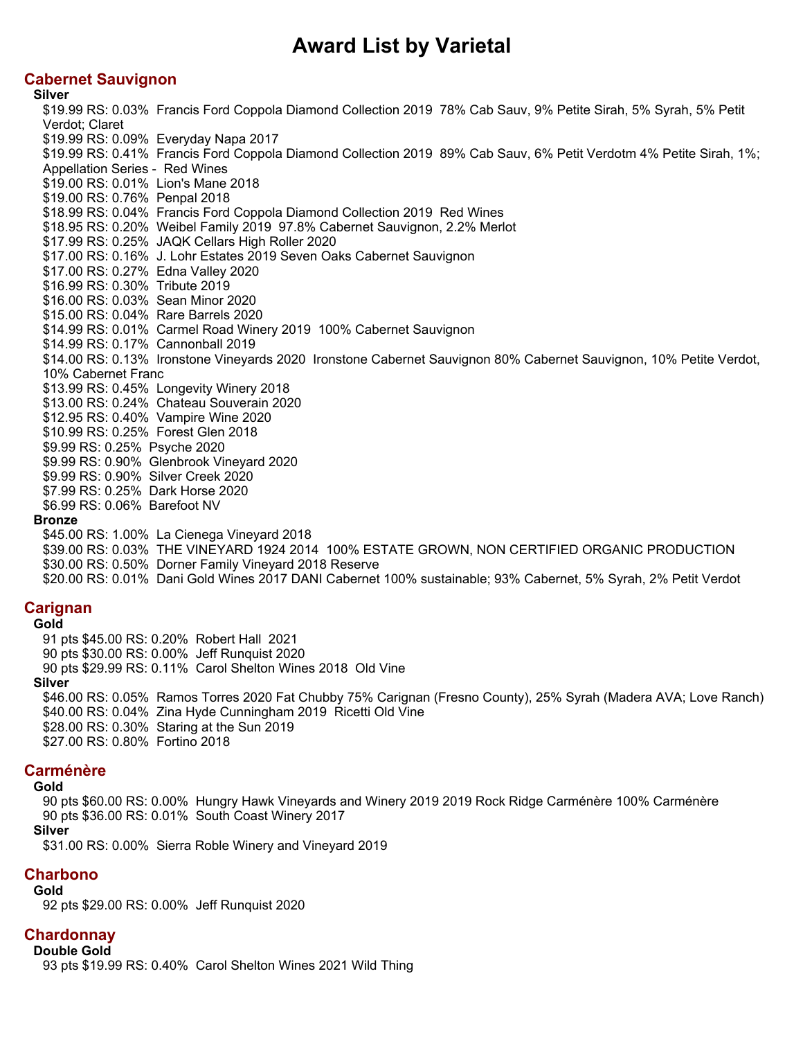# Award List by Varietal

## Cabernet Sauvignon

**Silver**

$19.99 RS: 0.03%  Francis Ford Coppola Diamond Collection 2019  78% Cab Sauv, 9% Petite Sirah, 5% Syrah, 5% Petit Verdot; Claret
$19.99 RS: 0.09%  Everyday Napa 2017
$19.99 RS: 0.41%  Francis Ford Coppola Diamond Collection 2019  89% Cab Sauv, 6% Petit Verdotm 4% Petite Sirah, 1%; Appellation Series -  Red Wines
$19.00 RS: 0.01%  Lion's Mane 2018
$19.00 RS: 0.76%  Penpal 2018
$18.99 RS: 0.04%  Francis Ford Coppola Diamond Collection 2019  Red Wines
$18.95 RS: 0.20%  Weibel Family 2019  97.8% Cabernet Sauvignon, 2.2% Merlot
$17.99 RS: 0.25%  JAQK Cellars High Roller 2020
$17.00 RS: 0.16%  J. Lohr Estates 2019 Seven Oaks Cabernet Sauvignon
$17.00 RS: 0.27%  Edna Valley 2020
$16.99 RS: 0.30%  Tribute 2019
$16.00 RS: 0.03%  Sean Minor 2020
$15.00 RS: 0.04%  Rare Barrels 2020
$14.99 RS: 0.01%  Carmel Road Winery 2019  100% Cabernet Sauvignon
$14.99 RS: 0.17%  Cannonball 2019
$14.00 RS: 0.13%  Ironstone Vineyards 2020  Ironstone Cabernet Sauvignon 80% Cabernet Sauvignon, 10% Petite Verdot, 10% Cabernet Franc
$13.99 RS: 0.45%  Longevity Winery 2018
$13.00 RS: 0.24%  Chateau Souverain 2020
$12.95 RS: 0.40%  Vampire Wine 2020
$10.99 RS: 0.25%  Forest Glen 2018
$9.99 RS: 0.25%  Psyche 2020
$9.99 RS: 0.90%  Glenbrook Vineyard 2020
$9.99 RS: 0.90%  Silver Creek 2020
$7.99 RS: 0.25%  Dark Horse 2020
$6.99 RS: 0.06%  Barefoot NV

**Bronze**

$45.00 RS: 1.00%  La Cienega Vineyard 2018
$39.00 RS: 0.03%  THE VINEYARD 1924 2014  100% ESTATE GROWN, NON CERTIFIED ORGANIC PRODUCTION
$30.00 RS: 0.50%  Dorner Family Vineyard 2018 Reserve
$20.00 RS: 0.01%  Dani Gold Wines 2017 DANI Cabernet 100% sustainable; 93% Cabernet, 5% Syrah, 2% Petit Verdot

## Carignan

**Gold**

91 pts $45.00 RS: 0.20%  Robert Hall  2021
90 pts $30.00 RS: 0.00%  Jeff Runquist 2020
90 pts $29.99 RS: 0.11%  Carol Shelton Wines 2018  Old Vine

**Silver**

$46.00 RS: 0.05%  Ramos Torres 2020 Fat Chubby 75% Carignan (Fresno County), 25% Syrah (Madera AVA; Love Ranch)
$40.00 RS: 0.04%  Zina Hyde Cunningham 2019  Ricetti Old Vine
$28.00 RS: 0.30%  Staring at the Sun 2019
$27.00 RS: 0.80%  Fortino 2018

## Carménère

**Gold**

90 pts $60.00 RS: 0.00%  Hungry Hawk Vineyards and Winery 2019 2019 Rock Ridge Carménère 100% Carménère
90 pts $36.00 RS: 0.01%  South Coast Winery 2017

**Silver**

$31.00 RS: 0.00%  Sierra Roble Winery and Vineyard 2019

## Charbono

**Gold**

92 pts $29.00 RS: 0.00%  Jeff Runquist 2020

## Chardonnay

**Double Gold**

93 pts $19.99 RS: 0.40%  Carol Shelton Wines 2021 Wild Thing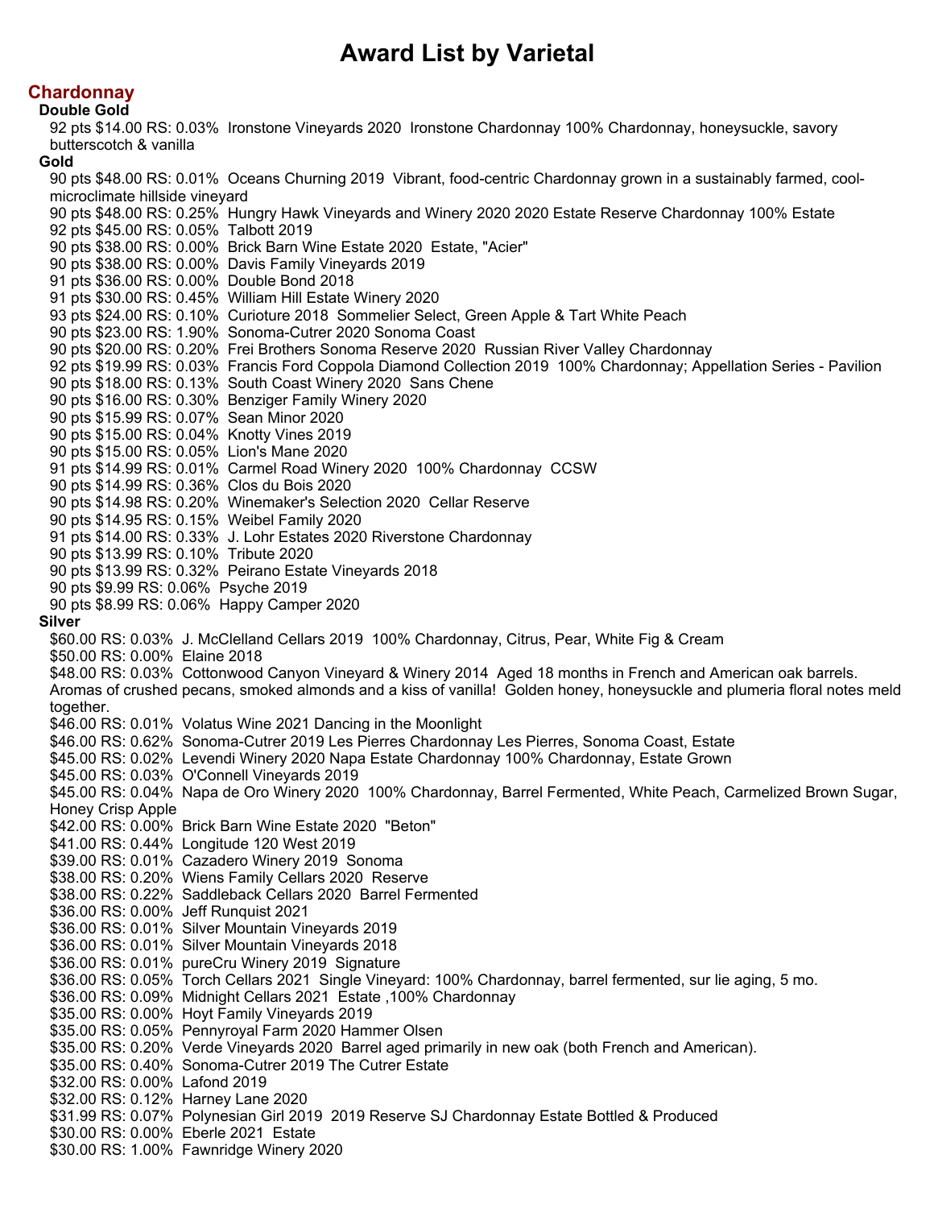# Award List by Varietal

## Chardonnay

### Double Gold

92 pts $14.00 RS: 0.03%  Ironstone Vineyards 2020  Ironstone Chardonnay 100% Chardonnay, honeysuckle, savory butterscotch & vanilla

### Gold

90 pts $48.00 RS: 0.01%  Oceans Churning 2019  Vibrant, food-centric Chardonnay grown in a sustainably farmed, cool-microclimate hillside vineyard
90 pts $48.00 RS: 0.25%  Hungry Hawk Vineyards and Winery 2020 2020 Estate Reserve Chardonnay 100% Estate
92 pts $45.00 RS: 0.05%  Talbott 2019
90 pts $38.00 RS: 0.00%  Brick Barn Wine Estate 2020  Estate, "Acier"
90 pts $38.00 RS: 0.00%  Davis Family Vineyards 2019
91 pts $36.00 RS: 0.00%  Double Bond 2018
91 pts $30.00 RS: 0.45%  William Hill Estate Winery 2020
93 pts $24.00 RS: 0.10%  Curioture 2018  Sommelier Select, Green Apple & Tart White Peach
90 pts $23.00 RS: 1.90%  Sonoma-Cutrer 2020 Sonoma Coast
90 pts $20.00 RS: 0.20%  Frei Brothers Sonoma Reserve 2020  Russian River Valley Chardonnay
92 pts $19.99 RS: 0.03%  Francis Ford Coppola Diamond Collection 2019  100% Chardonnay; Appellation Series - Pavilion
90 pts $18.00 RS: 0.13%  South Coast Winery 2020  Sans Chene
90 pts $16.00 RS: 0.30%  Benziger Family Winery 2020
90 pts $15.99 RS: 0.07%  Sean Minor 2020
90 pts $15.00 RS: 0.04%  Knotty Vines 2019
90 pts $15.00 RS: 0.05%  Lion's Mane 2020
91 pts $14.99 RS: 0.01%  Carmel Road Winery 2020  100% Chardonnay  CCSW
90 pts $14.99 RS: 0.36%  Clos du Bois 2020
90 pts $14.98 RS: 0.20%  Winemaker's Selection 2020  Cellar Reserve
90 pts $14.95 RS: 0.15%  Weibel Family 2020
91 pts $14.00 RS: 0.33%  J. Lohr Estates 2020 Riverstone Chardonnay
90 pts $13.99 RS: 0.10%  Tribute 2020
90 pts $13.99 RS: 0.32%  Peirano Estate Vineyards 2018
90 pts $9.99 RS: 0.06%  Psyche 2019
90 pts $8.99 RS: 0.06%  Happy Camper 2020

### Silver

$60.00 RS: 0.03%  J. McClelland Cellars 2019  100% Chardonnay, Citrus, Pear, White Fig & Cream
$50.00 RS: 0.00%  Elaine 2018
$48.00 RS: 0.03%  Cottonwood Canyon Vineyard & Winery 2014  Aged 18 months in French and American oak barrels. Aromas of crushed pecans, smoked almonds and a kiss of vanilla!  Golden honey, honeysuckle and plumeria floral notes meld together.
$46.00 RS: 0.01%  Volatus Wine 2021 Dancing in the Moonlight
$46.00 RS: 0.62%  Sonoma-Cutrer 2019 Les Pierres Chardonnay Les Pierres, Sonoma Coast, Estate
$45.00 RS: 0.02%  Levendi Winery 2020 Napa Estate Chardonnay 100% Chardonnay, Estate Grown
$45.00 RS: 0.03%  O'Connell Vineyards 2019
$45.00 RS: 0.04%  Napa de Oro Winery 2020  100% Chardonnay, Barrel Fermented, White Peach, Carmelized Brown Sugar, Honey Crisp Apple
$42.00 RS: 0.00%  Brick Barn Wine Estate 2020  "Beton"
$41.00 RS: 0.44%  Longitude 120 West 2019
$39.00 RS: 0.01%  Cazadero Winery 2019  Sonoma
$38.00 RS: 0.20%  Wiens Family Cellars 2020  Reserve
$38.00 RS: 0.22%  Saddleback Cellars 2020  Barrel Fermented
$36.00 RS: 0.00%  Jeff Runquist 2021
$36.00 RS: 0.01%  Silver Mountain Vineyards 2019
$36.00 RS: 0.01%  Silver Mountain Vineyards 2018
$36.00 RS: 0.01%  pureCru Winery 2019  Signature
$36.00 RS: 0.05%  Torch Cellars 2021  Single Vineyard: 100% Chardonnay, barrel fermented, sur lie aging, 5 mo.
$36.00 RS: 0.09%  Midnight Cellars 2021  Estate ,100% Chardonnay
$35.00 RS: 0.00%  Hoyt Family Vineyards 2019
$35.00 RS: 0.05%  Pennyroyal Farm 2020 Hammer Olsen
$35.00 RS: 0.20%  Verde Vineyards 2020  Barrel aged primarily in new oak (both French and American).
$35.00 RS: 0.40%  Sonoma-Cutrer 2019 The Cutrer Estate
$32.00 RS: 0.00%  Lafond 2019
$32.00 RS: 0.12%  Harney Lane 2020
$31.99 RS: 0.07%  Polynesian Girl 2019  2019 Reserve SJ Chardonnay Estate Bottled & Produced
$30.00 RS: 0.00%  Eberle 2021  Estate
$30.00 RS: 1.00%  Fawnridge Winery 2020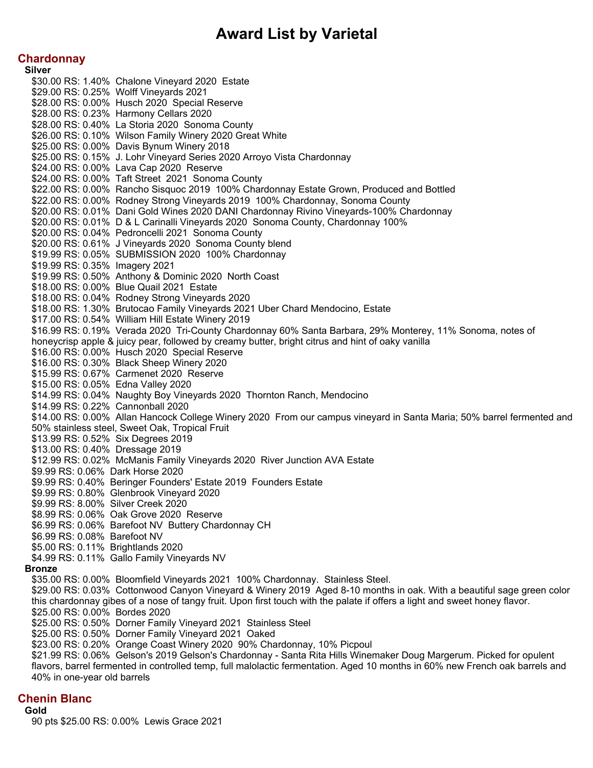# Award List by Varietal

## Chardonnay

### Silver

$30.00 RS: 1.40% Chalone Vineyard 2020 Estate
$29.00 RS: 0.25% Wolff Vineyards 2021
$28.00 RS: 0.00% Husch 2020 Special Reserve
$28.00 RS: 0.23% Harmony Cellars 2020
$28.00 RS: 0.40% La Storia 2020 Sonoma County
$26.00 RS: 0.10% Wilson Family Winery 2020 Great White
$25.00 RS: 0.00% Davis Bynum Winery 2018
$25.00 RS: 0.15% J. Lohr Vineyard Series 2020 Arroyo Vista Chardonnay
$24.00 RS: 0.00% Lava Cap 2020 Reserve
$24.00 RS: 0.00% Taft Street 2021 Sonoma County
$22.00 RS: 0.00% Rancho Sisquoc 2019 100% Chardonnay Estate Grown, Produced and Bottled
$22.00 RS: 0.00% Rodney Strong Vineyards 2019 100% Chardonnay, Sonoma County
$20.00 RS: 0.01% Dani Gold Wines 2020 DANI Chardonnay Rivino Vineyards-100% Chardonnay
$20.00 RS: 0.01% D & L Carinalli Vineyards 2020 Sonoma County, Chardonnay 100%
$20.00 RS: 0.04% Pedroncelli 2021 Sonoma County
$20.00 RS: 0.61% J Vineyards 2020 Sonoma County blend
$19.99 RS: 0.05% SUBMISSION 2020 100% Chardonnay
$19.99 RS: 0.35% Imagery 2021
$19.99 RS: 0.50% Anthony & Dominic 2020 North Coast
$18.00 RS: 0.00% Blue Quail 2021 Estate
$18.00 RS: 0.04% Rodney Strong Vineyards 2020
$18.00 RS: 1.30% Brutocao Family Vineyards 2021 Uber Chard Mendocino, Estate
$17.00 RS: 0.54% William Hill Estate Winery 2019
$16.99 RS: 0.19% Verada 2020 Tri-County Chardonnay 60% Santa Barbara, 29% Monterey, 11% Sonoma, notes of honeycrisp apple & juicy pear, followed by creamy butter, bright citrus and hint of oaky vanilla
$16.00 RS: 0.00% Husch 2020 Special Reserve
$16.00 RS: 0.30% Black Sheep Winery 2020
$15.99 RS: 0.67% Carmenet 2020 Reserve
$15.00 RS: 0.05% Edna Valley 2020
$14.99 RS: 0.04% Naughty Boy Vineyards 2020 Thornton Ranch, Mendocino
$14.99 RS: 0.22% Cannonball 2020
$14.00 RS: 0.00% Allan Hancock College Winery 2020 From our campus vineyard in Santa Maria; 50% barrel fermented and 50% stainless steel, Sweet Oak, Tropical Fruit
$13.99 RS: 0.52% Six Degrees 2019
$13.00 RS: 0.40% Dressage 2019
$12.99 RS: 0.02% McManis Family Vineyards 2020 River Junction AVA Estate
$9.99 RS: 0.06% Dark Horse 2020
$9.99 RS: 0.40% Beringer Founders' Estate 2019 Founders Estate
$9.99 RS: 0.80% Glenbrook Vineyard 2020
$9.99 RS: 8.00% Silver Creek 2020
$8.99 RS: 0.06% Oak Grove 2020 Reserve
$6.99 RS: 0.06% Barefoot NV Buttery Chardonnay CH
$6.99 RS: 0.08% Barefoot NV
$5.00 RS: 0.11% Brightlands 2020
$4.99 RS: 0.11% Gallo Family Vineyards NV

### Bronze

$35.00 RS: 0.00% Bloomfield Vineyards 2021 100% Chardonnay. Stainless Steel.
$29.00 RS: 0.03% Cottonwood Canyon Vineyard & Winery 2019 Aged 8-10 months in oak. With a beautiful sage green color this chardonnay gibes of a nose of tangy fruit. Upon first touch with the palate if offers a light and sweet honey flavor.
$25.00 RS: 0.00% Bordes 2020
$25.00 RS: 0.50% Dorner Family Vineyard 2021 Stainless Steel
$25.00 RS: 0.50% Dorner Family Vineyard 2021 Oaked
$23.00 RS: 0.20% Orange Coast Winery 2020 90% Chardonnay, 10% Picpoul
$21.99 RS: 0.06% Gelson's 2019 Gelson's Chardonnay - Santa Rita Hills Winemaker Doug Margerum. Picked for opulent flavors, barrel fermented in controlled temp, full malolactic fermentation. Aged 10 months in 60% new French oak barrels and 40% in one-year old barrels

## Chenin Blanc

### Gold

90 pts $25.00 RS: 0.00% Lewis Grace 2021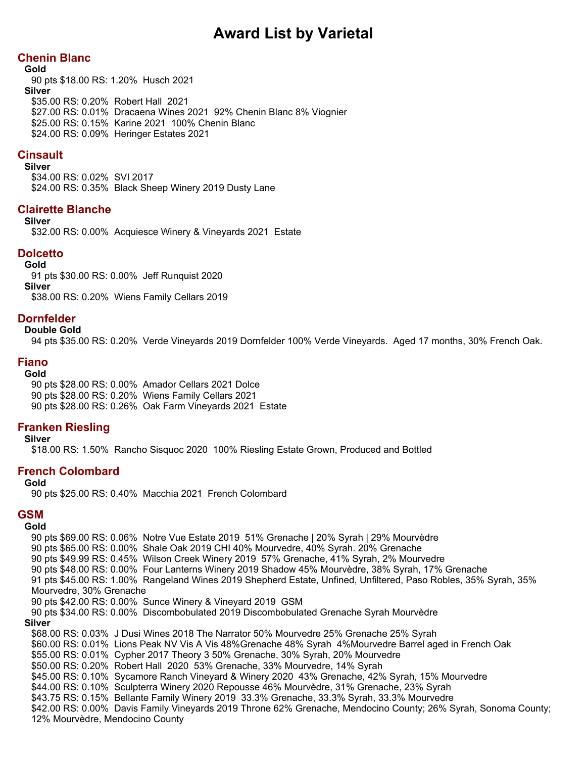# Award List by Varietal

## Chenin Blanc

**Gold**

90 pts $18.00 RS: 1.20% Husch 2021

**Silver**

$35.00 RS: 0.20% Robert Hall 2021
$27.00 RS: 0.01% Dracaena Wines 2021 92% Chenin Blanc 8% Viognier
$25.00 RS: 0.15% Karine 2021 100% Chenin Blanc
$24.00 RS: 0.09% Heringer Estates 2021

## Cinsault

**Silver**

$34.00 RS: 0.02% SVI 2017
$24.00 RS: 0.35% Black Sheep Winery 2019 Dusty Lane

## Clairette Blanche

**Silver**

$32.00 RS: 0.00% Acquiesce Winery & Vineyards 2021 Estate

## Dolcetto

**Gold**

91 pts $30.00 RS: 0.00% Jeff Runquist 2020

**Silver**

$38.00 RS: 0.20% Wiens Family Cellars 2019

## Dornfelder

**Double Gold**

94 pts $35.00 RS: 0.20% Verde Vineyards 2019 Dornfelder 100% Verde Vineyards. Aged 17 months, 30% French Oak.

## Fiano

**Gold**

90 pts $28.00 RS: 0.00% Amador Cellars 2021 Dolce
90 pts $28.00 RS: 0.20% Wiens Family Cellars 2021
90 pts $28.00 RS: 0.26% Oak Farm Vineyards 2021 Estate

## Franken Riesling

**Silver**

$18.00 RS: 1.50% Rancho Sisquoc 2020 100% Riesling Estate Grown, Produced and Bottled

## French Colombard

**Gold**

90 pts $25.00 RS: 0.40% Macchia 2021 French Colombard

## GSM

**Gold**

90 pts $69.00 RS: 0.06% Notre Vue Estate 2019 51% Grenache | 20% Syrah | 29% Mourvèdre
90 pts $65.00 RS: 0.00% Shale Oak 2019 CHI 40% Mourvedre, 40% Syrah. 20% Grenache
90 pts $49.99 RS: 0.45% Wilson Creek Winery 2019 57% Grenache, 41% Syrah, 2% Mourvedre
90 pts $48.00 RS: 0.00% Four Lanterns Winery 2019 Shadow 45% Mourvèdre, 38% Syrah, 17% Grenache
91 pts $45.00 RS: 1.00% Rangeland Wines 2019 Shepherd Estate, Unfined, Unfiltered, Paso Robles, 35% Syrah, 35% Mourvedre, 30% Grenache
90 pts $42.00 RS: 0.00% Sunce Winery & Vineyard 2019 GSM
90 pts $34.00 RS: 0.00% Discombobulated 2019 Discombobulated Grenache Syrah Mourvèdre

**Silver**

$68.00 RS: 0.03% J Dusi Wines 2018 The Narrator 50% Mourvedre 25% Grenache 25% Syrah
$60.00 RS: 0.01% Lions Peak NV Vis A Vis 48%Grenache 48% Syrah 4%Mourvedre Barrel aged in French Oak
$55.00 RS: 0.01% Cypher 2017 Theory 3 50% Grenache, 30% Syrah, 20% Mourvedre
$50.00 RS: 0.20% Robert Hall 2020 53% Grenache, 33% Mourvedre, 14% Syrah
$45.00 RS: 0.10% Sycamore Ranch Vineyard & Winery 2020 43% Grenache, 42% Syrah, 15% Mourvedre
$44.00 RS: 0.10% Sculpterra Winery 2020 Repousse 46% Mourvèdre, 31% Grenache, 23% Syrah
$43.75 RS: 0.15% Bellante Family Winery 2019 33.3% Grenache, 33.3% Syrah, 33.3% Mourvedre
$42.00 RS: 0.00% Davis Family Vineyards 2019 Throne 62% Grenache, Mendocino County; 26% Syrah, Sonoma County; 12% Mourvèdre, Mendocino County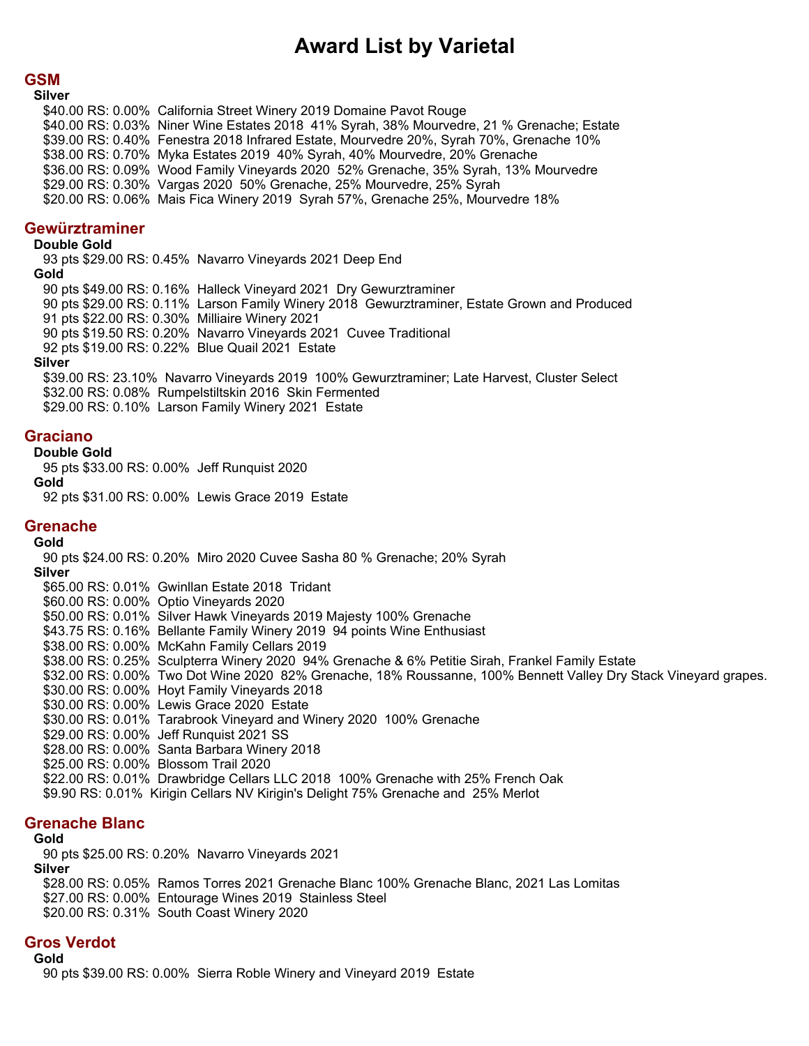# Award List by Varietal

## GSM

### Silver

- $40.00 RS: 0.00%  California Street Winery 2019 Domaine Pavot Rouge
- $40.00 RS: 0.03%  Niner Wine Estates 2018  41% Syrah, 38% Mourvedre, 21 % Grenache; Estate
- $39.00 RS: 0.40%  Fenestra 2018 Infrared Estate, Mourvedre 20%, Syrah 70%, Grenache 10%
- $38.00 RS: 0.70%  Myka Estates 2019  40% Syrah, 40% Mourvedre, 20% Grenache
- $36.00 RS: 0.09%  Wood Family Vineyards 2020  52% Grenache, 35% Syrah, 13% Mourvedre
- $29.00 RS: 0.30%  Vargas 2020  50% Grenache, 25% Mourvedre, 25% Syrah
- $20.00 RS: 0.06%  Mais Fica Winery 2019  Syrah 57%, Grenache 25%, Mourvedre 18%

## Gewürztraminer

### Double Gold

- 93 pts $29.00 RS: 0.45%  Navarro Vineyards 2021 Deep End

### Gold

- 90 pts $49.00 RS: 0.16%  Halleck Vineyard 2021  Dry Gewurztraminer
- 90 pts $29.00 RS: 0.11%  Larson Family Winery 2018  Gewurztraminer, Estate Grown and Produced
- 91 pts $22.00 RS: 0.30%  Milliaire Winery 2021
- 90 pts $19.50 RS: 0.20%  Navarro Vineyards 2021  Cuvee Traditional
- 92 pts $19.00 RS: 0.22%  Blue Quail 2021  Estate

### Silver

- $39.00 RS: 23.10%  Navarro Vineyards 2019  100% Gewurztraminer; Late Harvest, Cluster Select
- $32.00 RS: 0.08%  Rumpelstiltskin 2016  Skin Fermented
- $29.00 RS: 0.10%  Larson Family Winery 2021  Estate

## Graciano

### Double Gold

- 95 pts $33.00 RS: 0.00%  Jeff Runquist 2020

### Gold

- 92 pts $31.00 RS: 0.00%  Lewis Grace 2019  Estate

## Grenache

### Gold

- 90 pts $24.00 RS: 0.20%  Miro 2020 Cuvee Sasha 80 % Grenache; 20% Syrah

### Silver

- $65.00 RS: 0.01%  Gwinllan Estate 2018  Trident
- $60.00 RS: 0.00%  Optio Vineyards 2020
- $50.00 RS: 0.01%  Silver Hawk Vineyards 2019 Majesty 100% Grenache
- $43.75 RS: 0.16%  Bellante Family Winery 2019  94 points Wine Enthusiast
- $38.00 RS: 0.00%  McKahn Family Cellars 2019
- $38.00 RS: 0.25%  Sculpterra Winery 2020  94% Grenache & 6% Petitie Sirah, Frankel Family Estate
- $32.00 RS: 0.00%  Two Dot Wine 2020  82% Grenache, 18% Roussanne, 100% Bennett Valley Dry Stack Vineyard grapes.
- $30.00 RS: 0.00%  Hoyt Family Vineyards 2018
- $30.00 RS: 0.00%  Lewis Grace 2020  Estate
- $30.00 RS: 0.01%  Tarabrook Vineyard and Winery 2020  100% Grenache
- $29.00 RS: 0.00%  Jeff Runquist 2021 SS
- $28.00 RS: 0.00%  Santa Barbara Winery 2018
- $25.00 RS: 0.00%  Blossom Trail 2020
- $22.00 RS: 0.01%  Drawbridge Cellars LLC 2018  100% Grenache with 25% French Oak
- $9.90 RS: 0.01%  Kirigin Cellars NV Kirigin's Delight 75% Grenache and  25% Merlot

## Grenache Blanc

### Gold

- 90 pts $25.00 RS: 0.20%  Navarro Vineyards 2021

### Silver

- $28.00 RS: 0.05%  Ramos Torres 2021 Grenache Blanc 100% Grenache Blanc, 2021 Las Lomitas
- $27.00 RS: 0.00%  Entourage Wines 2019  Stainless Steel
- $20.00 RS: 0.31%  South Coast Winery 2020

## Gros Verdot

### Gold

- 90 pts $39.00 RS: 0.00%  Sierra Roble Winery and Vineyard 2019  Estate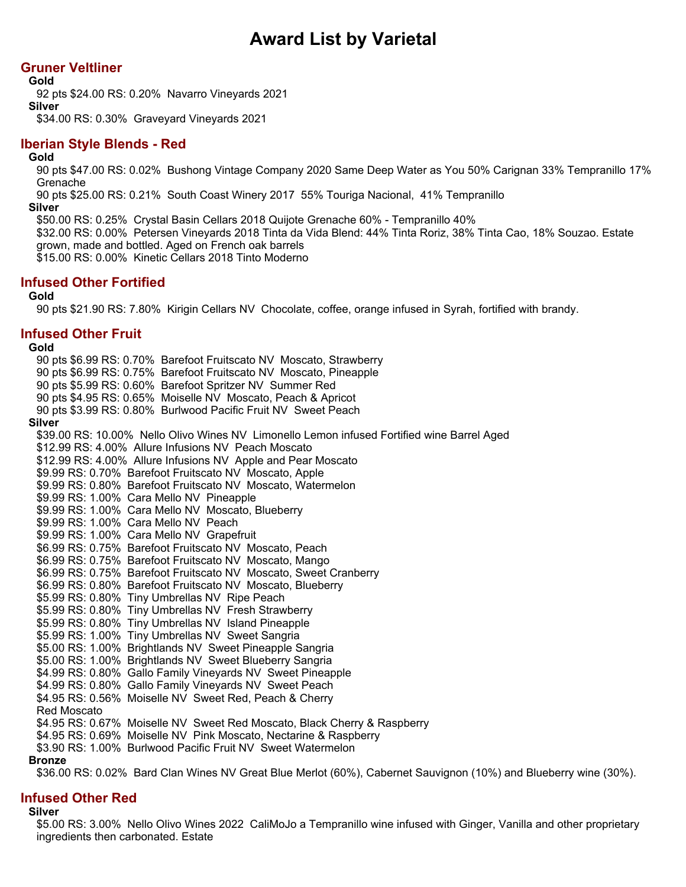# Award List by Varietal

## Gruner Veltliner

**Gold**

92 pts $24.00 RS: 0.20%  Navarro Vineyards 2021

**Silver**

$34.00 RS: 0.30%  Graveyard Vineyards 2021

## Iberian Style Blends - Red

**Gold**

90 pts $47.00 RS: 0.02%  Bushong Vintage Company 2020 Same Deep Water as You 50% Carignan 33% Tempranillo 17% Grenache

90 pts $25.00 RS: 0.21%  South Coast Winery 2017  55% Touriga Nacional,  41% Tempranillo

**Silver**

$50.00 RS: 0.25%  Crystal Basin Cellars 2018 Quijote Grenache 60% - Tempranillo 40%

$32.00 RS: 0.00%  Petersen Vineyards 2018 Tinta da Vida Blend: 44% Tinta Roriz, 38% Tinta Cao, 18% Souzao. Estate grown, made and bottled. Aged on French oak barrels

$15.00 RS: 0.00%  Kinetic Cellars 2018 Tinto Moderno

## Infused Other Fortified

**Gold**

90 pts $21.90 RS: 7.80%  Kirigin Cellars NV  Chocolate, coffee, orange infused in Syrah, fortified with brandy.

## Infused Other Fruit

**Gold**

90 pts $6.99 RS: 0.70%  Barefoot Fruitscato NV  Moscato, Strawberry
90 pts $6.99 RS: 0.75%  Barefoot Fruitscato NV  Moscato, Pineapple
90 pts $5.99 RS: 0.60%  Barefoot Spritzer NV  Summer Red
90 pts $4.95 RS: 0.65%  Moiselle NV  Moscato, Peach & Apricot
90 pts $3.99 RS: 0.80%  Burlwood Pacific Fruit NV  Sweet Peach

**Silver**

$39.00 RS: 10.00%  Nello Olivo Wines NV  Limonello Lemon infused Fortified wine Barrel Aged
$12.99 RS: 4.00%  Allure Infusions NV  Peach Moscato
$12.99 RS: 4.00%  Allure Infusions NV  Apple and Pear Moscato
$9.99 RS: 0.70%  Barefoot Fruitscato NV  Moscato, Apple
$9.99 RS: 0.80%  Barefoot Fruitscato NV  Moscato, Watermelon
$9.99 RS: 1.00%  Cara Mello NV  Pineapple
$9.99 RS: 1.00%  Cara Mello NV  Moscato, Blueberry
$9.99 RS: 1.00%  Cara Mello NV  Peach
$9.99 RS: 1.00%  Cara Mello NV  Grapefruit
$6.99 RS: 0.75%  Barefoot Fruitscato NV  Moscato, Peach
$6.99 RS: 0.75%  Barefoot Fruitscato NV  Moscato, Mango
$6.99 RS: 0.75%  Barefoot Fruitscato NV  Moscato, Sweet Cranberry
$6.99 RS: 0.80%  Barefoot Fruitscato NV  Moscato, Blueberry
$5.99 RS: 0.80%  Tiny Umbrellas NV  Ripe Peach
$5.99 RS: 0.80%  Tiny Umbrellas NV  Fresh Strawberry
$5.99 RS: 0.80%  Tiny Umbrellas NV  Island Pineapple
$5.99 RS: 1.00%  Tiny Umbrellas NV  Sweet Sangria
$5.00 RS: 1.00%  Brightlands NV  Sweet Pineapple Sangria
$5.00 RS: 1.00%  Brightlands NV  Sweet Blueberry Sangria
$4.99 RS: 0.80%  Gallo Family Vineyards NV  Sweet Pineapple
$4.99 RS: 0.80%  Gallo Family Vineyards NV  Sweet Peach
$4.95 RS: 0.56%  Moiselle NV  Sweet Red, Peach & Cherry Red Moscato
$4.95 RS: 0.67%  Moiselle NV  Sweet Red Moscato, Black Cherry & Raspberry
$4.95 RS: 0.69%  Moiselle NV  Pink Moscato, Nectarine & Raspberry
$3.90 RS: 1.00%  Burlwood Pacific Fruit NV  Sweet Watermelon

**Bronze**

$36.00 RS: 0.02%  Bard Clan Wines NV Great Blue Merlot (60%), Cabernet Sauvignon (10%) and Blueberry wine (30%).

## Infused Other Red

**Silver**

$5.00 RS: 3.00%  Nello Olivo Wines 2022  CaliMoJo a Tempranillo wine infused with Ginger, Vanilla and other proprietary ingredients then carbonated. Estate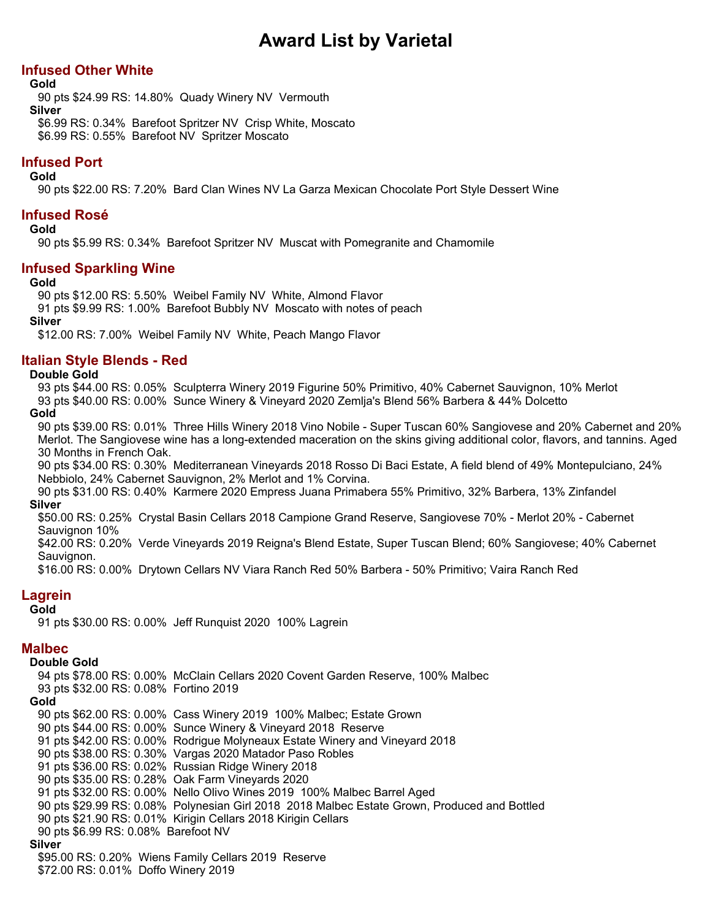# Award List by Varietal

## Infused Other White

### Gold

90 pts $24.99 RS: 14.80%  Quady Winery NV  Vermouth

### Silver

$6.99 RS: 0.34%  Barefoot Spritzer NV  Crisp White, Moscato

$6.99 RS: 0.55%  Barefoot NV  Spritzer Moscato

## Infused Port

### Gold

90 pts $22.00 RS: 7.20%  Bard Clan Wines NV La Garza Mexican Chocolate Port Style Dessert Wine

## Infused Rosé

### Gold

90 pts $5.99 RS: 0.34%  Barefoot Spritzer NV  Muscat with Pomegranite and Chamomile

## Infused Sparkling Wine

### Gold

90 pts $12.00 RS: 5.50%  Weibel Family NV  White, Almond Flavor

91 pts $9.99 RS: 1.00%  Barefoot Bubbly NV  Moscato with notes of peach

### Silver

$12.00 RS: 7.00%  Weibel Family NV  White, Peach Mango Flavor

## Italian Style Blends - Red

### Double Gold

93 pts $44.00 RS: 0.05%  Sculpterra Winery 2019 Figurine 50% Primitivo, 40% Cabernet Sauvignon, 10% Merlot

93 pts $40.00 RS: 0.00%  Sunce Winery & Vineyard 2020 Zemlja's Blend 56% Barbera & 44% Dolcetto

### Gold

90 pts $39.00 RS: 0.01%  Three Hills Winery 2018 Vino Nobile - Super Tuscan 60% Sangiovese and 20% Cabernet and 20% Merlot. The Sangiovese wine has a long-extended maceration on the skins giving additional color, flavors, and tannins. Aged 30 Months in French Oak.

90 pts $34.00 RS: 0.30%  Mediterranean Vineyards 2018 Rosso Di Baci Estate, A field blend of 49% Montepulciano, 24% Nebbiolo, 24% Cabernet Sauvignon, 2% Merlot and 1% Corvina.

90 pts $31.00 RS: 0.40%  Karmere 2020 Empress Juana Primabera 55% Primitivo, 32% Barbera, 13% Zinfandel

### Silver

$50.00 RS: 0.25%  Crystal Basin Cellars 2018 Campione Grand Reserve, Sangiovese 70% - Merlot 20% - Cabernet Sauvignon 10%

$42.00 RS: 0.20%  Verde Vineyards 2019 Reigna's Blend Estate, Super Tuscan Blend; 60% Sangiovese; 40% Cabernet Sauvignon.

$16.00 RS: 0.00%  Drytown Cellars NV Viara Ranch Red 50% Barbera - 50% Primitivo; Vaira Ranch Red

## Lagrein

### Gold

91 pts $30.00 RS: 0.00%  Jeff Runquist 2020  100% Lagrein

## Malbec

### Double Gold

94 pts $78.00 RS: 0.00%  McClain Cellars 2020 Covent Garden Reserve, 100% Malbec

93 pts $32.00 RS: 0.08%  Fortino 2019

### Gold

90 pts $62.00 RS: 0.00%  Cass Winery 2019  100% Malbec; Estate Grown

90 pts $44.00 RS: 0.00%  Sunce Winery & Vineyard 2018  Reserve

91 pts $42.00 RS: 0.00%  Rodrigue Molyneaux Estate Winery and Vineyard 2018

90 pts $38.00 RS: 0.30%  Vargas 2020 Matador Paso Robles

91 pts $36.00 RS: 0.02%  Russian Ridge Winery 2018

90 pts $35.00 RS: 0.28%  Oak Farm Vineyards 2020

91 pts $32.00 RS: 0.00%  Nello Olivo Wines 2019  100% Malbec Barrel Aged

90 pts $29.99 RS: 0.08%  Polynesian Girl 2018  2018 Malbec Estate Grown, Produced and Bottled

90 pts $21.90 RS: 0.01%  Kirigin Cellars 2018 Kirigin Cellars

90 pts $6.99 RS: 0.08%  Barefoot NV

### Silver

$95.00 RS: 0.20%  Wiens Family Cellars 2019  Reserve

$72.00 RS: 0.01%  Doffo Winery 2019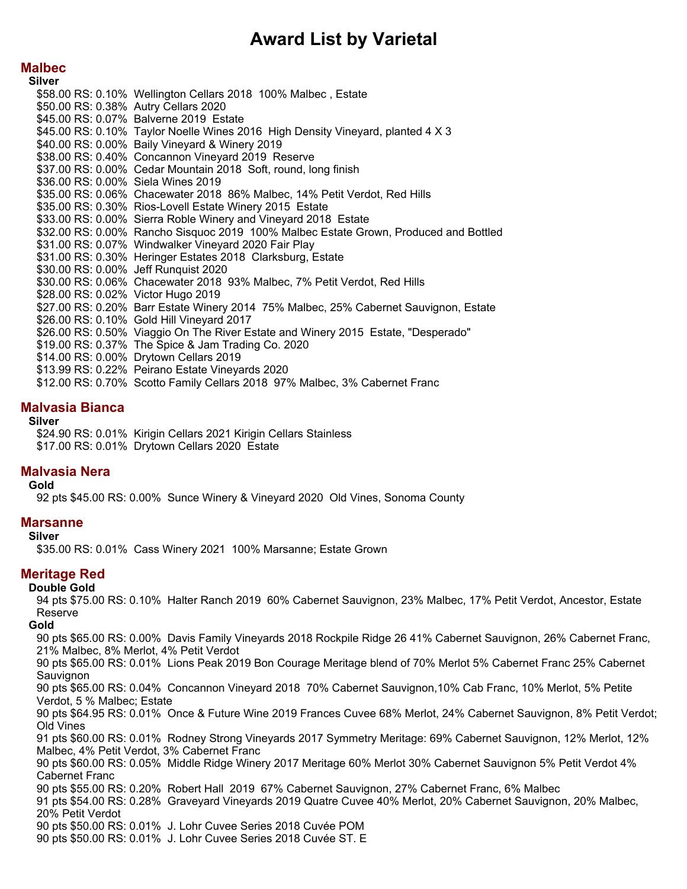# Award List by Varietal

## Malbec

### Silver

- $58.00 RS: 0.10% Wellington Cellars 2018 100% Malbec , Estate
- $50.00 RS: 0.38% Autry Cellars 2020
- $45.00 RS: 0.07% Balverne 2019 Estate
- $45.00 RS: 0.10% Taylor Noelle Wines 2016 High Density Vineyard, planted 4 X 3
- $40.00 RS: 0.00% Baily Vineyard & Winery 2019
- $38.00 RS: 0.40% Concannon Vineyard 2019 Reserve
- $37.00 RS: 0.00% Cedar Mountain 2018 Soft, round, long finish
- $36.00 RS: 0.00% Siela Wines 2019
- $35.00 RS: 0.06% Chacewater 2018 86% Malbec, 14% Petit Verdot, Red Hills
- $35.00 RS: 0.30% Rios-Lovell Estate Winery 2015 Estate
- $33.00 RS: 0.00% Sierra Roble Winery and Vineyard 2018 Estate
- $32.00 RS: 0.00% Rancho Sisquoc 2019 100% Malbec Estate Grown, Produced and Bottled
- $31.00 RS: 0.07% Windwalker Vineyard 2020 Fair Play
- $31.00 RS: 0.30% Heringer Estates 2018 Clarksburg, Estate
- $30.00 RS: 0.00% Jeff Runquist 2020
- $30.00 RS: 0.06% Chacewater 2018 93% Malbec, 7% Petit Verdot, Red Hills
- $28.00 RS: 0.02% Victor Hugo 2019
- $27.00 RS: 0.20% Barr Estate Winery 2014 75% Malbec, 25% Cabernet Sauvignon, Estate
- $26.00 RS: 0.10% Gold Hill Vineyard 2017
- $26.00 RS: 0.50% Viaggio On The River Estate and Winery 2015 Estate, "Desperado"
- $19.00 RS: 0.37% The Spice & Jam Trading Co. 2020
- $14.00 RS: 0.00% Drytown Cellars 2019
- $13.99 RS: 0.22% Peirano Estate Vineyards 2020
- $12.00 RS: 0.70% Scotto Family Cellars 2018 97% Malbec, 3% Cabernet Franc

## Malvasia Bianca

### Silver

- $24.90 RS: 0.01% Kirigin Cellars 2021 Kirigin Cellars Stainless
- $17.00 RS: 0.01% Drytown Cellars 2020 Estate

## Malvasia Nera

### Gold

- 92 pts $45.00 RS: 0.00% Sunce Winery & Vineyard 2020 Old Vines, Sonoma County

## Marsanne

### Silver

- $35.00 RS: 0.01% Cass Winery 2021 100% Marsanne; Estate Grown

## Meritage Red

### Double Gold

- 94 pts $75.00 RS: 0.10% Halter Ranch 2019 60% Cabernet Sauvignon, 23% Malbec, 17% Petit Verdot, Ancestor, Estate Reserve

### Gold

- 90 pts $65.00 RS: 0.00% Davis Family Vineyards 2018 Rockpile Ridge 26 41% Cabernet Sauvignon, 26% Cabernet Franc, 21% Malbec, 8% Merlot, 4% Petit Verdot
- 90 pts $65.00 RS: 0.01% Lions Peak 2019 Bon Courage Meritage blend of 70% Merlot 5% Cabernet Franc 25% Cabernet Sauvignon
- 90 pts $65.00 RS: 0.04% Concannon Vineyard 2018 70% Cabernet Sauvignon,10% Cab Franc, 10% Merlot, 5% Petite Verdot, 5 % Malbec; Estate
- 90 pts $64.95 RS: 0.01% Once & Future Wine 2019 Frances Cuvee 68% Merlot, 24% Cabernet Sauvignon, 8% Petit Verdot; Old Vines
- 91 pts $60.00 RS: 0.01% Rodney Strong Vineyards 2017 Symmetry Meritage: 69% Cabernet Sauvignon, 12% Merlot, 12% Malbec, 4% Petit Verdot, 3% Cabernet Franc
- 90 pts $60.00 RS: 0.05% Middle Ridge Winery 2017 Meritage 60% Merlot 30% Cabernet Sauvignon 5% Petit Verdot 4% Cabernet Franc
- 90 pts $55.00 RS: 0.20% Robert Hall 2019 67% Cabernet Sauvignon, 27% Cabernet Franc, 6% Malbec
- 91 pts $54.00 RS: 0.28% Graveyard Vineyards 2019 Quatre Cuvee 40% Merlot, 20% Cabernet Sauvignon, 20% Malbec, 20% Petit Verdot
- 90 pts $50.00 RS: 0.01% J. Lohr Cuvee Series 2018 Cuvée POM
- 90 pts $50.00 RS: 0.01% J. Lohr Cuvee Series 2018 Cuvée ST. E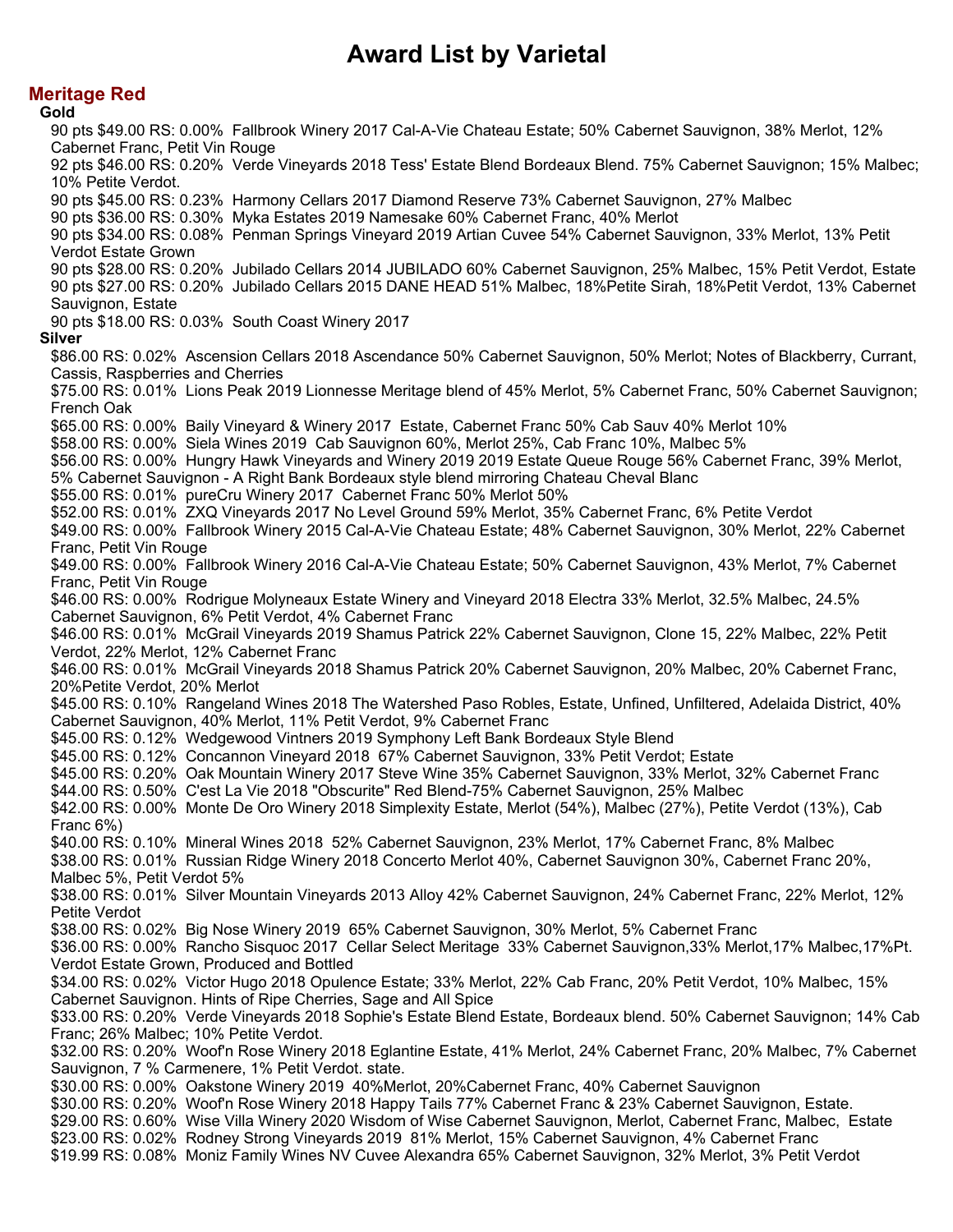# Award List by Varietal

## Meritage Red

### Gold

90 pts $49.00 RS: 0.00% Fallbrook Winery 2017 Cal-A-Vie Chateau Estate; 50% Cabernet Sauvignon, 38% Merlot, 12% Cabernet Franc, Petit Vin Rouge
92 pts $46.00 RS: 0.20% Verde Vineyards 2018 Tess' Estate Blend Bordeaux Blend. 75% Cabernet Sauvignon; 15% Malbec; 10% Petite Verdot.
90 pts $45.00 RS: 0.23% Harmony Cellars 2017 Diamond Reserve 73% Cabernet Sauvignon, 27% Malbec
90 pts $36.00 RS: 0.30% Myka Estates 2019 Namesake 60% Cabernet Franc, 40% Merlot
90 pts $34.00 RS: 0.08% Penman Springs Vineyard 2019 Artian Cuvee 54% Cabernet Sauvignon, 33% Merlot, 13% Petit Verdot Estate Grown
90 pts $28.00 RS: 0.20% Jubilado Cellars 2014 JUBILADO 60% Cabernet Sauvignon, 25% Malbec, 15% Petit Verdot, Estate
90 pts $27.00 RS: 0.20% Jubilado Cellars 2015 DANE HEAD 51% Malbec, 18%Petite Sirah, 18%Petit Verdot, 13% Cabernet Sauvignon, Estate
90 pts $18.00 RS: 0.03% South Coast Winery 2017

### Silver

$86.00 RS: 0.02% Ascension Cellars 2018 Ascendance 50% Cabernet Sauvignon, 50% Merlot; Notes of Blackberry, Currant, Cassis, Raspberries and Cherries
$75.00 RS: 0.01% Lions Peak 2019 Lionnesse Meritage blend of 45% Merlot, 5% Cabernet Franc, 50% Cabernet Sauvignon; French Oak
$65.00 RS: 0.00% Baily Vineyard & Winery 2017 Estate, Cabernet Franc 50% Cab Sauv 40% Merlot 10%
$58.00 RS: 0.00% Siela Wines 2019 Cab Sauvignon 60%, Merlot 25%, Cab Franc 10%, Malbec 5%
$56.00 RS: 0.00% Hungry Hawk Vineyards and Winery 2019 2019 Estate Queue Rouge 56% Cabernet Franc, 39% Merlot, 5% Cabernet Sauvignon - A Right Bank Bordeaux style blend mirroring Chateau Cheval Blanc
$55.00 RS: 0.01% pureCru Winery 2017 Cabernet Franc 50% Merlot 50%
$52.00 RS: 0.01% ZXQ Vineyards 2017 No Level Ground 59% Merlot, 35% Cabernet Franc, 6% Petite Verdot
$49.00 RS: 0.00% Fallbrook Winery 2015 Cal-A-Vie Chateau Estate; 48% Cabernet Sauvignon, 30% Merlot, 22% Cabernet Franc, Petit Vin Rouge
$49.00 RS: 0.00% Fallbrook Winery 2016 Cal-A-Vie Chateau Estate; 50% Cabernet Sauvignon, 43% Merlot, 7% Cabernet Franc, Petit Vin Rouge
$46.00 RS: 0.00% Rodrigue Molyneaux Estate Winery and Vineyard 2018 Electra 33% Merlot, 32.5% Malbec, 24.5% Cabernet Sauvignon, 6% Petit Verdot, 4% Cabernet Franc
$46.00 RS: 0.01% McGrail Vineyards 2019 Shamus Patrick 22% Cabernet Sauvignon, Clone 15, 22% Malbec, 22% Petit Verdot, 22% Merlot, 12% Cabernet Franc
$46.00 RS: 0.01% McGrail Vineyards 2018 Shamus Patrick 20% Cabernet Sauvignon, 20% Malbec, 20% Cabernet Franc, 20%Petite Verdot, 20% Merlot
$45.00 RS: 0.10% Rangeland Wines 2018 The Watershed Paso Robles, Estate, Unfined, Unfiltered, Adelaida District, 40% Cabernet Sauvignon, 40% Merlot, 11% Petit Verdot, 9% Cabernet Franc
$45.00 RS: 0.12% Wedgewood Vintners 2019 Symphony Left Bank Bordeaux Style Blend
$45.00 RS: 0.12% Concannon Vineyard 2018 67% Cabernet Sauvignon, 33% Petit Verdot; Estate
$45.00 RS: 0.20% Oak Mountain Winery 2017 Steve Wine 35% Cabernet Sauvignon, 33% Merlot, 32% Cabernet Franc
$44.00 RS: 0.50% C'est La Vie 2018 "Obscurite" Red Blend-75% Cabernet Sauvignon, 25% Malbec
$42.00 RS: 0.00% Monte De Oro Winery 2018 Simplexity Estate, Merlot (54%), Malbec (27%), Petite Verdot (13%), Cab Franc 6%)
$40.00 RS: 0.10% Mineral Wines 2018 52% Cabernet Sauvignon, 23% Merlot, 17% Cabernet Franc, 8% Malbec
$38.00 RS: 0.01% Russian Ridge Winery 2018 Concerto Merlot 40%, Cabernet Sauvignon 30%, Cabernet Franc 20%, Malbec 5%, Petit Verdot 5%
$38.00 RS: 0.01% Silver Mountain Vineyards 2013 Alloy 42% Cabernet Sauvignon, 24% Cabernet Franc, 22% Merlot, 12% Petite Verdot
$38.00 RS: 0.02% Big Nose Winery 2019 65% Cabernet Sauvignon, 30% Merlot, 5% Cabernet Franc
$36.00 RS: 0.00% Rancho Sisquoc 2017 Cellar Select Meritage 33% Cabernet Sauvignon,33% Merlot,17% Malbec,17%Pt. Verdot Estate Grown, Produced and Bottled
$34.00 RS: 0.02% Victor Hugo 2018 Opulence Estate; 33% Merlot, 22% Cab Franc, 20% Petit Verdot, 10% Malbec, 15% Cabernet Sauvignon. Hints of Ripe Cherries, Sage and All Spice
$33.00 RS: 0.20% Verde Vineyards 2018 Sophie's Estate Blend Estate, Bordeaux blend. 50% Cabernet Sauvignon; 14% Cab Franc; 26% Malbec; 10% Petite Verdot.
$32.00 RS: 0.20% Woof'n Rose Winery 2018 Eglantine Estate, 41% Merlot, 24% Cabernet Franc, 20% Malbec, 7% Cabernet Sauvignon, 7 % Carmenere, 1% Petit Verdot. state.
$30.00 RS: 0.00% Oakstone Winery 2019 40%Merlot, 20%Cabernet Franc, 40% Cabernet Sauvignon
$30.00 RS: 0.20% Woof'n Rose Winery 2018 Happy Tails 77% Cabernet Franc & 23% Cabernet Sauvignon, Estate.
$29.00 RS: 0.60% Wise Villa Winery 2020 Wisdom of Wise Cabernet Sauvignon, Merlot, Cabernet Franc, Malbec, Estate
$23.00 RS: 0.02% Rodney Strong Vineyards 2019 81% Merlot, 15% Cabernet Sauvignon, 4% Cabernet Franc
$19.99 RS: 0.08% Moniz Family Wines NV Cuvee Alexandra 65% Cabernet Sauvignon, 32% Merlot, 3% Petit Verdot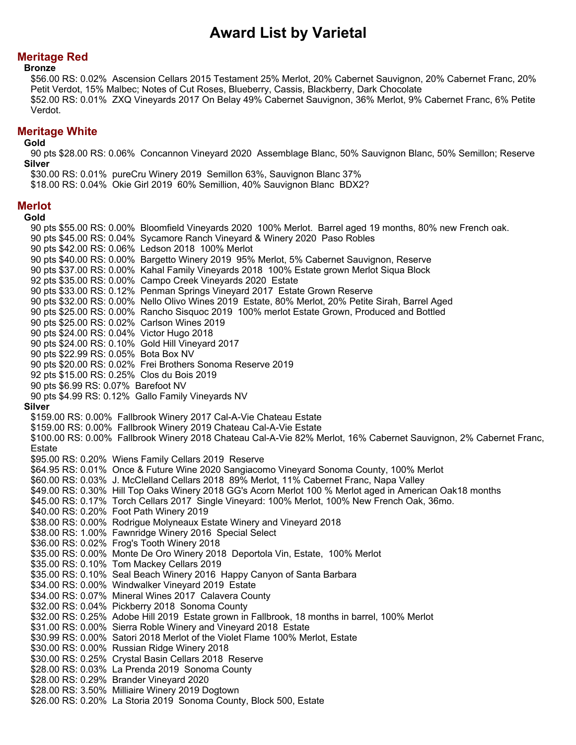# Award List by Varietal

## Meritage Red

### Bronze

$56.00 RS: 0.02%  Ascension Cellars 2015 Testament 25% Merlot, 20% Cabernet Sauvignon, 20% Cabernet Franc, 20% Petit Verdot, 15% Malbec; Notes of Cut Roses, Blueberry, Cassis, Blackberry, Dark Chocolate
$52.00 RS: 0.01%  ZXQ Vineyards 2017 On Belay 49% Cabernet Sauvignon, 36% Merlot, 9% Cabernet Franc, 6% Petite Verdot.

## Meritage White

### Gold

90 pts $28.00 RS: 0.06%  Concannon Vineyard 2020  Assemblage Blanc, 50% Sauvignon Blanc, 50% Semillon; Reserve

### Silver

$30.00 RS: 0.01%  pureCru Winery 2019  Semillon 63%, Sauvignon Blanc 37%
$18.00 RS: 0.04%  Okie Girl 2019  60% Semillion, 40% Sauvignon Blanc  BDX2?

## Merlot

### Gold

90 pts $55.00 RS: 0.00%  Bloomfield Vineyards 2020  100% Merlot.  Barrel aged 19 months, 80% new French oak.
90 pts $45.00 RS: 0.04%  Sycamore Ranch Vineyard & Winery 2020  Paso Robles
90 pts $42.00 RS: 0.06%  Ledson 2018  100% Merlot
90 pts $40.00 RS: 0.00%  Bargetto Winery 2019  95% Merlot, 5% Cabernet Sauvignon, Reserve
90 pts $37.00 RS: 0.00%  Kahal Family Vineyards 2018  100% Estate grown Merlot Siqua Block
92 pts $35.00 RS: 0.00%  Campo Creek Vineyards 2020  Estate
90 pts $33.00 RS: 0.12%  Penman Springs Vineyard 2017  Estate Grown Reserve
90 pts $32.00 RS: 0.00%  Nello Olivo Wines 2019  Estate, 80% Merlot, 20% Petite Sirah, Barrel Aged
90 pts $25.00 RS: 0.00%  Rancho Sisquoc 2019  100% merlot Estate Grown, Produced and Bottled
90 pts $25.00 RS: 0.02%  Carlson Wines 2019
90 pts $24.00 RS: 0.04%  Victor Hugo 2018
90 pts $24.00 RS: 0.10%  Gold Hill Vineyard 2017
90 pts $22.99 RS: 0.05%  Bota Box NV
90 pts $20.00 RS: 0.02%  Frei Brothers Sonoma Reserve 2019
92 pts $15.00 RS: 0.25%  Clos du Bois 2019
90 pts $6.99 RS: 0.07%  Barefoot NV
90 pts $4.99 RS: 0.12%  Gallo Family Vineyards NV

### Silver

$159.00 RS: 0.00%  Fallbrook Winery 2017 Cal-A-Vie Chateau Estate
$159.00 RS: 0.00%  Fallbrook Winery 2019 Chateau Cal-A-Vie Estate
$100.00 RS: 0.00%  Fallbrook Winery 2018 Chateau Cal-A-Vie 82% Merlot, 16% Cabernet Sauvignon, 2% Cabernet Franc, Estate
$95.00 RS: 0.20%  Wiens Family Cellars 2019  Reserve
$64.95 RS: 0.01%  Once & Future Wine 2020 Sangiacomo Vineyard Sonoma County, 100% Merlot
$60.00 RS: 0.03%  J. McClelland Cellars 2018  89% Merlot, 11% Cabernet Franc, Napa Valley
$49.00 RS: 0.30%  Hill Top Oaks Winery 2018 GG's Acorn Merlot 100 % Merlot aged in American Oak18 months
$45.00 RS: 0.17%  Torch Cellars 2017  Single Vineyard: 100% Merlot, 100% New French Oak, 36mo.
$40.00 RS: 0.20%  Foot Path Winery 2019
$38.00 RS: 0.00%  Rodrigue Molyneaux Estate Winery and Vineyard 2018
$38.00 RS: 1.00%  Fawnridge Winery 2016  Special Select
$36.00 RS: 0.02%  Frog's Tooth Winery 2018
$35.00 RS: 0.00%  Monte De Oro Winery 2018  Deportola Vin, Estate,  100% Merlot
$35.00 RS: 0.10%  Tom Mackey Cellars 2019
$35.00 RS: 0.10%  Seal Beach Winery 2016  Happy Canyon of Santa Barbara
$34.00 RS: 0.00%  Windwalker Vineyard 2019  Estate
$34.00 RS: 0.07%  Mineral Wines 2017  Calavera County
$32.00 RS: 0.04%  Pickberry 2018  Sonoma County
$32.00 RS: 0.25%  Adobe Hill 2019  Estate grown in Fallbrook, 18 months in barrel, 100% Merlot
$31.00 RS: 0.00%  Sierra Roble Winery and Vineyard 2018  Estate
$30.99 RS: 0.00%  Satori 2018 Merlot of the Violet Flame 100% Merlot, Estate
$30.00 RS: 0.00%  Russian Ridge Winery 2018
$30.00 RS: 0.25%  Crystal Basin Cellars 2018  Reserve
$28.00 RS: 0.03%  La Prenda 2019  Sonoma County
$28.00 RS: 0.29%  Brander Vineyard 2020
$28.00 RS: 3.50%  Milliaire Winery 2019 Dogtown
$26.00 RS: 0.20%  La Storia 2019  Sonoma County, Block 500, Estate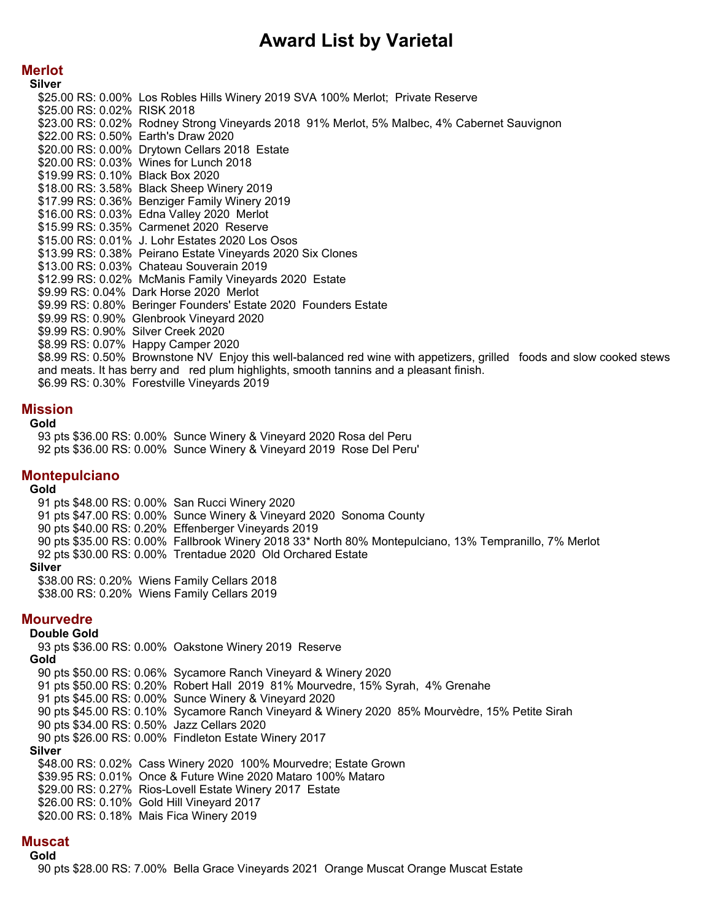# Award List by Varietal

## Merlot

### Silver

$25.00 RS: 0.00%  Los Robles Hills Winery 2019 SVA 100% Merlot;  Private Reserve
$25.00 RS: 0.02%  RISK 2018
$23.00 RS: 0.02%  Rodney Strong Vineyards 2018  91% Merlot, 5% Malbec, 4% Cabernet Sauvignon
$22.00 RS: 0.50%  Earth's Draw 2020
$20.00 RS: 0.00%  Drytown Cellars 2018  Estate
$20.00 RS: 0.03%  Wines for Lunch 2018
$19.99 RS: 0.10%  Black Box 2020
$18.00 RS: 3.58%  Black Sheep Winery 2019
$17.99 RS: 0.36%  Benziger Family Winery 2019
$16.00 RS: 0.03%  Edna Valley 2020  Merlot
$15.99 RS: 0.35%  Carmenet 2020  Reserve
$15.00 RS: 0.01%  J. Lohr Estates 2020 Los Osos
$13.99 RS: 0.38%  Peirano Estate Vineyards 2020 Six Clones
$13.00 RS: 0.03%  Chateau Souverain 2019
$12.99 RS: 0.02%  McManis Family Vineyards 2020  Estate
$9.99 RS: 0.04%  Dark Horse 2020  Merlot
$9.99 RS: 0.80%  Beringer Founders' Estate 2020  Founders Estate
$9.99 RS: 0.90%  Glenbrook Vineyard 2020
$9.99 RS: 0.90%  Silver Creek 2020
$8.99 RS: 0.07%  Happy Camper 2020
$8.99 RS: 0.50%  Brownstone NV  Enjoy this well-balanced red wine with appetizers, grilled  foods and slow cooked stews and meats. It has berry and  red plum highlights, smooth tannins and a pleasant finish.
$6.99 RS: 0.30%  Forestville Vineyards 2019

## Mission

### Gold

93 pts $36.00 RS: 0.00%  Sunce Winery & Vineyard 2020 Rosa del Peru
92 pts $36.00 RS: 0.00%  Sunce Winery & Vineyard 2019  Rose Del Peru'

## Montepulciano

### Gold

91 pts $48.00 RS: 0.00%  San Rucci Winery 2020
91 pts $47.00 RS: 0.00%  Sunce Winery & Vineyard 2020  Sonoma County
90 pts $40.00 RS: 0.20%  Effenberger Vineyards 2019
90 pts $35.00 RS: 0.00%  Fallbrook Winery 2018 33* North 80% Montepulciano, 13% Tempranillo, 7% Merlot
92 pts $30.00 RS: 0.00%  Trentadue 2020  Old Orchared Estate

### Silver

$38.00 RS: 0.20%  Wiens Family Cellars 2018
$38.00 RS: 0.20%  Wiens Family Cellars 2019

## Mourvedre

### Double Gold

93 pts $36.00 RS: 0.00%  Oakstone Winery 2019  Reserve

### Gold

90 pts $50.00 RS: 0.06%  Sycamore Ranch Vineyard & Winery 2020
91 pts $50.00 RS: 0.20%  Robert Hall  2019  81% Mourvedre, 15% Syrah,  4% Grenahe
91 pts $45.00 RS: 0.00%  Sunce Winery & Vineyard 2020
90 pts $45.00 RS: 0.10%  Sycamore Ranch Vineyard & Winery 2020  85% Mourvèdre, 15% Petite Sirah
90 pts $34.00 RS: 0.50%  Jazz Cellars 2020
90 pts $26.00 RS: 0.00%  Findleton Estate Winery 2017

### Silver

$48.00 RS: 0.02%  Cass Winery 2020  100% Mourvedre; Estate Grown
$39.95 RS: 0.01%  Once & Future Wine 2020 Mataro 100% Mataro
$29.00 RS: 0.27%  Rios-Lovell Estate Winery 2017  Estate
$26.00 RS: 0.10%  Gold Hill Vineyard 2017
$20.00 RS: 0.18%  Mais Fica Winery 2019

## Muscat

### Gold

90 pts $28.00 RS: 7.00%  Bella Grace Vineyards 2021  Orange Muscat Orange Muscat Estate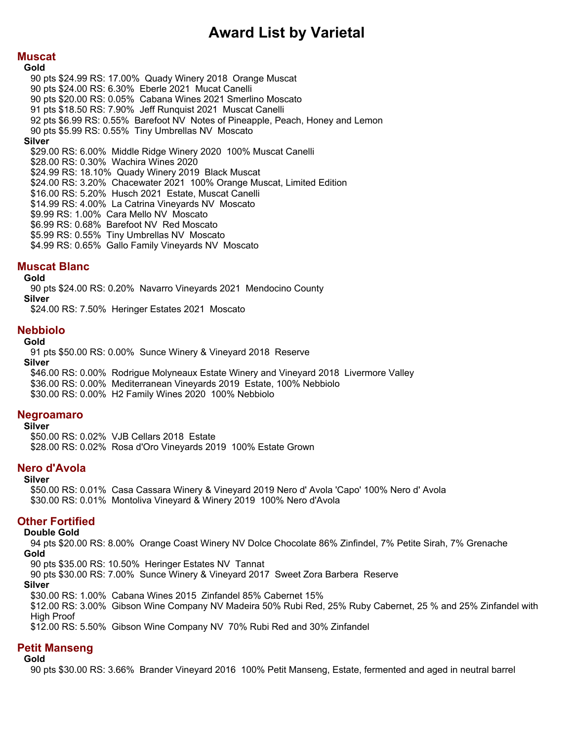# Award List by Varietal

## Muscat

### Gold

90 pts $24.99 RS: 17.00%  Quady Winery 2018  Orange Muscat
90 pts $24.00 RS: 6.30%  Eberle 2021  Mucat Canelli
90 pts $20.00 RS: 0.05%  Cabana Wines 2021 Smerlino Moscato
91 pts $18.50 RS: 7.90%  Jeff Runquist 2021  Muscat Canelli
92 pts $6.99 RS: 0.55%  Barefoot NV  Notes of Pineapple, Peach, Honey and Lemon
90 pts $5.99 RS: 0.55%  Tiny Umbrellas NV  Moscato

### Silver

$29.00 RS: 6.00%  Middle Ridge Winery 2020  100% Muscat Canelli
$28.00 RS: 0.30%  Wachira Wines 2020
$24.99 RS: 18.10%  Quady Winery 2019  Black Muscat
$24.00 RS: 3.20%  Chacewater 2021  100% Orange Muscat, Limited Edition
$16.00 RS: 5.20%  Husch 2021  Estate, Muscat Canelli
$14.99 RS: 4.00%  La Catrina Vineyards NV  Moscato
$9.99 RS: 1.00%  Cara Mello NV  Moscato
$6.99 RS: 0.68%  Barefoot NV  Red Moscato
$5.99 RS: 0.55%  Tiny Umbrellas NV  Moscato
$4.99 RS: 0.65%  Gallo Family Vineyards NV  Moscato

## Muscat Blanc

### Gold

90 pts $24.00 RS: 0.20%  Navarro Vineyards 2021  Mendocino County

### Silver

$24.00 RS: 7.50%  Heringer Estates 2021  Moscato

## Nebbiolo

### Gold

91 pts $50.00 RS: 0.00%  Sunce Winery & Vineyard 2018  Reserve

### Silver

$46.00 RS: 0.00%  Rodrigue Molyneaux Estate Winery and Vineyard 2018  Livermore Valley
$36.00 RS: 0.00%  Mediterranean Vineyards 2019  Estate, 100% Nebbiolo
$30.00 RS: 0.00%  H2 Family Wines 2020  100% Nebbiolo

## Negroamaro

### Silver

$50.00 RS: 0.02%  VJB Cellars 2018  Estate
$28.00 RS: 0.02%  Rosa d'Oro Vineyards 2019  100% Estate Grown

## Nero d'Avola

### Silver

$50.00 RS: 0.01%  Casa Cassara Winery & Vineyard 2019 Nero d' Avola 'Capo' 100% Nero d' Avola
$30.00 RS: 0.01%  Montoliva Vineyard & Winery 2019  100% Nero d'Avola

## Other Fortified

### Double Gold

94 pts $20.00 RS: 8.00%  Orange Coast Winery NV Dolce Chocolate 86% Zinfindel, 7% Petite Sirah, 7% Grenache

### Gold

90 pts $35.00 RS: 10.50%  Heringer Estates NV  Tannat
90 pts $30.00 RS: 7.00%  Sunce Winery & Vineyard 2017  Sweet Zora Barbera  Reserve

### Silver

$30.00 RS: 1.00%  Cabana Wines 2015  Zinfandel 85% Cabernet 15%
$12.00 RS: 3.00%  Gibson Wine Company NV Madeira 50% Rubi Red, 25% Ruby Cabernet, 25 % and 25% Zinfandel with High Proof
$12.00 RS: 5.50%  Gibson Wine Company NV  70% Rubi Red and 30% Zinfandel

## Petit Manseng

### Gold

90 pts $30.00 RS: 3.66%  Brander Vineyard 2016  100% Petit Manseng, Estate, fermented and aged in neutral barrel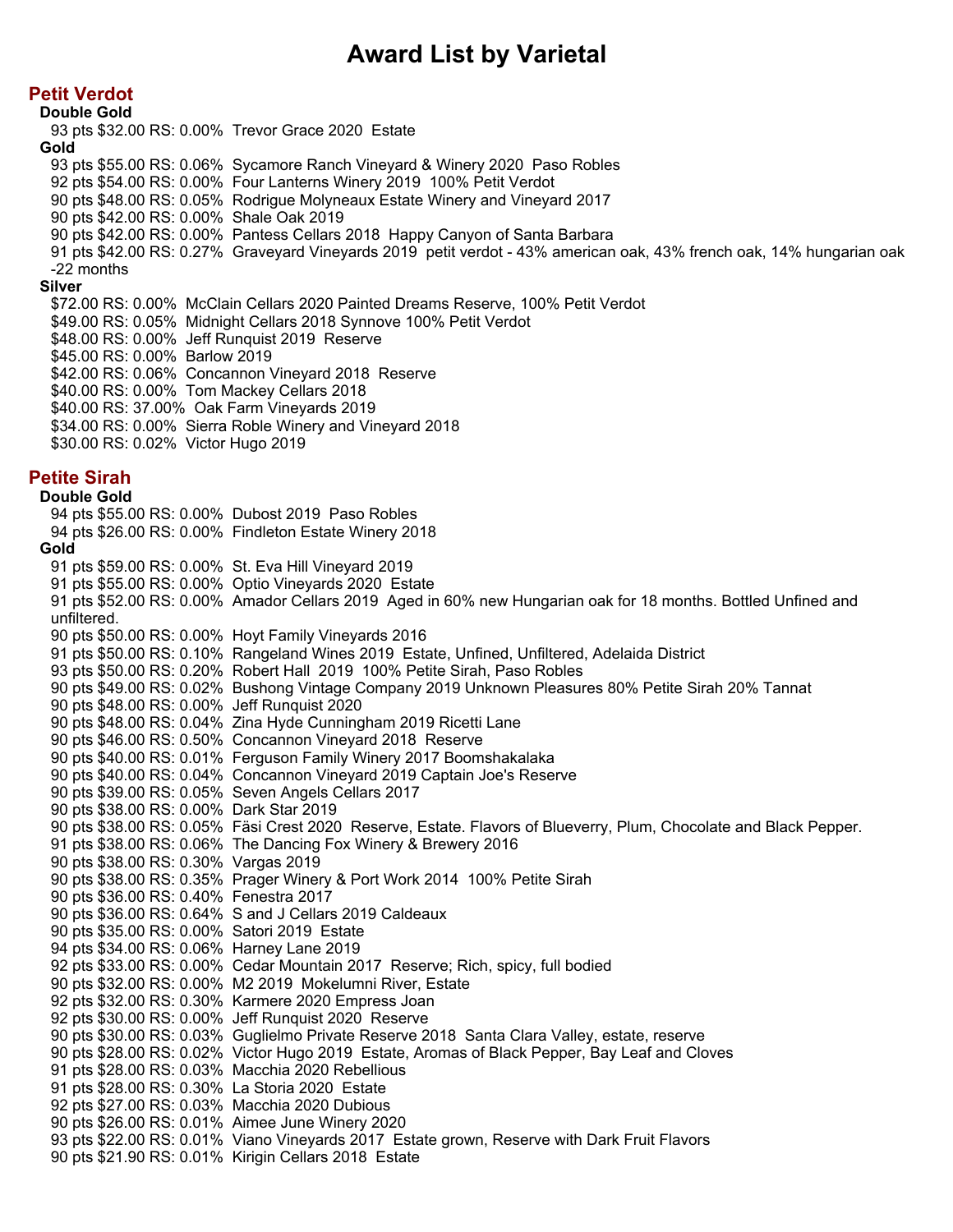# Award List by Varietal

## Petit Verdot

### Double Gold

93 pts $32.00 RS: 0.00%  Trevor Grace 2020  Estate

### Gold

93 pts $55.00 RS: 0.06%  Sycamore Ranch Vineyard & Winery 2020  Paso Robles
92 pts $54.00 RS: 0.00%  Four Lanterns Winery 2019  100% Petit Verdot
90 pts $48.00 RS: 0.05%  Rodrigue Molyneaux Estate Winery and Vineyard 2017
90 pts $42.00 RS: 0.00%  Shale Oak 2019
90 pts $42.00 RS: 0.00%  Pantess Cellars 2018  Happy Canyon of Santa Barbara
91 pts $42.00 RS: 0.27%  Graveyard Vineyards 2019  petit verdot - 43% american oak, 43% french oak, 14% hungarian oak -22 months

### Silver

$72.00 RS: 0.00%  McClain Cellars 2020 Painted Dreams Reserve, 100% Petit Verdot
$49.00 RS: 0.05%  Midnight Cellars 2018 Synnove 100% Petit Verdot
$48.00 RS: 0.00%  Jeff Runquist 2019  Reserve
$45.00 RS: 0.00%  Barlow 2019
$42.00 RS: 0.06%  Concannon Vineyard 2018  Reserve
$40.00 RS: 0.00%  Tom Mackey Cellars 2018
$40.00 RS: 37.00%  Oak Farm Vineyards 2019
$34.00 RS: 0.00%  Sierra Roble Winery and Vineyard 2018
$30.00 RS: 0.02%  Victor Hugo 2019

## Petite Sirah

### Double Gold

94 pts $55.00 RS: 0.00%  Dubost 2019  Paso Robles
94 pts $26.00 RS: 0.00%  Findleton Estate Winery 2018

### Gold

91 pts $59.00 RS: 0.00%  St. Eva Hill Vineyard 2019
91 pts $55.00 RS: 0.00%  Optio Vineyards 2020  Estate
91 pts $52.00 RS: 0.00%  Amador Cellars 2019  Aged in 60% new Hungarian oak for 18 months. Bottled Unfined and unfiltered.
90 pts $50.00 RS: 0.00%  Hoyt Family Vineyards 2016
91 pts $50.00 RS: 0.10%  Rangeland Wines 2019  Estate, Unfined, Unfiltered, Adelaida District
93 pts $50.00 RS: 0.20%  Robert Hall  2019  100% Petite Sirah, Paso Robles
90 pts $49.00 RS: 0.02%  Bushong Vintage Company 2019 Unknown Pleasures 80% Petite Sirah 20% Tannat
90 pts $48.00 RS: 0.00%  Jeff Runquist 2020
90 pts $48.00 RS: 0.04%  Zina Hyde Cunningham 2019 Ricetti Lane
90 pts $46.00 RS: 0.50%  Concannon Vineyard 2018  Reserve
90 pts $40.00 RS: 0.01%  Ferguson Family Winery 2017 Boomshakalaka
90 pts $40.00 RS: 0.04%  Concannon Vineyard 2019 Captain Joe's Reserve
90 pts $39.00 RS: 0.05%  Seven Angels Cellars 2017
90 pts $38.00 RS: 0.00%  Dark Star 2019
90 pts $38.00 RS: 0.05%  Fäsi Crest 2020  Reserve, Estate. Flavors of Blueverry, Plum, Chocolate and Black Pepper.
91 pts $38.00 RS: 0.06%  The Dancing Fox Winery & Brewery 2016
90 pts $38.00 RS: 0.30%  Vargas 2019
90 pts $38.00 RS: 0.35%  Prager Winery & Port Work 2014  100% Petite Sirah
90 pts $36.00 RS: 0.40%  Fenestra 2017
90 pts $36.00 RS: 0.64%  S and J Cellars 2019 Caldeaux
90 pts $35.00 RS: 0.00%  Satori 2019  Estate
94 pts $34.00 RS: 0.06%  Harney Lane 2019
92 pts $33.00 RS: 0.00%  Cedar Mountain 2017  Reserve; Rich, spicy, full bodied
90 pts $32.00 RS: 0.00%  M2 2019  Mokelumni River, Estate
92 pts $32.00 RS: 0.30%  Karmere 2020 Empress Joan
92 pts $30.00 RS: 0.00%  Jeff Runquist 2020  Reserve
90 pts $30.00 RS: 0.03%  Guglielmo Private Reserve 2018  Santa Clara Valley, estate, reserve
90 pts $28.00 RS: 0.02%  Victor Hugo 2019  Estate, Aromas of Black Pepper, Bay Leaf and Cloves
91 pts $28.00 RS: 0.03%  Macchia 2020 Rebellious
91 pts $28.00 RS: 0.30%  La Storia 2020  Estate
92 pts $27.00 RS: 0.03%  Macchia 2020 Dubious
90 pts $26.00 RS: 0.01%  Aimee June Winery 2020
93 pts $22.00 RS: 0.01%  Viano Vineyards 2017  Estate grown, Reserve with Dark Fruit Flavors
90 pts $21.90 RS: 0.01%  Kirigin Cellars 2018  Estate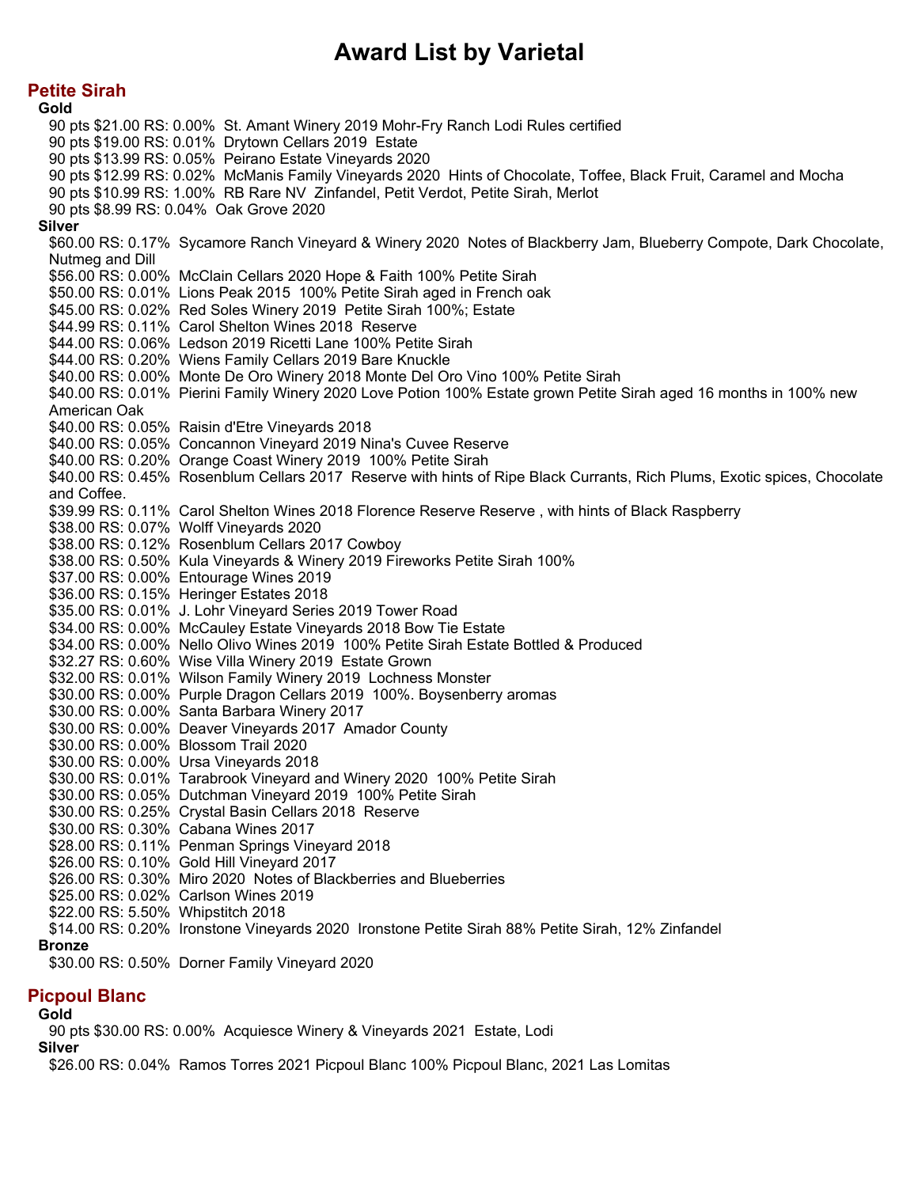# Award List by Varietal

## Petite Sirah

**Gold**

90 pts $21.00 RS: 0.00% St. Amant Winery 2019 Mohr-Fry Ranch Lodi Rules certified
90 pts $19.00 RS: 0.01% Drytown Cellars 2019 Estate
90 pts $13.99 RS: 0.05% Peirano Estate Vineyards 2020
90 pts $12.99 RS: 0.02% McManis Family Vineyards 2020 Hints of Chocolate, Toffee, Black Fruit, Caramel and Mocha
90 pts $10.99 RS: 1.00% RB Rare NV Zinfandel, Petit Verdot, Petite Sirah, Merlot
90 pts $8.99 RS: 0.04% Oak Grove 2020

**Silver**

$60.00 RS: 0.17% Sycamore Ranch Vineyard & Winery 2020 Notes of Blackberry Jam, Blueberry Compote, Dark Chocolate, Nutmeg and Dill
$56.00 RS: 0.00% McClain Cellars 2020 Hope & Faith 100% Petite Sirah
$50.00 RS: 0.01% Lions Peak 2015 100% Petite Sirah aged in French oak
$45.00 RS: 0.02% Red Soles Winery 2019 Petite Sirah 100%; Estate
$44.99 RS: 0.11% Carol Shelton Wines 2018 Reserve
$44.00 RS: 0.06% Ledson 2019 Ricetti Lane 100% Petite Sirah
$44.00 RS: 0.20% Wiens Family Cellars 2019 Bare Knuckle
$40.00 RS: 0.00% Monte De Oro Winery 2018 Monte Del Oro Vino 100% Petite Sirah
$40.00 RS: 0.01% Pierini Family Winery 2020 Love Potion 100% Estate grown Petite Sirah aged 16 months in 100% new American Oak
$40.00 RS: 0.05% Raisin d'Etre Vineyards 2018
$40.00 RS: 0.05% Concannon Vineyard 2019 Nina's Cuvee Reserve
$40.00 RS: 0.20% Orange Coast Winery 2019 100% Petite Sirah
$40.00 RS: 0.45% Rosenblum Cellars 2017 Reserve with hints of Ripe Black Currants, Rich Plums, Exotic spices, Chocolate and Coffee.
$39.99 RS: 0.11% Carol Shelton Wines 2018 Florence Reserve Reserve , with hints of Black Raspberry
$38.00 RS: 0.07% Wolff Vineyards 2020
$38.00 RS: 0.12% Rosenblum Cellars 2017 Cowboy
$38.00 RS: 0.50% Kula Vineyards & Winery 2019 Fireworks Petite Sirah 100%
$37.00 RS: 0.00% Entourage Wines 2019
$36.00 RS: 0.15% Heringer Estates 2018
$35.00 RS: 0.01% J. Lohr Vineyard Series 2019 Tower Road
$34.00 RS: 0.00% McCauley Estate Vineyards 2018 Bow Tie Estate
$34.00 RS: 0.00% Nello Olivo Wines 2019 100% Petite Sirah Estate Bottled & Produced
$32.27 RS: 0.60% Wise Villa Winery 2019 Estate Grown
$32.00 RS: 0.01% Wilson Family Winery 2019 Lochness Monster
$30.00 RS: 0.00% Purple Dragon Cellars 2019 100%. Boysenberry aromas
$30.00 RS: 0.00% Santa Barbara Winery 2017
$30.00 RS: 0.00% Deaver Vineyards 2017 Amador County
$30.00 RS: 0.00% Blossom Trail 2020
$30.00 RS: 0.00% Ursa Vineyards 2018
$30.00 RS: 0.01% Tarabrook Vineyard and Winery 2020 100% Petite Sirah
$30.00 RS: 0.05% Dutchman Vineyard 2019 100% Petite Sirah
$30.00 RS: 0.25% Crystal Basin Cellars 2018 Reserve
$30.00 RS: 0.30% Cabana Wines 2017
$28.00 RS: 0.11% Penman Springs Vineyard 2018
$26.00 RS: 0.10% Gold Hill Vineyard 2017
$26.00 RS: 0.30% Miro 2020 Notes of Blackberries and Blueberries
$25.00 RS: 0.02% Carlson Wines 2019
$22.00 RS: 5.50% Whipstitch 2018
$14.00 RS: 0.20% Ironstone Vineyards 2020 Ironstone Petite Sirah 88% Petite Sirah, 12% Zinfandel

**Bronze**

$30.00 RS: 0.50% Dorner Family Vineyard 2020

## Picpoul Blanc

**Gold**

90 pts $30.00 RS: 0.00% Acquiesce Winery & Vineyards 2021 Estate, Lodi

**Silver**

$26.00 RS: 0.04% Ramos Torres 2021 Picpoul Blanc 100% Picpoul Blanc, 2021 Las Lomitas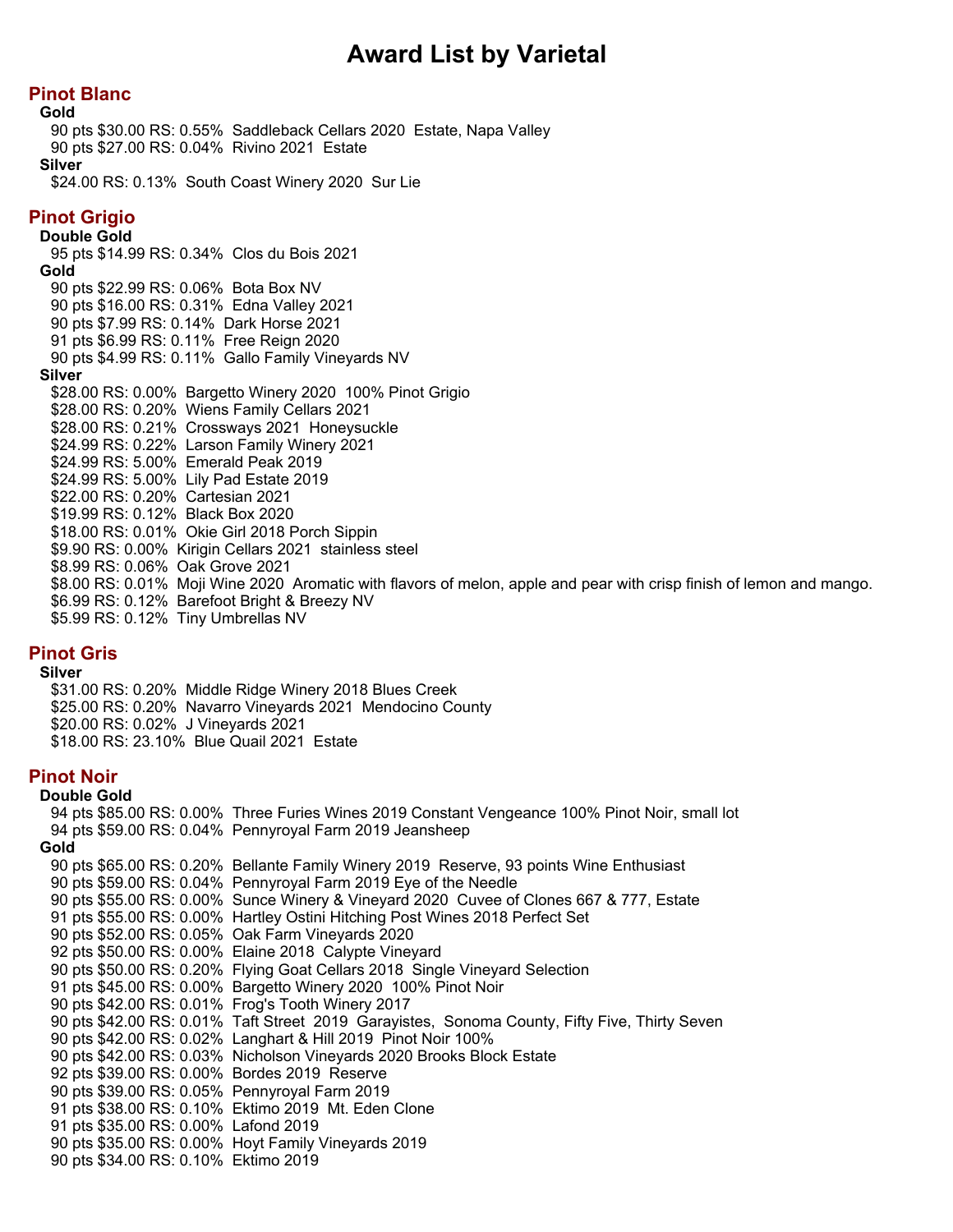# Award List by Varietal

## Pinot Blanc

**Gold**

90 pts $30.00 RS: 0.55%  Saddleback Cellars 2020  Estate, Napa Valley
90 pts $27.00 RS: 0.04%  Rivino 2021  Estate

**Silver**

$24.00 RS: 0.13%  South Coast Winery 2020  Sur Lie

## Pinot Grigio

**Double Gold**

95 pts $14.99 RS: 0.34%  Clos du Bois 2021

**Gold**

90 pts $22.99 RS: 0.06%  Bota Box NV
90 pts $16.00 RS: 0.31%  Edna Valley 2021
90 pts $7.99 RS: 0.14%  Dark Horse 2021
91 pts $6.99 RS: 0.11%  Free Reign 2020
90 pts $4.99 RS: 0.11%  Gallo Family Vineyards NV

**Silver**

$28.00 RS: 0.00%  Bargetto Winery 2020  100% Pinot Grigio
$28.00 RS: 0.20%  Wiens Family Cellars 2021
$28.00 RS: 0.21%  Crossways 2021  Honeysuckle
$24.99 RS: 0.22%  Larson Family Winery 2021
$24.99 RS: 5.00%  Emerald Peak 2019
$24.99 RS: 5.00%  Lily Pad Estate 2019
$22.00 RS: 0.20%  Cartesian 2021
$19.99 RS: 0.12%  Black Box 2020
$18.00 RS: 0.01%  Okie Girl 2018 Porch Sippin
$9.90 RS: 0.00%  Kirigin Cellars 2021  stainless steel
$8.99 RS: 0.06%  Oak Grove 2021
$8.00 RS: 0.01%  Moji Wine 2020  Aromatic with flavors of melon, apple and pear with crisp finish of lemon and mango.
$6.99 RS: 0.12%  Barefoot Bright & Breezy NV
$5.99 RS: 0.12%  Tiny Umbrellas NV

## Pinot Gris

**Silver**

$31.00 RS: 0.20%  Middle Ridge Winery 2018 Blues Creek
$25.00 RS: 0.20%  Navarro Vineyards 2021  Mendocino County
$20.00 RS: 0.02%  J Vineyards 2021
$18.00 RS: 23.10%  Blue Quail 2021  Estate

## Pinot Noir

**Double Gold**

94 pts $85.00 RS: 0.00%  Three Furies Wines 2019 Constant Vengeance 100% Pinot Noir, small lot
94 pts $59.00 RS: 0.04%  Pennyroyal Farm 2019 Jeansheep

**Gold**

90 pts $65.00 RS: 0.20%  Bellante Family Winery 2019  Reserve, 93 points Wine Enthusiast
90 pts $59.00 RS: 0.04%  Pennyroyal Farm 2019 Eye of the Needle
90 pts $55.00 RS: 0.00%  Sunce Winery & Vineyard 2020  Cuvee of Clones 667 & 777, Estate
91 pts $55.00 RS: 0.00%  Hartley Ostini Hitching Post Wines 2018 Perfect Set
90 pts $52.00 RS: 0.05%  Oak Farm Vineyards 2020
92 pts $50.00 RS: 0.00%  Elaine 2018  Calypte Vineyard
90 pts $50.00 RS: 0.20%  Flying Goat Cellars 2018  Single Vineyard Selection
91 pts $45.00 RS: 0.00%  Bargetto Winery 2020  100% Pinot Noir
90 pts $42.00 RS: 0.01%  Frog's Tooth Winery 2017
90 pts $42.00 RS: 0.01%  Taft Street  2019  Garayistes,  Sonoma County, Fifty Five, Thirty Seven
90 pts $42.00 RS: 0.02%  Langhart & Hill 2019  Pinot Noir 100%
90 pts $42.00 RS: 0.03%  Nicholson Vineyards 2020 Brooks Block Estate
92 pts $39.00 RS: 0.00%  Bordes 2019  Reserve
90 pts $39.00 RS: 0.05%  Pennyroyal Farm 2019
91 pts $38.00 RS: 0.10%  Ektimo 2019  Mt. Eden Clone
91 pts $35.00 RS: 0.00%  Lafond 2019
90 pts $35.00 RS: 0.00%  Hoyt Family Vineyards 2019
90 pts $34.00 RS: 0.10%  Ektimo 2019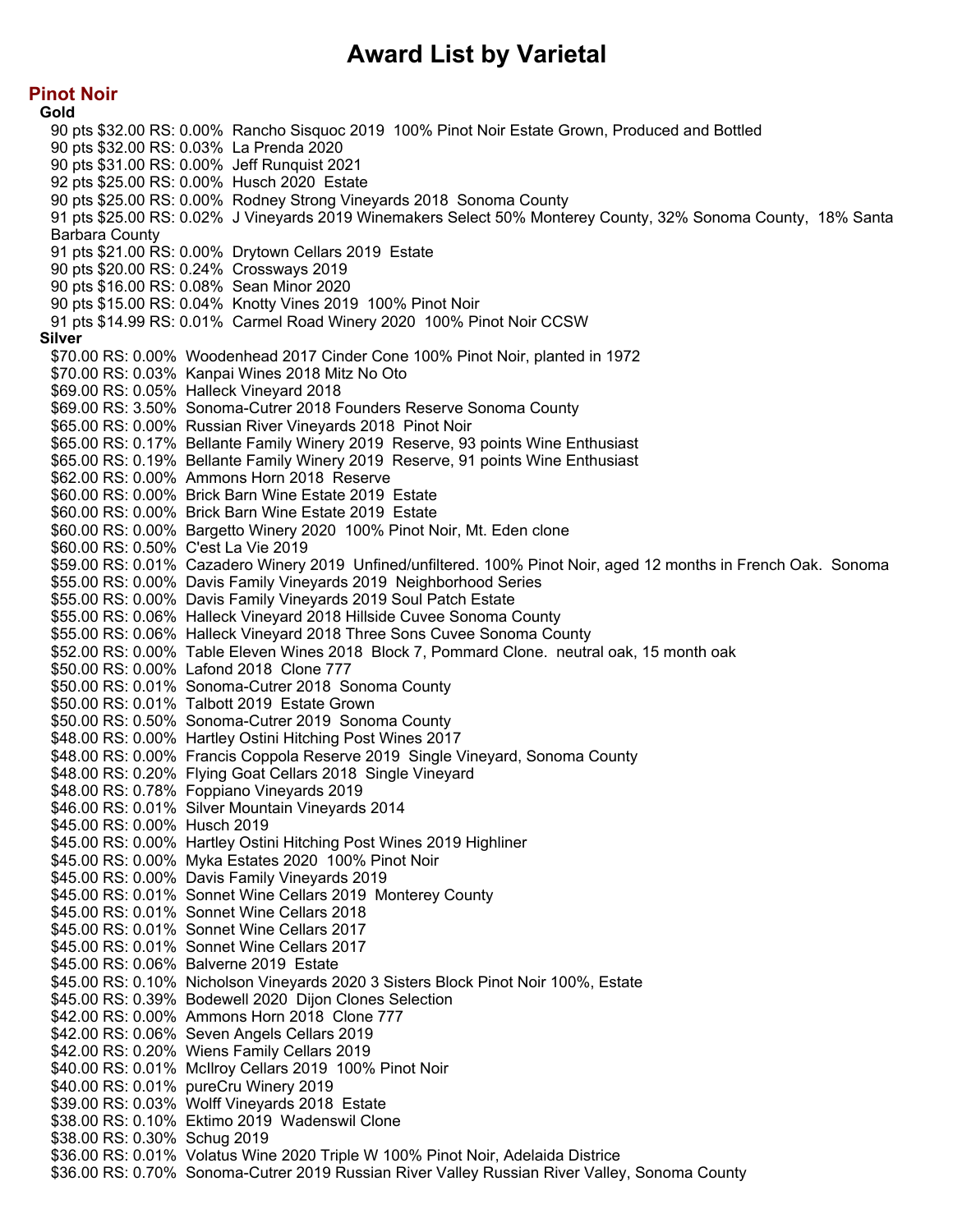# Award List by Varietal

## Pinot Noir

### Gold

90 pts $32.00 RS: 0.00% Rancho Sisquoc 2019 100% Pinot Noir Estate Grown, Produced and Bottled
90 pts $32.00 RS: 0.03% La Prenda 2020
90 pts $31.00 RS: 0.00% Jeff Runquist 2021
92 pts $25.00 RS: 0.00% Husch 2020 Estate
90 pts $25.00 RS: 0.00% Rodney Strong Vineyards 2018 Sonoma County
91 pts $25.00 RS: 0.02% J Vineyards 2019 Winemakers Select 50% Monterey County, 32% Sonoma County, 18% Santa Barbara County
91 pts $21.00 RS: 0.00% Drytown Cellars 2019 Estate
90 pts $20.00 RS: 0.24% Crossways 2019
90 pts $16.00 RS: 0.08% Sean Minor 2020
90 pts $15.00 RS: 0.04% Knotty Vines 2019 100% Pinot Noir
91 pts $14.99 RS: 0.01% Carmel Road Winery 2020 100% Pinot Noir CCSW

### Silver

$70.00 RS: 0.00% Woodenhead 2017 Cinder Cone 100% Pinot Noir, planted in 1972
$70.00 RS: 0.03% Kanpai Wines 2018 Mitz No Oto
$69.00 RS: 0.05% Halleck Vineyard 2018
$69.00 RS: 3.50% Sonoma-Cutrer 2018 Founders Reserve Sonoma County
$65.00 RS: 0.00% Russian River Vineyards 2018 Pinot Noir
$65.00 RS: 0.17% Bellante Family Winery 2019 Reserve, 93 points Wine Enthusiast
$65.00 RS: 0.19% Bellante Family Winery 2019 Reserve, 91 points Wine Enthusiast
$62.00 RS: 0.00% Ammons Horn 2018 Reserve
$60.00 RS: 0.00% Brick Barn Wine Estate 2019 Estate
$60.00 RS: 0.00% Brick Barn Wine Estate 2019 Estate
$60.00 RS: 0.00% Bargetto Winery 2020 100% Pinot Noir, Mt. Eden clone
$60.00 RS: 0.50% C'est La Vie 2019
$59.00 RS: 0.01% Cazadero Winery 2019 Unfined/unfiltered. 100% Pinot Noir, aged 12 months in French Oak. Sonoma
$55.00 RS: 0.00% Davis Family Vineyards 2019 Neighborhood Series
$55.00 RS: 0.00% Davis Family Vineyards 2019 Soul Patch Estate
$55.00 RS: 0.06% Halleck Vineyard 2018 Hillside Cuvee Sonoma County
$55.00 RS: 0.06% Halleck Vineyard 2018 Three Sons Cuvee Sonoma County
$52.00 RS: 0.00% Table Eleven Wines 2018 Block 7, Pommard Clone. neutral oak, 15 month oak
$50.00 RS: 0.00% Lafond 2018 Clone 777
$50.00 RS: 0.01% Sonoma-Cutrer 2018 Sonoma County
$50.00 RS: 0.01% Talbott 2019 Estate Grown
$50.00 RS: 0.50% Sonoma-Cutrer 2019 Sonoma County
$48.00 RS: 0.00% Hartley Ostini Hitching Post Wines 2017
$48.00 RS: 0.00% Francis Coppola Reserve 2019 Single Vineyard, Sonoma County
$48.00 RS: 0.20% Flying Goat Cellars 2018 Single Vineyard
$48.00 RS: 0.78% Foppiano Vineyards 2019
$46.00 RS: 0.01% Silver Mountain Vineyards 2014
$45.00 RS: 0.00% Husch 2019
$45.00 RS: 0.00% Hartley Ostini Hitching Post Wines 2019 Highliner
$45.00 RS: 0.00% Myka Estates 2020 100% Pinot Noir
$45.00 RS: 0.00% Davis Family Vineyards 2019
$45.00 RS: 0.01% Sonnet Wine Cellars 2019 Monterey County
$45.00 RS: 0.01% Sonnet Wine Cellars 2018
$45.00 RS: 0.01% Sonnet Wine Cellars 2017
$45.00 RS: 0.01% Sonnet Wine Cellars 2017
$45.00 RS: 0.06% Balverne 2019 Estate
$45.00 RS: 0.10% Nicholson Vineyards 2020 3 Sisters Block Pinot Noir 100%, Estate
$45.00 RS: 0.39% Bodewell 2020 Dijon Clones Selection
$42.00 RS: 0.00% Ammons Horn 2018 Clone 777
$42.00 RS: 0.06% Seven Angels Cellars 2019
$42.00 RS: 0.20% Wiens Family Cellars 2019
$40.00 RS: 0.01% McIlroy Cellars 2019 100% Pinot Noir
$40.00 RS: 0.01% pureCru Winery 2019
$39.00 RS: 0.03% Wolff Vineyards 2018 Estate
$38.00 RS: 0.10% Ektimo 2019 Wadenswil Clone
$38.00 RS: 0.30% Schug 2019
$36.00 RS: 0.01% Volatus Wine 2020 Triple W 100% Pinot Noir, Adelaida Districe
$36.00 RS: 0.70% Sonoma-Cutrer 2019 Russian River Valley Russian River Valley, Sonoma County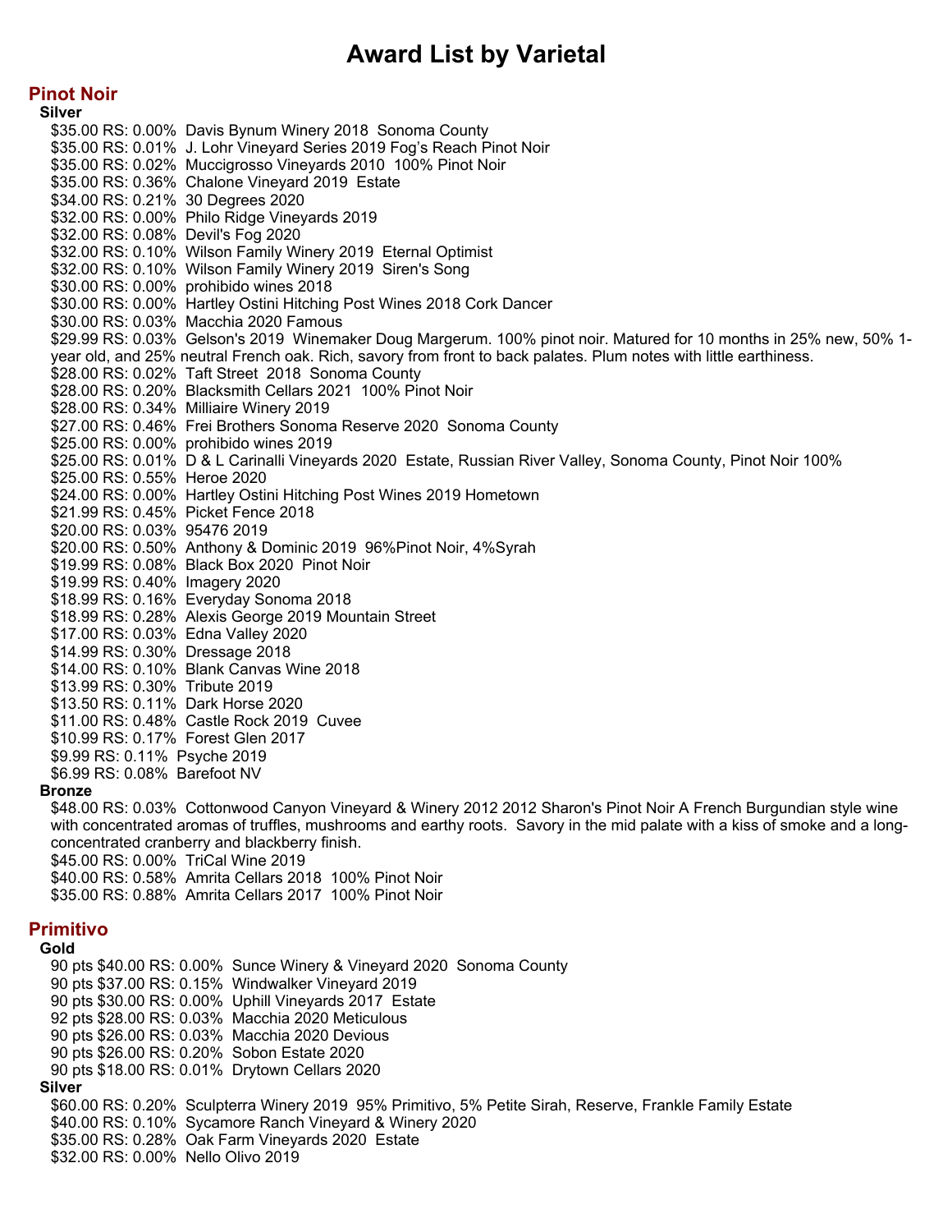# Award List by Varietal

## Pinot Noir

### Silver

$35.00 RS: 0.00%  Davis Bynum Winery 2018  Sonoma County
$35.00 RS: 0.01%  J. Lohr Vineyard Series 2019 Fog's Reach Pinot Noir
$35.00 RS: 0.02%  Muccigrosso Vineyards 2010  100% Pinot Noir
$35.00 RS: 0.36%  Chalone Vineyard 2019  Estate
$34.00 RS: 0.21%  30 Degrees 2020
$32.00 RS: 0.00%  Philo Ridge Vineyards 2019
$32.00 RS: 0.08%  Devil's Fog 2020
$32.00 RS: 0.10%  Wilson Family Winery 2019  Eternal Optimist
$32.00 RS: 0.10%  Wilson Family Winery 2019  Siren's Song
$30.00 RS: 0.00%  prohibido wines 2018
$30.00 RS: 0.00%  Hartley Ostini Hitching Post Wines 2018 Cork Dancer
$30.00 RS: 0.03%  Macchia 2020 Famous
$29.99 RS: 0.03%  Gelson's 2019  Winemaker Doug Margerum. 100% pinot noir. Matured for 10 months in 25% new, 50% 1-year old, and 25% neutral French oak. Rich, savory from front to back palates. Plum notes with little earthiness.
$28.00 RS: 0.02%  Taft Street  2018  Sonoma County
$28.00 RS: 0.20%  Blacksmith Cellars 2021  100% Pinot Noir
$28.00 RS: 0.34%  Milliaire Winery 2019
$27.00 RS: 0.46%  Frei Brothers Sonoma Reserve 2020  Sonoma County
$25.00 RS: 0.00%  prohibido wines 2019
$25.00 RS: 0.01%  D & L Carinalli Vineyards 2020  Estate, Russian River Valley, Sonoma County, Pinot Noir 100%
$25.00 RS: 0.55%  Heroe 2020
$24.00 RS: 0.00%  Hartley Ostini Hitching Post Wines 2019 Hometown
$21.99 RS: 0.45%  Picket Fence 2018
$20.00 RS: 0.03%  95476 2019
$20.00 RS: 0.50%  Anthony & Dominic 2019  96%Pinot Noir, 4%Syrah
$19.99 RS: 0.08%  Black Box 2020  Pinot Noir
$19.99 RS: 0.40%  Imagery 2020
$18.99 RS: 0.16%  Everyday Sonoma 2018
$18.99 RS: 0.28%  Alexis George 2019 Mountain Street
$17.00 RS: 0.03%  Edna Valley 2020
$14.99 RS: 0.30%  Dressage 2018
$14.00 RS: 0.10%  Blank Canvas Wine 2018
$13.99 RS: 0.30%  Tribute 2019
$13.50 RS: 0.11%  Dark Horse 2020
$11.00 RS: 0.48%  Castle Rock 2019  Cuvee
$10.99 RS: 0.17%  Forest Glen 2017
$9.99 RS: 0.11%  Psyche 2019
$6.99 RS: 0.08%  Barefoot NV

### Bronze

$48.00 RS: 0.03%  Cottonwood Canyon Vineyard & Winery 2012 2012 Sharon's Pinot Noir A French Burgundian style wine with concentrated aromas of truffles, mushrooms and earthy roots.  Savory in the mid palate with a kiss of smoke and a long-concentrated cranberry and blackberry finish.
$45.00 RS: 0.00%  TriCal Wine 2019
$40.00 RS: 0.58%  Amrita Cellars 2018  100% Pinot Noir
$35.00 RS: 0.88%  Amrita Cellars 2017  100% Pinot Noir

## Primitivo

### Gold

90 pts $40.00 RS: 0.00%  Sunce Winery & Vineyard 2020  Sonoma County
90 pts $37.00 RS: 0.15%  Windwalker Vineyard 2019
90 pts $30.00 RS: 0.00%  Uphill Vineyards 2017  Estate
92 pts $28.00 RS: 0.03%  Macchia 2020 Meticulous
90 pts $26.00 RS: 0.03%  Macchia 2020 Devious
90 pts $26.00 RS: 0.20%  Sobon Estate 2020
90 pts $18.00 RS: 0.01%  Drytown Cellars 2020

### Silver

$60.00 RS: 0.20%  Sculpterra Winery 2019  95% Primitivo, 5% Petite Sirah, Reserve, Frankle Family Estate
$40.00 RS: 0.10%  Sycamore Ranch Vineyard & Winery 2020
$35.00 RS: 0.28%  Oak Farm Vineyards 2020  Estate
$32.00 RS: 0.00%  Nello Olivo 2019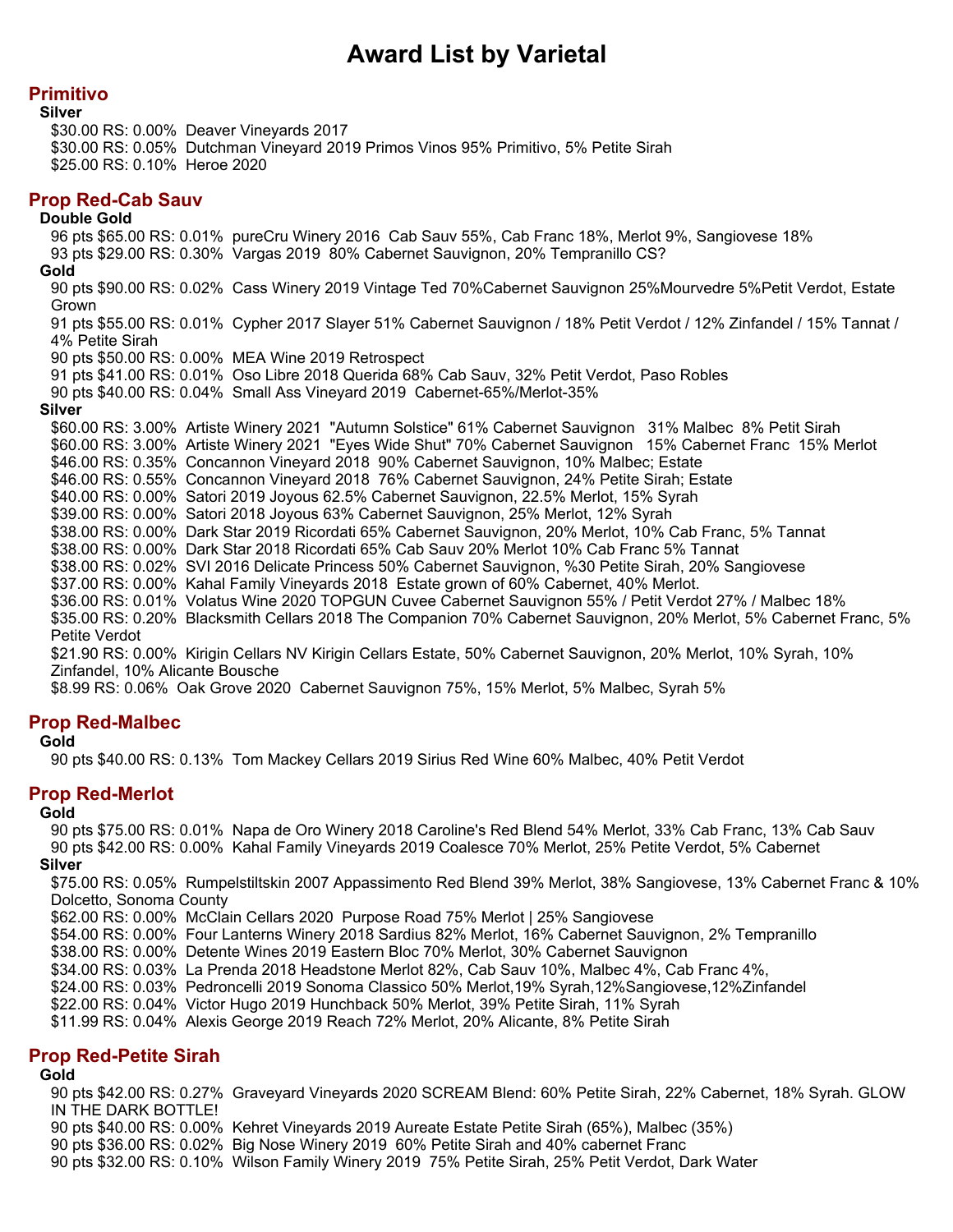# Award List by Varietal

## Primitivo

### Silver

$30.00 RS: 0.00%  Deaver Vineyards 2017
$30.00 RS: 0.05%  Dutchman Vineyard 2019 Primos Vinos 95% Primitivo, 5% Petite Sirah
$25.00 RS: 0.10%  Heroe 2020

## Prop Red-Cab Sauv

### Double Gold

96 pts $65.00 RS: 0.01%  pureCru Winery 2016  Cab Sauv 55%, Cab Franc 18%, Merlot 9%, Sangiovese 18%
93 pts $29.00 RS: 0.30%  Vargas 2019  80% Cabernet Sauvignon, 20% Tempranillo CS?

### Gold

90 pts $90.00 RS: 0.02%  Cass Winery 2019 Vintage Ted 70%Cabernet Sauvignon 25%Mourvedre 5%Petit Verdot, Estate Grown
91 pts $55.00 RS: 0.01%  Cypher 2017 Slayer 51% Cabernet Sauvignon / 18% Petit Verdot / 12% Zinfandel / 15% Tannat / 4% Petite Sirah
90 pts $50.00 RS: 0.00%  MEA Wine 2019 Retrospect
91 pts $41.00 RS: 0.01%  Oso Libre 2018 Querida 68% Cab Sauv, 32% Petit Verdot, Paso Robles
90 pts $40.00 RS: 0.04%  Small Ass Vineyard 2019  Cabernet-65%/Merlot-35%

### Silver

$60.00 RS: 3.00%  Artiste Winery 2021  "Autumn Solstice" 61% Cabernet Sauvignon   31% Malbec  8% Petit Sirah
$60.00 RS: 3.00%  Artiste Winery 2021  "Eyes Wide Shut" 70% Cabernet Sauvignon   15% Cabernet Franc  15% Merlot
$46.00 RS: 0.35%  Concannon Vineyard 2018  90% Cabernet Sauvignon, 10% Malbec; Estate
$46.00 RS: 0.55%  Concannon Vineyard 2018  76% Cabernet Sauvignon, 24% Petite Sirah; Estate
$40.00 RS: 0.00%  Satori 2019 Joyous 62.5% Cabernet Sauvignon, 22.5% Merlot, 15% Syrah
$39.00 RS: 0.00%  Satori 2018 Joyous 63% Cabernet Sauvignon, 25% Merlot, 12% Syrah
$38.00 RS: 0.00%  Dark Star 2019 Ricordati 65% Cabernet Sauvignon, 20% Merlot, 10% Cab Franc, 5% Tannat
$38.00 RS: 0.00%  Dark Star 2018 Ricordati 65% Cab Sauv 20% Merlot 10% Cab Franc 5% Tannat
$38.00 RS: 0.02%  SVI 2016 Delicate Princess 50% Cabernet Sauvignon, %30 Petite Sirah, 20% Sangiovese
$37.00 RS: 0.00%  Kahal Family Vineyards 2018  Estate grown of 60% Cabernet, 40% Merlot.
$36.00 RS: 0.01%  Volatus Wine 2020 TOPGUN Cuvee Cabernet Sauvignon 55% / Petit Verdot 27% / Malbec 18%
$35.00 RS: 0.20%  Blacksmith Cellars 2018 The Companion 70% Cabernet Sauvignon, 20% Merlot, 5% Cabernet Franc, 5% Petite Verdot
$21.90 RS: 0.00%  Kirigin Cellars NV Kirigin Cellars Estate, 50% Cabernet Sauvignon, 20% Merlot, 10% Syrah, 10% Zinfandel, 10% Alicante Bousche
$8.99 RS: 0.06%  Oak Grove 2020  Cabernet Sauvignon 75%, 15% Merlot, 5% Malbec, Syrah 5%

## Prop Red-Malbec

### Gold

90 pts $40.00 RS: 0.13%  Tom Mackey Cellars 2019 Sirius Red Wine 60% Malbec, 40% Petit Verdot

## Prop Red-Merlot

### Gold

90 pts $75.00 RS: 0.01%  Napa de Oro Winery 2018 Caroline's Red Blend 54% Merlot, 33% Cab Franc, 13% Cab Sauv
90 pts $42.00 RS: 0.00%  Kahal Family Vineyards 2019 Coalesce 70% Merlot, 25% Petite Verdot, 5% Cabernet

### Silver

$75.00 RS: 0.05%  Rumpelstiltskin 2007 Appassimento Red Blend 39% Merlot, 38% Sangiovese, 13% Cabernet Franc & 10% Dolcetto, Sonoma County
$62.00 RS: 0.00%  McClain Cellars 2020  Purpose Road 75% Merlot | 25% Sangiovese
$54.00 RS: 0.00%  Four Lanterns Winery 2018 Sardius 82% Merlot, 16% Cabernet Sauvignon, 2% Tempranillo
$38.00 RS: 0.00%  Detente Wines 2019 Eastern Bloc 70% Merlot, 30% Cabernet Sauvignon
$34.00 RS: 0.03%  La Prenda 2018 Headstone Merlot 82%, Cab Sauv 10%, Malbec 4%, Cab Franc 4%,
$24.00 RS: 0.03%  Pedroncelli 2019 Sonoma Classico 50% Merlot,19% Syrah,12%Sangiovese,12%Zinfandel
$22.00 RS: 0.04%  Victor Hugo 2019 Hunchback 50% Merlot, 39% Petite Sirah, 11% Syrah
$11.99 RS: 0.04%  Alexis George 2019 Reach 72% Merlot, 20% Alicante, 8% Petite Sirah

## Prop Red-Petite Sirah

### Gold

90 pts $42.00 RS: 0.27%  Graveyard Vineyards 2020 SCREAM Blend: 60% Petite Sirah, 22% Cabernet, 18% Syrah. GLOW IN THE DARK BOTTLE!
90 pts $40.00 RS: 0.00%  Kehret Vineyards 2019 Aureate Estate Petite Sirah (65%), Malbec (35%)
90 pts $36.00 RS: 0.02%  Big Nose Winery 2019  60% Petite Sirah and 40% cabernet Franc
90 pts $32.00 RS: 0.10%  Wilson Family Winery 2019  75% Petite Sirah, 25% Petit Verdot, Dark Water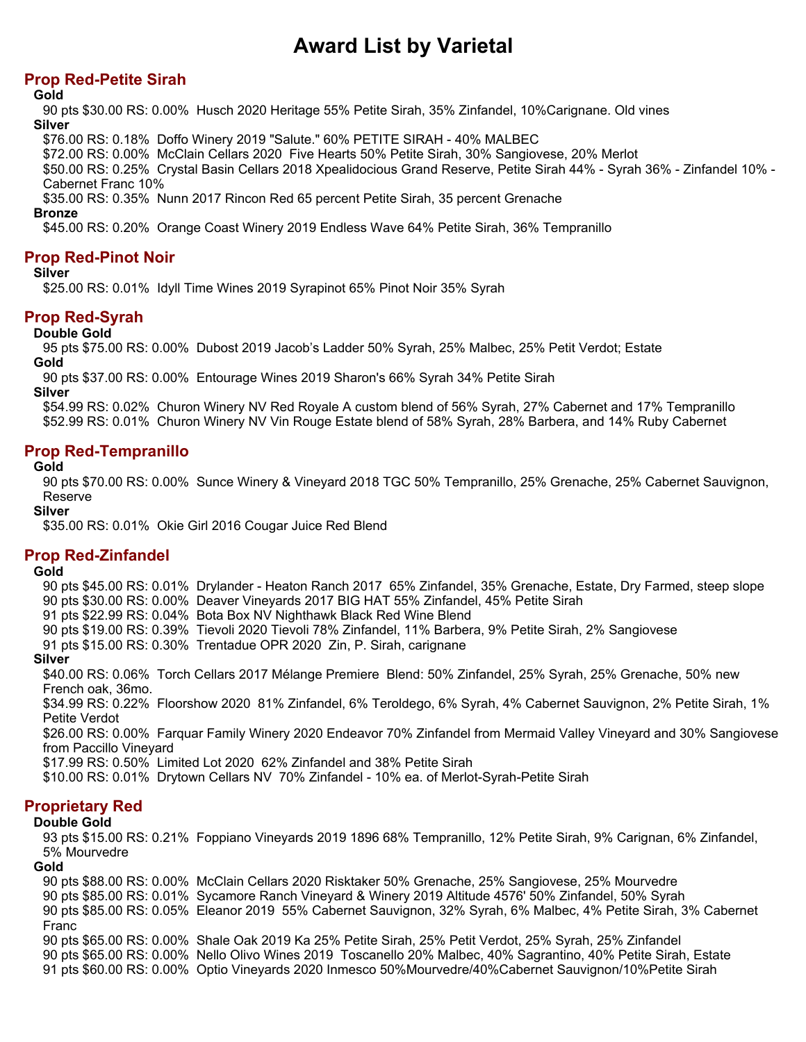# Award List by Varietal

## Prop Red-Petite Sirah

### Gold

90 pts $30.00 RS: 0.00%  Husch 2020 Heritage 55% Petite Sirah, 35% Zinfandel, 10%Carignane. Old vines

### Silver

$76.00 RS: 0.18%  Doffo Winery 2019 "Salute." 60% PETITE SIRAH - 40% MALBEC
$72.00 RS: 0.00%  McClain Cellars 2020  Five Hearts 50% Petite Sirah, 30% Sangiovese, 20% Merlot
$50.00 RS: 0.25%  Crystal Basin Cellars 2018 Xpealidocious Grand Reserve, Petite Sirah 44% - Syrah 36% - Zinfandel 10% - Cabernet Franc 10%
$35.00 RS: 0.35%  Nunn 2017 Rincon Red 65 percent Petite Sirah, 35 percent Grenache

### Bronze

$45.00 RS: 0.20%  Orange Coast Winery 2019 Endless Wave 64% Petite Sirah, 36% Tempranillo

## Prop Red-Pinot Noir

### Silver

$25.00 RS: 0.01%  Idyll Time Wines 2019 Syrapinot 65% Pinot Noir 35% Syrah

## Prop Red-Syrah

### Double Gold

95 pts $75.00 RS: 0.00%  Dubost 2019 Jacob's Ladder 50% Syrah, 25% Malbec, 25% Petit Verdot; Estate

### Gold

90 pts $37.00 RS: 0.00%  Entourage Wines 2019 Sharon's 66% Syrah 34% Petite Sirah

### Silver

$54.99 RS: 0.02%  Churon Winery NV Red Royale A custom blend of 56% Syrah, 27% Cabernet and 17% Tempranillo
$52.99 RS: 0.01%  Churon Winery NV Vin Rouge Estate blend of 58% Syrah, 28% Barbera, and 14% Ruby Cabernet

## Prop Red-Tempranillo

### Gold

90 pts $70.00 RS: 0.00%  Sunce Winery & Vineyard 2018 TGC 50% Tempranillo, 25% Grenache, 25% Cabernet Sauvignon, Reserve

### Silver

$35.00 RS: 0.01%  Okie Girl 2016 Cougar Juice Red Blend

## Prop Red-Zinfandel

### Gold

90 pts $45.00 RS: 0.01%  Drylander - Heaton Ranch 2017  65% Zinfandel, 35% Grenache, Estate, Dry Farmed, steep slope
90 pts $30.00 RS: 0.00%  Deaver Vineyards 2017 BIG HAT 55% Zinfandel, 45% Petite Sirah
91 pts $22.99 RS: 0.04%  Bota Box NV Nighthawk Black Red Wine Blend
90 pts $19.00 RS: 0.39%  Tievoli 2020 Tievoli 78% Zinfandel, 11% Barbera, 9% Petite Sirah, 2% Sangiovese
91 pts $15.00 RS: 0.30%  Trentadue OPR 2020  Zin, P. Sirah, carignane

### Silver

$40.00 RS: 0.06%  Torch Cellars 2017 Mélange Premiere  Blend: 50% Zinfandel, 25% Syrah, 25% Grenache, 50% new French oak, 36mo.
$34.99 RS: 0.22%  Floorshow 2020  81% Zinfandel, 6% Teroldego, 6% Syrah, 4% Cabernet Sauvignon, 2% Petite Sirah, 1% Petite Verdot
$26.00 RS: 0.00%  Farquar Family Winery 2020 Endeavor 70% Zinfandel from Mermaid Valley Vineyard and 30% Sangiovese from Paccillo Vineyard
$17.99 RS: 0.50%  Limited Lot 2020  62% Zinfandel and 38% Petite Sirah
$10.00 RS: 0.01%  Drytown Cellars NV  70% Zinfandel - 10% ea. of Merlot-Syrah-Petite Sirah

## Proprietary Red

### Double Gold

93 pts $15.00 RS: 0.21%  Foppiano Vineyards 2019 1896 68% Tempranillo, 12% Petite Sirah, 9% Carignan, 6% Zinfandel, 5% Mourvedre

### Gold

90 pts $88.00 RS: 0.00%  McClain Cellars 2020 Risktaker 50% Grenache, 25% Sangiovese, 25% Mourvedre
90 pts $85.00 RS: 0.01%  Sycamore Ranch Vineyard & Winery 2019 Altitude 4576' 50% Zinfandel, 50% Syrah
90 pts $85.00 RS: 0.05%  Eleanor 2019  55% Cabernet Sauvignon, 32% Syrah, 6% Malbec, 4% Petite Sirah, 3% Cabernet Franc
90 pts $65.00 RS: 0.00%  Shale Oak 2019 Ka 25% Petite Sirah, 25% Petit Verdot, 25% Syrah, 25% Zinfandel
90 pts $65.00 RS: 0.00%  Nello Olivo Wines 2019  Toscanello 20% Malbec, 40% Sagrantino, 40% Petite Sirah, Estate
91 pts $60.00 RS: 0.00%  Optio Vineyards 2020 Inmesco 50%Mourvedre/40%Cabernet Sauvignon/10%Petite Sirah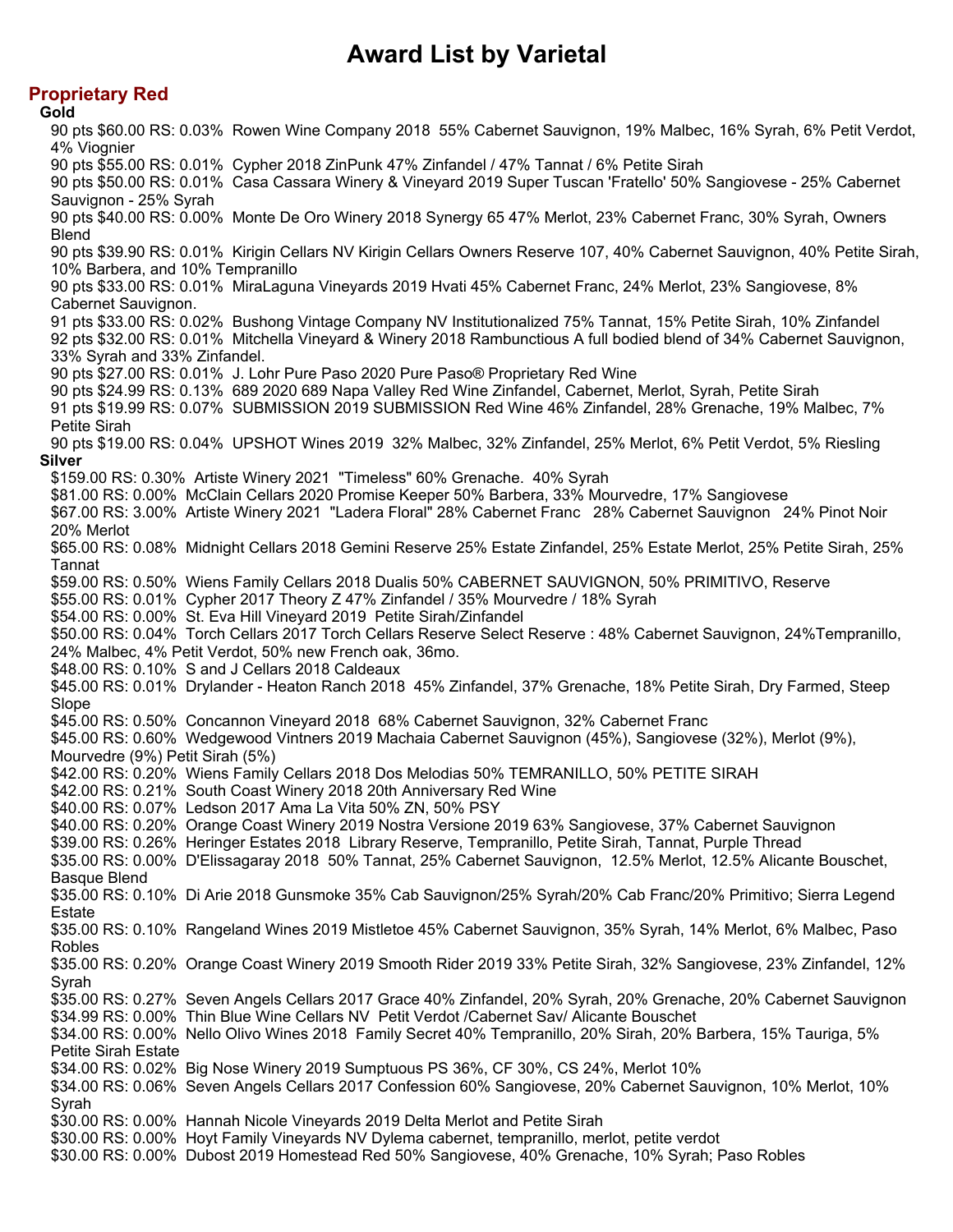# Award List by Varietal

## Proprietary Red

### Gold

90 pts $60.00 RS: 0.03% Rowen Wine Company 2018 55% Cabernet Sauvignon, 19% Malbec, 16% Syrah, 6% Petit Verdot, 4% Viognier

90 pts $55.00 RS: 0.01% Cypher 2018 ZinPunk 47% Zinfandel / 47% Tannat / 6% Petite Sirah

90 pts $50.00 RS: 0.01% Casa Cassara Winery & Vineyard 2019 Super Tuscan 'Fratello' 50% Sangiovese - 25% Cabernet Sauvignon - 25% Syrah

90 pts $40.00 RS: 0.00% Monte De Oro Winery 2018 Synergy 65 47% Merlot, 23% Cabernet Franc, 30% Syrah, Owners Blend

90 pts $39.90 RS: 0.01% Kirigin Cellars NV Kirigin Cellars Owners Reserve 107, 40% Cabernet Sauvignon, 40% Petite Sirah, 10% Barbera, and 10% Tempranillo

90 pts $33.00 RS: 0.01% MiraLaguna Vineyards 2019 Hvati 45% Cabernet Franc, 24% Merlot, 23% Sangiovese, 8% Cabernet Sauvignon.

91 pts $33.00 RS: 0.02% Bushong Vintage Company NV Institutionalized 75% Tannat, 15% Petite Sirah, 10% Zinfandel

92 pts $32.00 RS: 0.01% Mitchella Vineyard & Winery 2018 Rambunctious A full bodied blend of 34% Cabernet Sauvignon, 33% Syrah and 33% Zinfandel.

90 pts $27.00 RS: 0.01% J. Lohr Pure Paso 2020 Pure Paso® Proprietary Red Wine

90 pts $24.99 RS: 0.13% 689 2020 689 Napa Valley Red Wine Zinfandel, Cabernet, Merlot, Syrah, Petite Sirah

91 pts $19.99 RS: 0.07% SUBMISSION 2019 SUBMISSION Red Wine 46% Zinfandel, 28% Grenache, 19% Malbec, 7% Petite Sirah

90 pts $19.00 RS: 0.04% UPSHOT Wines 2019 32% Malbec, 32% Zinfandel, 25% Merlot, 6% Petit Verdot, 5% Riesling

### Silver

$159.00 RS: 0.30% Artiste Winery 2021 "Timeless" 60% Grenache. 40% Syrah

$81.00 RS: 0.00% McClain Cellars 2020 Promise Keeper 50% Barbera, 33% Mourvedre, 17% Sangiovese

$67.00 RS: 3.00% Artiste Winery 2021 "Ladera Floral" 28% Cabernet Franc 28% Cabernet Sauvignon 24% Pinot Noir 20% Merlot

$65.00 RS: 0.08% Midnight Cellars 2018 Gemini Reserve 25% Estate Zinfandel, 25% Estate Merlot, 25% Petite Sirah, 25% Tannat

$59.00 RS: 0.50% Wiens Family Cellars 2018 Dualis 50% CABERNET SAUVIGNON, 50% PRIMITIVO, Reserve

$55.00 RS: 0.01% Cypher 2017 Theory Z 47% Zinfandel / 35% Mourvedre / 18% Syrah

$54.00 RS: 0.00% St. Eva Hill Vineyard 2019 Petite Sirah/Zinfandel

$50.00 RS: 0.04% Torch Cellars 2017 Torch Cellars Reserve Select Reserve : 48% Cabernet Sauvignon, 24%Tempranillo, 24% Malbec, 4% Petit Verdot, 50% new French oak, 36mo.

$48.00 RS: 0.10% S and J Cellars 2018 Caldeaux

$45.00 RS: 0.01% Drylander - Heaton Ranch 2018 45% Zinfandel, 37% Grenache, 18% Petite Sirah, Dry Farmed, Steep Slope

$45.00 RS: 0.50% Concannon Vineyard 2018 68% Cabernet Sauvignon, 32% Cabernet Franc

$45.00 RS: 0.60% Wedgewood Vintners 2019 Machaia Cabernet Sauvignon (45%), Sangiovese (32%), Merlot (9%), Mourvedre (9%) Petit Sirah (5%)

$42.00 RS: 0.20% Wiens Family Cellars 2018 Dos Melodias 50% TEMRANILLO, 50% PETITE SIRAH

$42.00 RS: 0.21% South Coast Winery 2018 20th Anniversary Red Wine

$40.00 RS: 0.07% Ledson 2017 Ama La Vita 50% ZN, 50% PSY

$40.00 RS: 0.20% Orange Coast Winery 2019 Nostra Versione 2019 63% Sangiovese, 37% Cabernet Sauvignon

$39.00 RS: 0.26% Heringer Estates 2018 Library Reserve, Tempranillo, Petite Sirah, Tannat, Purple Thread

$35.00 RS: 0.00% D'Elissagaray 2018 50% Tannat, 25% Cabernet Sauvignon, 12.5% Merlot, 12.5% Alicante Bouschet, Basque Blend

$35.00 RS: 0.10% Di Arie 2018 Gunsmoke 35% Cab Sauvignon/25% Syrah/20% Cab Franc/20% Primitivo; Sierra Legend Estate

$35.00 RS: 0.10% Rangeland Wines 2019 Mistletoe 45% Cabernet Sauvignon, 35% Syrah, 14% Merlot, 6% Malbec, Paso Robles

$35.00 RS: 0.20% Orange Coast Winery 2019 Smooth Rider 2019 33% Petite Sirah, 32% Sangiovese, 23% Zinfandel, 12% Syrah

$35.00 RS: 0.27% Seven Angels Cellars 2017 Grace 40% Zinfandel, 20% Syrah, 20% Grenache, 20% Cabernet Sauvignon

$34.99 RS: 0.00% Thin Blue Wine Cellars NV Petit Verdot /Cabernet Sav/ Alicante Bouschet

$34.00 RS: 0.00% Nello Olivo Wines 2018 Family Secret 40% Tempranillo, 20% Sirah, 20% Barbera, 15% Tauriga, 5% Petite Sirah Estate

$34.00 RS: 0.02% Big Nose Winery 2019 Sumptuous PS 36%, CF 30%, CS 24%, Merlot 10%

$34.00 RS: 0.06% Seven Angels Cellars 2017 Confession 60% Sangiovese, 20% Cabernet Sauvignon, 10% Merlot, 10% Syrah

$30.00 RS: 0.00% Hannah Nicole Vineyards 2019 Delta Merlot and Petite Sirah

$30.00 RS: 0.00% Hoyt Family Vineyards NV Dylema cabernet, tempranillo, merlot, petite verdot

$30.00 RS: 0.00% Dubost 2019 Homestead Red 50% Sangiovese, 40% Grenache, 10% Syrah; Paso Robles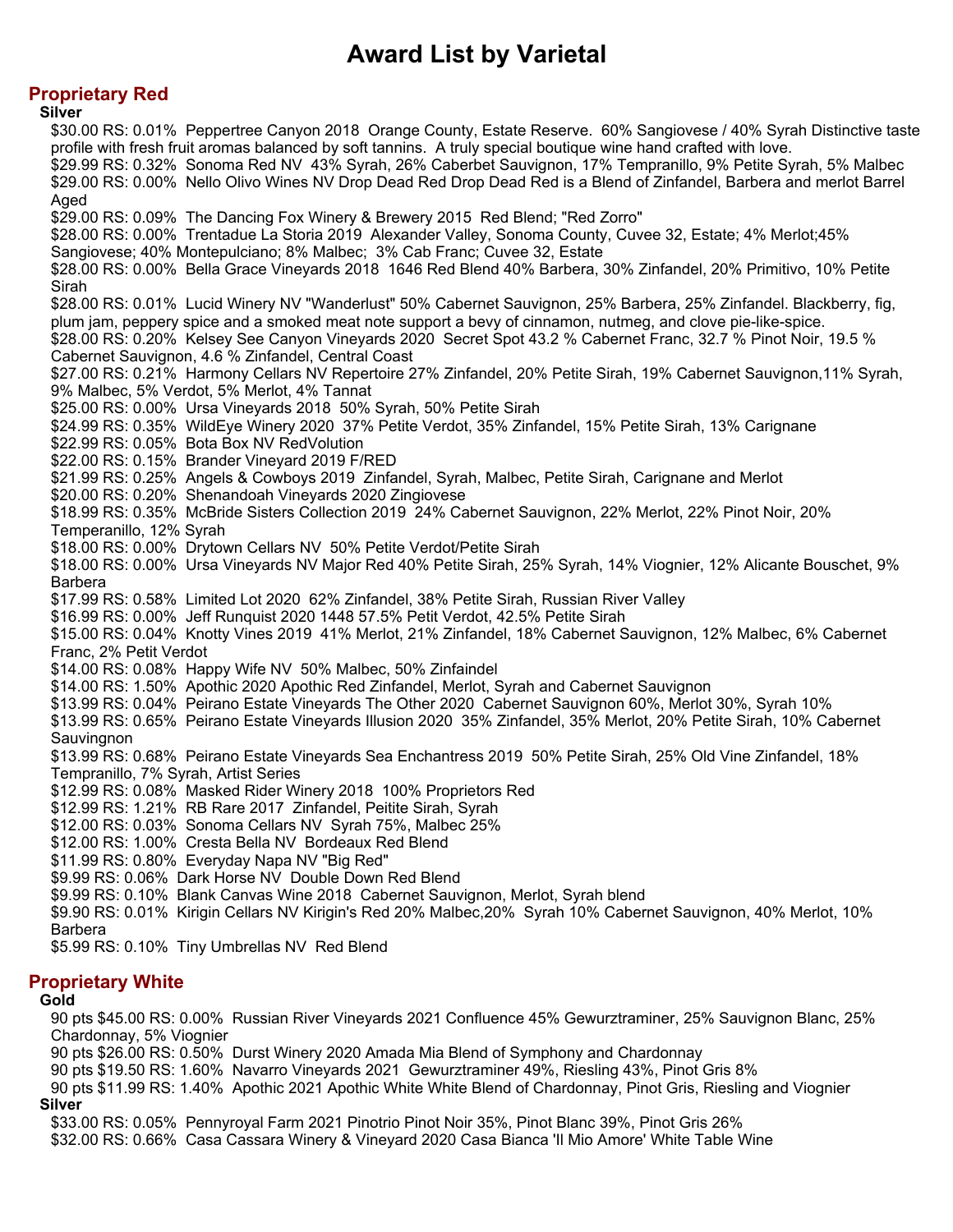# Award List by Varietal

## Proprietary Red

**Silver**

$30.00 RS: 0.01% Peppertree Canyon 2018 Orange County, Estate Reserve. 60% Sangiovese / 40% Syrah Distinctive taste profile with fresh fruit aromas balanced by soft tannins. A truly special boutique wine hand crafted with love.
$29.99 RS: 0.32% Sonoma Red NV 43% Syrah, 26% Caberbet Sauvignon, 17% Tempranillo, 9% Petite Syrah, 5% Malbec
$29.00 RS: 0.00% Nello Olivo Wines NV Drop Dead Red Drop Dead Red is a Blend of Zinfandel, Barbera and merlot Barrel Aged
$29.00 RS: 0.09% The Dancing Fox Winery & Brewery 2015 Red Blend; "Red Zorro"
$28.00 RS: 0.00% Trentadue La Storia 2019 Alexander Valley, Sonoma County, Cuvee 32, Estate; 4% Merlot;45% Sangiovese; 40% Montepulciano; 8% Malbec; 3% Cab Franc; Cuvee 32, Estate
$28.00 RS: 0.00% Bella Grace Vineyards 2018 1646 Red Blend 40% Barbera, 30% Zinfandel, 20% Primitivo, 10% Petite Sirah
$28.00 RS: 0.01% Lucid Winery NV "Wanderlust" 50% Cabernet Sauvignon, 25% Barbera, 25% Zinfandel. Blackberry, fig, plum jam, peppery spice and a smoked meat note support a bevy of cinnamon, nutmeg, and clove pie-like-spice.
$28.00 RS: 0.20% Kelsey See Canyon Vineyards 2020 Secret Spot 43.2 % Cabernet Franc, 32.7 % Pinot Noir, 19.5 % Cabernet Sauvignon, 4.6 % Zinfandel, Central Coast
$27.00 RS: 0.21% Harmony Cellars NV Repertoire 27% Zinfandel, 20% Petite Sirah, 19% Cabernet Sauvignon,11% Syrah, 9% Malbec, 5% Verdot, 5% Merlot, 4% Tannat
$25.00 RS: 0.00% Ursa Vineyards 2018 50% Syrah, 50% Petite Sirah
$24.99 RS: 0.35% WildEye Winery 2020 37% Petite Verdot, 35% Zinfandel, 15% Petite Sirah, 13% Carignane
$22.99 RS: 0.05% Bota Box NV RedVolution
$22.00 RS: 0.15% Brander Vineyard 2019 F/RED
$21.99 RS: 0.25% Angels & Cowboys 2019 Zinfandel, Syrah, Malbec, Petite Sirah, Carignane and Merlot
$20.00 RS: 0.20% Shenandoah Vineyards 2020 Zingiovese
$18.99 RS: 0.35% McBride Sisters Collection 2019 24% Cabernet Sauvignon, 22% Merlot, 22% Pinot Noir, 20% Temperanillo, 12% Syrah
$18.00 RS: 0.00% Drytown Cellars NV 50% Petite Verdot/Petite Sirah
$18.00 RS: 0.00% Ursa Vineyards NV Major Red 40% Petite Sirah, 25% Syrah, 14% Viognier, 12% Alicante Bouschet, 9% Barbera
$17.99 RS: 0.58% Limited Lot 2020 62% Zinfandel, 38% Petite Sirah, Russian River Valley
$16.99 RS: 0.00% Jeff Runquist 2020 1448 57.5% Petit Verdot, 42.5% Petite Sirah
$15.00 RS: 0.04% Knotty Vines 2019 41% Merlot, 21% Zinfandel, 18% Cabernet Sauvignon, 12% Malbec, 6% Cabernet Franc, 2% Petit Verdot
$14.00 RS: 0.08% Happy Wife NV 50% Malbec, 50% Zinfaindel
$14.00 RS: 1.50% Apothic 2020 Apothic Red Zinfandel, Merlot, Syrah and Cabernet Sauvignon
$13.99 RS: 0.04% Peirano Estate Vineyards The Other 2020 Cabernet Sauvignon 60%, Merlot 30%, Syrah 10%
$13.99 RS: 0.65% Peirano Estate Vineyards Illusion 2020 35% Zinfandel, 35% Merlot, 20% Petite Sirah, 10% Cabernet Sauvingnon
$13.99 RS: 0.68% Peirano Estate Vineyards Sea Enchantress 2019 50% Petite Sirah, 25% Old Vine Zinfandel, 18% Tempranillo, 7% Syrah, Artist Series
$12.99 RS: 0.08% Masked Rider Winery 2018 100% Proprietors Red
$12.99 RS: 1.21% RB Rare 2017 Zinfandel, Peitite Sirah, Syrah
$12.00 RS: 0.03% Sonoma Cellars NV Syrah 75%, Malbec 25%
$12.00 RS: 1.00% Cresta Bella NV Bordeaux Red Blend
$11.99 RS: 0.80% Everyday Napa NV "Big Red"
$9.99 RS: 0.06% Dark Horse NV Double Down Red Blend
$9.99 RS: 0.10% Blank Canvas Wine 2018 Cabernet Sauvignon, Merlot, Syrah blend
$9.90 RS: 0.01% Kirigin Cellars NV Kirigin's Red 20% Malbec,20% Syrah 10% Cabernet Sauvignon, 40% Merlot, 10% Barbera
$5.99 RS: 0.10% Tiny Umbrellas NV Red Blend

## Proprietary White

**Gold**

90 pts $45.00 RS: 0.00% Russian River Vineyards 2021 Confluence 45% Gewurztraminer, 25% Sauvignon Blanc, 25% Chardonnay, 5% Viognier
90 pts $26.00 RS: 0.50% Durst Winery 2020 Amada Mia Blend of Symphony and Chardonnay
90 pts $19.50 RS: 1.60% Navarro Vineyards 2021 Gewurztraminer 49%, Riesling 43%, Pinot Gris 8%
90 pts $11.99 RS: 1.40% Apothic 2021 Apothic White White Blend of Chardonnay, Pinot Gris, Riesling and Viognier

**Silver**

$33.00 RS: 0.05% Pennyroyal Farm 2021 Pinotrio Pinot Noir 35%, Pinot Blanc 39%, Pinot Gris 26%
$32.00 RS: 0.66% Casa Cassara Winery & Vineyard 2020 Casa Bianca 'Il Mio Amore' White Table Wine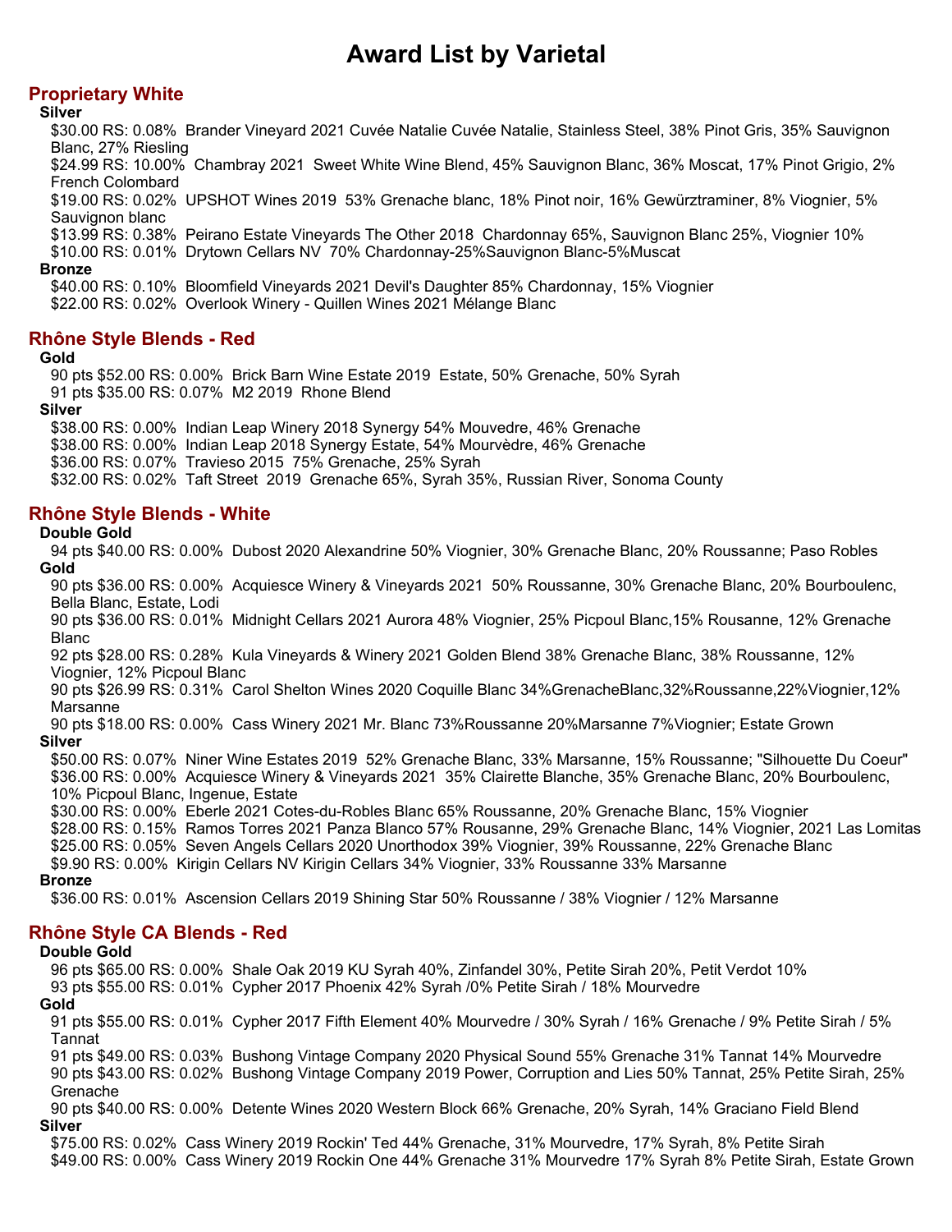# Award List by Varietal

## Proprietary White

**Silver**

$30.00 RS: 0.08%  Brander Vineyard 2021 Cuvée Natalie Cuvée Natalie, Stainless Steel, 38% Pinot Gris, 35% Sauvignon Blanc, 27% Riesling

$24.99 RS: 10.00%  Chambray 2021  Sweet White Wine Blend, 45% Sauvignon Blanc, 36% Moscat, 17% Pinot Grigio, 2% French Colombard

$19.00 RS: 0.02%  UPSHOT Wines 2019  53% Grenache blanc, 18% Pinot noir, 16% Gewürztraminer, 8% Viognier, 5% Sauvignon blanc

$13.99 RS: 0.38%  Peirano Estate Vineyards The Other 2018  Chardonnay 65%, Sauvignon Blanc 25%, Viognier 10%

$10.00 RS: 0.01%  Drytown Cellars NV  70% Chardonnay-25%Sauvignon Blanc-5%Muscat

**Bronze**

$40.00 RS: 0.10%  Bloomfield Vineyards 2021 Devil's Daughter 85% Chardonnay, 15% Viognier

$22.00 RS: 0.02%  Overlook Winery - Quillen Wines 2021 Mélange Blanc

## Rhône Style Blends - Red

**Gold**

90 pts $52.00 RS: 0.00%  Brick Barn Wine Estate 2019  Estate, 50% Grenache, 50% Syrah

91 pts $35.00 RS: 0.07%  M2 2019  Rhone Blend

**Silver**

$38.00 RS: 0.00%  Indian Leap Winery 2018 Synergy 54% Mouvedre, 46% Grenache

$38.00 RS: 0.00%  Indian Leap 2018 Synergy Estate, 54% Mourvèdre, 46% Grenache

$36.00 RS: 0.07%  Travieso 2015  75% Grenache, 25% Syrah

$32.00 RS: 0.02%  Taft Street  2019  Grenache 65%, Syrah 35%, Russian River, Sonoma County

## Rhône Style Blends - White

**Double Gold**

94 pts $40.00 RS: 0.00%  Dubost 2020 Alexandrine 50% Viognier, 30% Grenache Blanc, 20% Roussanne; Paso Robles

**Gold**

90 pts $36.00 RS: 0.00%  Acquiesce Winery & Vineyards 2021  50% Roussanne, 30% Grenache Blanc, 20% Bourboulenc, Bella Blanc, Estate, Lodi

90 pts $36.00 RS: 0.01%  Midnight Cellars 2021 Aurora 48% Viognier, 25% Picpoul Blanc,15% Rousanne, 12% Grenache Blanc

92 pts $28.00 RS: 0.28%  Kula Vineyards & Winery 2021 Golden Blend 38% Grenache Blanc, 38% Roussanne, 12% Viognier, 12% Picpoul Blanc

90 pts $26.99 RS: 0.31%  Carol Shelton Wines 2020 Coquille Blanc 34%GrenacheBlanc,32%Roussanne,22%Viognier,12% Marsanne

90 pts $18.00 RS: 0.00%  Cass Winery 2021 Mr. Blanc 73%Roussanne 20%Marsanne 7%Viognier; Estate Grown

**Silver**

$50.00 RS: 0.07%  Niner Wine Estates 2019  52% Grenache Blanc, 33% Marsanne, 15% Roussanne; "Silhouette Du Coeur"

$36.00 RS: 0.00%  Acquiesce Winery & Vineyards 2021  35% Clairette Blanche, 35% Grenache Blanc, 20% Bourboulenc, 10% Picpoul Blanc, Ingenue, Estate

$30.00 RS: 0.00%  Eberle 2021 Cotes-du-Robles Blanc 65% Roussanne, 20% Grenache Blanc, 15% Viognier

$28.00 RS: 0.15%  Ramos Torres 2021 Panza Blanco 57% Rousanne, 29% Grenache Blanc, 14% Viognier, 2021 Las Lomitas

$25.00 RS: 0.05%  Seven Angels Cellars 2020 Unorthodox 39% Viognier, 39% Roussanne, 22% Grenache Blanc

$9.90 RS: 0.00%  Kirigin Cellars NV Kirigin Cellars 34% Viognier, 33% Roussanne 33% Marsanne

**Bronze**

$36.00 RS: 0.01%  Ascension Cellars 2019 Shining Star 50% Roussanne / 38% Viognier / 12% Marsanne

## Rhône Style CA Blends - Red

**Double Gold**

96 pts $65.00 RS: 0.00%  Shale Oak 2019 KU Syrah 40%, Zinfandel 30%, Petite Sirah 20%, Petit Verdot 10%

93 pts $55.00 RS: 0.01%  Cypher 2017 Phoenix 42% Syrah /0% Petite Sirah / 18% Mourvedre

**Gold**

91 pts $55.00 RS: 0.01%  Cypher 2017 Fifth Element 40% Mourvedre / 30% Syrah / 16% Grenache / 9% Petite Sirah / 5% Tannat

91 pts $49.00 RS: 0.03%  Bushong Vintage Company 2020 Physical Sound 55% Grenache 31% Tannat 14% Mourvedre

90 pts $43.00 RS: 0.02%  Bushong Vintage Company 2019 Power, Corruption and Lies 50% Tannat, 25% Petite Sirah, 25% Grenache

90 pts $40.00 RS: 0.00%  Detente Wines 2020 Western Block 66% Grenache, 20% Syrah, 14% Graciano Field Blend

**Silver**

$75.00 RS: 0.02%  Cass Winery 2019 Rockin' Ted 44% Grenache, 31% Mourvedre, 17% Syrah, 8% Petite Sirah

$49.00 RS: 0.00%  Cass Winery 2019 Rockin One 44% Grenache 31% Mourvedre 17% Syrah 8% Petite Sirah, Estate Grown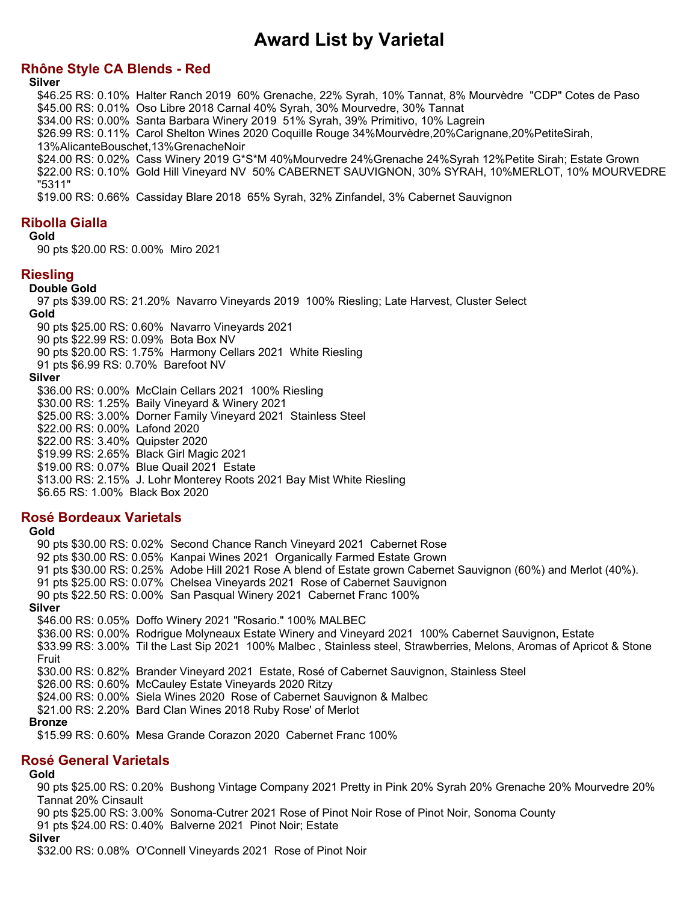# Award List by Varietal

## Rhône Style CA Blends - Red

**Silver**

$46.25 RS: 0.10%  Halter Ranch 2019  60% Grenache, 22% Syrah, 10% Tannat, 8% Mourvèdre  "CDP" Cotes de Paso
$45.00 RS: 0.01%  Oso Libre 2018 Carnal 40% Syrah, 30% Mourvedre, 30% Tannat
$34.00 RS: 0.00%  Santa Barbara Winery 2019  51% Syrah, 39% Primitivo, 10% Lagrein
$26.99 RS: 0.11%  Carol Shelton Wines 2020 Coquille Rouge 34%Mourvèdre,20%Carignane,20%PetiteSirah, 13%AlicanteBouschet,13%GrenacheNoir
$24.00 RS: 0.02%  Cass Winery 2019 G*S*M 40%Mourvedre 24%Grenache 24%Syrah 12%Petite Sirah; Estate Grown
$22.00 RS: 0.10%  Gold Hill Vineyard NV  50% CABERNET SAUVIGNON, 30% SYRAH, 10%MERLOT, 10% MOURVEDRE "5311"
$19.00 RS: 0.66%  Cassiday Blare 2018  65% Syrah, 32% Zinfandel, 3% Cabernet Sauvignon

## Ribolla Gialla

**Gold**

90 pts $20.00 RS: 0.00%  Miro 2021

## Riesling

**Double Gold**

97 pts $39.00 RS: 21.20%  Navarro Vineyards 2019  100% Riesling; Late Harvest, Cluster Select

**Gold**

90 pts $25.00 RS: 0.60%  Navarro Vineyards 2021
90 pts $22.99 RS: 0.09%  Bota Box NV
90 pts $20.00 RS: 1.75%  Harmony Cellars 2021  White Riesling
91 pts $6.99 RS: 0.70%  Barefoot NV

**Silver**

$36.00 RS: 0.00%  McClain Cellars 2021  100% Riesling
$30.00 RS: 1.25%  Baily Vineyard & Winery 2021
$25.00 RS: 3.00%  Dorner Family Vineyard 2021  Stainless Steel
$22.00 RS: 0.00%  Lafond 2020
$22.00 RS: 3.40%  Quipster 2020
$19.99 RS: 2.65%  Black Girl Magic 2021
$19.00 RS: 0.07%  Blue Quail 2021  Estate
$13.00 RS: 2.15%  J. Lohr Monterey Roots 2021 Bay Mist White Riesling
$6.65 RS: 1.00%  Black Box 2020

## Rosé Bordeaux Varietals

**Gold**

90 pts $30.00 RS: 0.02%  Second Chance Ranch Vineyard 2021  Cabernet Rose
92 pts $30.00 RS: 0.05%  Kanpai Wines 2021  Organically Farmed Estate Grown
91 pts $30.00 RS: 0.25%  Adobe Hill 2021 Rose A blend of Estate grown Cabernet Sauvignon (60%) and Merlot (40%).
91 pts $25.00 RS: 0.07%  Chelsea Vineyards 2021  Rose of Cabernet Sauvignon
90 pts $22.50 RS: 0.00%  San Pasqual Winery 2021  Cabernet Franc 100%

**Silver**

$46.00 RS: 0.05%  Doffo Winery 2021 "Rosario." 100% MALBEC
$36.00 RS: 0.00%  Rodrigue Molyneaux Estate Winery and Vineyard 2021  100% Cabernet Sauvignon, Estate
$33.99 RS: 3.00%  Til the Last Sip 2021  100% Malbec , Stainless steel, Strawberries, Melons, Aromas of Apricot & Stone Fruit
$30.00 RS: 0.82%  Brander Vineyard 2021  Estate, Rosé of Cabernet Sauvignon, Stainless Steel
$26.00 RS: 0.60%  McCauley Estate Vineyards 2020 Ritzy
$24.00 RS: 0.00%  Siela Wines 2020  Rose of Cabernet Sauvignon & Malbec
$21.00 RS: 2.20%  Bard Clan Wines 2018 Ruby Rose' of Merlot

**Bronze**

$15.99 RS: 0.60%  Mesa Grande Corazon 2020  Cabernet Franc 100%

## Rosé General Varietals

**Gold**

90 pts $25.00 RS: 0.20%  Bushong Vintage Company 2021 Pretty in Pink 20% Syrah 20% Grenache 20% Mourvedre 20% Tannat 20% Cinsault
90 pts $25.00 RS: 3.00%  Sonoma-Cutrer 2021 Rose of Pinot Noir Rose of Pinot Noir, Sonoma County
91 pts $24.00 RS: 0.40%  Balverne 2021  Pinot Noir; Estate

**Silver**

$32.00 RS: 0.08%  O'Connell Vineyards 2021  Rose of Pinot Noir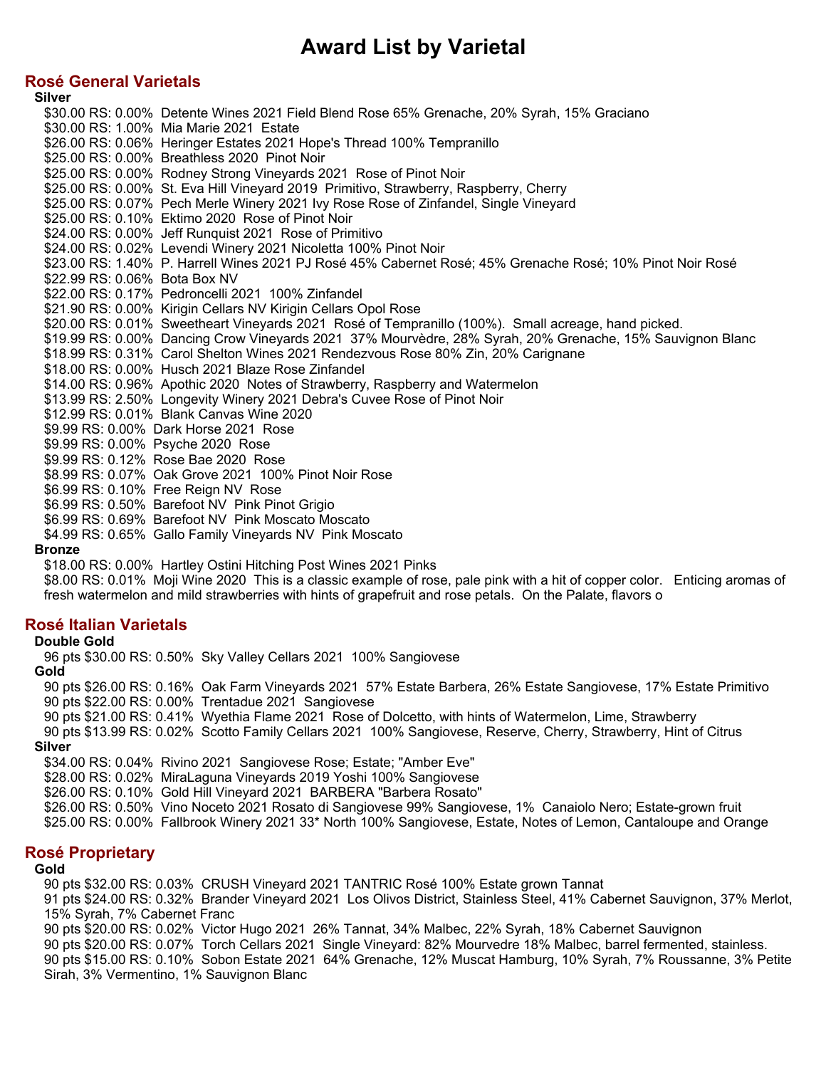# Award List by Varietal

## Rosé General Varietals

### Silver

$30.00 RS: 0.00%  Detente Wines 2021 Field Blend Rose 65% Grenache, 20% Syrah, 15% Graciano
$30.00 RS: 1.00%  Mia Marie 2021  Estate
$26.00 RS: 0.06%  Heringer Estates 2021 Hope's Thread 100% Tempranillo
$25.00 RS: 0.00%  Breathless 2020  Pinot Noir
$25.00 RS: 0.00%  Rodney Strong Vineyards 2021  Rose of Pinot Noir
$25.00 RS: 0.00%  St. Eva Hill Vineyard 2019  Primitivo, Strawberry, Raspberry, Cherry
$25.00 RS: 0.07%  Pech Merle Winery 2021 Ivy Rose Rose of Zinfandel, Single Vineyard
$25.00 RS: 0.10%  Ektimo 2020  Rose of Pinot Noir
$24.00 RS: 0.00%  Jeff Runquist 2021  Rose of Primitivo
$24.00 RS: 0.02%  Levendi Winery 2021 Nicoletta 100% Pinot Noir
$23.00 RS: 1.40%  P. Harrell Wines 2021 PJ Rosé 45% Cabernet Rosé; 45% Grenache Rosé; 10% Pinot Noir Rosé
$22.99 RS: 0.06%  Bota Box NV
$22.00 RS: 0.17%  Pedroncelli 2021  100% Zinfandel
$21.90 RS: 0.00%  Kirigin Cellars NV Kirigin Cellars Opol Rose
$20.00 RS: 0.01%  Sweetheart Vineyards 2021  Rosé of Tempranillo (100%).  Small acreage, hand picked.
$19.99 RS: 0.00%  Dancing Crow Vineyards 2021  37% Mourvèdre, 28% Syrah, 20% Grenache, 15% Sauvignon Blanc
$18.99 RS: 0.31%  Carol Shelton Wines 2021 Rendezvous Rose 80% Zin, 20% Carignane
$18.00 RS: 0.00%  Husch 2021 Blaze Rose Zinfandel
$14.00 RS: 0.96%  Apothic 2020  Notes of Strawberry, Raspberry and Watermelon
$13.99 RS: 2.50%  Longevity Winery 2021 Debra's Cuvee Rose of Pinot Noir
$12.99 RS: 0.01%  Blank Canvas Wine 2020
$9.99 RS: 0.00%  Dark Horse 2021  Rose
$9.99 RS: 0.00%  Psyche 2020  Rose
$9.99 RS: 0.12%  Rose Bae 2020  Rose
$8.99 RS: 0.07%  Oak Grove 2021  100% Pinot Noir Rose
$6.99 RS: 0.10%  Free Reign NV  Rose
$6.99 RS: 0.50%  Barefoot NV  Pink Pinot Grigio
$6.99 RS: 0.69%  Barefoot NV  Pink Moscato Moscato
$4.99 RS: 0.65%  Gallo Family Vineyards NV  Pink Moscato

### Bronze

$18.00 RS: 0.00%  Hartley Ostini Hitching Post Wines 2021 Pinks
$8.00 RS: 0.01%  Moji Wine 2020  This is a classic example of rose, pale pink with a hit of copper color.   Enticing aromas of fresh watermelon and mild strawberries with hints of grapefruit and rose petals.  On the Palate, flavors o

## Rosé Italian Varietals

### Double Gold

96 pts $30.00 RS: 0.50%  Sky Valley Cellars 2021  100% Sangiovese

### Gold

90 pts $26.00 RS: 0.16%  Oak Farm Vineyards 2021  57% Estate Barbera, 26% Estate Sangiovese, 17% Estate Primitivo
90 pts $22.00 RS: 0.00%  Trentadue 2021  Sangiovese
90 pts $21.00 RS: 0.41%  Wyethia Flame 2021  Rose of Dolcetto, with hints of Watermelon, Lime, Strawberry
90 pts $13.99 RS: 0.02%  Scotto Family Cellars 2021  100% Sangiovese, Reserve, Cherry, Strawberry, Hint of Citrus

### Silver

$34.00 RS: 0.04%  Rivino 2021  Sangiovese Rose; Estate; "Amber Eve"
$28.00 RS: 0.02%  MiraLaguna Vineyards 2019 Yoshi 100% Sangiovese
$26.00 RS: 0.10%  Gold Hill Vineyard 2021  BARBERA "Barbera Rosato"
$26.00 RS: 0.50%  Vino Noceto 2021 Rosato di Sangiovese 99% Sangiovese, 1%  Canaiolo Nero; Estate-grown fruit
$25.00 RS: 0.00%  Fallbrook Winery 2021 33* North 100% Sangiovese, Estate, Notes of Lemon, Cantaloupe and Orange

## Rosé Proprietary

### Gold

90 pts $32.00 RS: 0.03%  CRUSH Vineyard 2021 TANTRIC Rosé 100% Estate grown Tannat
91 pts $24.00 RS: 0.32%  Brander Vineyard 2021  Los Olivos District, Stainless Steel, 41% Cabernet Sauvignon, 37% Merlot, 15% Syrah, 7% Cabernet Franc
90 pts $20.00 RS: 0.02%  Victor Hugo 2021  26% Tannat, 34% Malbec, 22% Syrah, 18% Cabernet Sauvignon
90 pts $20.00 RS: 0.07%  Torch Cellars 2021  Single Vineyard: 82% Mourvedre 18% Malbec, barrel fermented, stainless.
90 pts $15.00 RS: 0.10%  Sobon Estate 2021  64% Grenache, 12% Muscat Hamburg, 10% Syrah, 7% Roussanne, 3% Petite Sirah, 3% Vermentino, 1% Sauvignon Blanc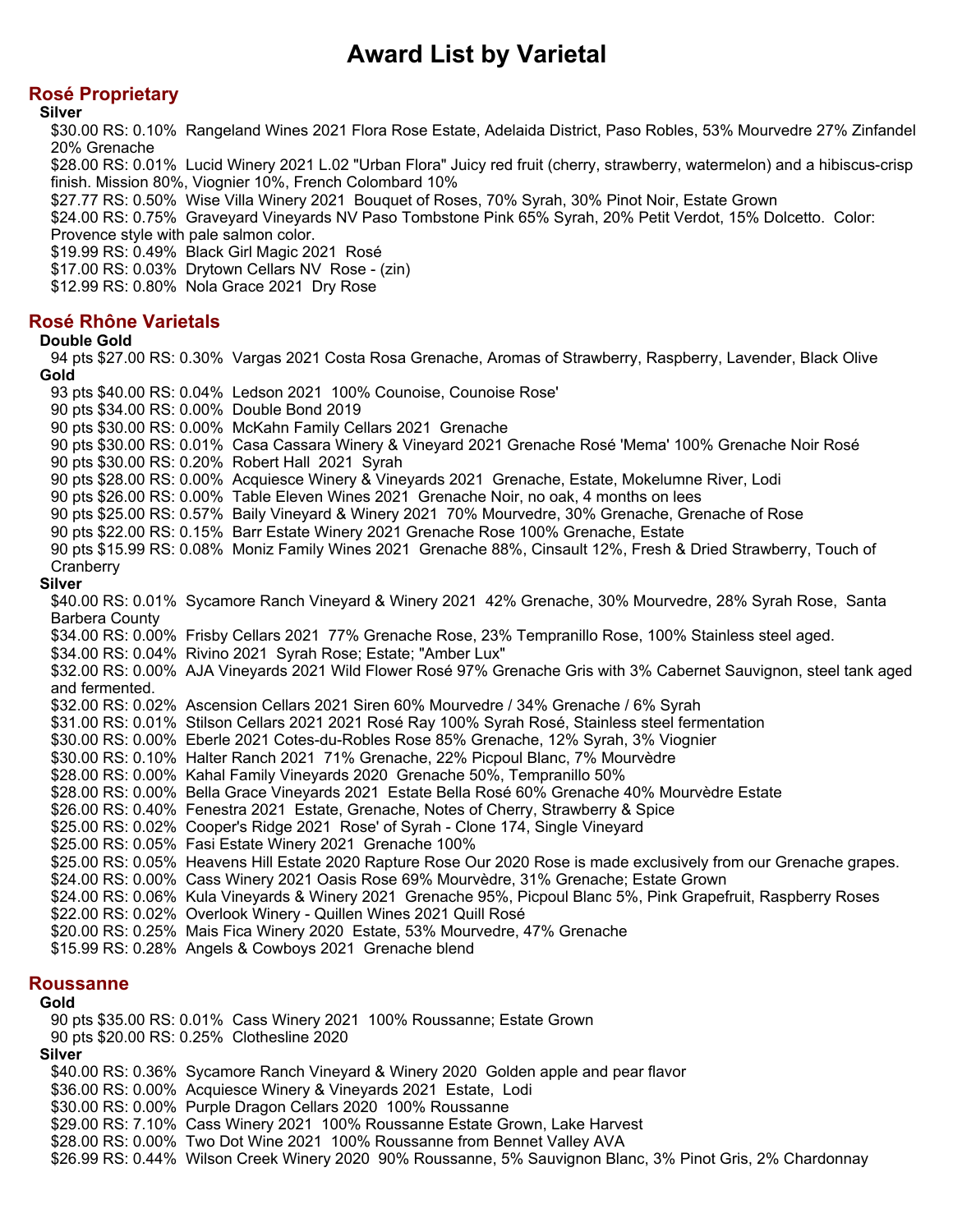# Award List by Varietal

## Rosé Proprietary

### Silver

$30.00 RS: 0.10%  Rangeland Wines 2021 Flora Rose Estate, Adelaida District, Paso Robles, 53% Mourvedre 27% Zinfandel 20% Grenache
$28.00 RS: 0.01%  Lucid Winery 2021 L.02 "Urban Flora" Juicy red fruit (cherry, strawberry, watermelon) and a hibiscus-crisp finish. Mission 80%, Viognier 10%, French Colombard 10%
$27.77 RS: 0.50%  Wise Villa Winery 2021  Bouquet of Roses, 70% Syrah, 30% Pinot Noir, Estate Grown
$24.00 RS: 0.75%  Graveyard Vineyards NV Paso Tombstone Pink 65% Syrah, 20% Petit Verdot, 15% Dolcetto.  Color: Provence style with pale salmon color.
$19.99 RS: 0.49%  Black Girl Magic 2021  Rosé
$17.00 RS: 0.03%  Drytown Cellars NV  Rose - (zin)
$12.99 RS: 0.80%  Nola Grace 2021  Dry Rose

## Rosé Rhône Varietals

### Double Gold

94 pts $27.00 RS: 0.30%  Vargas 2021 Costa Rosa Grenache, Aromas of Strawberry, Raspberry, Lavender, Black Olive

### Gold

93 pts $40.00 RS: 0.04%  Ledson 2021  100% Counoise, Counoise Rose'
90 pts $34.00 RS: 0.00%  Double Bond 2019
90 pts $30.00 RS: 0.00%  McKahn Family Cellars 2021  Grenache
90 pts $30.00 RS: 0.01%  Casa Cassara Winery & Vineyard 2021 Grenache Rosé 'Mema' 100% Grenache Noir Rosé
90 pts $30.00 RS: 0.20%  Robert Hall  2021  Syrah
90 pts $28.00 RS: 0.00%  Acquiesce Winery & Vineyards 2021  Grenache, Estate, Mokelumne River, Lodi
90 pts $26.00 RS: 0.00%  Table Eleven Wines 2021  Grenache Noir, no oak, 4 months on lees
90 pts $25.00 RS: 0.57%  Baily Vineyard & Winery 2021  70% Mourvedre, 30% Grenache, Grenache of Rose
90 pts $22.00 RS: 0.15%  Barr Estate Winery 2021 Grenache Rose 100% Grenache, Estate
90 pts $15.99 RS: 0.08%  Moniz Family Wines 2021  Grenache 88%, Cinsault 12%, Fresh & Dried Strawberry, Touch of Cranberry

### Silver

$40.00 RS: 0.01%  Sycamore Ranch Vineyard & Winery 2021  42% Grenache, 30% Mourvedre, 28% Syrah Rose,  Santa Barbera County
$34.00 RS: 0.00%  Frisby Cellars 2021  77% Grenache Rose, 23% Tempranillo Rose, 100% Stainless steel aged.
$34.00 RS: 0.04%  Rivino 2021  Syrah Rose; Estate; "Amber Lux"
$32.00 RS: 0.00%  AJA Vineyards 2021 Wild Flower Rosé 97% Grenache Gris with 3% Cabernet Sauvignon, steel tank aged and fermented.
$32.00 RS: 0.02%  Ascension Cellars 2021 Siren 60% Mourvedre / 34% Grenache / 6% Syrah
$31.00 RS: 0.01%  Stilson Cellars 2021 2021 Rosé Ray 100% Syrah Rosé, Stainless steel fermentation
$30.00 RS: 0.00%  Eberle 2021 Cotes-du-Robles Rose 85% Grenache, 12% Syrah, 3% Viognier
$30.00 RS: 0.10%  Halter Ranch 2021  71% Grenache, 22% Picpoul Blanc, 7% Mourvèdre
$28.00 RS: 0.00%  Kahal Family Vineyards 2020  Grenache 50%, Tempranillo 50%
$28.00 RS: 0.00%  Bella Grace Vineyards 2021  Estate Bella Rosé 60% Grenache 40% Mourvèdre Estate
$26.00 RS: 0.40%  Fenestra 2021  Estate, Grenache, Notes of Cherry, Strawberry & Spice
$25.00 RS: 0.02%  Cooper's Ridge 2021  Rose' of Syrah - Clone 174, Single Vineyard
$25.00 RS: 0.05%  Fasi Estate Winery 2021  Grenache 100%
$25.00 RS: 0.05%  Heavens Hill Estate 2020 Rapture Rose Our 2020 Rose is made exclusively from our Grenache grapes.
$24.00 RS: 0.00%  Cass Winery 2021 Oasis Rose 69% Mourvèdre, 31% Grenache; Estate Grown
$24.00 RS: 0.06%  Kula Vineyards & Winery 2021  Grenache 95%, Picpoul Blanc 5%, Pink Grapefruit, Raspberry Roses
$22.00 RS: 0.02%  Overlook Winery - Quillen Wines 2021 Quill Rosé
$20.00 RS: 0.25%  Mais Fica Winery 2020  Estate, 53% Mourvedre, 47% Grenache
$15.99 RS: 0.28%  Angels & Cowboys 2021  Grenache blend

## Roussanne

### Gold

90 pts $35.00 RS: 0.01%  Cass Winery 2021  100% Roussanne; Estate Grown
90 pts $20.00 RS: 0.25%  Clothesline 2020

### Silver

$40.00 RS: 0.36%  Sycamore Ranch Vineyard & Winery 2020  Golden apple and pear flavor
$36.00 RS: 0.00%  Acquiesce Winery & Vineyards 2021  Estate,  Lodi
$30.00 RS: 0.00%  Purple Dragon Cellars 2020  100% Roussanne
$29.00 RS: 7.10%  Cass Winery 2021  100% Roussanne Estate Grown, Lake Harvest
$28.00 RS: 0.00%  Two Dot Wine 2021  100% Roussanne from Bennet Valley AVA
$26.99 RS: 0.44%  Wilson Creek Winery 2020  90% Roussanne, 5% Sauvignon Blanc, 3% Pinot Gris, 2% Chardonnay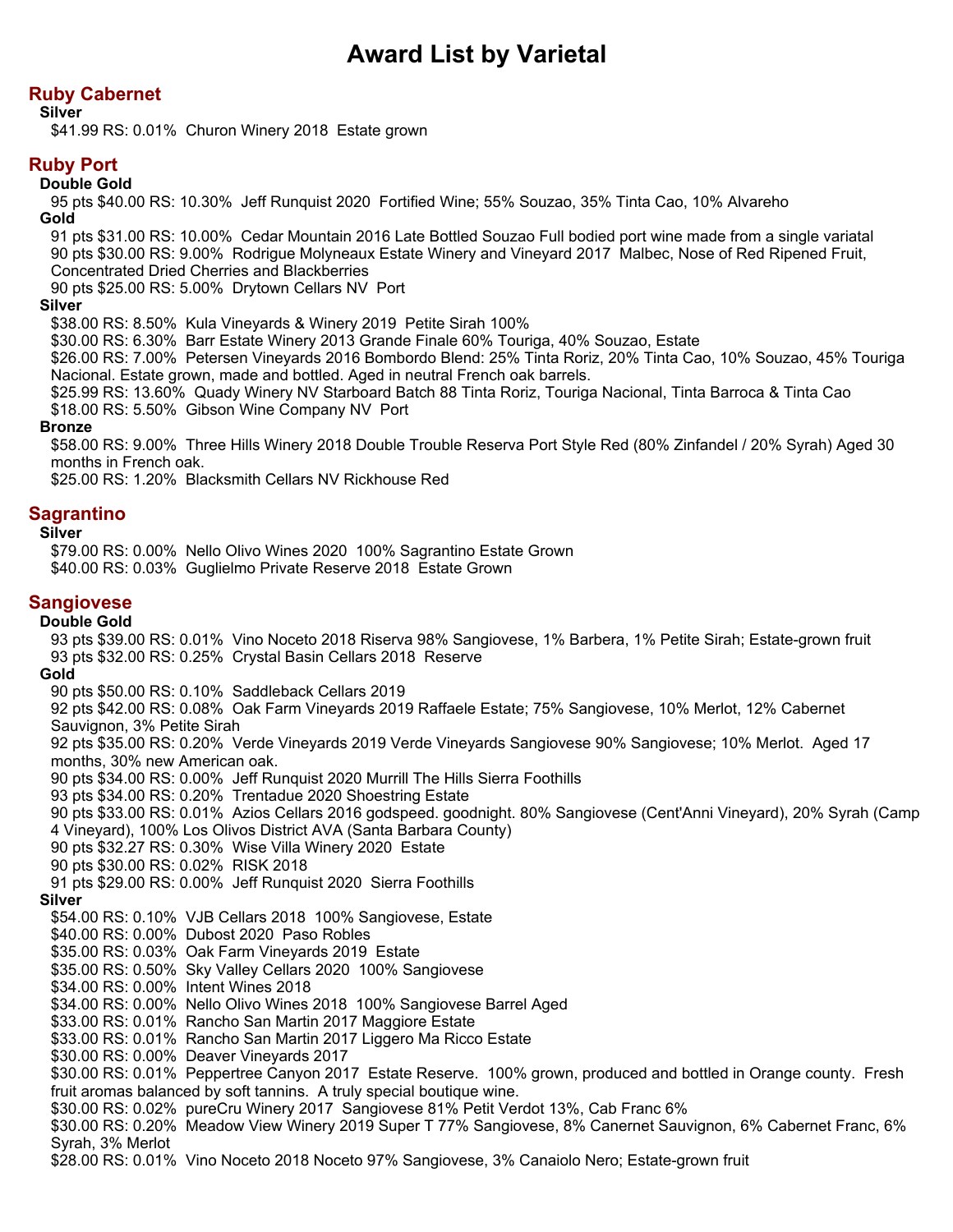# Award List by Varietal

## Ruby Cabernet

### Silver

$41.99 RS: 0.01% Churon Winery 2018 Estate grown

## Ruby Port

### Double Gold

95 pts $40.00 RS: 10.30% Jeff Runquist 2020 Fortified Wine; 55% Souzao, 35% Tinta Cao, 10% Alvareho

### Gold

91 pts $31.00 RS: 10.00% Cedar Mountain 2016 Late Bottled Souzao Full bodied port wine made from a single variatal

90 pts $30.00 RS: 9.00% Rodrigue Molyneaux Estate Winery and Vineyard 2017 Malbec, Nose of Red Ripened Fruit, Concentrated Dried Cherries and Blackberries

90 pts $25.00 RS: 5.00% Drytown Cellars NV Port

### Silver

$38.00 RS: 8.50% Kula Vineyards & Winery 2019 Petite Sirah 100%

$30.00 RS: 6.30% Barr Estate Winery 2013 Grande Finale 60% Touriga, 40% Souzao, Estate

$26.00 RS: 7.00% Petersen Vineyards 2016 Bombordo Blend: 25% Tinta Roriz, 20% Tinta Cao, 10% Souzao, 45% Touriga Nacional. Estate grown, made and bottled. Aged in neutral French oak barrels.

$25.99 RS: 13.60% Quady Winery NV Starboard Batch 88 Tinta Roriz, Touriga Nacional, Tinta Barroca & Tinta Cao

$18.00 RS: 5.50% Gibson Wine Company NV Port

### Bronze

$58.00 RS: 9.00% Three Hills Winery 2018 Double Trouble Reserva Port Style Red (80% Zinfandel / 20% Syrah) Aged 30 months in French oak.

$25.00 RS: 1.20% Blacksmith Cellars NV Rickhouse Red

## Sagrantino

### Silver

$79.00 RS: 0.00% Nello Olivo Wines 2020 100% Sagrantino Estate Grown

$40.00 RS: 0.03% Guglielmo Private Reserve 2018 Estate Grown

## Sangiovese

### Double Gold

93 pts $39.00 RS: 0.01% Vino Noceto 2018 Riserva 98% Sangiovese, 1% Barbera, 1% Petite Sirah; Estate-grown fruit

93 pts $32.00 RS: 0.25% Crystal Basin Cellars 2018 Reserve

### Gold

90 pts $50.00 RS: 0.10% Saddleback Cellars 2019

92 pts $42.00 RS: 0.08% Oak Farm Vineyards 2019 Raffaele Estate; 75% Sangiovese, 10% Merlot, 12% Cabernet Sauvignon, 3% Petite Sirah

92 pts $35.00 RS: 0.20% Verde Vineyards 2019 Verde Vineyards Sangiovese 90% Sangiovese; 10% Merlot. Aged 17 months, 30% new American oak.

90 pts $34.00 RS: 0.00% Jeff Runquist 2020 Murrill The Hills Sierra Foothills

93 pts $34.00 RS: 0.20% Trentadue 2020 Shoestring Estate

90 pts $33.00 RS: 0.01% Azios Cellars 2016 godspeed. goodnight. 80% Sangiovese (Cent'Anni Vineyard), 20% Syrah (Camp 4 Vineyard), 100% Los Olivos District AVA (Santa Barbara County)

90 pts $32.27 RS: 0.30% Wise Villa Winery 2020 Estate

90 pts $30.00 RS: 0.02% RISK 2018

91 pts $29.00 RS: 0.00% Jeff Runquist 2020 Sierra Foothills

### Silver

$54.00 RS: 0.10% VJB Cellars 2018 100% Sangiovese, Estate

$40.00 RS: 0.00% Dubost 2020 Paso Robles

$35.00 RS: 0.03% Oak Farm Vineyards 2019 Estate

$35.00 RS: 0.50% Sky Valley Cellars 2020 100% Sangiovese

$34.00 RS: 0.00% Intent Wines 2018

$34.00 RS: 0.00% Nello Olivo Wines 2018 100% Sangiovese Barrel Aged

$33.00 RS: 0.01% Rancho San Martin 2017 Maggiore Estate

$33.00 RS: 0.01% Rancho San Martin 2017 Liggero Ma Ricco Estate

$30.00 RS: 0.00% Deaver Vineyards 2017

$30.00 RS: 0.01% Peppertree Canyon 2017 Estate Reserve. 100% grown, produced and bottled in Orange county. Fresh fruit aromas balanced by soft tannins. A truly special boutique wine.

$30.00 RS: 0.02% pureCru Winery 2017 Sangiovese 81% Petit Verdot 13%, Cab Franc 6%

$30.00 RS: 0.20% Meadow View Winery 2019 Super T 77% Sangiovese, 8% Canernet Sauvignon, 6% Cabernet Franc, 6% Syrah, 3% Merlot

$28.00 RS: 0.01% Vino Noceto 2018 Noceto 97% Sangiovese, 3% Canaiolo Nero; Estate-grown fruit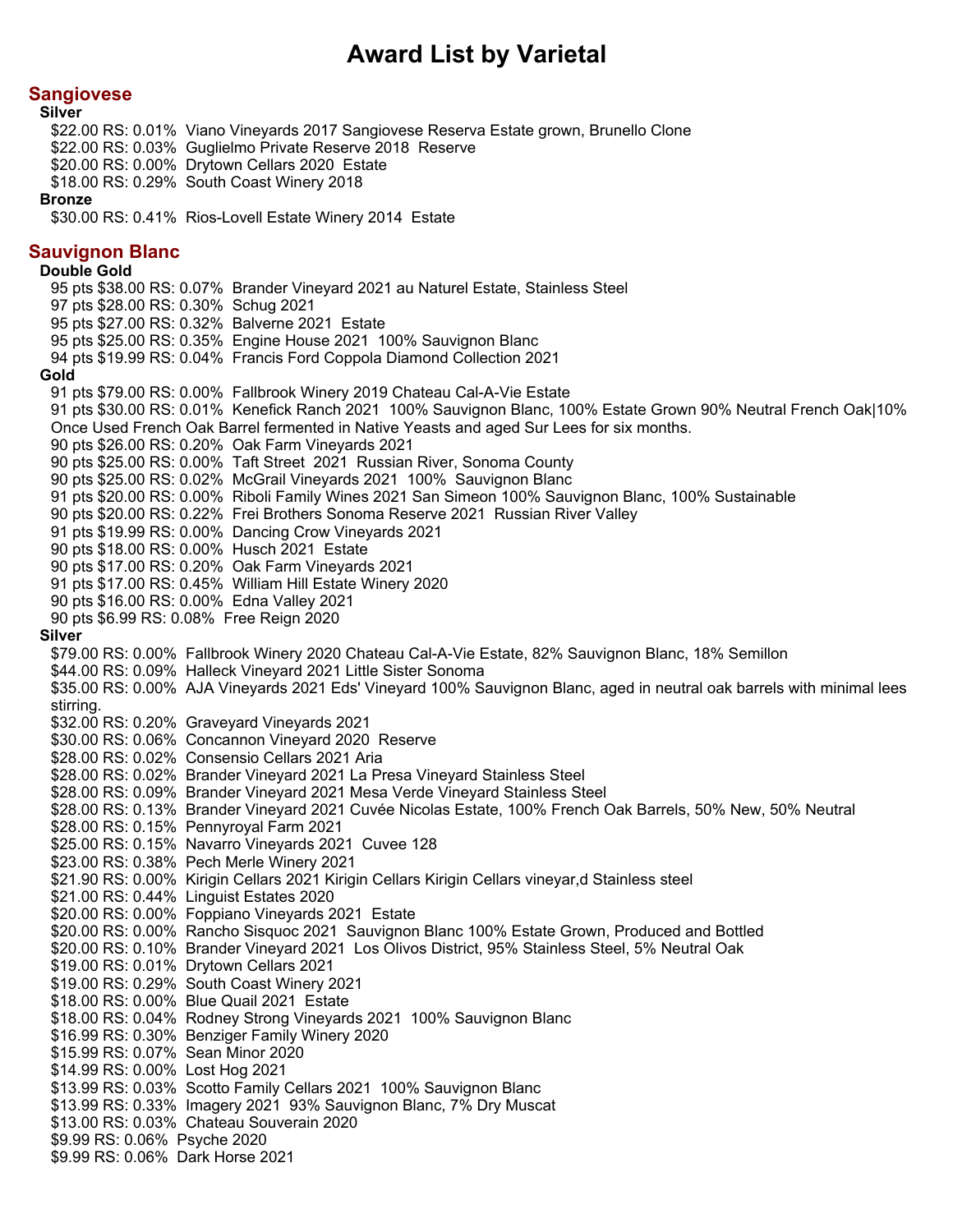# Award List by Varietal

## Sangiovese

### Silver

$22.00 RS: 0.01%  Viano Vineyards 2017 Sangiovese Reserva Estate grown, Brunello Clone
$22.00 RS: 0.03%  Guglielmo Private Reserve 2018  Reserve
$20.00 RS: 0.00%  Drytown Cellars 2020  Estate
$18.00 RS: 0.29%  South Coast Winery 2018

### Bronze

$30.00 RS: 0.41%  Rios-Lovell Estate Winery 2014  Estate

## Sauvignon Blanc

### Double Gold

95 pts $38.00 RS: 0.07%  Brander Vineyard 2021 au Naturel Estate, Stainless Steel
97 pts $28.00 RS: 0.30%  Schug 2021
95 pts $27.00 RS: 0.32%  Balverne 2021  Estate
95 pts $25.00 RS: 0.35%  Engine House 2021  100% Sauvignon Blanc
94 pts $19.99 RS: 0.04%  Francis Ford Coppola Diamond Collection 2021

### Gold

91 pts $79.00 RS: 0.00%  Fallbrook Winery 2019 Chateau Cal-A-Vie Estate
91 pts $30.00 RS: 0.01%  Kenefick Ranch 2021  100% Sauvignon Blanc, 100% Estate Grown 90% Neutral French Oak|10% Once Used French Oak Barrel fermented in Native Yeasts and aged Sur Lees for six months.
90 pts $26.00 RS: 0.20%  Oak Farm Vineyards 2021
90 pts $25.00 RS: 0.00%  Taft Street  2021  Russian River, Sonoma County
90 pts $25.00 RS: 0.02%  McGrail Vineyards 2021  100%  Sauvignon Blanc
91 pts $20.00 RS: 0.00%  Riboli Family Wines 2021 San Simeon 100% Sauvignon Blanc, 100% Sustainable
90 pts $20.00 RS: 0.22%  Frei Brothers Sonoma Reserve 2021  Russian River Valley
91 pts $19.99 RS: 0.00%  Dancing Crow Vineyards 2021
90 pts $18.00 RS: 0.00%  Husch 2021  Estate
90 pts $17.00 RS: 0.20%  Oak Farm Vineyards 2021
91 pts $17.00 RS: 0.45%  William Hill Estate Winery 2020
90 pts $16.00 RS: 0.00%  Edna Valley 2021
90 pts $6.99 RS: 0.08%  Free Reign 2020

### Silver

$79.00 RS: 0.00%  Fallbrook Winery 2020 Chateau Cal-A-Vie Estate, 82% Sauvignon Blanc, 18% Semillon
$44.00 RS: 0.09%  Halleck Vineyard 2021 Little Sister Sonoma
$35.00 RS: 0.00%  AJA Vineyards 2021 Eds' Vineyard 100% Sauvignon Blanc, aged in neutral oak barrels with minimal lees stirring.
$32.00 RS: 0.20%  Graveyard Vineyards 2021
$30.00 RS: 0.06%  Concannon Vineyard 2020  Reserve
$28.00 RS: 0.02%  Consensio Cellars 2021 Aria
$28.00 RS: 0.02%  Brander Vineyard 2021 La Presa Vineyard Stainless Steel
$28.00 RS: 0.09%  Brander Vineyard 2021 Mesa Verde Vineyard Stainless Steel
$28.00 RS: 0.13%  Brander Vineyard 2021 Cuvée Nicolas Estate, 100% French Oak Barrels, 50% New, 50% Neutral
$28.00 RS: 0.15%  Pennyroyal Farm 2021
$25.00 RS: 0.15%  Navarro Vineyards 2021  Cuvee 128
$23.00 RS: 0.38%  Pech Merle Winery 2021
$21.90 RS: 0.00%  Kirigin Cellars 2021 Kirigin Cellars Kirigin Cellars vineyar,d Stainless steel
$21.00 RS: 0.44%  Linguist Estates 2020
$20.00 RS: 0.00%  Foppiano Vineyards 2021  Estate
$20.00 RS: 0.00%  Rancho Sisquoc 2021  Sauvignon Blanc 100% Estate Grown, Produced and Bottled
$20.00 RS: 0.10%  Brander Vineyard 2021  Los Olivos District, 95% Stainless Steel, 5% Neutral Oak
$19.00 RS: 0.01%  Drytown Cellars 2021
$19.00 RS: 0.29%  South Coast Winery 2021
$18.00 RS: 0.00%  Blue Quail 2021  Estate
$18.00 RS: 0.04%  Rodney Strong Vineyards 2021  100% Sauvignon Blanc
$16.99 RS: 0.30%  Benziger Family Winery 2020
$15.99 RS: 0.07%  Sean Minor 2020
$14.99 RS: 0.00%  Lost Hog 2021
$13.99 RS: 0.03%  Scotto Family Cellars 2021  100% Sauvignon Blanc
$13.99 RS: 0.33%  Imagery 2021  93% Sauvignon Blanc, 7% Dry Muscat
$13.00 RS: 0.03%  Chateau Souverain 2020
$9.99 RS: 0.06%  Psyche 2020
$9.99 RS: 0.06%  Dark Horse 2021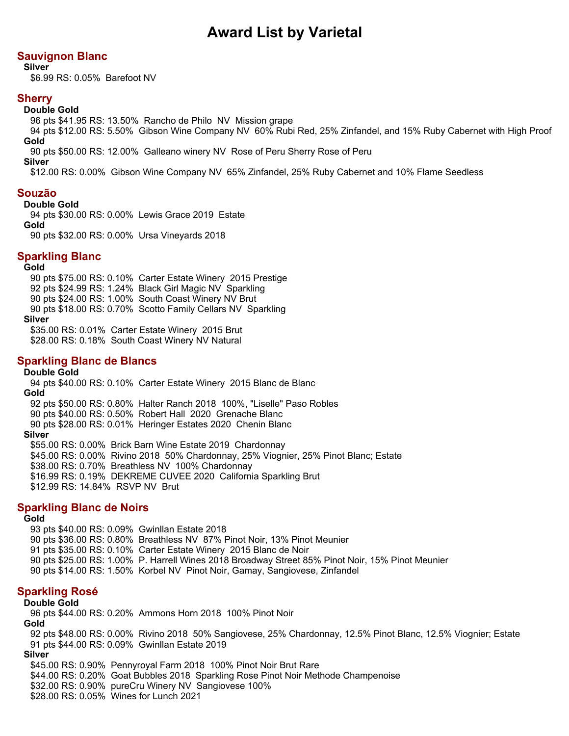# Award List by Varietal

## Sauvignon Blanc

**Silver**

$6.99 RS: 0.05%  Barefoot NV

## Sherry

**Double Gold**

96 pts $41.95 RS: 13.50%  Rancho de Philo  NV  Mission grape

94 pts $12.00 RS: 5.50%  Gibson Wine Company NV  60% Rubi Red, 25% Zinfandel, and 15% Ruby Cabernet with High Proof

**Gold**

90 pts $50.00 RS: 12.00%  Galleano winery NV  Rose of Peru Sherry Rose of Peru

**Silver**

$12.00 RS: 0.00%  Gibson Wine Company NV  65% Zinfandel, 25% Ruby Cabernet and 10% Flame Seedless

## Souzão

**Double Gold**

94 pts $30.00 RS: 0.00%  Lewis Grace 2019  Estate

**Gold**

90 pts $32.00 RS: 0.00%  Ursa Vineyards 2018

## Sparkling Blanc

**Gold**

90 pts $75.00 RS: 0.10%  Carter Estate Winery  2015 Prestige

92 pts $24.99 RS: 1.24%  Black Girl Magic NV  Sparkling

90 pts $24.00 RS: 1.00%  South Coast Winery NV Brut

90 pts $18.00 RS: 0.70%  Scotto Family Cellars NV  Sparkling

**Silver**

$35.00 RS: 0.01%  Carter Estate Winery  2015 Brut

$28.00 RS: 0.18%  South Coast Winery NV Natural

## Sparkling Blanc de Blancs

**Double Gold**

94 pts $40.00 RS: 0.10%  Carter Estate Winery  2015 Blanc de Blanc

**Gold**

92 pts $50.00 RS: 0.80%  Halter Ranch 2018  100%, "Liselle" Paso Robles

90 pts $40.00 RS: 0.50%  Robert Hall  2020  Grenache Blanc

90 pts $28.00 RS: 0.01%  Heringer Estates 2020  Chenin Blanc

**Silver**

$55.00 RS: 0.00%  Brick Barn Wine Estate 2019  Chardonnay

$45.00 RS: 0.00%  Rivino 2018  50% Chardonnay, 25% Viognier, 25% Pinot Blanc; Estate

$38.00 RS: 0.70%  Breathless NV  100% Chardonnay

$16.99 RS: 0.19%  DEKREME CUVEE 2020  California Sparkling Brut

$12.99 RS: 14.84%  RSVP NV  Brut

## Sparkling Blanc de Noirs

**Gold**

93 pts $40.00 RS: 0.09%  Gwinllan Estate 2018

90 pts $36.00 RS: 0.80%  Breathless NV  87% Pinot Noir, 13% Pinot Meunier

91 pts $35.00 RS: 0.10%  Carter Estate Winery  2015 Blanc de Noir

90 pts $25.00 RS: 1.00%  P. Harrell Wines 2018 Broadway Street 85% Pinot Noir, 15% Pinot Meunier

90 pts $14.00 RS: 1.50%  Korbel NV  Pinot Noir, Gamay, Sangiovese, Zinfandel

## Sparkling Rosé

**Double Gold**

96 pts $44.00 RS: 0.20%  Ammons Horn 2018  100% Pinot Noir

**Gold**

92 pts $48.00 RS: 0.00%  Rivino 2018  50% Sangiovese, 25% Chardonnay, 12.5% Pinot Blanc, 12.5% Viognier; Estate

91 pts $44.00 RS: 0.09%  Gwinllan Estate 2019

**Silver**

$45.00 RS: 0.90%  Pennyroyal Farm 2018  100% Pinot Noir Brut Rare

$44.00 RS: 0.20%  Goat Bubbles 2018  Sparkling Rose Pinot Noir Methode Champenoise

$32.00 RS: 0.90%  pureCru Winery NV  Sangiovese 100%

$28.00 RS: 0.05%  Wines for Lunch 2021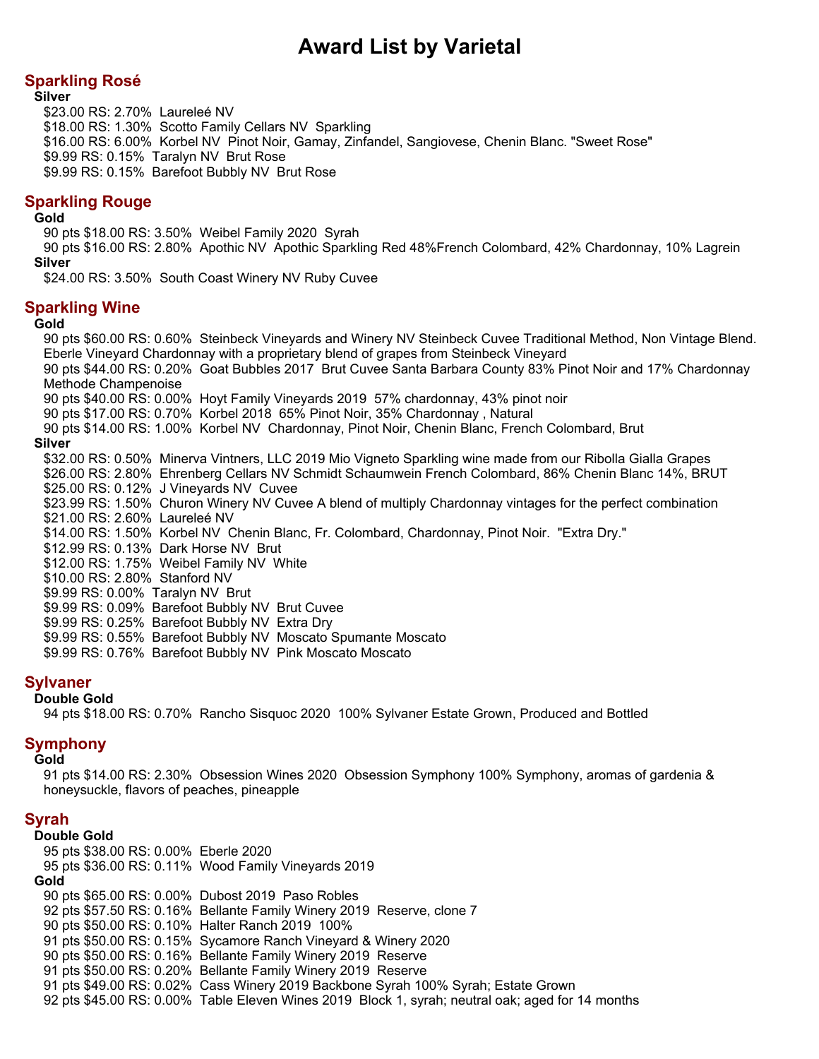# Award List by Varietal

## Sparkling Rosé

### Silver

$23.00 RS: 2.70%  Laureleé NV  
$18.00 RS: 1.30%  Scotto Family Cellars NV  Sparkling  
$16.00 RS: 6.00%  Korbel NV  Pinot Noir, Gamay, Zinfandel, Sangiovese, Chenin Blanc. "Sweet Rose"  
$9.99 RS: 0.15%  Taralyn NV  Brut Rose  
$9.99 RS: 0.15%  Barefoot Bubbly NV  Brut Rose

## Sparkling Rouge

### Gold

90 pts $18.00 RS: 3.50%  Weibel Family 2020  Syrah  
90 pts $16.00 RS: 2.80%  Apothic NV  Apothic Sparkling Red 48%French Colombard, 42% Chardonnay, 10% Lagrein

### Silver

$24.00 RS: 3.50%  South Coast Winery NV Ruby Cuvee

## Sparkling Wine

### Gold

90 pts $60.00 RS: 0.60%  Steinbeck Vineyards and Winery NV Steinbeck Cuvee Traditional Method, Non Vintage Blend. Eberle Vineyard Chardonnay with a proprietary blend of grapes from Steinbeck Vineyard  
90 pts $44.00 RS: 0.20%  Goat Bubbles 2017  Brut Cuvee Santa Barbara County 83% Pinot Noir and 17% Chardonnay Methode Champenoise  
90 pts $40.00 RS: 0.00%  Hoyt Family Vineyards 2019  57% chardonnay, 43% pinot noir  
90 pts $17.00 RS: 0.70%  Korbel 2018  65% Pinot Noir, 35% Chardonnay , Natural  
90 pts $14.00 RS: 1.00%  Korbel NV  Chardonnay, Pinot Noir, Chenin Blanc, French Colombard, Brut

### Silver

$32.00 RS: 0.50%  Minerva Vintners, LLC 2019 Mio Vigneto Sparkling wine made from our Ribolla Gialla Grapes  
$26.00 RS: 2.80%  Ehrenberg Cellars NV Schmidt Schaumwein French Colombard, 86% Chenin Blanc 14%, BRUT  
$25.00 RS: 0.12%  J Vineyards NV  Cuvee  
$23.99 RS: 1.50%  Churon Winery NV Cuvee A blend of multiply Chardonnay vintages for the perfect combination  
$21.00 RS: 2.60%  Laureleé NV  
$14.00 RS: 1.50%  Korbel NV  Chenin Blanc, Fr. Colombard, Chardonnay, Pinot Noir.  "Extra Dry."  
$12.99 RS: 0.13%  Dark Horse NV  Brut  
$12.00 RS: 1.75%  Weibel Family NV  White  
$10.00 RS: 2.80%  Stanford NV  
$9.99 RS: 0.00%  Taralyn NV  Brut  
$9.99 RS: 0.09%  Barefoot Bubbly NV  Brut Cuvee  
$9.99 RS: 0.25%  Barefoot Bubbly NV  Extra Dry  
$9.99 RS: 0.55%  Barefoot Bubbly NV  Moscato Spumante Moscato  
$9.99 RS: 0.76%  Barefoot Bubbly NV  Pink Moscato Moscato

## Sylvaner

### Double Gold

94 pts $18.00 RS: 0.70%  Rancho Sisquoc 2020  100% Sylvaner Estate Grown, Produced and Bottled

## Symphony

### Gold

91 pts $14.00 RS: 2.30%  Obsession Wines 2020  Obsession Symphony 100% Symphony, aromas of gardenia & honeysuckle, flavors of peaches, pineapple

## Syrah

### Double Gold

95 pts $38.00 RS: 0.00%  Eberle 2020  
95 pts $36.00 RS: 0.11%  Wood Family Vineyards 2019

### Gold

90 pts $65.00 RS: 0.00%  Dubost 2019  Paso Robles  
92 pts $57.50 RS: 0.16%  Bellante Family Winery 2019  Reserve, clone 7  
90 pts $50.00 RS: 0.10%  Halter Ranch 2019  100%  
91 pts $50.00 RS: 0.15%  Sycamore Ranch Vineyard & Winery 2020  
90 pts $50.00 RS: 0.16%  Bellante Family Winery 2019  Reserve  
91 pts $50.00 RS: 0.20%  Bellante Family Winery 2019  Reserve  
91 pts $49.00 RS: 0.02%  Cass Winery 2019 Backbone Syrah 100% Syrah; Estate Grown  
92 pts $45.00 RS: 0.00%  Table Eleven Wines 2019  Block 1, syrah; neutral oak; aged for 14 months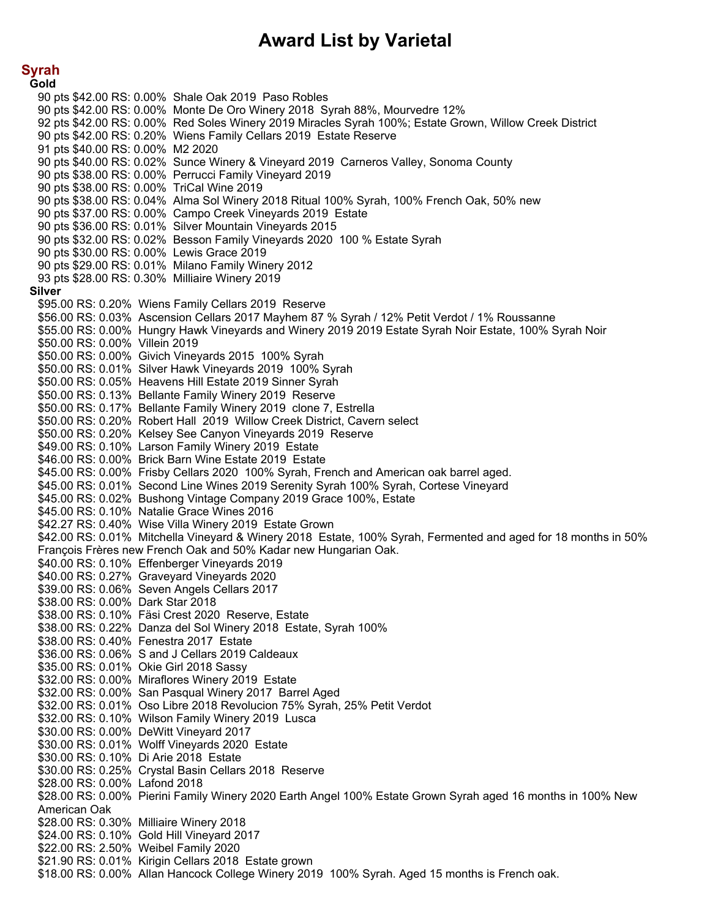# Award List by Varietal

## Syrah

### Gold

90 pts $42.00 RS: 0.00% Shale Oak 2019 Paso Robles
90 pts $42.00 RS: 0.00% Monte De Oro Winery 2018 Syrah 88%, Mourvedre 12%
92 pts $42.00 RS: 0.00% Red Soles Winery 2019 Miracles Syrah 100%; Estate Grown, Willow Creek District
90 pts $42.00 RS: 0.20% Wiens Family Cellars 2019 Estate Reserve
91 pts $40.00 RS: 0.00% M2 2020
90 pts $40.00 RS: 0.02% Sunce Winery & Vineyard 2019 Carneros Valley, Sonoma County
90 pts $38.00 RS: 0.00% Perrucci Family Vineyard 2019
90 pts $38.00 RS: 0.00% TriCal Wine 2019
90 pts $38.00 RS: 0.04% Alma Sol Winery 2018 Ritual 100% Syrah, 100% French Oak, 50% new
90 pts $37.00 RS: 0.00% Campo Creek Vineyards 2019 Estate
90 pts $36.00 RS: 0.01% Silver Mountain Vineyards 2015
90 pts $32.00 RS: 0.02% Besson Family Vineyards 2020 100 % Estate Syrah
90 pts $30.00 RS: 0.00% Lewis Grace 2019
90 pts $29.00 RS: 0.01% Milano Family Winery 2012
93 pts $28.00 RS: 0.30% Milliaire Winery 2019

### Silver

$95.00 RS: 0.20% Wiens Family Cellars 2019 Reserve
$56.00 RS: 0.03% Ascension Cellars 2017 Mayhem 87 % Syrah / 12% Petit Verdot / 1% Roussanne
$55.00 RS: 0.00% Hungry Hawk Vineyards and Winery 2019 2019 Estate Syrah Noir Estate, 100% Syrah Noir
$50.00 RS: 0.00% Villein 2019
$50.00 RS: 0.00% Givich Vineyards 2015 100% Syrah
$50.00 RS: 0.01% Silver Hawk Vineyards 2019 100% Syrah
$50.00 RS: 0.05% Heavens Hill Estate 2019 Sinner Syrah
$50.00 RS: 0.13% Bellante Family Winery 2019 Reserve
$50.00 RS: 0.17% Bellante Family Winery 2019 clone 7, Estrella
$50.00 RS: 0.20% Robert Hall 2019 Willow Creek District, Cavern select
$50.00 RS: 0.20% Kelsey See Canyon Vineyards 2019 Reserve
$49.00 RS: 0.10% Larson Family Winery 2019 Estate
$46.00 RS: 0.00% Brick Barn Wine Estate 2019 Estate
$45.00 RS: 0.00% Frisby Cellars 2020 100% Syrah, French and American oak barrel aged.
$45.00 RS: 0.01% Second Line Wines 2019 Serenity Syrah 100% Syrah, Cortese Vineyard
$45.00 RS: 0.02% Bushong Vintage Company 2019 Grace 100%, Estate
$45.00 RS: 0.10% Natalie Grace Wines 2016
$42.27 RS: 0.40% Wise Villa Winery 2019 Estate Grown
$42.00 RS: 0.01% Mitchella Vineyard & Winery 2018 Estate, 100% Syrah, Fermented and aged for 18 months in 50% François Frères new French Oak and 50% Kadar new Hungarian Oak.
$40.00 RS: 0.10% Effenberger Vineyards 2019
$40.00 RS: 0.27% Graveyard Vineyards 2020
$39.00 RS: 0.06% Seven Angels Cellars 2017
$38.00 RS: 0.00% Dark Star 2018
$38.00 RS: 0.10% Fäsi Crest 2020 Reserve, Estate
$38.00 RS: 0.22% Danza del Sol Winery 2018 Estate, Syrah 100%
$38.00 RS: 0.40% Fenestra 2017 Estate
$36.00 RS: 0.06% S and J Cellars 2019 Caldeaux
$35.00 RS: 0.01% Okie Girl 2018 Sassy
$32.00 RS: 0.00% Miraflores Winery 2019 Estate
$32.00 RS: 0.00% San Pasqual Winery 2017 Barrel Aged
$32.00 RS: 0.01% Oso Libre 2018 Revolucion 75% Syrah, 25% Petit Verdot
$32.00 RS: 0.10% Wilson Family Winery 2019 Lusca
$30.00 RS: 0.00% DeWitt Vineyard 2017
$30.00 RS: 0.01% Wolff Vineyards 2020 Estate
$30.00 RS: 0.10% Di Arie 2018 Estate
$30.00 RS: 0.25% Crystal Basin Cellars 2018 Reserve
$28.00 RS: 0.00% Lafond 2018
$28.00 RS: 0.00% Pierini Family Winery 2020 Earth Angel 100% Estate Grown Syrah aged 16 months in 100% New American Oak
$28.00 RS: 0.30% Milliaire Winery 2018
$24.00 RS: 0.10% Gold Hill Vineyard 2017
$22.00 RS: 2.50% Weibel Family 2020
$21.90 RS: 0.01% Kirigin Cellars 2018 Estate grown
$18.00 RS: 0.00% Allan Hancock College Winery 2019 100% Syrah. Aged 15 months is French oak.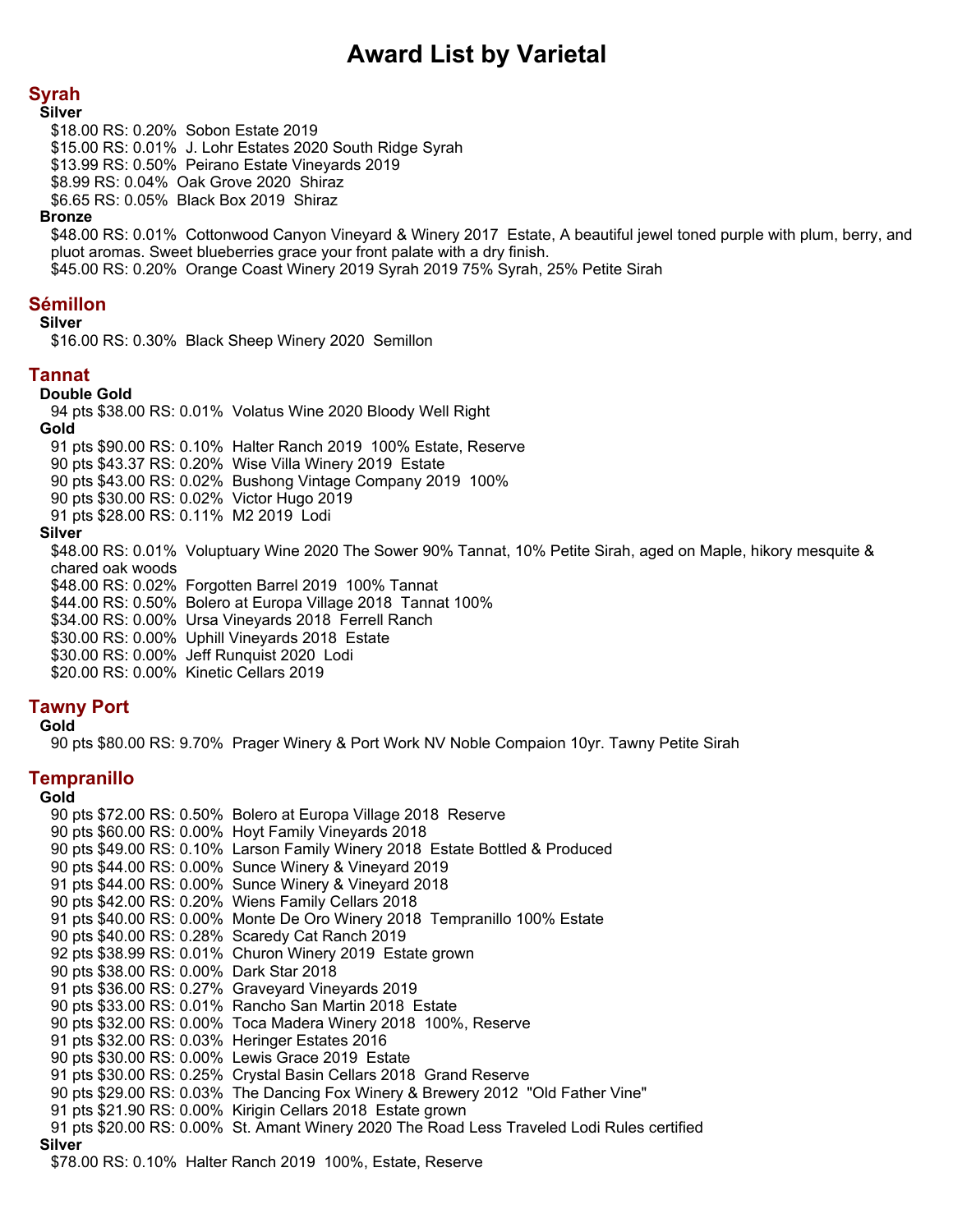# Award List by Varietal

## Syrah

**Silver**

$18.00 RS: 0.20%  Sobon Estate 2019
$15.00 RS: 0.01%  J. Lohr Estates 2020 South Ridge Syrah
$13.99 RS: 0.50%  Peirano Estate Vineyards 2019
$8.99 RS: 0.04%  Oak Grove 2020  Shiraz
$6.65 RS: 0.05%  Black Box 2019  Shiraz

**Bronze**

$48.00 RS: 0.01%  Cottonwood Canyon Vineyard & Winery 2017  Estate, A beautiful jewel toned purple with plum, berry, and pluot aromas. Sweet blueberries grace your front palate with a dry finish.
$45.00 RS: 0.20%  Orange Coast Winery 2019 Syrah 2019 75% Syrah, 25% Petite Sirah

## Sémillon

**Silver**

$16.00 RS: 0.30%  Black Sheep Winery 2020  Semillon

## Tannat

**Double Gold**

94 pts $38.00 RS: 0.01%  Volatus Wine 2020 Bloody Well Right

**Gold**

91 pts $90.00 RS: 0.10%  Halter Ranch 2019  100% Estate, Reserve
90 pts $43.37 RS: 0.20%  Wise Villa Winery 2019  Estate
90 pts $43.00 RS: 0.02%  Bushong Vintage Company 2019  100%
90 pts $30.00 RS: 0.02%  Victor Hugo 2019
91 pts $28.00 RS: 0.11%  M2 2019  Lodi

**Silver**

$48.00 RS: 0.01%  Voluptuary Wine 2020 The Sower 90% Tannat, 10% Petite Sirah, aged on Maple, hikory mesquite & chared oak woods
$48.00 RS: 0.02%  Forgotten Barrel 2019  100% Tannat
$44.00 RS: 0.50%  Bolero at Europa Village 2018  Tannat 100%
$34.00 RS: 0.00%  Ursa Vineyards 2018  Ferrell Ranch
$30.00 RS: 0.00%  Uphill Vineyards 2018  Estate
$30.00 RS: 0.00%  Jeff Runquist 2020  Lodi
$20.00 RS: 0.00%  Kinetic Cellars 2019

## Tawny Port

**Gold**

90 pts $80.00 RS: 9.70%  Prager Winery & Port Work NV Noble Compaion 10yr. Tawny Petite Sirah

## Tempranillo

**Gold**

90 pts $72.00 RS: 0.50%  Bolero at Europa Village 2018  Reserve
90 pts $60.00 RS: 0.00%  Hoyt Family Vineyards 2018
90 pts $49.00 RS: 0.10%  Larson Family Winery 2018  Estate Bottled & Produced
90 pts $44.00 RS: 0.00%  Sunce Winery & Vineyard 2019
91 pts $44.00 RS: 0.00%  Sunce Winery & Vineyard 2018
90 pts $42.00 RS: 0.20%  Wiens Family Cellars 2018
91 pts $40.00 RS: 0.00%  Monte De Oro Winery 2018  Tempranillo 100% Estate
90 pts $40.00 RS: 0.28%  Scaredy Cat Ranch 2019
92 pts $38.99 RS: 0.01%  Churon Winery 2019  Estate grown
90 pts $38.00 RS: 0.00%  Dark Star 2018
91 pts $36.00 RS: 0.27%  Graveyard Vineyards 2019
90 pts $33.00 RS: 0.01%  Rancho San Martin 2018  Estate
90 pts $32.00 RS: 0.00%  Toca Madera Winery 2018  100%, Reserve
91 pts $32.00 RS: 0.03%  Heringer Estates 2016
90 pts $30.00 RS: 0.00%  Lewis Grace 2019  Estate
91 pts $30.00 RS: 0.25%  Crystal Basin Cellars 2018  Grand Reserve
90 pts $29.00 RS: 0.03%  The Dancing Fox Winery & Brewery 2012  "Old Father Vine"
91 pts $21.90 RS: 0.00%  Kirigin Cellars 2018  Estate grown
91 pts $20.00 RS: 0.00%  St. Amant Winery 2020 The Road Less Traveled Lodi Rules certified

**Silver**

$78.00 RS: 0.10%  Halter Ranch 2019  100%, Estate, Reserve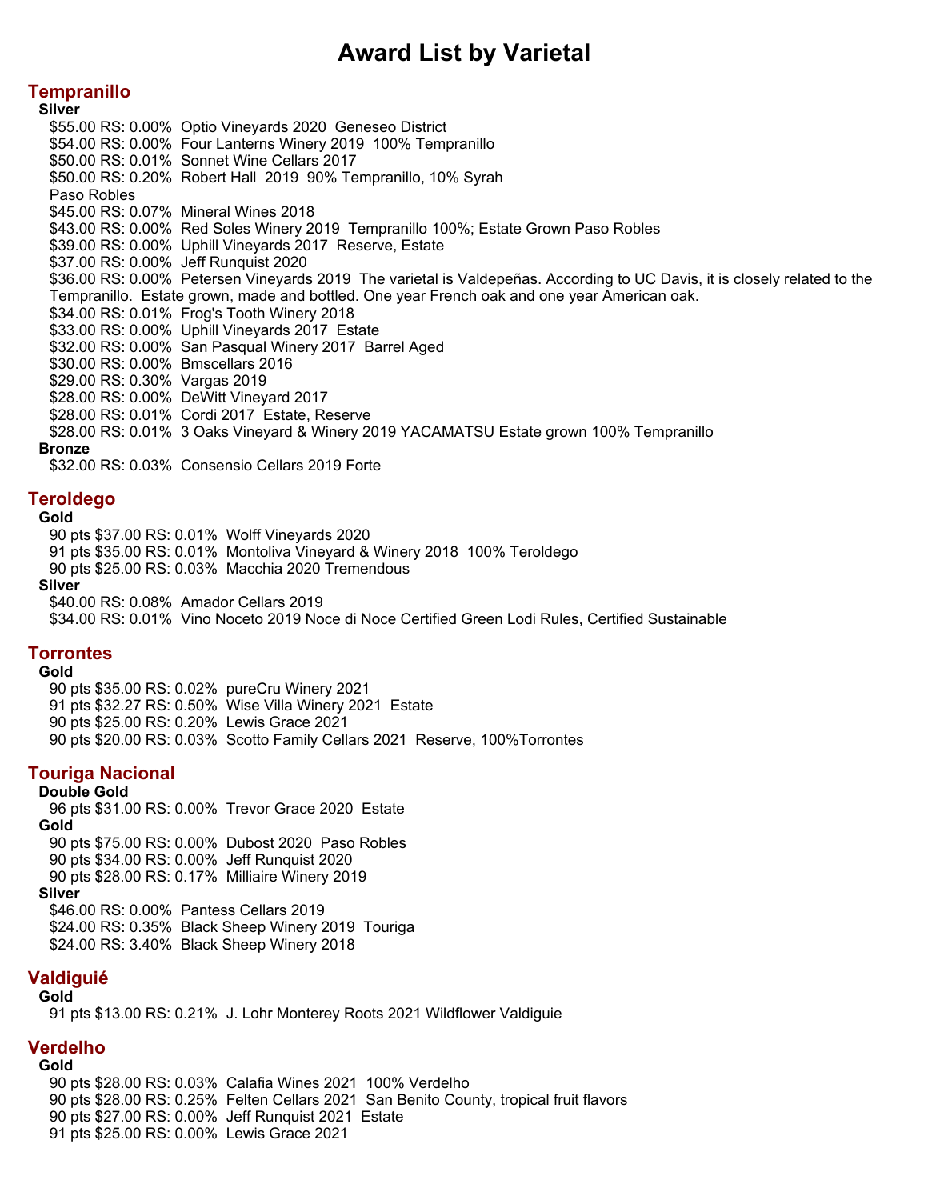# Award List by Varietal

## Tempranillo

**Silver**

$55.00 RS: 0.00% Optio Vineyards 2020 Geneseo District
$54.00 RS: 0.00% Four Lanterns Winery 2019 100% Tempranillo
$50.00 RS: 0.01% Sonnet Wine Cellars 2017
$50.00 RS: 0.20% Robert Hall 2019 90% Tempranillo, 10% Syrah Paso Robles
$45.00 RS: 0.07% Mineral Wines 2018
$43.00 RS: 0.00% Red Soles Winery 2019 Tempranillo 100%; Estate Grown Paso Robles
$39.00 RS: 0.00% Uphill Vineyards 2017 Reserve, Estate
$37.00 RS: 0.00% Jeff Runquist 2020
$36.00 RS: 0.00% Petersen Vineyards 2019 The varietal is Valdepeñas. According to UC Davis, it is closely related to the Tempranillo. Estate grown, made and bottled. One year French oak and one year American oak.
$34.00 RS: 0.01% Frog's Tooth Winery 2018
$33.00 RS: 0.00% Uphill Vineyards 2017 Estate
$32.00 RS: 0.00% San Pasqual Winery 2017 Barrel Aged
$30.00 RS: 0.00% Bmscellars 2016
$29.00 RS: 0.30% Vargas 2019
$28.00 RS: 0.00% DeWitt Vineyard 2017
$28.00 RS: 0.01% Cordi 2017 Estate, Reserve
$28.00 RS: 0.01% 3 Oaks Vineyard & Winery 2019 YACAMATSU Estate grown 100% Tempranillo

**Bronze**

$32.00 RS: 0.03% Consensio Cellars 2019 Forte

## Teroldego

**Gold**

90 pts $37.00 RS: 0.01% Wolff Vineyards 2020
91 pts $35.00 RS: 0.01% Montoliva Vineyard & Winery 2018 100% Teroldego
90 pts $25.00 RS: 0.03% Macchia 2020 Tremendous

**Silver**

$40.00 RS: 0.08% Amador Cellars 2019
$34.00 RS: 0.01% Vino Noceto 2019 Noce di Noce Certified Green Lodi Rules, Certified Sustainable

## Torrontes

**Gold**

90 pts $35.00 RS: 0.02% pureCru Winery 2021
91 pts $32.27 RS: 0.50% Wise Villa Winery 2021 Estate
90 pts $25.00 RS: 0.20% Lewis Grace 2021
90 pts $20.00 RS: 0.03% Scotto Family Cellars 2021 Reserve, 100%Torrontes

## Touriga Nacional

**Double Gold**

96 pts $31.00 RS: 0.00% Trevor Grace 2020 Estate

**Gold**

90 pts $75.00 RS: 0.00% Dubost 2020 Paso Robles
90 pts $34.00 RS: 0.00% Jeff Runquist 2020
90 pts $28.00 RS: 0.17% Milliaire Winery 2019

**Silver**

$46.00 RS: 0.00% Pantess Cellars 2019
$24.00 RS: 0.35% Black Sheep Winery 2019 Touriga
$24.00 RS: 3.40% Black Sheep Winery 2018

## Valdiguié

**Gold**

91 pts $13.00 RS: 0.21% J. Lohr Monterey Roots 2021 Wildflower Valdiguie

## Verdelho

**Gold**

90 pts $28.00 RS: 0.03% Calafia Wines 2021 100% Verdelho
90 pts $28.00 RS: 0.25% Felten Cellars 2021 San Benito County, tropical fruit flavors
90 pts $27.00 RS: 0.00% Jeff Runquist 2021 Estate
91 pts $25.00 RS: 0.00% Lewis Grace 2021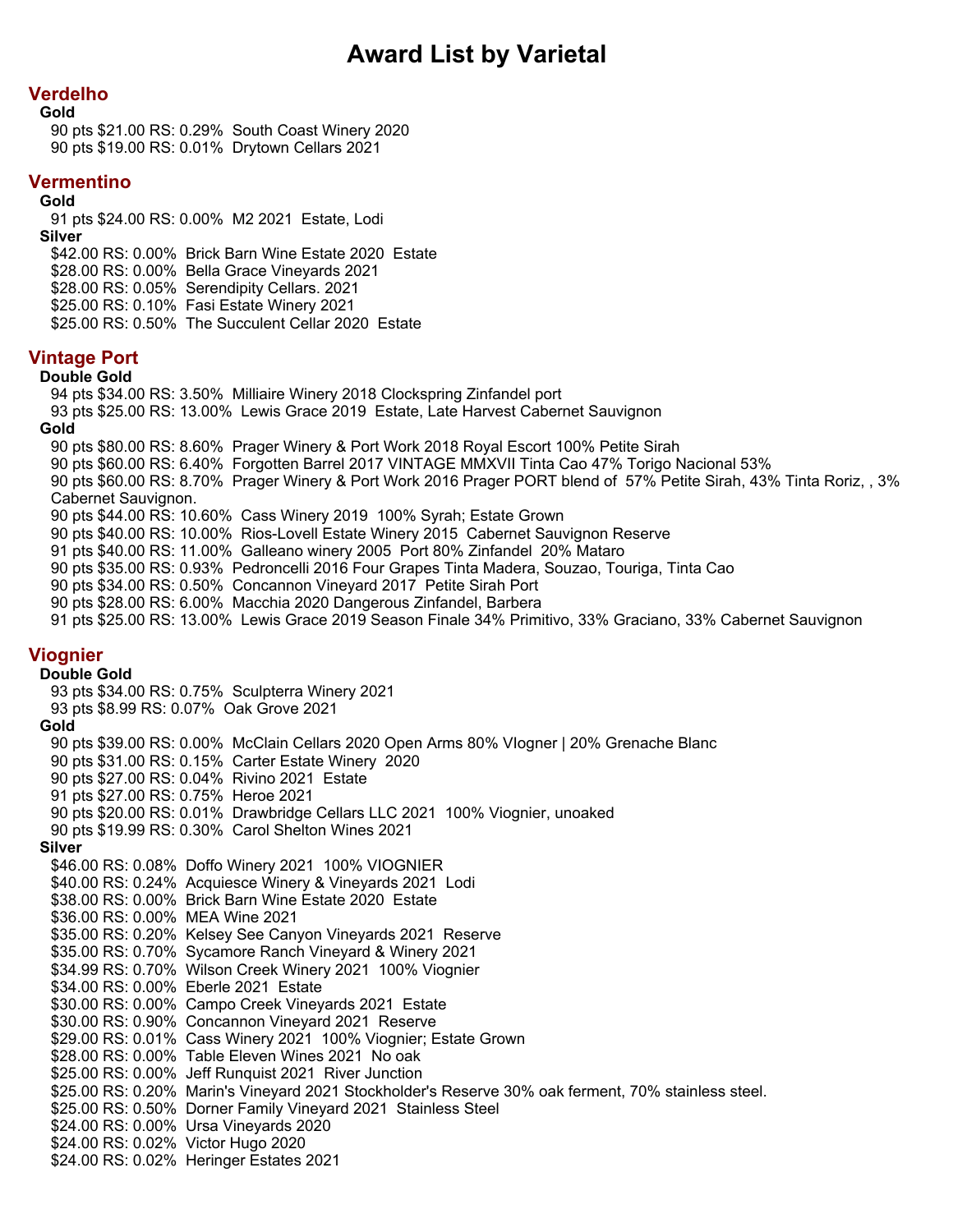# Award List by Varietal

## Verdelho

**Gold**

90 pts $21.00 RS: 0.29%  South Coast Winery 2020
90 pts $19.00 RS: 0.01%  Drytown Cellars 2021

## Vermentino

**Gold**

91 pts $24.00 RS: 0.00%  M2 2021  Estate, Lodi

**Silver**

$42.00 RS: 0.00%  Brick Barn Wine Estate 2020  Estate
$28.00 RS: 0.00%  Bella Grace Vineyards 2021
$28.00 RS: 0.05%  Serendipity Cellars. 2021
$25.00 RS: 0.10%  Fasi Estate Winery 2021
$25.00 RS: 0.50%  The Succulent Cellar 2020  Estate

## Vintage Port

**Double Gold**

94 pts $34.00 RS: 3.50%  Milliaire Winery 2018 Clockspring Zinfandel port
93 pts $25.00 RS: 13.00%  Lewis Grace 2019  Estate, Late Harvest Cabernet Sauvignon

**Gold**

90 pts $80.00 RS: 8.60%  Prager Winery & Port Work 2018 Royal Escort 100% Petite Sirah
90 pts $60.00 RS: 6.40%  Forgotten Barrel 2017 VINTAGE MMXVII Tinta Cao 47% Torigo Nacional 53%
90 pts $60.00 RS: 8.70%  Prager Winery & Port Work 2016 Prager PORT blend of  57% Petite Sirah, 43% Tinta Roriz, , 3% Cabernet Sauvignon.
90 pts $44.00 RS: 10.60%  Cass Winery 2019  100% Syrah; Estate Grown
90 pts $40.00 RS: 10.00%  Rios-Lovell Estate Winery 2015  Cabernet Sauvignon Reserve
91 pts $40.00 RS: 11.00%  Galleano winery 2005  Port 80% Zinfandel  20% Mataro
90 pts $35.00 RS: 0.93%  Pedroncelli 2016 Four Grapes Tinta Madera, Souzao, Touriga, Tinta Cao
90 pts $34.00 RS: 0.50%  Concannon Vineyard 2017  Petite Sirah Port
90 pts $28.00 RS: 6.00%  Macchia 2020 Dangerous Zinfandel, Barbera
91 pts $25.00 RS: 13.00%  Lewis Grace 2019 Season Finale 34% Primitivo, 33% Graciano, 33% Cabernet Sauvignon

## Viognier

**Double Gold**

93 pts $34.00 RS: 0.75%  Sculpterra Winery 2021
93 pts $8.99 RS: 0.07%  Oak Grove 2021

**Gold**

90 pts $39.00 RS: 0.00%  McClain Cellars 2020 Open Arms 80% VIogner | 20% Grenache Blanc
90 pts $31.00 RS: 0.15%  Carter Estate Winery  2020
90 pts $27.00 RS: 0.04%  Rivino 2021  Estate
91 pts $27.00 RS: 0.75%  Heroe 2021
90 pts $20.00 RS: 0.01%  Drawbridge Cellars LLC 2021  100% Viognier, unoaked
90 pts $19.99 RS: 0.30%  Carol Shelton Wines 2021

**Silver**

$46.00 RS: 0.08%  Doffo Winery 2021  100% VIOGNIER
$40.00 RS: 0.24%  Acquiesce Winery & Vineyards 2021  Lodi
$38.00 RS: 0.00%  Brick Barn Wine Estate 2020  Estate
$36.00 RS: 0.00%  MEA Wine 2021
$35.00 RS: 0.20%  Kelsey See Canyon Vineyards 2021  Reserve
$35.00 RS: 0.70%  Sycamore Ranch Vineyard & Winery 2021
$34.99 RS: 0.70%  Wilson Creek Winery 2021  100% Viognier
$34.00 RS: 0.00%  Eberle 2021  Estate
$30.00 RS: 0.00%  Campo Creek Vineyards 2021  Estate
$30.00 RS: 0.90%  Concannon Vineyard 2021  Reserve
$29.00 RS: 0.01%  Cass Winery 2021  100% Viognier; Estate Grown
$28.00 RS: 0.00%  Table Eleven Wines 2021  No oak
$25.00 RS: 0.00%  Jeff Runquist 2021  River Junction
$25.00 RS: 0.20%  Marin's Vineyard 2021 Stockholder's Reserve 30% oak ferment, 70% stainless steel.
$25.00 RS: 0.50%  Dorner Family Vineyard 2021  Stainless Steel
$24.00 RS: 0.00%  Ursa Vineyards 2020
$24.00 RS: 0.02%  Victor Hugo 2020
$24.00 RS: 0.02%  Heringer Estates 2021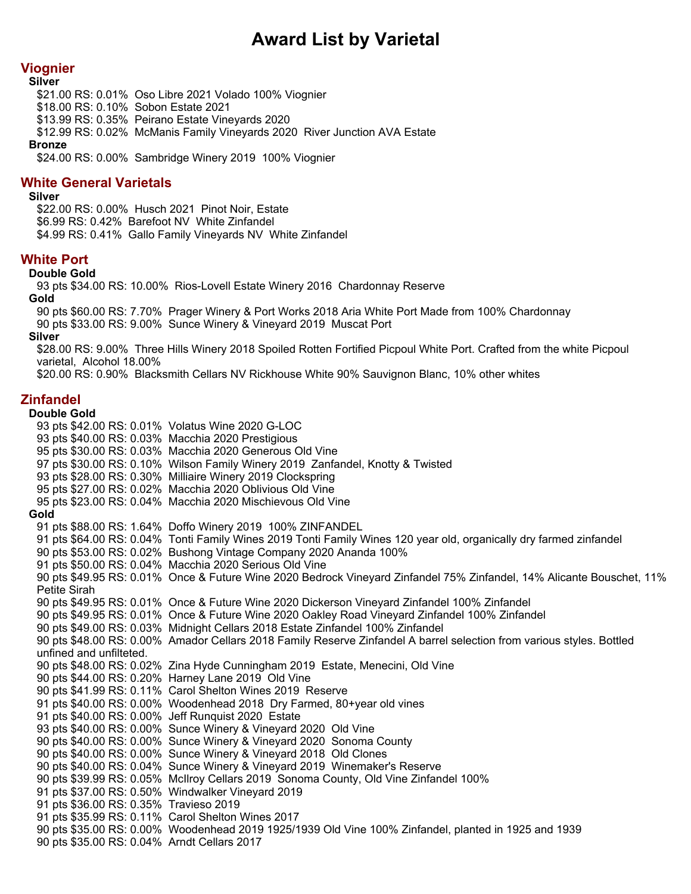# Award List by Varietal

## Viognier

### Silver

- $21.00 RS: 0.01% Oso Libre 2021 Volado 100% Viognier
- $18.00 RS: 0.10% Sobon Estate 2021
- $13.99 RS: 0.35% Peirano Estate Vineyards 2020
- $12.99 RS: 0.02% McManis Family Vineyards 2020 River Junction AVA Estate

### Bronze

- $24.00 RS: 0.00% Sambridge Winery 2019 100% Viognier

## White General Varietals

### Silver

- $22.00 RS: 0.00% Husch 2021 Pinot Noir, Estate
- $6.99 RS: 0.42% Barefoot NV White Zinfandel
- $4.99 RS: 0.41% Gallo Family Vineyards NV White Zinfandel

## White Port

### Double Gold

- 93 pts $34.00 RS: 10.00% Rios-Lovell Estate Winery 2016 Chardonnay Reserve

### Gold

- 90 pts $60.00 RS: 7.70% Prager Winery & Port Works 2018 Aria White Port Made from 100% Chardonnay
- 90 pts $33.00 RS: 9.00% Sunce Winery & Vineyard 2019 Muscat Port

### Silver

- $28.00 RS: 9.00% Three Hills Winery 2018 Spoiled Rotten Fortified Picpoul White Port. Crafted from the white Picpoul varietal, Alcohol 18.00%
- $20.00 RS: 0.90% Blacksmith Cellars NV Rickhouse White 90% Sauvignon Blanc, 10% other whites

## Zinfandel

### Double Gold

- 93 pts $42.00 RS: 0.01% Volatus Wine 2020 G-LOC
- 93 pts $40.00 RS: 0.03% Macchia 2020 Prestigious
- 95 pts $30.00 RS: 0.03% Macchia 2020 Generous Old Vine
- 97 pts $30.00 RS: 0.10% Wilson Family Winery 2019 Zanfandel, Knotty & Twisted
- 93 pts $28.00 RS: 0.30% Milliaire Winery 2019 Clockspring
- 95 pts $27.00 RS: 0.02% Macchia 2020 Oblivious Old Vine
- 95 pts $23.00 RS: 0.04% Macchia 2020 Mischievous Old Vine

### Gold

- 91 pts $88.00 RS: 1.64% Doffo Winery 2019 100% ZINFANDEL
- 91 pts $64.00 RS: 0.04% Tonti Family Wines 2019 Tonti Family Wines 120 year old, organically dry farmed zinfandel
- 90 pts $53.00 RS: 0.02% Bushong Vintage Company 2020 Ananda 100%
- 91 pts $50.00 RS: 0.04% Macchia 2020 Serious Old Vine
- 90 pts $49.95 RS: 0.01% Once & Future Wine 2020 Bedrock Vineyard Zinfandel 75% Zinfandel, 14% Alicante Bouschet, 11% Petite Sirah
- 90 pts $49.95 RS: 0.01% Once & Future Wine 2020 Dickerson Vineyard Zinfandel 100% Zinfandel
- 90 pts $49.95 RS: 0.01% Once & Future Wine 2020 Oakley Road Vineyard Zinfandel 100% Zinfandel
- 90 pts $49.00 RS: 0.03% Midnight Cellars 2018 Estate Zinfandel 100% Zinfandel
- 90 pts $48.00 RS: 0.00% Amador Cellars 2018 Family Reserve Zinfandel A barrel selection from various styles. Bottled unfined and unfilteted.
- 90 pts $48.00 RS: 0.02% Zina Hyde Cunningham 2019 Estate, Menecini, Old Vine
- 90 pts $44.00 RS: 0.20% Harney Lane 2019 Old Vine
- 90 pts $41.99 RS: 0.11% Carol Shelton Wines 2019 Reserve
- 91 pts $40.00 RS: 0.00% Woodenhead 2018 Dry Farmed, 80+year old vines
- 91 pts $40.00 RS: 0.00% Jeff Runquist 2020 Estate
- 93 pts $40.00 RS: 0.00% Sunce Winery & Vineyard 2020 Old Vine
- 90 pts $40.00 RS: 0.00% Sunce Winery & Vineyard 2020 Sonoma County
- 90 pts $40.00 RS: 0.00% Sunce Winery & Vineyard 2018 Old Clones
- 90 pts $40.00 RS: 0.04% Sunce Winery & Vineyard 2019 Winemaker's Reserve
- 90 pts $39.99 RS: 0.05% McIlroy Cellars 2019 Sonoma County, Old Vine Zinfandel 100%
- 91 pts $37.00 RS: 0.50% Windwalker Vineyard 2019
- 91 pts $36.00 RS: 0.35% Travieso 2019
- 91 pts $35.99 RS: 0.11% Carol Shelton Wines 2017
- 90 pts $35.00 RS: 0.00% Woodenhead 2019 1925/1939 Old Vine 100% Zinfandel, planted in 1925 and 1939
- 90 pts $35.00 RS: 0.04% Arndt Cellars 2017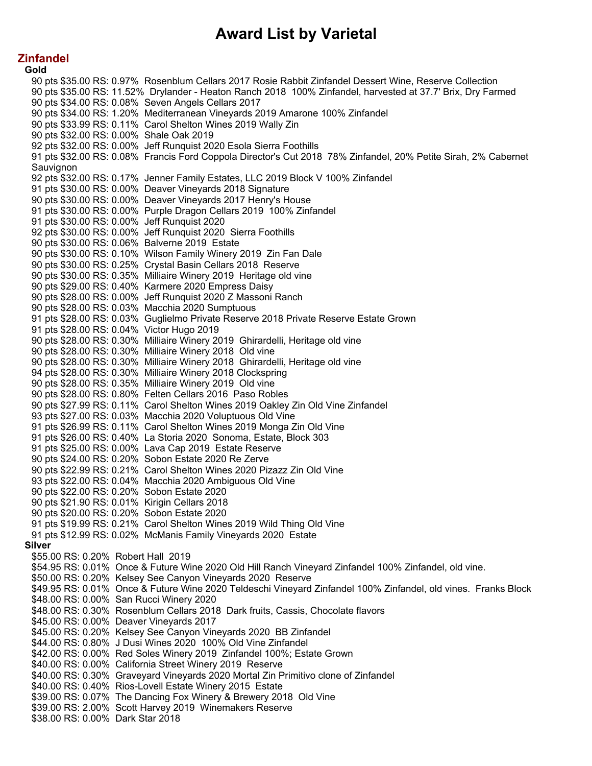# Award List by Varietal

## Zinfandel

### Gold

90 pts $35.00 RS: 0.97% Rosenblum Cellars 2017 Rosie Rabbit Zinfandel Dessert Wine, Reserve Collection
90 pts $35.00 RS: 11.52% Drylander - Heaton Ranch 2018 100% Zinfandel, harvested at 37.7' Brix, Dry Farmed
90 pts $34.00 RS: 0.08% Seven Angels Cellars 2017
90 pts $34.00 RS: 1.20% Mediterranean Vineyards 2019 Amarone 100% Zinfandel
90 pts $33.99 RS: 0.11% Carol Shelton Wines 2019 Wally Zin
90 pts $32.00 RS: 0.00% Shale Oak 2019
92 pts $32.00 RS: 0.00% Jeff Runquist 2020 Esola Sierra Foothills
91 pts $32.00 RS: 0.08% Francis Ford Coppola Director's Cut 2018 78% Zinfandel, 20% Petite Sirah, 2% Cabernet Sauvignon
92 pts $32.00 RS: 0.17% Jenner Family Estates, LLC 2019 Block V 100% Zinfandel
91 pts $30.00 RS: 0.00% Deaver Vineyards 2018 Signature
90 pts $30.00 RS: 0.00% Deaver Vineyards 2017 Henry's House
91 pts $30.00 RS: 0.00% Purple Dragon Cellars 2019 100% Zinfandel
91 pts $30.00 RS: 0.00% Jeff Runquist 2020
92 pts $30.00 RS: 0.00% Jeff Runquist 2020 Sierra Foothills
90 pts $30.00 RS: 0.06% Balverne 2019 Estate
90 pts $30.00 RS: 0.10% Wilson Family Winery 2019 Zin Fan Dale
90 pts $30.00 RS: 0.25% Crystal Basin Cellars 2018 Reserve
90 pts $30.00 RS: 0.35% Milliaire Winery 2019 Heritage old vine
90 pts $29.00 RS: 0.40% Karmere 2020 Empress Daisy
90 pts $28.00 RS: 0.00% Jeff Runquist 2020 Z Massoni Ranch
90 pts $28.00 RS: 0.03% Macchia 2020 Sumptuous
91 pts $28.00 RS: 0.03% Guglielmo Private Reserve 2018 Private Reserve Estate Grown
91 pts $28.00 RS: 0.04% Victor Hugo 2019
90 pts $28.00 RS: 0.30% Milliaire Winery 2019 Ghirardelli, Heritage old vine
90 pts $28.00 RS: 0.30% Milliaire Winery 2018 Old vine
90 pts $28.00 RS: 0.30% Milliaire Winery 2018 Ghirardelli, Heritage old vine
94 pts $28.00 RS: 0.30% Milliaire Winery 2018 Clockspring
90 pts $28.00 RS: 0.35% Milliaire Winery 2019 Old vine
90 pts $28.00 RS: 0.80% Felten Cellars 2016 Paso Robles
90 pts $27.99 RS: 0.11% Carol Shelton Wines 2019 Oakley Zin Old Vine Zinfandel
93 pts $27.00 RS: 0.03% Macchia 2020 Voluptuous Old Vine
91 pts $26.99 RS: 0.11% Carol Shelton Wines 2019 Monga Zin Old Vine
91 pts $26.00 RS: 0.40% La Storia 2020 Sonoma, Estate, Block 303
91 pts $25.00 RS: 0.00% Lava Cap 2019 Estate Reserve
90 pts $24.00 RS: 0.20% Sobon Estate 2020 Re Zerve
90 pts $22.99 RS: 0.21% Carol Shelton Wines 2020 Pizazz Zin Old Vine
93 pts $22.00 RS: 0.04% Macchia 2020 Ambiguous Old Vine
90 pts $22.00 RS: 0.20% Sobon Estate 2020
90 pts $21.90 RS: 0.01% Kirigin Cellars 2018
90 pts $20.00 RS: 0.20% Sobon Estate 2020
91 pts $19.99 RS: 0.21% Carol Shelton Wines 2019 Wild Thing Old Vine
91 pts $12.99 RS: 0.02% McManis Family Vineyards 2020 Estate

### Silver

$55.00 RS: 0.20% Robert Hall 2019
$54.95 RS: 0.01% Once & Future Wine 2020 Old Hill Ranch Vineyard Zinfandel 100% Zinfandel, old vine.
$50.00 RS: 0.20% Kelsey See Canyon Vineyards 2020 Reserve
$49.95 RS: 0.01% Once & Future Wine 2020 Teldeschi Vineyard Zinfandel 100% Zinfandel, old vines. Franks Block
$48.00 RS: 0.00% San Rucci Winery 2020
$48.00 RS: 0.30% Rosenblum Cellars 2018 Dark fruits, Cassis, Chocolate flavors
$45.00 RS: 0.00% Deaver Vineyards 2017
$45.00 RS: 0.20% Kelsey See Canyon Vineyards 2020 BB Zinfandel
$44.00 RS: 0.80% J Dusi Wines 2020 100% Old Vine Zinfandel
$42.00 RS: 0.00% Red Soles Winery 2019 Zinfandel 100%; Estate Grown
$40.00 RS: 0.00% California Street Winery 2019 Reserve
$40.00 RS: 0.30% Graveyard Vineyards 2020 Mortal Zin Primitivo clone of Zinfandel
$40.00 RS: 0.40% Rios-Lovell Estate Winery 2015 Estate
$39.00 RS: 0.07% The Dancing Fox Winery & Brewery 2018 Old Vine
$39.00 RS: 2.00% Scott Harvey 2019 Winemakers Reserve
$38.00 RS: 0.00% Dark Star 2018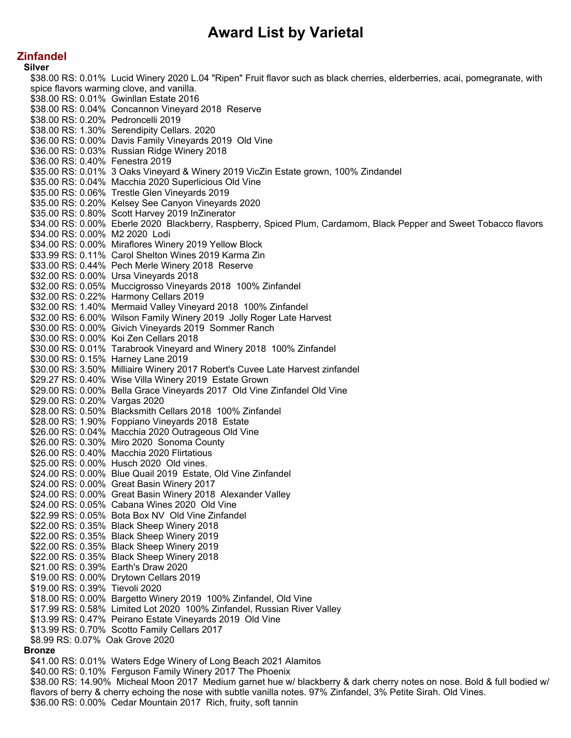# Award List by Varietal

## Zinfandel

### Silver

$38.00 RS: 0.01%  Lucid Winery 2020 L.04 "Ripen" Fruit flavor such as black cherries, elderberries, acai, pomegranate, with spice flavors warming clove, and vanilla.
$38.00 RS: 0.01%  Gwinllan Estate 2016
$38.00 RS: 0.04%  Concannon Vineyard 2018  Reserve
$38.00 RS: 0.20%  Pedroncelli 2019
$38.00 RS: 1.30%  Serendipity Cellars. 2020
$36.00 RS: 0.00%  Davis Family Vineyards 2019  Old Vine
$36.00 RS: 0.03%  Russian Ridge Winery 2018
$36.00 RS: 0.40%  Fenestra 2019
$35.00 RS: 0.01%  3 Oaks Vineyard & Winery 2019 VicZin Estate grown, 100% Zindandel
$35.00 RS: 0.04%  Macchia 2020 Superlicious Old Vine
$35.00 RS: 0.06%  Trestle Glen Vineyards 2019
$35.00 RS: 0.20%  Kelsey See Canyon Vineyards 2020
$35.00 RS: 0.80%  Scott Harvey 2019 InZinerator
$34.00 RS: 0.00%  Eberle 2020  Blackberry, Raspberry, Spiced Plum, Cardamom, Black Pepper and Sweet Tobacco flavors
$34.00 RS: 0.00%  M2 2020  Lodi
$34.00 RS: 0.00%  Miraflores Winery 2019 Yellow Block
$33.99 RS: 0.11%  Carol Shelton Wines 2019 Karma Zin
$33.00 RS: 0.44%  Pech Merle Winery 2018  Reserve
$32.00 RS: 0.00%  Ursa Vineyards 2018
$32.00 RS: 0.05%  Muccigrosso Vineyards 2018  100% Zinfandel
$32.00 RS: 0.22%  Harmony Cellars 2019
$32.00 RS: 1.40%  Mermaid Valley Vineyard 2018  100% Zinfandel
$32.00 RS: 6.00%  Wilson Family Winery 2019  Jolly Roger Late Harvest
$30.00 RS: 0.00%  Givich Vineyards 2019  Sommer Ranch
$30.00 RS: 0.00%  Koi Zen Cellars 2018
$30.00 RS: 0.01%  Tarabrook Vineyard and Winery 2018  100% Zinfandel
$30.00 RS: 0.15%  Harney Lane 2019
$30.00 RS: 3.50%  Milliaire Winery 2017 Robert's Cuvee Late Harvest zinfandel
$29.27 RS: 0.40%  Wise Villa Winery 2019  Estate Grown
$29.00 RS: 0.00%  Bella Grace Vineyards 2017  Old Vine Zinfandel Old Vine
$29.00 RS: 0.20%  Vargas 2020
$28.00 RS: 0.50%  Blacksmith Cellars 2018  100% Zinfandel
$28.00 RS: 1.90%  Foppiano Vineyards 2018  Estate
$26.00 RS: 0.04%  Macchia 2020 Outrageous Old Vine
$26.00 RS: 0.30%  Miro 2020  Sonoma County
$26.00 RS: 0.40%  Macchia 2020 Flirtatious
$25.00 RS: 0.00%  Husch 2020  Old vines.
$24.00 RS: 0.00%  Blue Quail 2019  Estate, Old Vine Zinfandel
$24.00 RS: 0.00%  Great Basin Winery 2017
$24.00 RS: 0.00%  Great Basin Winery 2018  Alexander Valley
$24.00 RS: 0.05%  Cabana Wines 2020  Old Vine
$22.99 RS: 0.05%  Bota Box NV  Old Vine Zinfandel
$22.00 RS: 0.35%  Black Sheep Winery 2018
$22.00 RS: 0.35%  Black Sheep Winery 2019
$22.00 RS: 0.35%  Black Sheep Winery 2019
$22.00 RS: 0.35%  Black Sheep Winery 2018
$21.00 RS: 0.39%  Earth's Draw 2020
$19.00 RS: 0.00%  Drytown Cellars 2019
$19.00 RS: 0.39%  Tievoli 2020
$18.00 RS: 0.00%  Bargetto Winery 2019  100% Zinfandel, Old Vine
$17.99 RS: 0.58%  Limited Lot 2020  100% Zinfandel, Russian River Valley
$13.99 RS: 0.47%  Peirano Estate Vineyards 2019  Old Vine
$13.99 RS: 0.70%  Scotto Family Cellars 2017
$8.99 RS: 0.07%  Oak Grove 2020

### Bronze

$41.00 RS: 0.01%  Waters Edge Winery of Long Beach 2021 Alamitos
$40.00 RS: 0.10%  Ferguson Family Winery 2017 The Phoenix
$38.00 RS: 14.90%  Micheal Moon 2017  Medium garnet hue w/ blackberry & dark cherry notes on nose. Bold & full bodied w/ flavors of berry & cherry echoing the nose with subtle vanilla notes. 97% Zinfandel, 3% Petite Sirah. Old Vines.
$36.00 RS: 0.00%  Cedar Mountain 2017  Rich, fruity, soft tannin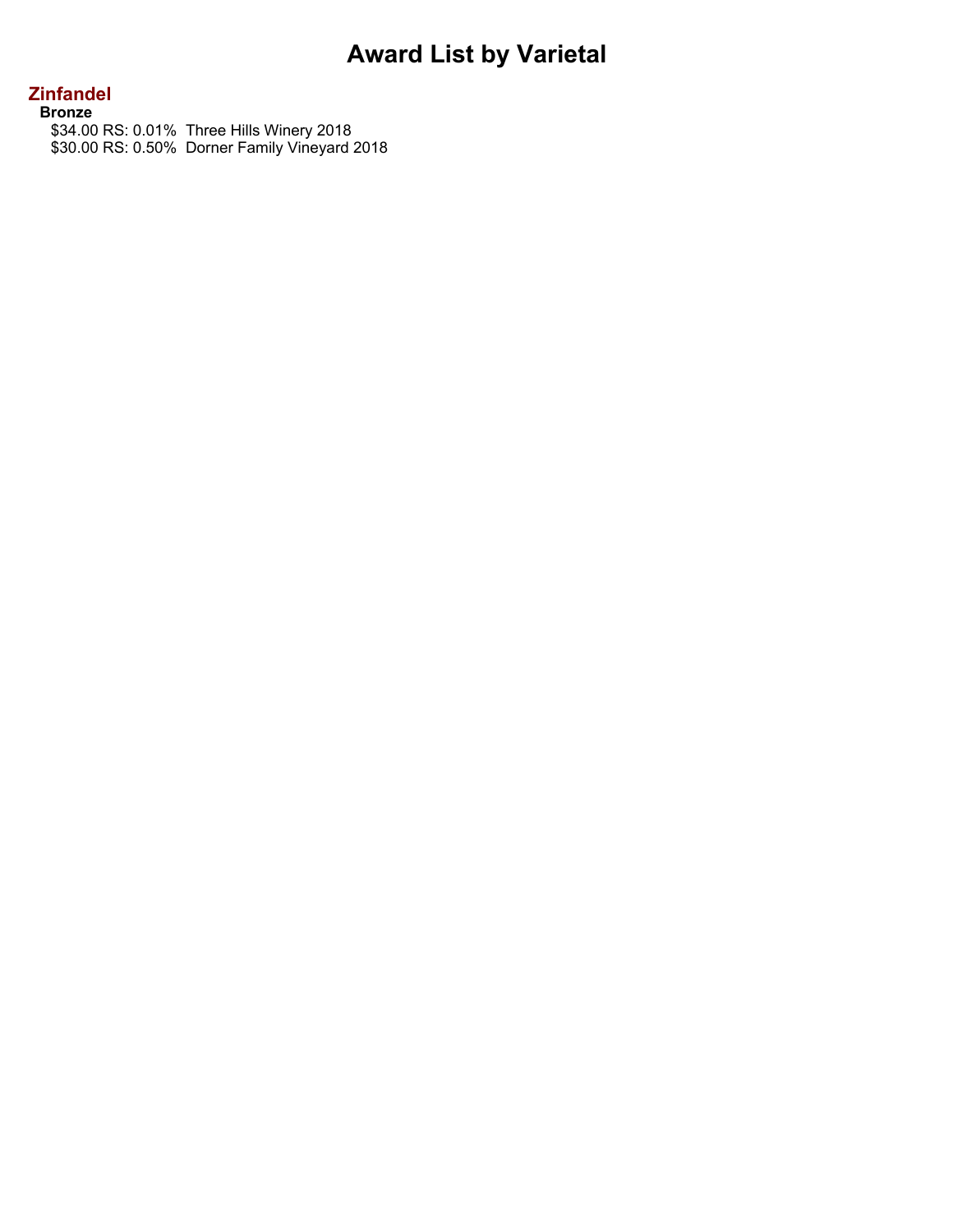# Award List by Varietal

## Zinfandel

### Bronze

$34.00 RS: 0.01%  Three Hills Winery 2018
$30.00 RS: 0.50%  Dorner Family Vineyard 2018